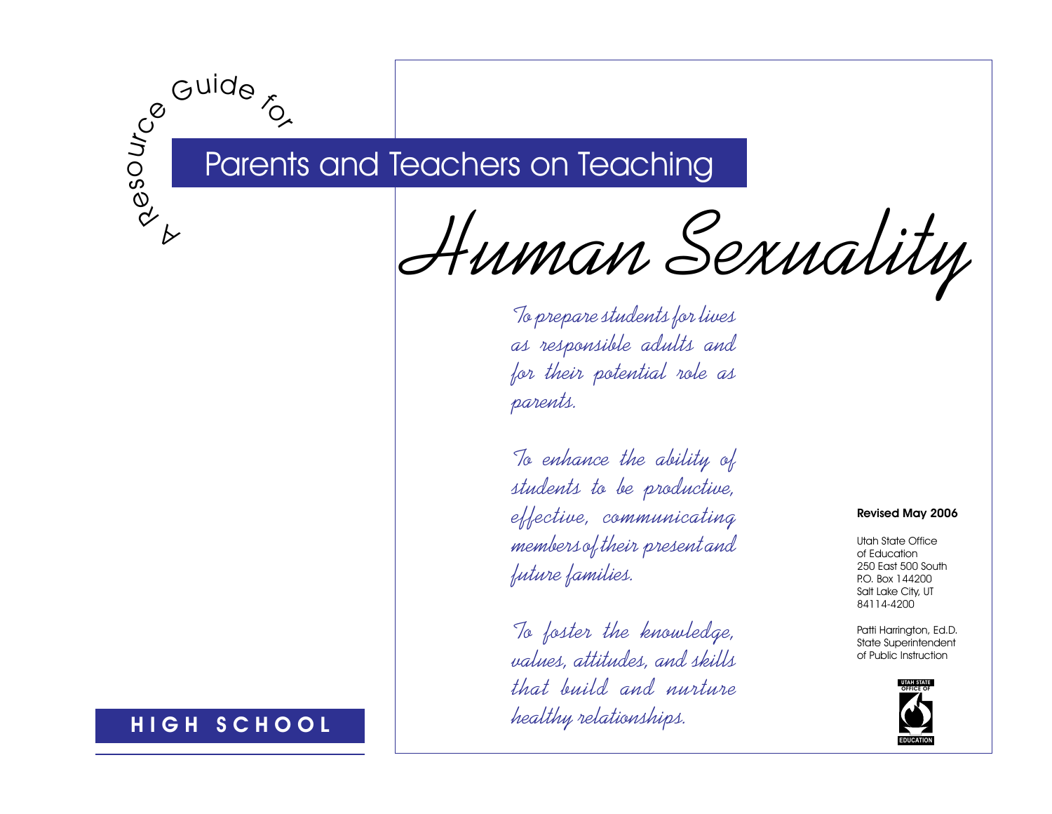A Resource Guide for

# Parents and Teachers on Teaching

# *Human Sexuality*

*To prepare students for lives as responsible adults and for their potential role as parents.*

*To enhance the ability of students to be productive, effective, communicating members of their present and future families.*

*To foster the knowledge, values, attitudes, and skills that build and nurture healthy relationships.*

**HIGH SCHOOL**

**Revised May 2006**

Utah State Office of Education
250 East 500 South
P.O. Box 144200
Salt Lake City, UT
84114-4200

Patti Harrington, Ed.D.
State Superintendent
of Public Instruction

UTAH STATE OFFICE OF EDUCATION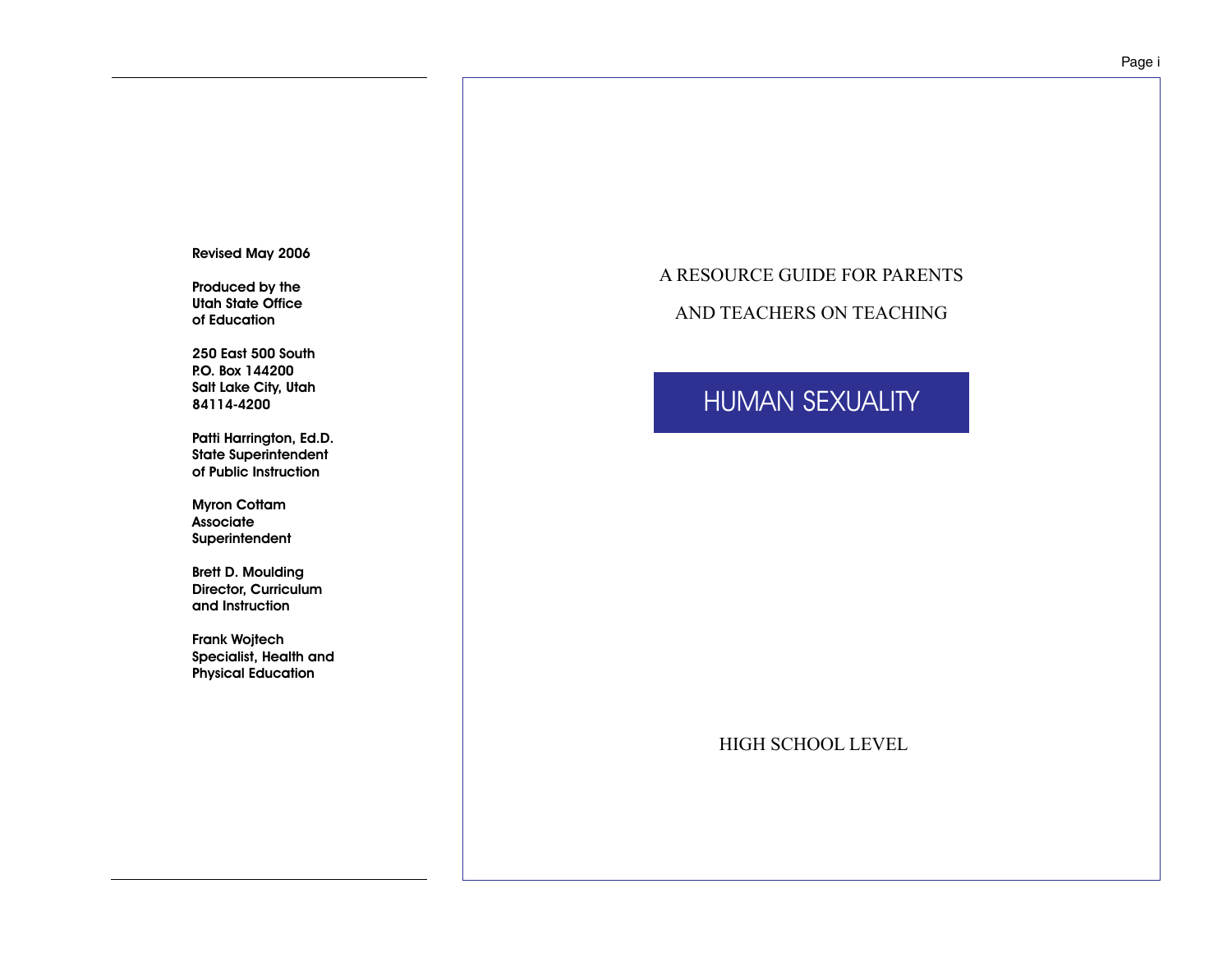Revised May 2006

Produced by the
Utah State Office
of Education

250 East 500 South
P.O. Box 144200
Salt Lake City, Utah
84114-4200

Patti Harrington, Ed.D.
State Superintendent
of Public Instruction

Myron Cottam
Associate
Superintendent

Brett D. Moulding
Director, Curriculum
and Instruction

Frank Wojtech
Specialist, Health and
Physical Education

A RESOURCE GUIDE FOR PARENTS

AND TEACHERS ON TEACHING

# HUMAN SEXUALITY

HIGH SCHOOL LEVEL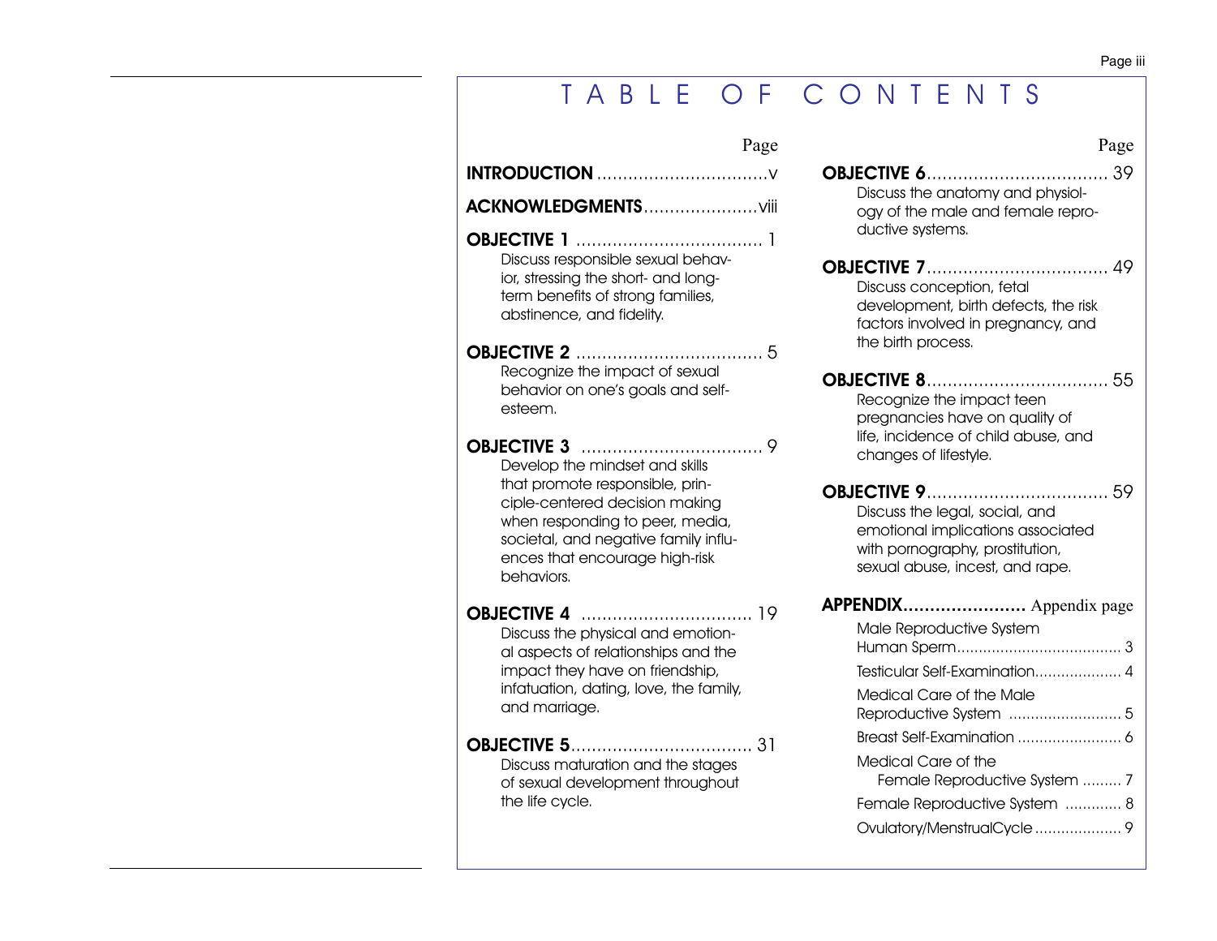# TABLE OF CONTENTS

| | Page |
|---|---|
| **INTRODUCTION** | v |
| **ACKNOWLEDGMENTS** | viii |
| **OBJECTIVE 1** — Discuss responsible sexual behavior, stressing the short- and long-term benefits of strong families, abstinence, and fidelity. | 1 |
| **OBJECTIVE 2** — Recognize the impact of sexual behavior on one's goals and self-esteem. | 5 |
| **OBJECTIVE 3** — Develop the mindset and skills that promote responsible, principle-centered decision making when responding to peer, media, societal, and negative family influences that encourage high-risk behaviors. | 9 |
| **OBJECTIVE 4** — Discuss the physical and emotional aspects of relationships and the impact they have on friendship, infatuation, dating, love, the family, and marriage. | 19 |
| **OBJECTIVE 5** — Discuss maturation and the stages of sexual development throughout the life cycle. | 31 |
| **OBJECTIVE 6** — Discuss the anatomy and physiology of the male and female reproductive systems. | 39 |
| **OBJECTIVE 7** — Discuss conception, fetal development, birth defects, the risk factors involved in pregnancy, and the birth process. | 49 |
| **OBJECTIVE 8** — Recognize the impact teen pregnancies have on quality of life, incidence of child abuse, and changes of lifestyle. | 55 |
| **OBJECTIVE 9** — Discuss the legal, social, and emotional implications associated with pornography, prostitution, sexual abuse, incest, and rape. | 59 |

| **APPENDIX** | Appendix page |
|---|---|
| Male Reproductive System Human Sperm | 3 |
| Testicular Self-Examination | 4 |
| Medical Care of the Male Reproductive System | 5 |
| Breast Self-Examination | 6 |
| Medical Care of the Female Reproductive System | 7 |
| Female Reproductive System | 8 |
| Ovulatory/MenstrualCycle | 9 |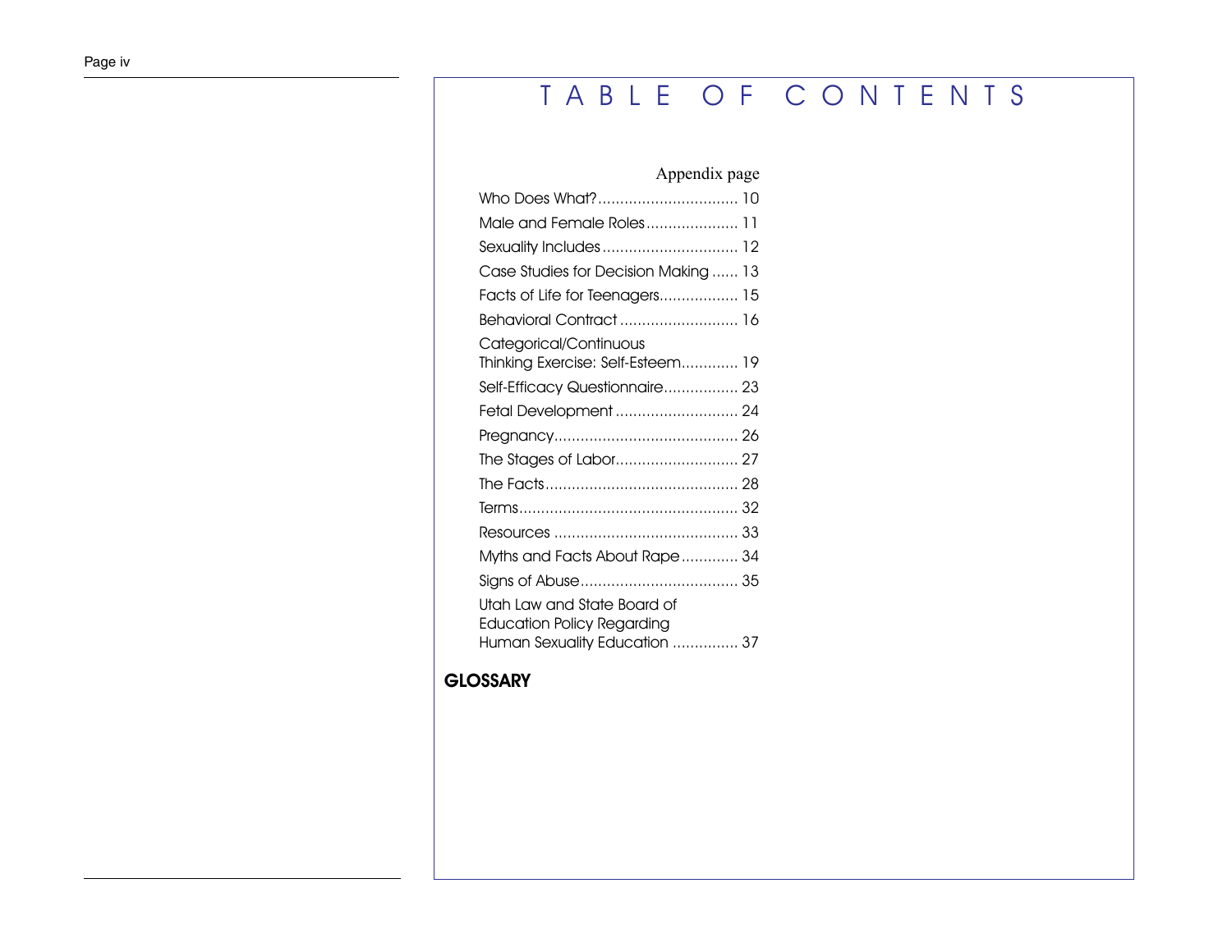# TABLE OF CONTENTS

| | Appendix page |
|---|---|
| Who Does What? | 10 |
| Male and Female Roles | 11 |
| Sexuality Includes | 12 |
| Case Studies for Decision Making | 13 |
| Facts of Life for Teenagers | 15 |
| Behavioral Contract | 16 |
| Categorical/Continuous Thinking Exercise: Self-Esteem | 19 |
| Self-Efficacy Questionnaire | 23 |
| Fetal Development | 24 |
| Pregnancy | 26 |
| The Stages of Labor | 27 |
| The Facts | 28 |
| Terms | 32 |
| Resources | 33 |
| Myths and Facts About Rape | 34 |
| Signs of Abuse | 35 |
| Utah Law and State Board of Education Policy Regarding Human Sexuality Education | 37 |

**GLOSSARY**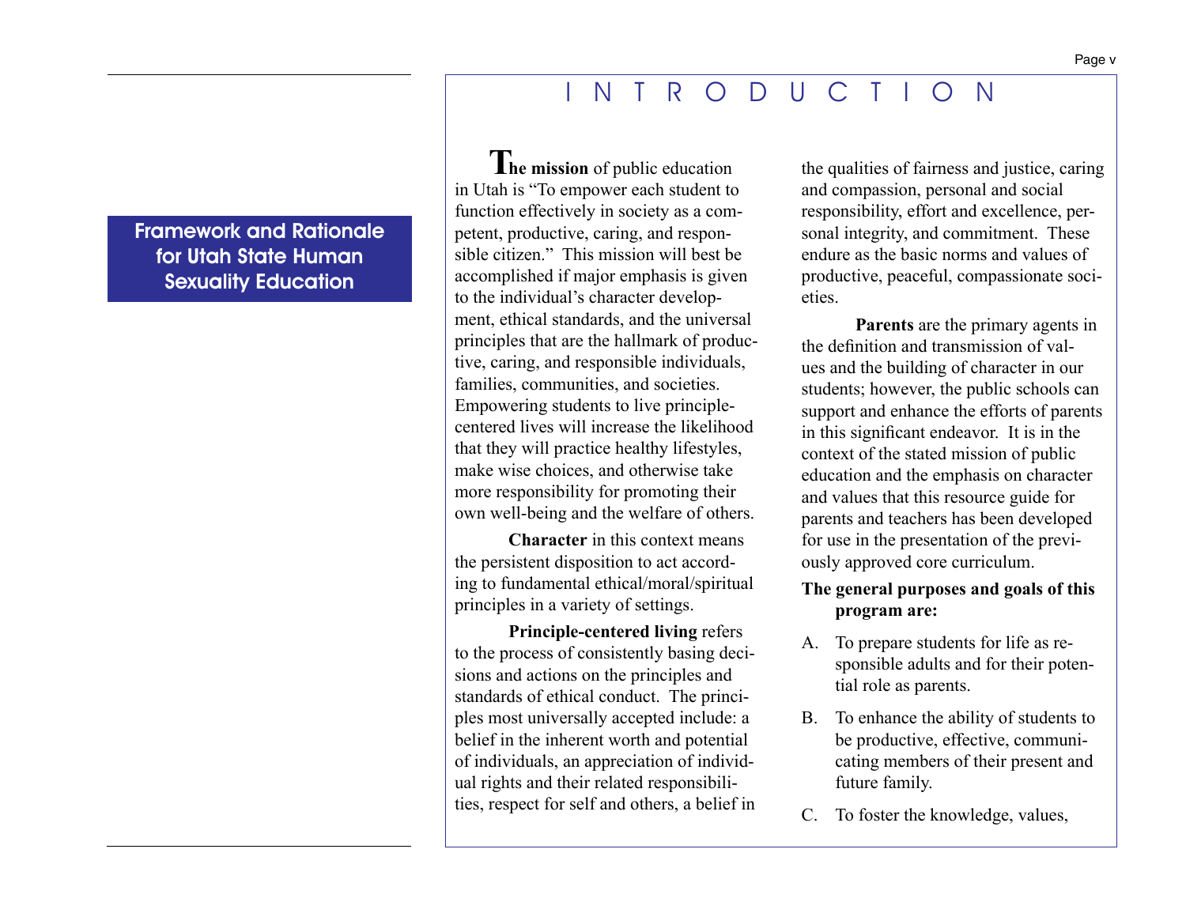**Framework and Rationale for Utah State Human Sexuality Education**

# INTRODUCTION

**The mission** of public education in Utah is "To empower each student to function effectively in society as a competent, productive, caring, and responsible citizen." This mission will best be accomplished if major emphasis is given to the individual's character development, ethical standards, and the universal principles that are the hallmark of productive, caring, and responsible individuals, families, communities, and societies. Empowering students to live principle-centered lives will increase the likelihood that they will practice healthy lifestyles, make wise choices, and otherwise take more responsibility for promoting their own well-being and the welfare of others.

**Character** in this context means the persistent disposition to act according to fundamental ethical/moral/spiritual principles in a variety of settings.

**Principle-centered living** refers to the process of consistently basing decisions and actions on the principles and standards of ethical conduct. The principles most universally accepted include: a belief in the inherent worth and potential of individuals, an appreciation of individual rights and their related responsibilities, respect for self and others, a belief in the qualities of fairness and justice, caring and compassion, personal and social responsibility, effort and excellence, personal integrity, and commitment. These endure as the basic norms and values of productive, peaceful, compassionate societies.

**Parents** are the primary agents in the definition and transmission of values and the building of character in our students; however, the public schools can support and enhance the efforts of parents in this significant endeavor. It is in the context of the stated mission of public education and the emphasis on character and values that this resource guide for parents and teachers has been developed for use in the presentation of the previously approved core curriculum.

**The general purposes and goals of this program are:**

A. To prepare students for life as responsible adults and for their potential role as parents.

B. To enhance the ability of students to be productive, effective, communicating members of their present and future family.

C. To foster the knowledge, values,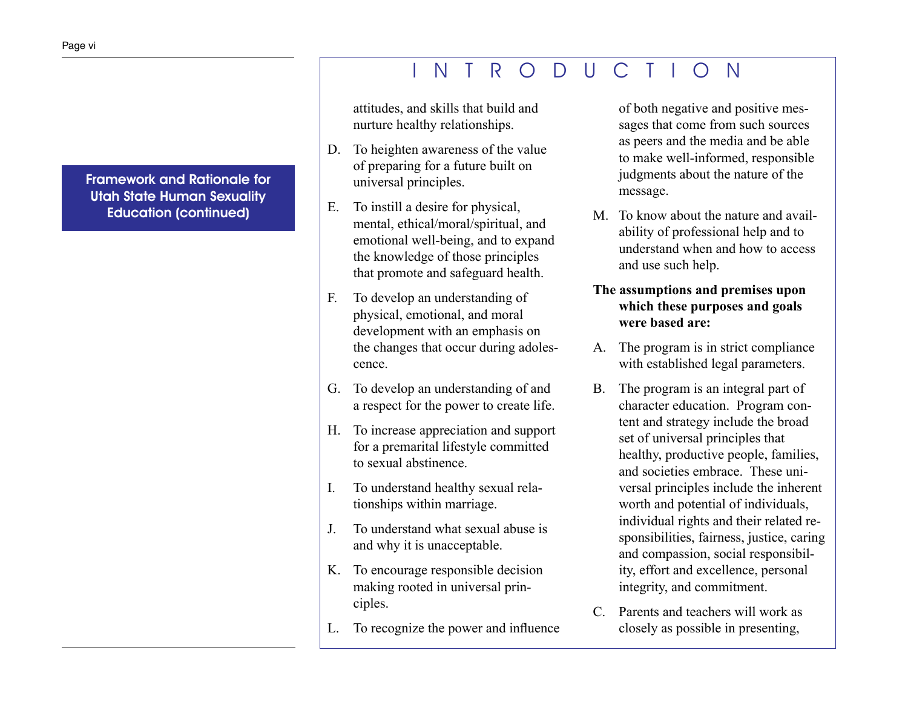Framework and Rationale for Utah State Human Sexuality Education (continued)

# INTRODUCTION

attitudes, and skills that build and nurture healthy relationships.

D. To heighten awareness of the value of preparing for a future built on universal principles.

E. To instill a desire for physical, mental, ethical/moral/spiritual, and emotional well-being, and to expand the knowledge of those principles that promote and safeguard health.

F. To develop an understanding of physical, emotional, and moral development with an emphasis on the changes that occur during adolescence.

G. To develop an understanding of and a respect for the power to create life.

H. To increase appreciation and support for a premarital lifestyle committed to sexual abstinence.

I. To understand healthy sexual relationships within marriage.

J. To understand what sexual abuse is and why it is unacceptable.

K. To encourage responsible decision making rooted in universal principles.

L. To recognize the power and influence of both negative and positive messages that come from such sources as peers and the media and be able to make well-informed, responsible judgments about the nature of the message.

M. To know about the nature and availability of professional help and to understand when and how to access and use such help.

**The assumptions and premises upon which these purposes and goals were based are:**

A. The program is in strict compliance with established legal parameters.

B. The program is an integral part of character education. Program content and strategy include the broad set of universal principles that healthy, productive people, families, and societies embrace. These universal principles include the inherent worth and potential of individuals, individual rights and their related responsibilities, fairness, justice, caring and compassion, social responsibility, effort and excellence, personal integrity, and commitment.

C. Parents and teachers will work as closely as possible in presenting,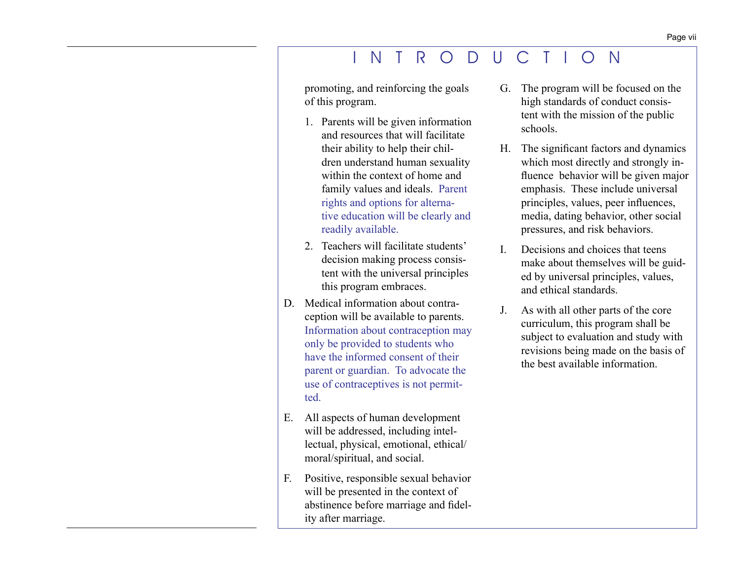# INTRODUCTION

promoting, and reinforcing the goals of this program.

1. Parents will be given information and resources that will facilitate their ability to help their children understand human sexuality within the context of home and family values and ideals. Parent rights and options for alternative education will be clearly and readily available.
2. Teachers will facilitate students' decision making process consistent with the universal principles this program embraces.

D. Medical information about contraception will be available to parents. Information about contraception may only be provided to students who have the informed consent of their parent or guardian. To advocate the use of contraceptives is not permitted.

E. All aspects of human development will be addressed, including intellectual, physical, emotional, ethical/moral/spiritual, and social.

F. Positive, responsible sexual behavior will be presented in the context of abstinence before marriage and fidelity after marriage.

G. The program will be focused on the high standards of conduct consistent with the mission of the public schools.

H. The significant factors and dynamics which most directly and strongly influence behavior will be given major emphasis. These include universal principles, values, peer influences, media, dating behavior, other social pressures, and risk behaviors.

I. Decisions and choices that teens make about themselves will be guided by universal principles, values, and ethical standards.

J. As with all other parts of the core curriculum, this program shall be subject to evaluation and study with revisions being made on the basis of the best available information.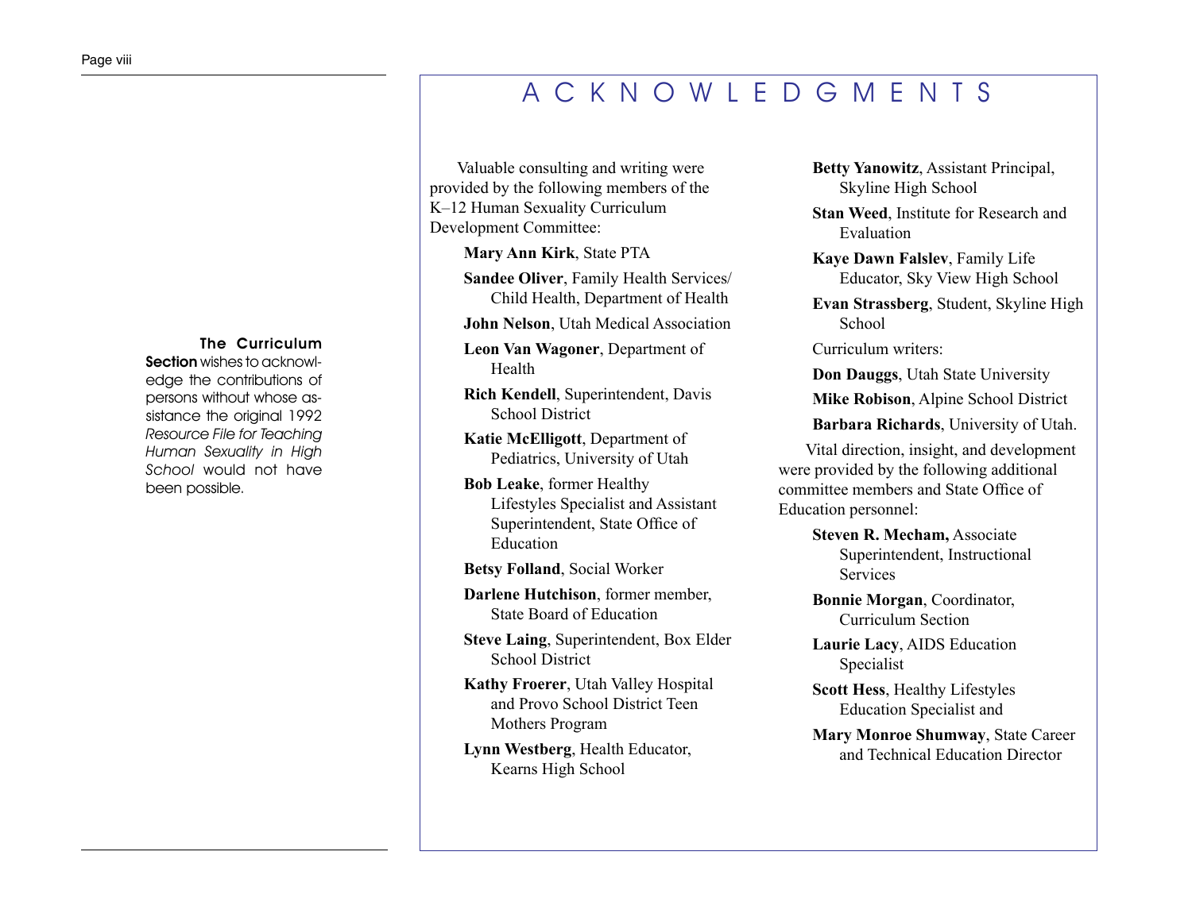# ACKNOWLEDGMENTS

**The Curriculum Section** wishes to acknowledge the contributions of persons without whose assistance the original 1992 *Resource File for Teaching Human Sexuality in High School* would not have been possible.

Valuable consulting and writing were provided by the following members of the K–12 Human Sexuality Curriculum Development Committee:

**Mary Ann Kirk**, State PTA

**Sandee Oliver**, Family Health Services/ Child Health, Department of Health

**John Nelson**, Utah Medical Association

**Leon Van Wagoner**, Department of Health

**Rich Kendell**, Superintendent, Davis School District

**Katie McElligott**, Department of Pediatrics, University of Utah

**Bob Leake**, former Healthy Lifestyles Specialist and Assistant Superintendent, State Office of Education

**Betsy Folland**, Social Worker

**Darlene Hutchison**, former member, State Board of Education

**Steve Laing**, Superintendent, Box Elder School District

**Kathy Froerer**, Utah Valley Hospital and Provo School District Teen Mothers Program

**Lynn Westberg**, Health Educator, Kearns High School

**Betty Yanowitz**, Assistant Principal, Skyline High School

**Stan Weed**, Institute for Research and Evaluation

**Kaye Dawn Falslev**, Family Life Educator, Sky View High School

**Evan Strassberg**, Student, Skyline High School

Curriculum writers:

**Don Dauggs**, Utah State University

**Mike Robison**, Alpine School District

**Barbara Richards**, University of Utah.

Vital direction, insight, and development were provided by the following additional committee members and State Office of Education personnel:

**Steven R. Mecham,** Associate Superintendent, Instructional Services

**Bonnie Morgan**, Coordinator, Curriculum Section

**Laurie Lacy**, AIDS Education Specialist

**Scott Hess**, Healthy Lifestyles Education Specialist and

**Mary Monroe Shumway**, State Career and Technical Education Director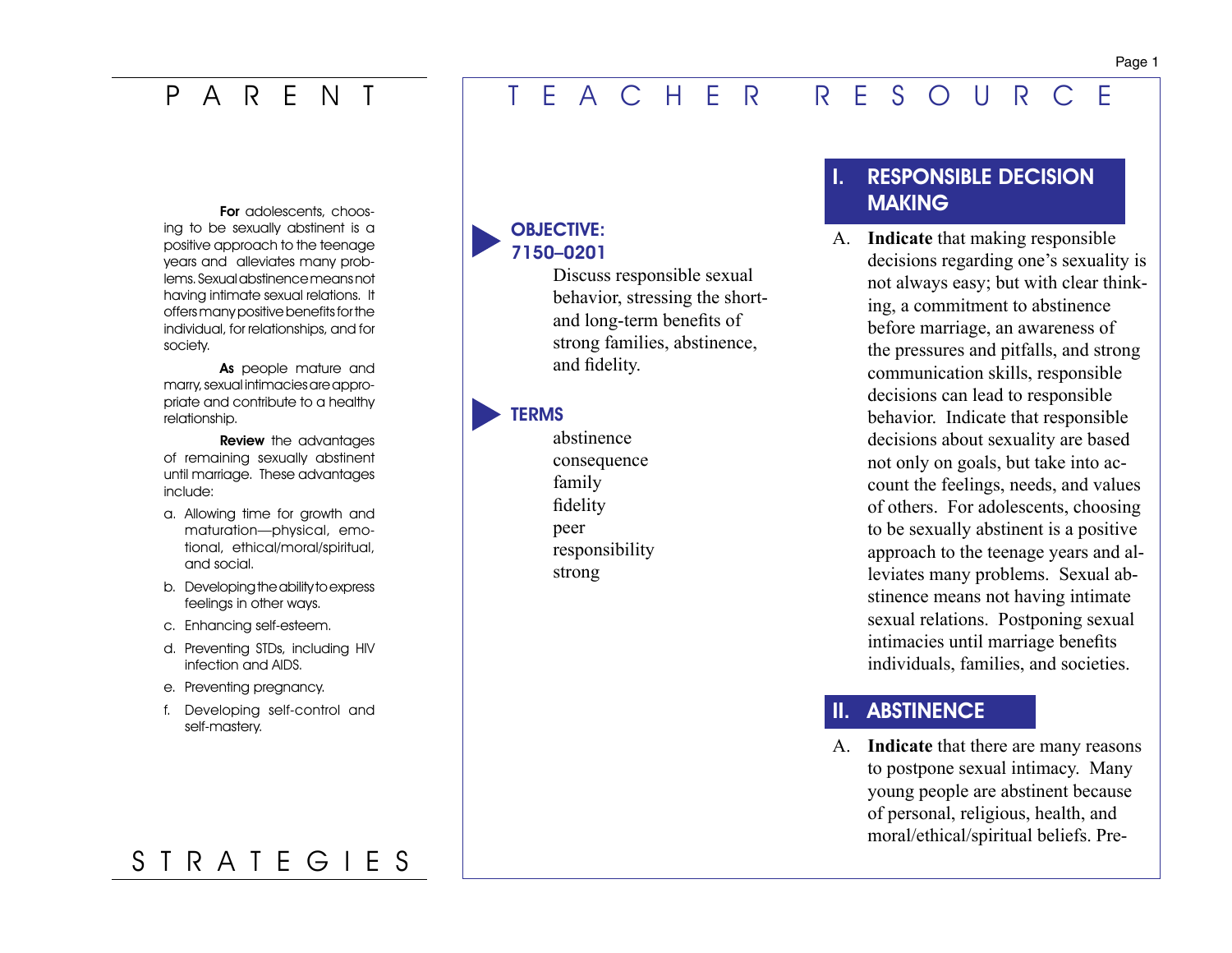# PARENT STRATEGIES

**For** adolescents, choosing to be sexually abstinent is a positive approach to the teenage years and alleviates many problems. Sexual abstinence means not having intimate sexual relations. It offers many positive benefits for the individual, for relationships, and for society.

**As** people mature and marry, sexual intimacies are appropriate and contribute to a healthy relationship.

**Review** the advantages of remaining sexually abstinent until marriage. These advantages include:

a. Allowing time for growth and maturation—physical, emotional, ethical/moral/spiritual, and social.

b. Developing the ability to express feelings in other ways.

c. Enhancing self-esteem.

d. Preventing STDs, including HIV infection and AIDS.

e. Preventing pregnancy.

f. Developing self-control and self-mastery.

# TEACHER RESOURCE

## OBJECTIVE: 7150–0201

Discuss responsible sexual behavior, stressing the short- and long-term benefits of strong families, abstinence, and fidelity.

## TERMS

abstinence
consequence
family
fidelity
peer
responsibility
strong

## I. RESPONSIBLE DECISION MAKING

A. **Indicate** that making responsible decisions regarding one's sexuality is not always easy; but with clear thinking, a commitment to abstinence before marriage, an awareness of the pressures and pitfalls, and strong communication skills, responsible decisions can lead to responsible behavior. Indicate that responsible decisions about sexuality are based not only on goals, but take into account the feelings, needs, and values of others. For adolescents, choosing to be sexually abstinent is a positive approach to the teenage years and alleviates many problems. Sexual abstinence means not having intimate sexual relations. Postponing sexual intimacies until marriage benefits individuals, families, and societies.

## II. ABSTINENCE

A. **Indicate** that there are many reasons to postpone sexual intimacy. Many young people are abstinent because of personal, religious, health, and moral/ethical/spiritual beliefs. Pre-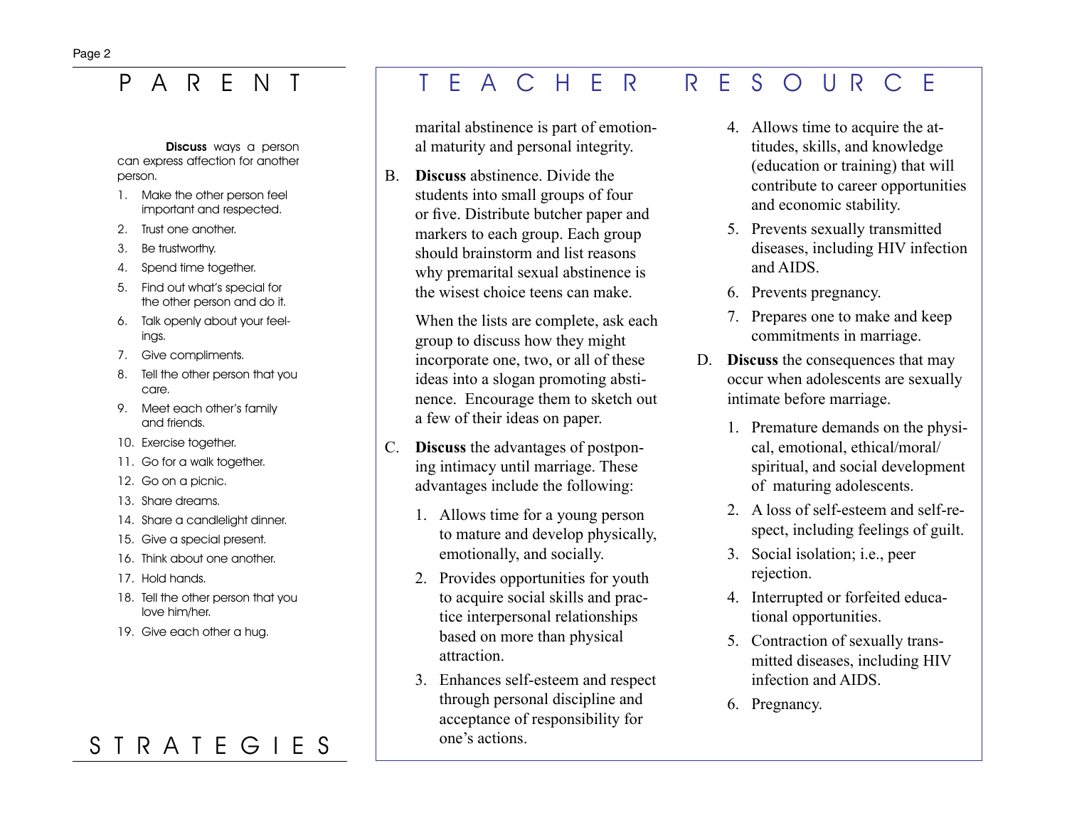# PARENT STRATEGIES

**Discuss** ways a person can express affection for another person.

1. Make the other person feel important and respected.
2. Trust one another.
3. Be trustworthy.
4. Spend time together.
5. Find out what's special for the other person and do it.
6. Talk openly about your feelings.
7. Give compliments.
8. Tell the other person that you care.
9. Meet each other's family and friends.
10. Exercise together.
11. Go for a walk together.
12. Go on a picnic.
13. Share dreams.
14. Share a candlelight dinner.
15. Give a special present.
16. Think about one another.
17. Hold hands.
18. Tell the other person that you love him/her.
19. Give each other a hug.

# TEACHER RESOURCE

marital abstinence is part of emotional maturity and personal integrity.

B. **Discuss** abstinence. Divide the students into small groups of four or five. Distribute butcher paper and markers to each group. Each group should brainstorm and list reasons why premarital sexual abstinence is the wisest choice teens can make.

   When the lists are complete, ask each group to discuss how they might incorporate one, two, or all of these ideas into a slogan promoting abstinence. Encourage them to sketch out a few of their ideas on paper.

C. **Discuss** the advantages of postponing intimacy until marriage. These advantages include the following:

   1. Allows time for a young person to mature and develop physically, emotionally, and socially.
   2. Provides opportunities for youth to acquire social skills and practice interpersonal relationships based on more than physical attraction.
   3. Enhances self-esteem and respect through personal discipline and acceptance of responsibility for one's actions.
   4. Allows time to acquire the attitudes, skills, and knowledge (education or training) that will contribute to career opportunities and economic stability.
   5. Prevents sexually transmitted diseases, including HIV infection and AIDS.
   6. Prevents pregnancy.
   7. Prepares one to make and keep commitments in marriage.

D. **Discuss** the consequences that may occur when adolescents are sexually intimate before marriage.

   1. Premature demands on the physical, emotional, ethical/moral/ spiritual, and social development of maturing adolescents.
   2. A loss of self-esteem and self-respect, including feelings of guilt.
   3. Social isolation; i.e., peer rejection.
   4. Interrupted or forfeited educational opportunities.
   5. Contraction of sexually transmitted diseases, including HIV infection and AIDS.
   6. Pregnancy.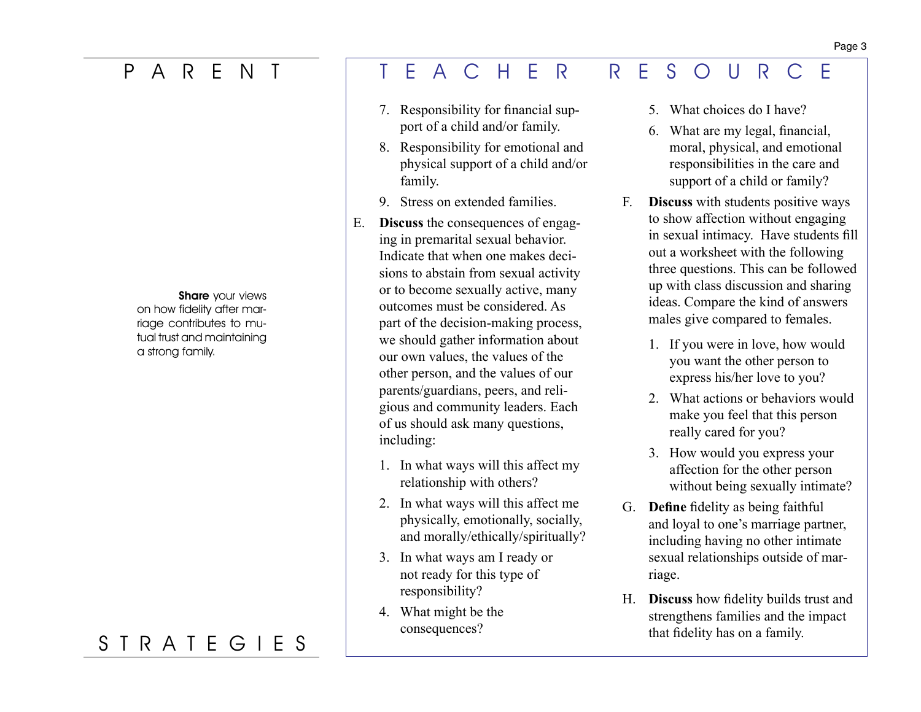# PARENT STRATEGIES

**Share** your views on how fidelity after marriage contributes to mutual trust and maintaining a strong family.

# TEACHER RESOURCE

7. Responsibility for financial support of a child and/or family.
8. Responsibility for emotional and physical support of a child and/or family.
9. Stress on extended families.

E. **Discuss** the consequences of engaging in premarital sexual behavior. Indicate that when one makes decisions to abstain from sexual activity or to become sexually active, many outcomes must be considered. As part of the decision-making process, we should gather information about our own values, the values of the other person, and the values of our parents/guardians, peers, and religious and community leaders. Each of us should ask many questions, including:

   1. In what ways will this affect my relationship with others?
   2. In what ways will this affect me physically, emotionally, socially, and morally/ethically/spiritually?
   3. In what ways am I ready or not ready for this type of responsibility?
   4. What might be the consequences?
   5. What choices do I have?
   6. What are my legal, financial, moral, physical, and emotional responsibilities in the care and support of a child or family?

F. **Discuss** with students positive ways to show affection without engaging in sexual intimacy. Have students fill out a worksheet with the following three questions. This can be followed up with class discussion and sharing ideas. Compare the kind of answers males give compared to females.

   1. If you were in love, how would you want the other person to express his/her love to you?
   2. What actions or behaviors would make you feel that this person really cared for you?
   3. How would you express your affection for the other person without being sexually intimate?

G. **Define** fidelity as being faithful and loyal to one's marriage partner, including having no other intimate sexual relationships outside of marriage.

H. **Discuss** how fidelity builds trust and strengthens families and the impact that fidelity has on a family.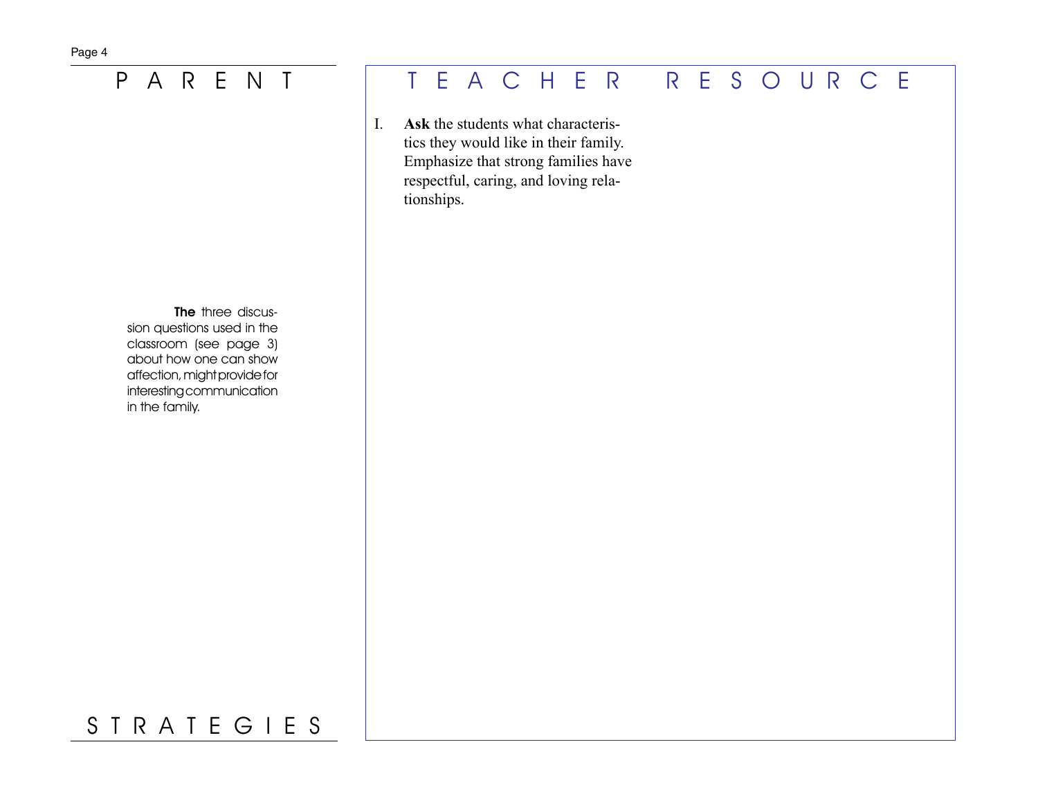## PARENT STRATEGIES

**The** three discussion questions used in the classroom (see page 3) about how one can show affection, might provide for interesting communication in the family.

## TEACHER RESOURCE

I. **Ask** the students what characteristics they would like in their family. Emphasize that strong families have respectful, caring, and loving relationships.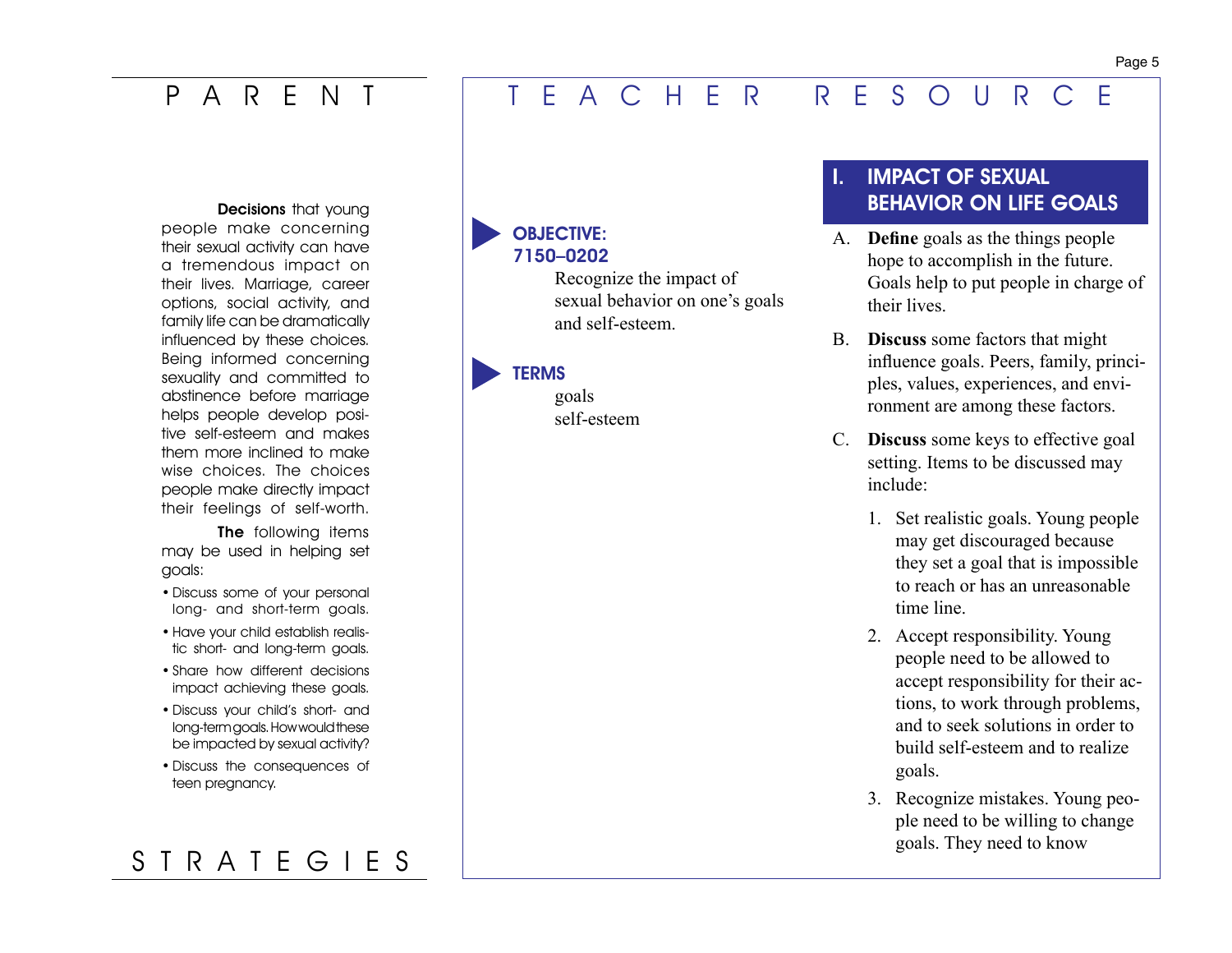# PARENT STRATEGIES

**Decisions** that young people make concerning their sexual activity can have a tremendous impact on their lives. Marriage, career options, social activity, and family life can be dramatically influenced by these choices. Being informed concerning sexuality and committed to abstinence before marriage helps people develop positive self-esteem and makes them more inclined to make wise choices. The choices people make directly impact their feelings of self-worth.

**The** following items may be used in helping set goals:

- Discuss some of your personal long- and short-term goals.
- Have your child establish realistic short- and long-term goals.
- Share how different decisions impact achieving these goals.
- Discuss your child's short- and long-term goals. How would these be impacted by sexual activity?
- Discuss the consequences of teen pregnancy.

# TEACHER RESOURCE

## OBJECTIVE: 7150–0202

Recognize the impact of sexual behavior on one's goals and self-esteem.

## TERMS

goals
self-esteem

## I. IMPACT OF SEXUAL BEHAVIOR ON LIFE GOALS

A. **Define** goals as the things people hope to accomplish in the future. Goals help to put people in charge of their lives.

B. **Discuss** some factors that might influence goals. Peers, family, principles, values, experiences, and environment are among these factors.

C. **Discuss** some keys to effective goal setting. Items to be discussed may include:

1. Set realistic goals. Young people may get discouraged because they set a goal that is impossible to reach or has an unreasonable time line.
2. Accept responsibility. Young people need to be allowed to accept responsibility for their actions, to work through problems, and to seek solutions in order to build self-esteem and to realize goals.
3. Recognize mistakes. Young people need to be willing to change goals. They need to know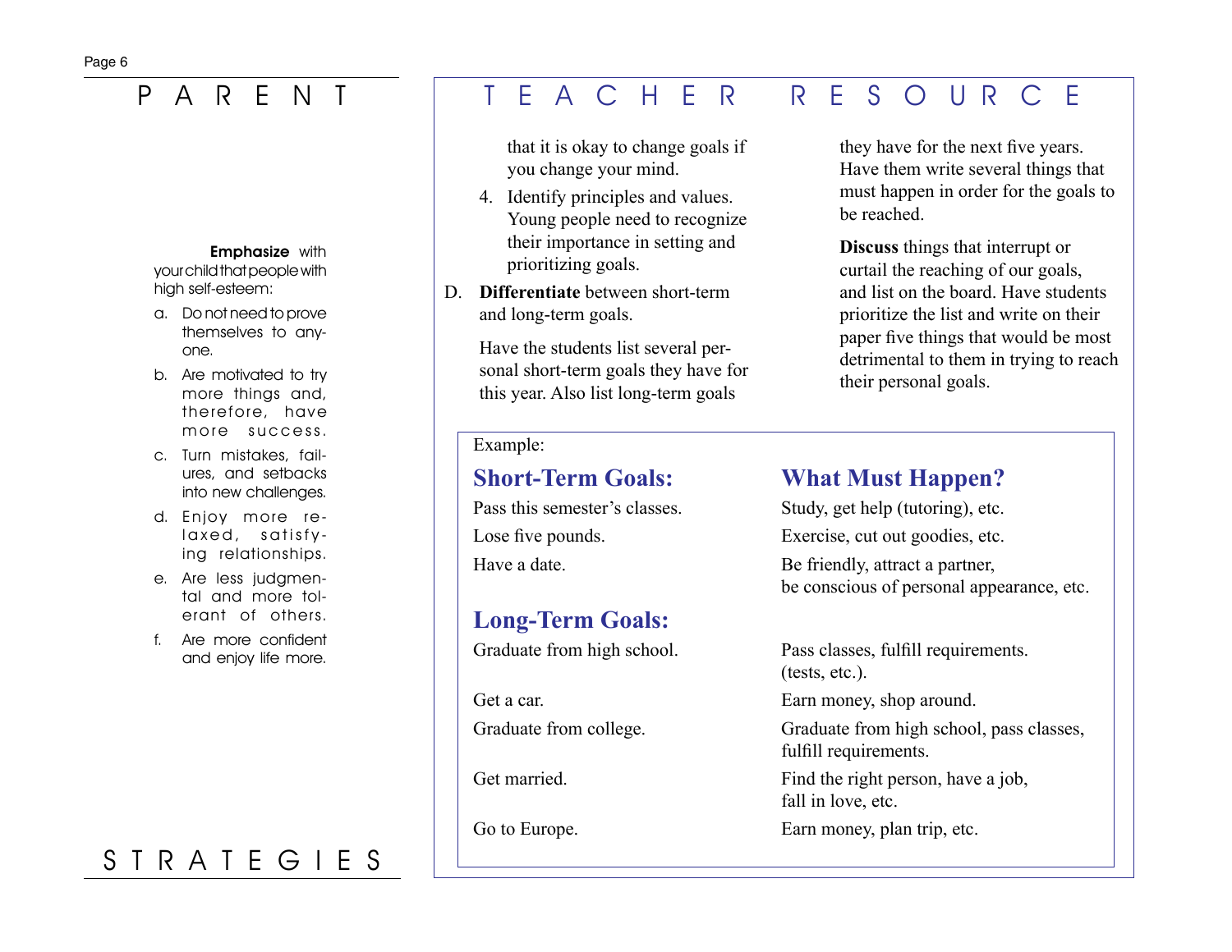## PARENT STRATEGIES

**Emphasize** with your child that people with high self-esteem:

a. Do not need to prove themselves to anyone.
b. Are motivated to try more things and, therefore, have more success.
c. Turn mistakes, failures, and setbacks into new challenges.
d. Enjoy more relaxed, satisfying relationships.
e. Are less judgmental and more tolerant of others.
f. Are more confident and enjoy life more.

## TEACHER RESOURCE

that it is okay to change goals if you change your mind.

4. Identify principles and values. Young people need to recognize their importance in setting and prioritizing goals.

D. **Differentiate** between short-term and long-term goals.

Have the students list several personal short-term goals they have for this year. Also list long-term goals they have for the next five years. Have them write several things that must happen in order for the goals to be reached.

**Discuss** things that interrupt or curtail the reaching of our goals, and list on the board. Have students prioritize the list and write on their paper five things that would be most detrimental to them in trying to reach their personal goals.

Example:

| **Short-Term Goals:** | **What Must Happen?** |
|---|---|
| Pass this semester's classes. | Study, get help (tutoring), etc. |
| Lose five pounds. | Exercise, cut out goodies, etc. |
| Have a date. | Be friendly, attract a partner, be conscious of personal appearance, etc. |
| **Long-Term Goals:** | |
| Graduate from high school. | Pass classes, fulfill requirements. (tests, etc.). |
| Get a car. | Earn money, shop around. |
| Graduate from college. | Graduate from high school, pass classes, fulfill requirements. |
| Get married. | Find the right person, have a job, fall in love, etc. |
| Go to Europe. | Earn money, plan trip, etc. |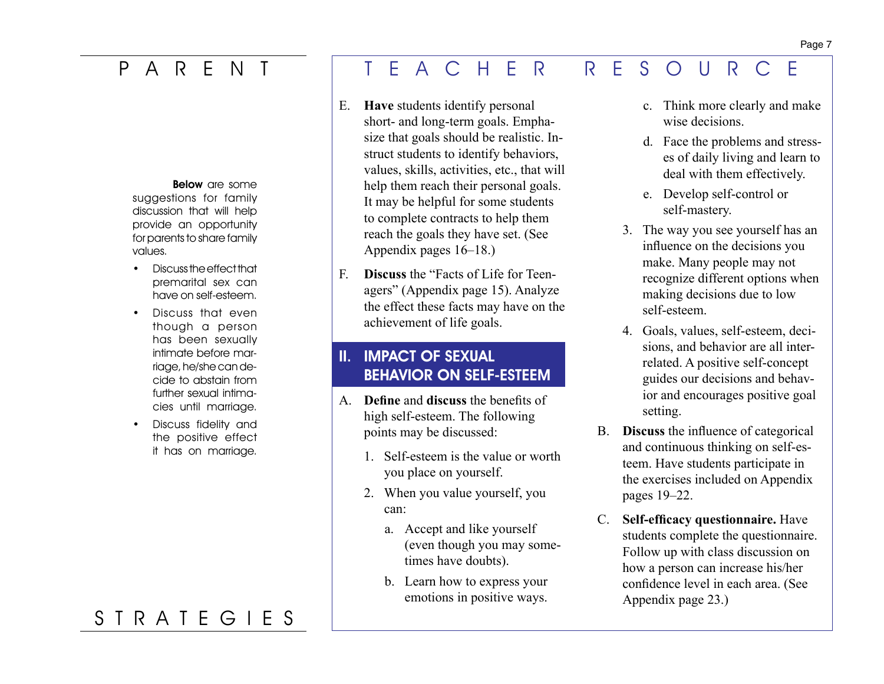# PARENT STRATEGIES

**Below** are some suggestions for family discussion that will help provide an opportunity for parents to share family values.

- Discuss the effect that premarital sex can have on self-esteem.
- Discuss that even though a person has been sexually intimate before marriage, he/she can decide to abstain from further sexual intimacies until marriage.
- Discuss fidelity and the positive effect it has on marriage.

# TEACHER RESOURCE

E. **Have** students identify personal short- and long-term goals. Emphasize that goals should be realistic. Instruct students to identify behaviors, values, skills, activities, etc., that will help them reach their personal goals. It may be helpful for some students to complete contracts to help them reach the goals they have set. (See Appendix pages 16–18.)

F. **Discuss** the "Facts of Life for Teenagers" (Appendix page 15). Analyze the effect these facts may have on the achievement of life goals.

## II. IMPACT OF SEXUAL BEHAVIOR ON SELF-ESTEEM

A. **Define** and **discuss** the benefits of high self-esteem. The following points may be discussed:

1. Self-esteem is the value or worth you place on yourself.
2. When you value yourself, you can:
   a. Accept and like yourself (even though you may sometimes have doubts).
   b. Learn how to express your emotions in positive ways.
   c. Think more clearly and make wise decisions.
   d. Face the problems and stresses of daily living and learn to deal with them effectively.
   e. Develop self-control or self-mastery.
3. The way you see yourself has an influence on the decisions you make. Many people may not recognize different options when making decisions due to low self-esteem.
4. Goals, values, self-esteem, decisions, and behavior are all interrelated. A positive self-concept guides our decisions and behavior and encourages positive goal setting.

B. **Discuss** the influence of categorical and continuous thinking on self-esteem. Have students participate in the exercises included on Appendix pages 19–22.

C. **Self-efficacy questionnaire.** Have students complete the questionnaire. Follow up with class discussion on how a person can increase his/her confidence level in each area. (See Appendix page 23.)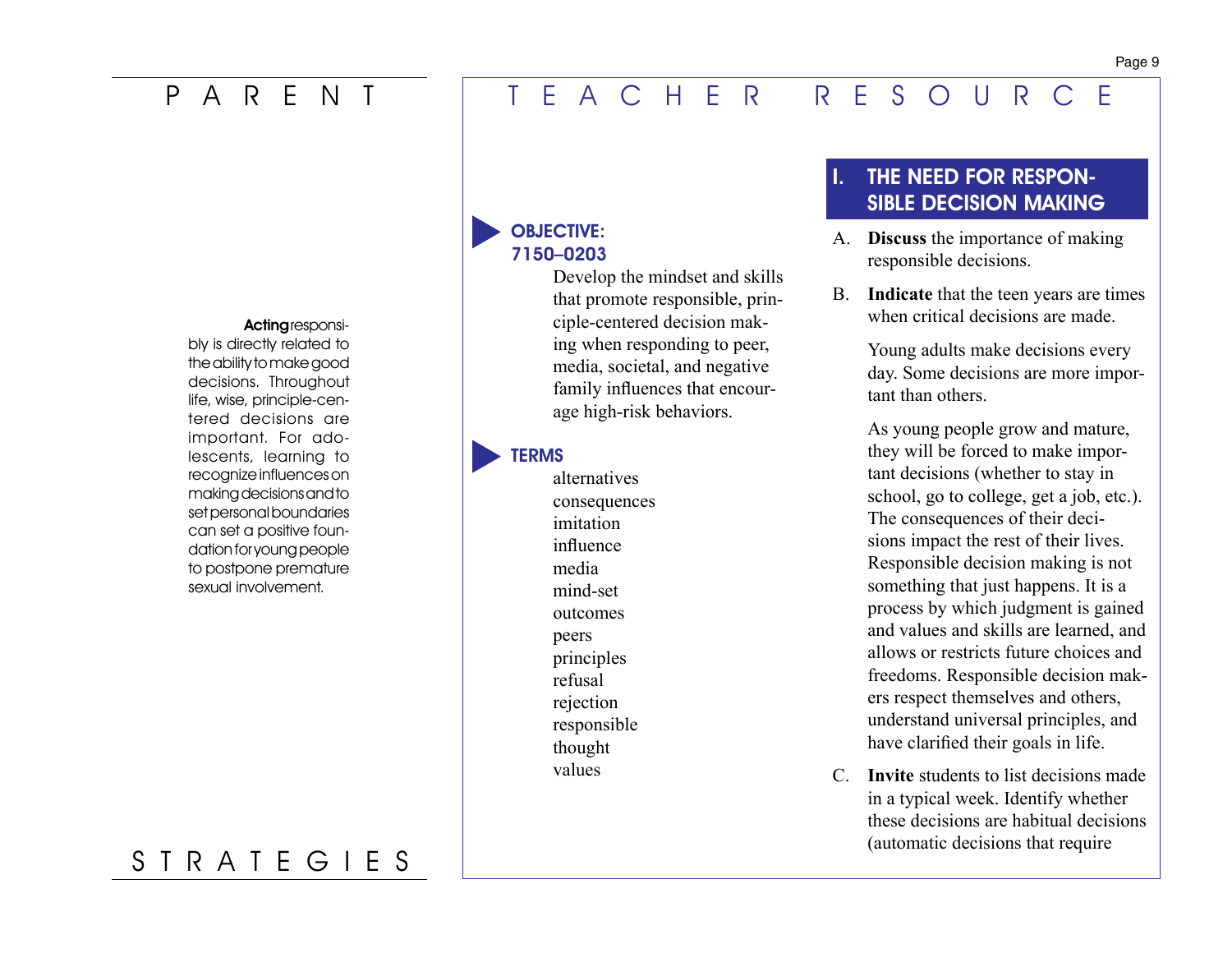**Acting** responsibly is directly related to the ability to make good decisions. Throughout life, wise, principle-centered decisions are important. For adolescents, learning to recognize influences on making decisions and to set personal boundaries can set a positive foundation for young people to postpone premature sexual involvement.

### OBJECTIVE: 7150–0203

Develop the mindset and skills that promote responsible, principle-centered decision making when responding to peer, media, societal, and negative family influences that encourage high-risk behaviors.

### TERMS

alternatives
consequences
imitation
influence
media
mind-set
outcomes
peers
principles
refusal
rejection
responsible
thought
values

## I. THE NEED FOR RESPONSIBLE DECISION MAKING

A. **Discuss** the importance of making responsible decisions.

B. **Indicate** that the teen years are times when critical decisions are made.

Young adults make decisions every day. Some decisions are more important than others.

As young people grow and mature, they will be forced to make important decisions (whether to stay in school, go to college, get a job, etc.). The consequences of their decisions impact the rest of their lives. Responsible decision making is not something that just happens. It is a process by which judgment is gained and values and skills are learned, and allows or restricts future choices and freedoms. Responsible decision makers respect themselves and others, understand universal principles, and have clarified their goals in life.

C. **Invite** students to list decisions made in a typical week. Identify whether these decisions are habitual decisions (automatic decisions that require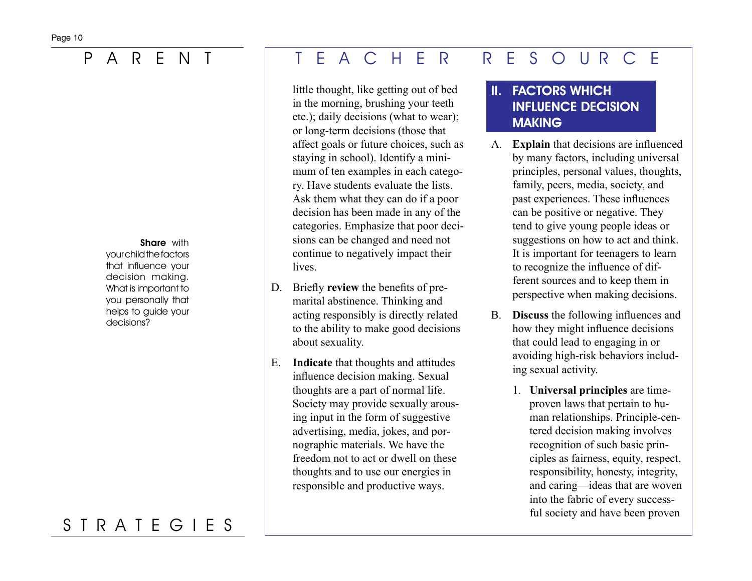# PARENT STRATEGIES

**Share** with your child the factors that influence your decision making. What is important to you personally that helps to guide your decisions?

# TEACHER RESOURCE

little thought, like getting out of bed in the morning, brushing your teeth etc.); daily decisions (what to wear); or long-term decisions (those that affect goals or future choices, such as staying in school). Identify a minimum of ten examples in each category. Have students evaluate the lists. Ask them what they can do if a poor decision has been made in any of the categories. Emphasize that poor decisions can be changed and need not continue to negatively impact their lives.

D. Briefly **review** the benefits of premarital abstinence. Thinking and acting responsibly is directly related to the ability to make good decisions about sexuality.

E. **Indicate** that thoughts and attitudes influence decision making. Sexual thoughts are a part of normal life. Society may provide sexually arousing input in the form of suggestive advertising, media, jokes, and pornographic materials. We have the freedom not to act or dwell on these thoughts and to use our energies in responsible and productive ways.

## II. FACTORS WHICH INFLUENCE DECISION MAKING

A. **Explain** that decisions are influenced by many factors, including universal principles, personal values, thoughts, family, peers, media, society, and past experiences. These influences can be positive or negative. They tend to give young people ideas or suggestions on how to act and think. It is important for teenagers to learn to recognize the influence of different sources and to keep them in perspective when making decisions.

B. **Discuss** the following influences and how they might influence decisions that could lead to engaging in or avoiding high-risk behaviors including sexual activity.

1. **Universal principles** are time-proven laws that pertain to human relationships. Principle-centered decision making involves recognition of such basic principles as fairness, equity, respect, responsibility, honesty, integrity, and caring—ideas that are woven into the fabric of every successful society and have been proven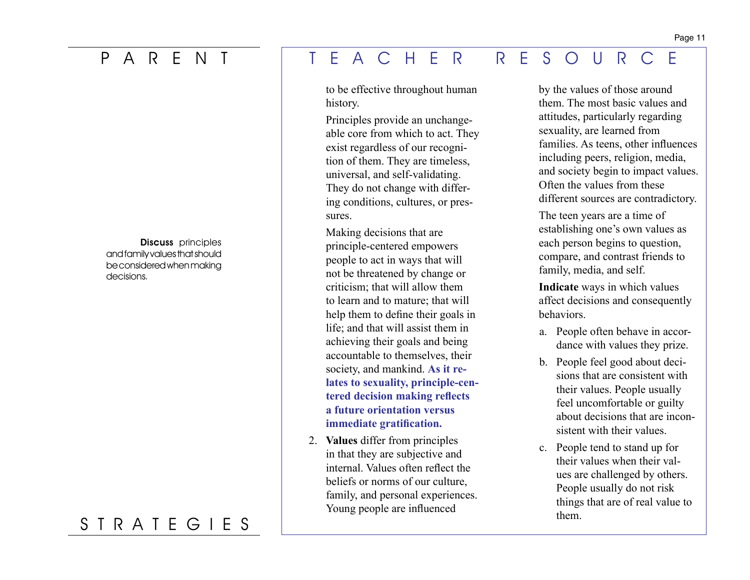# PARENT STRATEGIES

**Discuss** principles and family values that should be considered when making decisions.

# TEACHER RESOURCE

to be effective throughout human history.

Principles provide an unchangeable core from which to act. They exist regardless of our recognition of them. They are timeless, universal, and self-validating. They do not change with differing conditions, cultures, or pressures.

Making decisions that are principle-centered empowers people to act in ways that will not be threatened by change or criticism; that will allow them to learn and to mature; that will help them to define their goals in life; and that will assist them in achieving their goals and being accountable to themselves, their society, and mankind. **As it relates to sexuality, principle-centered decision making reflects a future orientation versus immediate gratification.**

2. **Values** differ from principles in that they are subjective and internal. Values often reflect the beliefs or norms of our culture, family, and personal experiences. Young people are influenced by the values of those around them. The most basic values and attitudes, particularly regarding sexuality, are learned from families. As teens, other influences including peers, religion, media, and society begin to impact values. Often the values from these different sources are contradictory.

   The teen years are a time of establishing one's own values as each person begins to question, compare, and contrast friends to family, media, and self.

   **Indicate** ways in which values affect decisions and consequently behaviors.

   a. People often behave in accordance with values they prize.

   b. People feel good about decisions that are consistent with their values. People usually feel uncomfortable or guilty about decisions that are inconsistent with their values.

   c. People tend to stand up for their values when their values are challenged by others. People usually do not risk things that are of real value to them.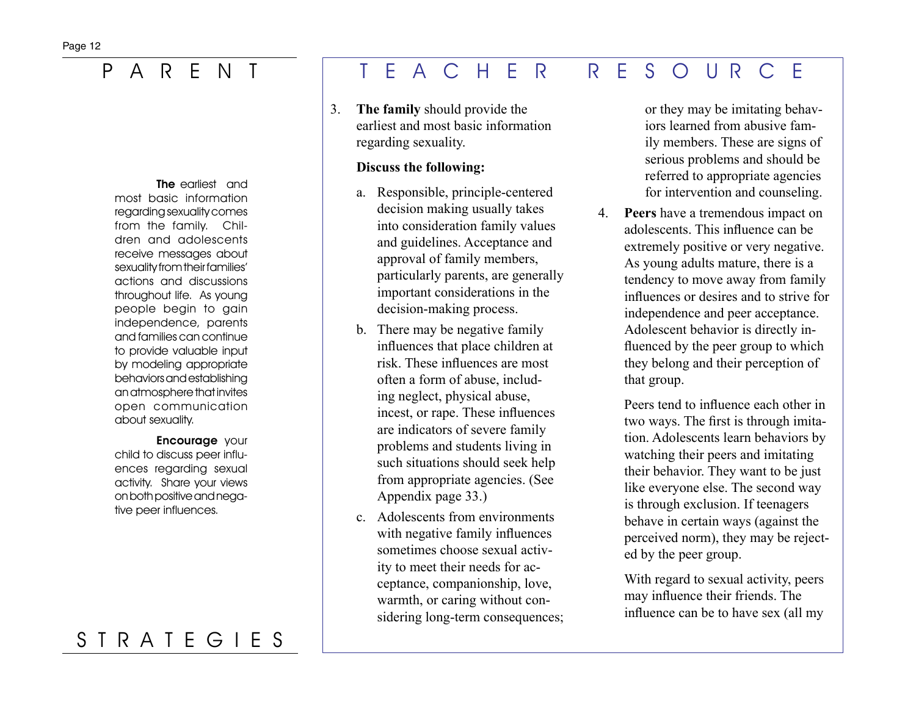# PARENT STRATEGIES

**The** earliest and most basic information regarding sexuality comes from the family. Children and adolescents receive messages about sexuality from their families' actions and discussions throughout life. As young people begin to gain independence, parents and families can continue to provide valuable input by modeling appropriate behaviors and establishing an atmosphere that invites open communication about sexuality.

**Encourage** your child to discuss peer influences regarding sexual activity. Share your views on both positive and negative peer influences.

# TEACHER RESOURCE

3. **The family** should provide the earliest and most basic information regarding sexuality.

   **Discuss the following:**

   a. Responsible, principle-centered decision making usually takes into consideration family values and guidelines. Acceptance and approval of family members, particularly parents, are generally important considerations in the decision-making process.

   b. There may be negative family influences that place children at risk. These influences are most often a form of abuse, including neglect, physical abuse, incest, or rape. These influences are indicators of severe family problems and students living in such situations should seek help from appropriate agencies. (See Appendix page 33.)

   c. Adolescents from environments with negative family influences sometimes choose sexual activity to meet their needs for acceptance, companionship, love, warmth, or caring without considering long-term consequences; or they may be imitating behaviors learned from abusive family members. These are signs of serious problems and should be referred to appropriate agencies for intervention and counseling.

4. **Peers** have a tremendous impact on adolescents. This influence can be extremely positive or very negative. As young adults mature, there is a tendency to move away from family influences or desires and to strive for independence and peer acceptance. Adolescent behavior is directly influenced by the peer group to which they belong and their perception of that group.

   Peers tend to influence each other in two ways. The first is through imitation. Adolescents learn behaviors by watching their peers and imitating their behavior. They want to be just like everyone else. The second way is through exclusion. If teenagers behave in certain ways (against the perceived norm), they may be rejected by the peer group.

   With regard to sexual activity, peers may influence their friends. The influence can be to have sex (all my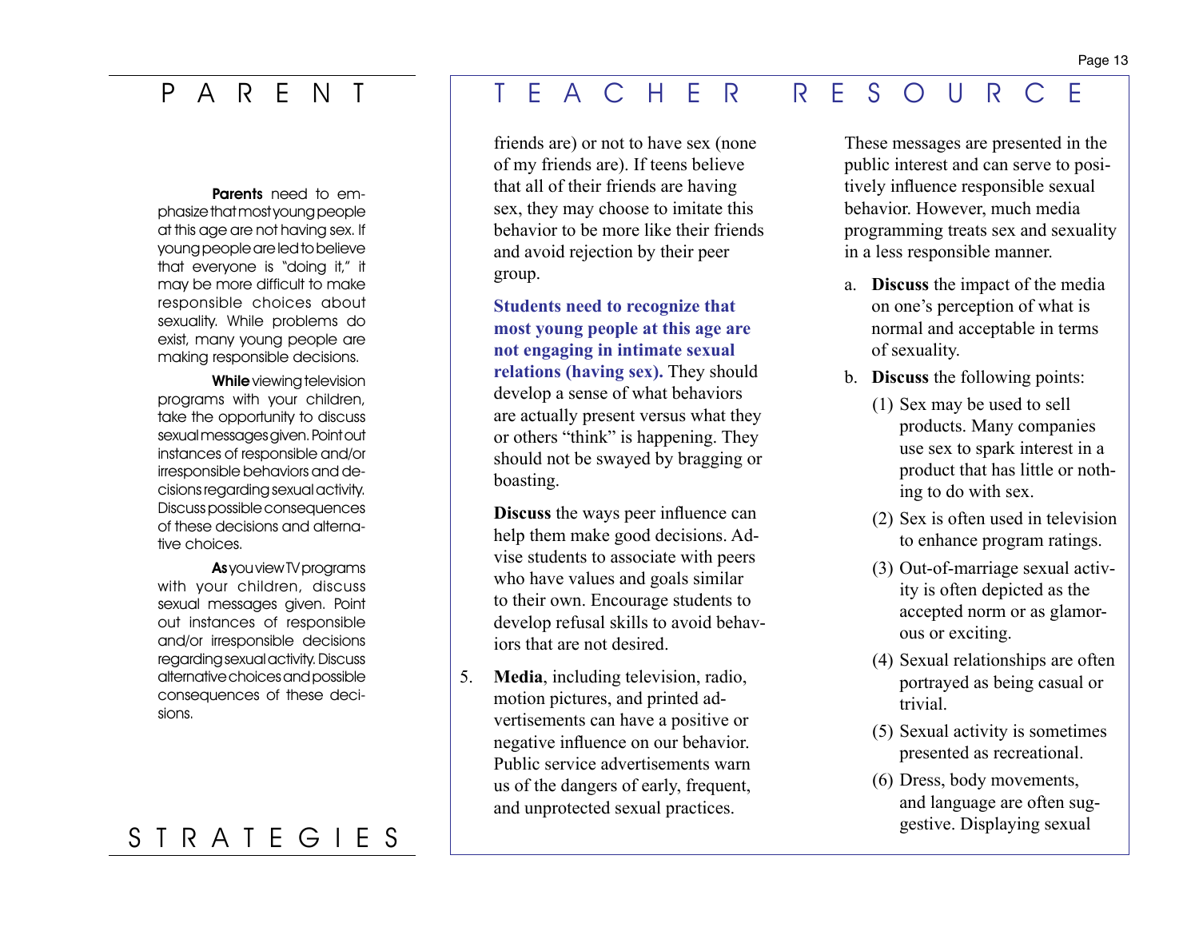## PARENT STRATEGIES

**Parents** need to emphasize that most young people at this age are not having sex. If young people are led to believe that everyone is "doing it," it may be more difficult to make responsible choices about sexuality. While problems do exist, many young people are making responsible decisions.

**While** viewing television programs with your children, take the opportunity to discuss sexual messages given. Point out instances of responsible and/or irresponsible behaviors and decisions regarding sexual activity. Discuss possible consequences of these decisions and alternative choices.

**As** you view TV programs with your children, discuss sexual messages given. Point out instances of responsible and/or irresponsible decisions regarding sexual activity. Discuss alternative choices and possible consequences of these decisions.

## TEACHER RESOURCE

friends are) or not to have sex (none of my friends are). If teens believe that all of their friends are having sex, they may choose to imitate this behavior to be more like their friends and avoid rejection by their peer group.

**Students need to recognize that most young people at this age are not engaging in intimate sexual relations (having sex).** They should develop a sense of what behaviors are actually present versus what they or others "think" is happening. They should not be swayed by bragging or boasting.

**Discuss** the ways peer influence can help them make good decisions. Advise students to associate with peers who have values and goals similar to their own. Encourage students to develop refusal skills to avoid behaviors that are not desired.

5. **Media**, including television, radio, motion pictures, and printed advertisements can have a positive or negative influence on our behavior. Public service advertisements warn us of the dangers of early, frequent, and unprotected sexual practices.

These messages are presented in the public interest and can serve to positively influence responsible sexual behavior. However, much media programming treats sex and sexuality in a less responsible manner.

a. **Discuss** the impact of the media on one's perception of what is normal and acceptable in terms of sexuality.

b. **Discuss** the following points:

(1) Sex may be used to sell products. Many companies use sex to spark interest in a product that has little or nothing to do with sex.

(2) Sex is often used in television to enhance program ratings.

(3) Out-of-marriage sexual activity is often depicted as the accepted norm or as glamorous or exciting.

(4) Sexual relationships are often portrayed as being casual or trivial.

(5) Sexual activity is sometimes presented as recreational.

(6) Dress, body movements, and language are often suggestive. Displaying sexual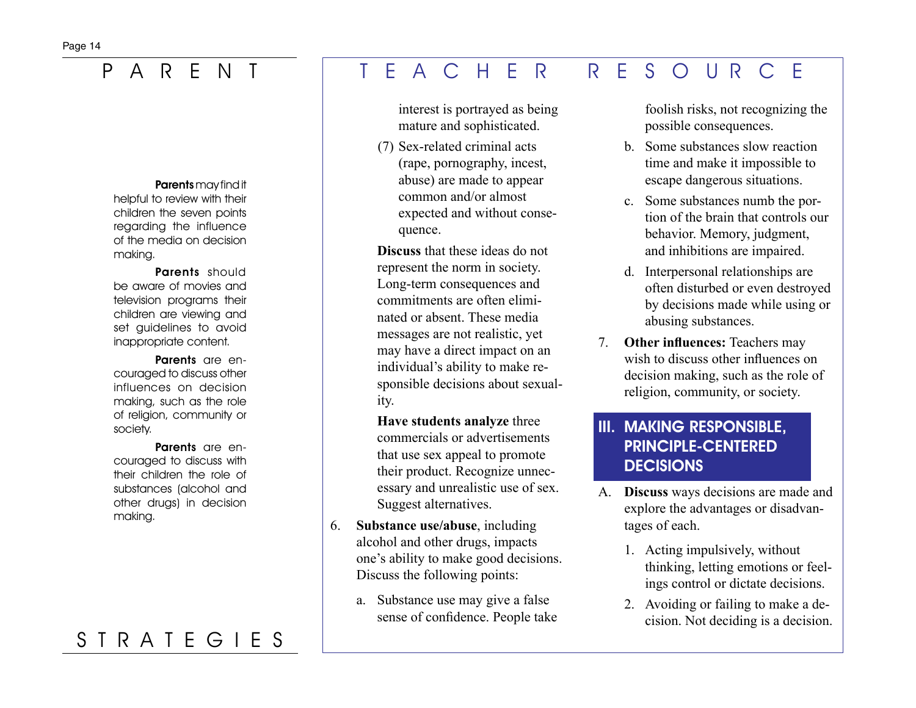**Parents** may find it helpful to review with their children the seven points regarding the influence of the media on decision making.

**Parents** should be aware of movies and television programs their children are viewing and set guidelines to avoid inappropriate content.

**Parents** are encouraged to discuss other influences on decision making, such as the role of religion, community or society.

**Parents** are encouraged to discuss with their children the role of substances (alcohol and other drugs) in decision making.

interest is portrayed as being mature and sophisticated.

(7) Sex-related criminal acts (rape, pornography, incest, abuse) are made to appear common and/or almost expected and without consequence.

**Discuss** that these ideas do not represent the norm in society. Long-term consequences and commitments are often eliminated or absent. These media messages are not realistic, yet may have a direct impact on an individual's ability to make responsible decisions about sexuality.

**Have students analyze** three commercials or advertisements that use sex appeal to promote their product. Recognize unnecessary and unrealistic use of sex. Suggest alternatives.

6. **Substance use/abuse**, including alcohol and other drugs, impacts one's ability to make good decisions. Discuss the following points:

   a. Substance use may give a false sense of confidence. People take foolish risks, not recognizing the possible consequences.

   b. Some substances slow reaction time and make it impossible to escape dangerous situations.

   c. Some substances numb the portion of the brain that controls our behavior. Memory, judgment, and inhibitions are impaired.

   d. Interpersonal relationships are often disturbed or even destroyed by decisions made while using or abusing substances.

7. **Other influences:** Teachers may wish to discuss other influences on decision making, such as the role of religion, community, or society.

## III. MAKING RESPONSIBLE, PRINCIPLE-CENTERED DECISIONS

A. **Discuss** ways decisions are made and explore the advantages or disadvantages of each.

   1. Acting impulsively, without thinking, letting emotions or feelings control or dictate decisions.

   2. Avoiding or failing to make a decision. Not deciding is a decision.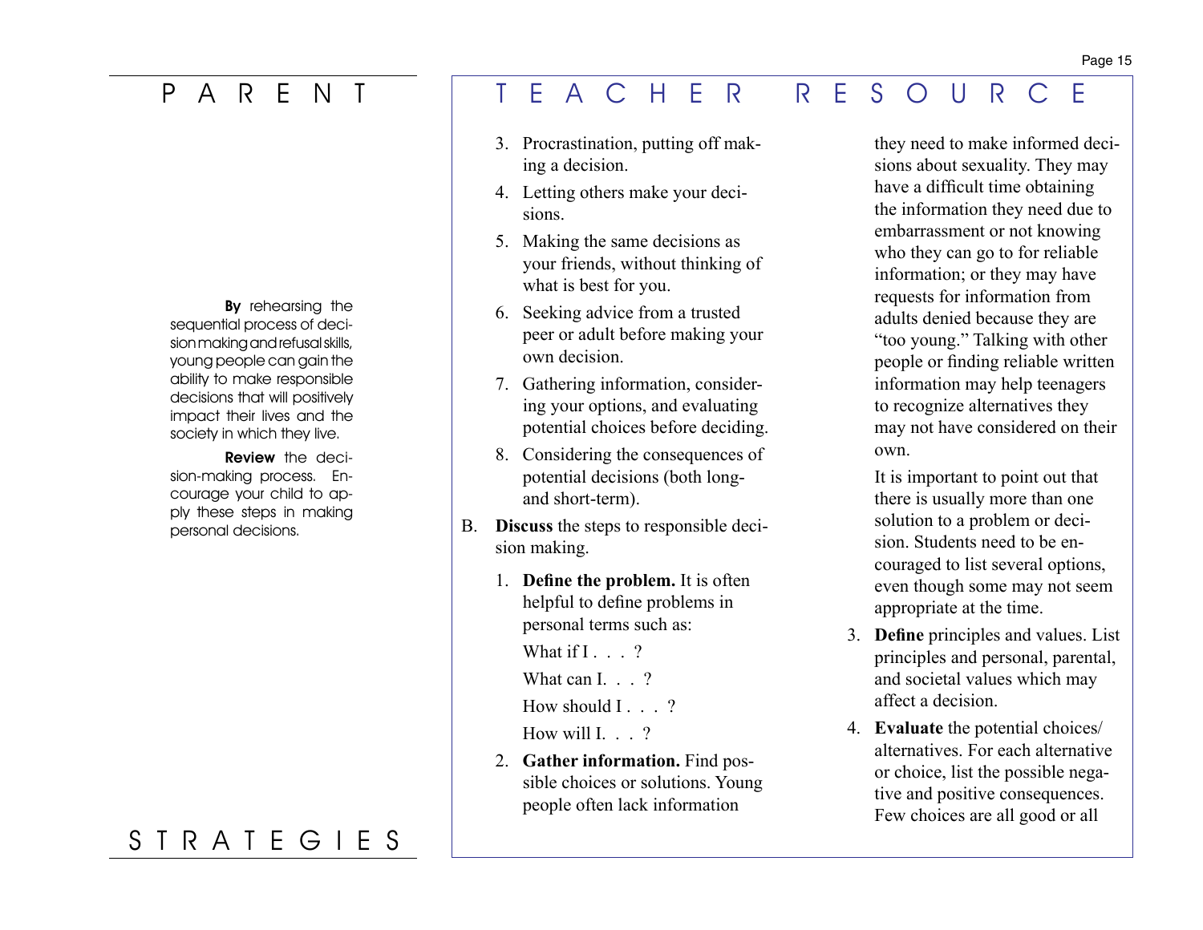# PARENT STRATEGIES

**By** rehearsing the sequential process of decision making and refusal skills, young people can gain the ability to make responsible decisions that will positively impact their lives and the society in which they live.

**Review** the decision-making process. Encourage your child to apply these steps in making personal decisions.

# TEACHER RESOURCE

3. Procrastination, putting off making a decision.
4. Letting others make your decisions.
5. Making the same decisions as your friends, without thinking of what is best for you.
6. Seeking advice from a trusted peer or adult before making your own decision.
7. Gathering information, considering your options, and evaluating potential choices before deciding.
8. Considering the consequences of potential decisions (both long- and short-term).

B. **Discuss** the steps to responsible decision making.

1. **Define the problem.** It is often helpful to define problems in personal terms such as:

   What if I . . . ?

   What can I. . . ?

   How should I . . . ?

   How will I. . . ?

2. **Gather information.** Find possible choices or solutions. Young people often lack information they need to make informed decisions about sexuality. They may have a difficult time obtaining the information they need due to embarrassment or not knowing who they can go to for reliable information; or they may have requests for information from adults denied because they are "too young." Talking with other people or finding reliable written information may help teenagers to recognize alternatives they may not have considered on their own.

   It is important to point out that there is usually more than one solution to a problem or decision. Students need to be encouraged to list several options, even though some may not seem appropriate at the time.

3. **Define** principles and values. List principles and personal, parental, and societal values which may affect a decision.
4. **Evaluate** the potential choices/alternatives. For each alternative or choice, list the possible negative and positive consequences. Few choices are all good or all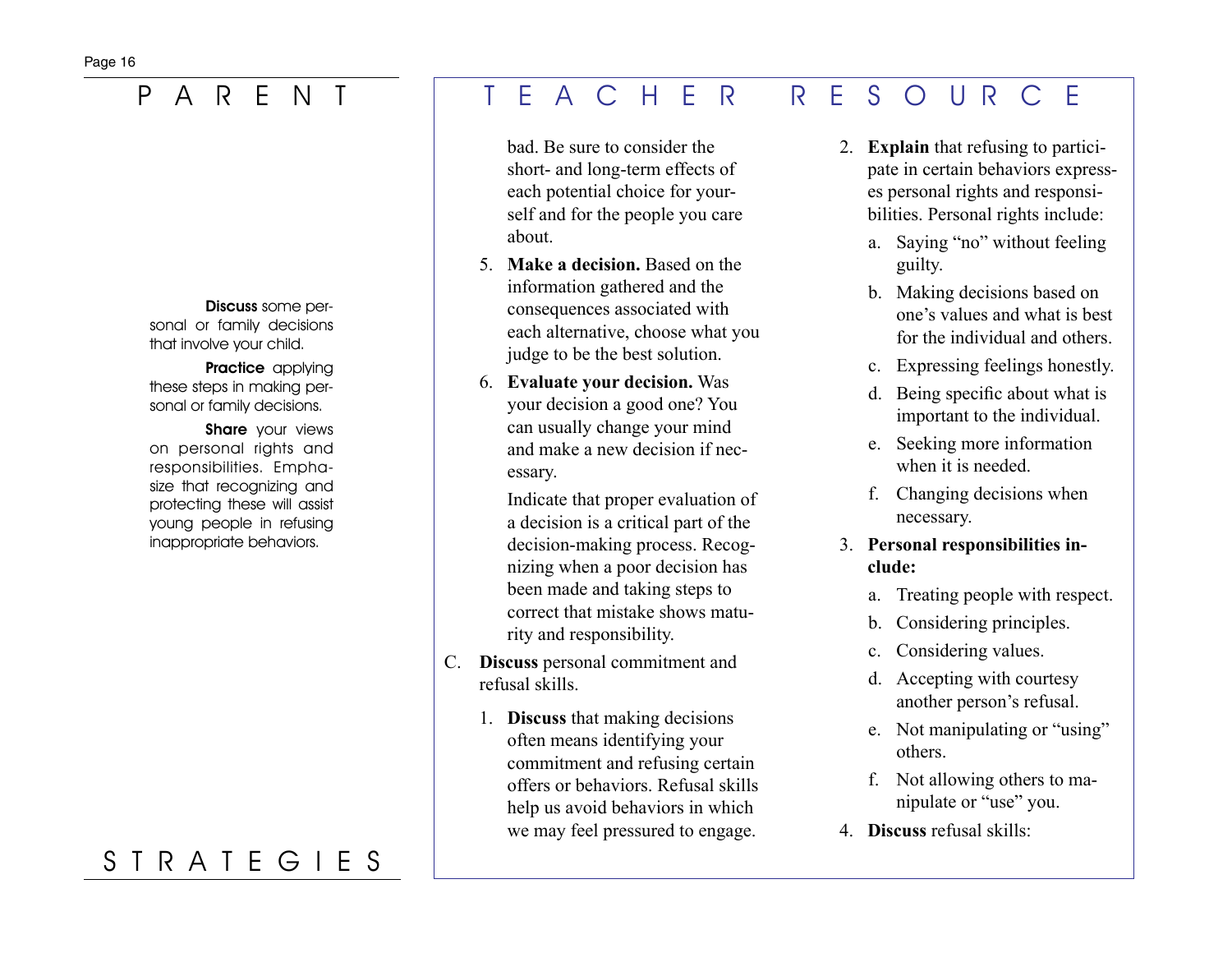# PARENT STRATEGIES

**Discuss** some personal or family decisions that involve your child.

**Practice** applying these steps in making personal or family decisions.

**Share** your views on personal rights and responsibilities. Emphasize that recognizing and protecting these will assist young people in refusing inappropriate behaviors.

# TEACHER RESOURCE

bad. Be sure to consider the short- and long-term effects of each potential choice for yourself and for the people you care about.

5. **Make a decision.** Based on the information gathered and the consequences associated with each alternative, choose what you judge to be the best solution.

6. **Evaluate your decision.** Was your decision a good one? You can usually change your mind and make a new decision if necessary.

   Indicate that proper evaluation of a decision is a critical part of the decision-making process. Recognizing when a poor decision has been made and taking steps to correct that mistake shows maturity and responsibility.

C. **Discuss** personal commitment and refusal skills.

1. **Discuss** that making decisions often means identifying your commitment and refusing certain offers or behaviors. Refusal skills help us avoid behaviors in which we may feel pressured to engage.

2. **Explain** that refusing to participate in certain behaviors expresses personal rights and responsibilities. Personal rights include:
   a. Saying "no" without feeling guilty.
   b. Making decisions based on one's values and what is best for the individual and others.
   c. Expressing feelings honestly.
   d. Being specific about what is important to the individual.
   e. Seeking more information when it is needed.
   f. Changing decisions when necessary.

3. **Personal responsibilities include:**
   a. Treating people with respect.
   b. Considering principles.
   c. Considering values.
   d. Accepting with courtesy another person's refusal.
   e. Not manipulating or "using" others.
   f. Not allowing others to manipulate or "use" you.

4. **Discuss** refusal skills: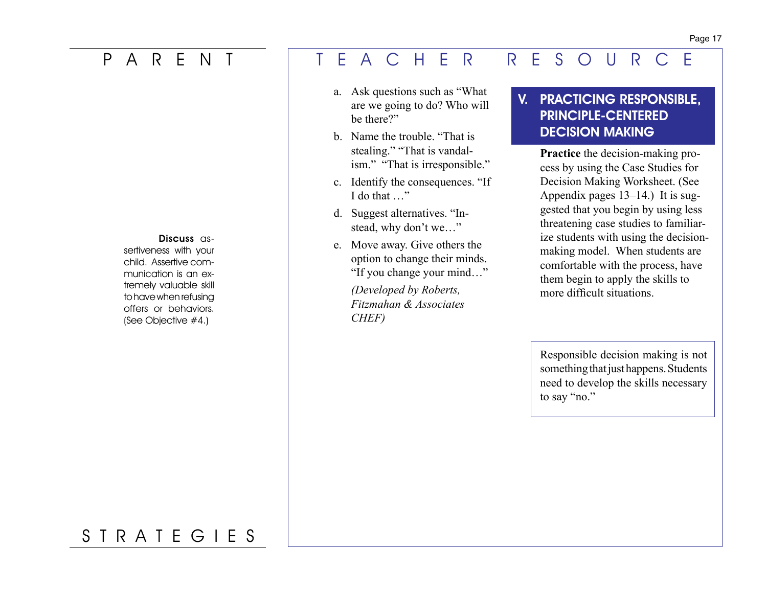a. Ask questions such as "What are we going to do? Who will be there?"

b. Name the trouble. "That is stealing." "That is vandalism." "That is irresponsible."

c. Identify the consequences. "If I do that …"

d. Suggest alternatives. "Instead, why don't we…"

e. Move away. Give others the option to change their minds. "If you change your mind…"

*(Developed by Roberts, Fitzmahan & Associates CHEF)*

## V. PRACTICING RESPONSIBLE, PRINCIPLE-CENTERED DECISION MAKING

**Practice** the decision-making process by using the Case Studies for Decision Making Worksheet. (See Appendix pages 13–14.) It is suggested that you begin by using less threatening case studies to familiarize students with using the decision-making model. When students are comfortable with the process, have them begin to apply the skills to more difficult situations.

Responsible decision making is not something that just happens. Students need to develop the skills necessary to say "no."

**Discuss** assertiveness with your child. Assertive communication is an extremely valuable skill to have when refusing offers or behaviors. (See Objective #4.)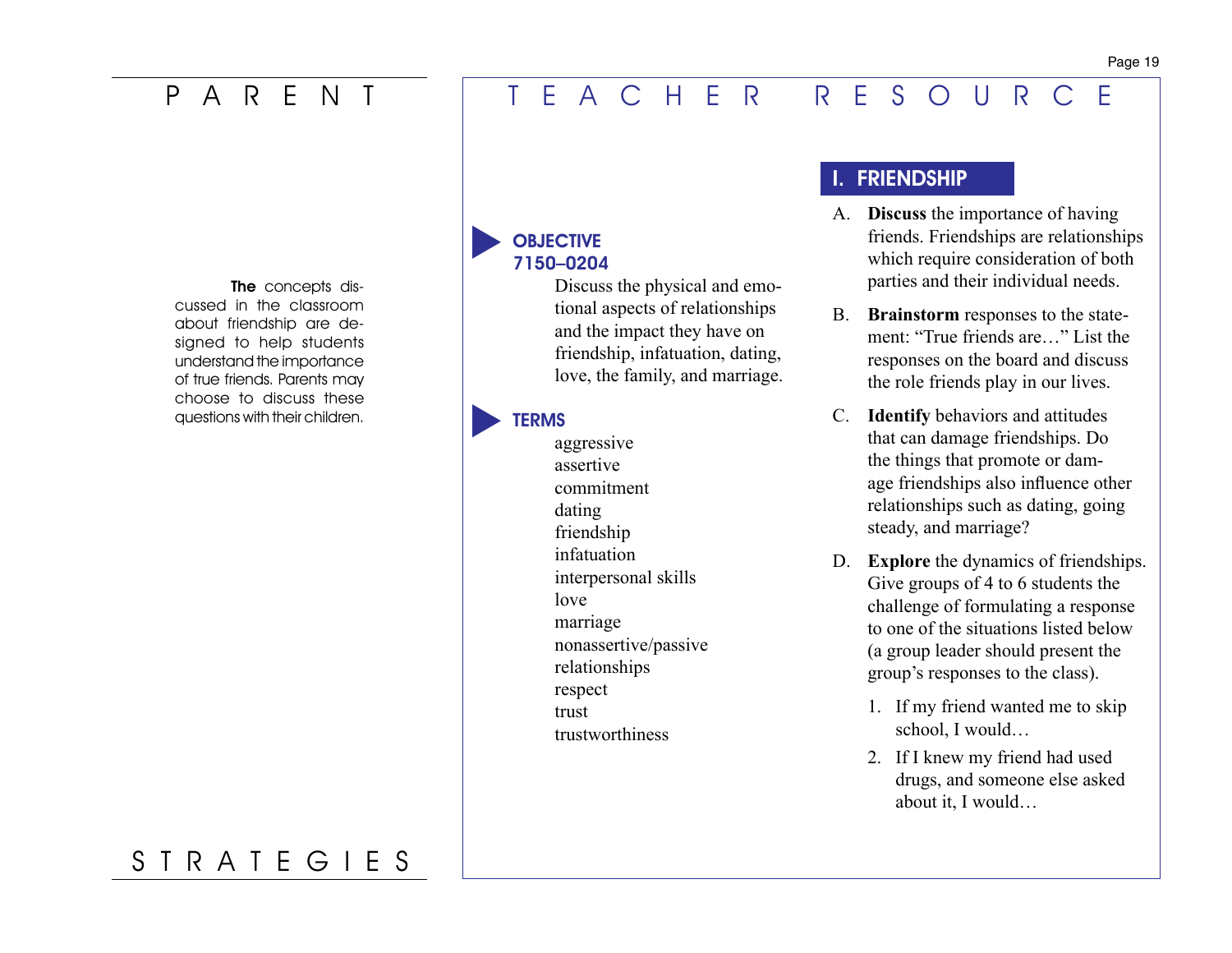# PARENT

**The** concepts discussed in the classroom about friendship are designed to help students understand the importance of true friends. Parents may choose to discuss these questions with their children.

# STRATEGIES

# TEACHER RESOURCE

## OBJECTIVE 7150–0204

Discuss the physical and emotional aspects of relationships and the impact they have on friendship, infatuation, dating, love, the family, and marriage.

## TERMS

aggressive
assertive
commitment
dating
friendship
infatuation
interpersonal skills
love
marriage
nonassertive/passive
relationships
respect
trust
trustworthiness

## I. FRIENDSHIP

A. **Discuss** the importance of having friends. Friendships are relationships which require consideration of both parties and their individual needs.

B. **Brainstorm** responses to the statement: “True friends are…” List the responses on the board and discuss the role friends play in our lives.

C. **Identify** behaviors and attitudes that can damage friendships. Do the things that promote or damage friendships also influence other relationships such as dating, going steady, and marriage?

D. **Explore** the dynamics of friendships. Give groups of 4 to 6 students the challenge of formulating a response to one of the situations listed below (a group leader should present the group’s responses to the class).

1. If my friend wanted me to skip school, I would…
2. If I knew my friend had used drugs, and someone else asked about it, I would…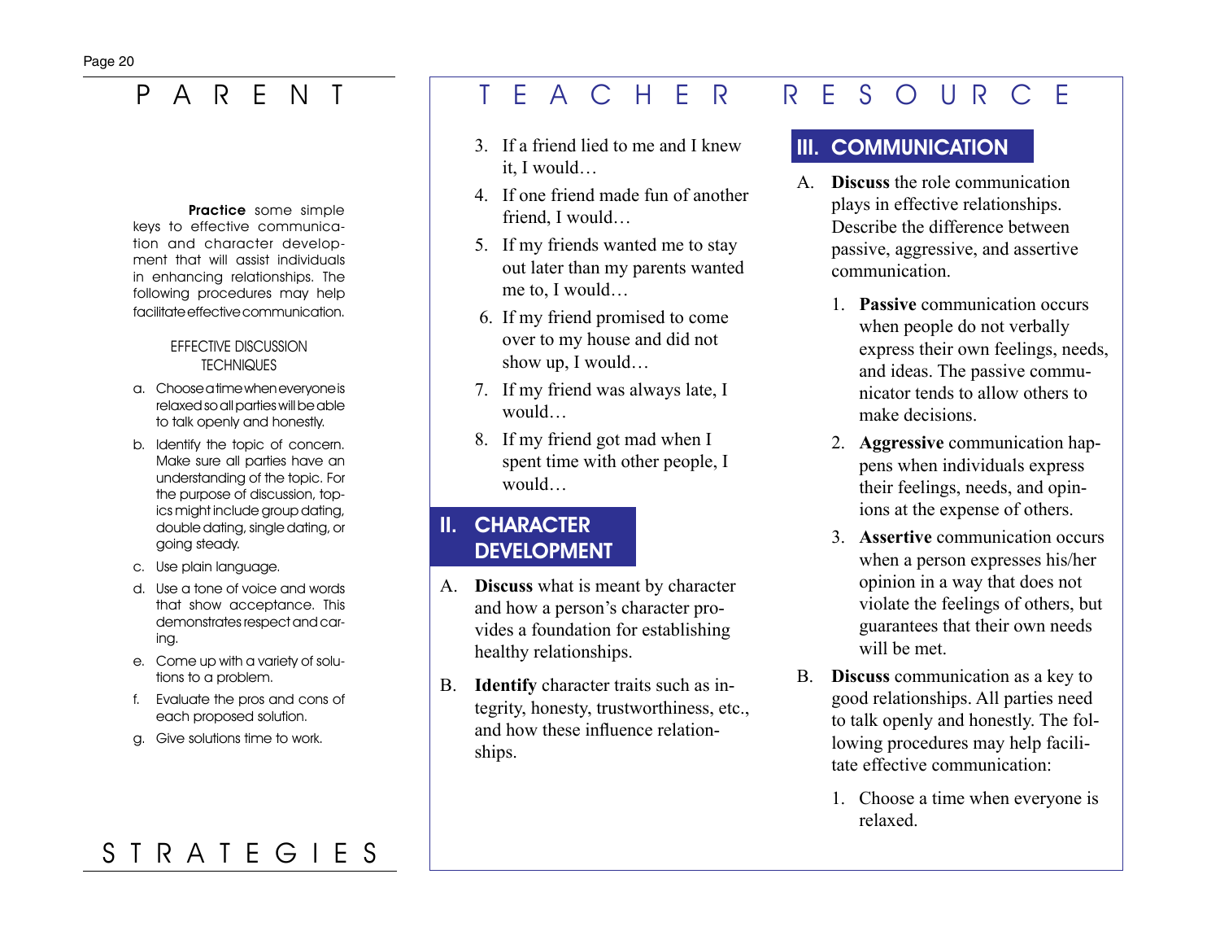# PARENT STRATEGIES

**Practice** some simple keys to effective communication and character development that will assist individuals in enhancing relationships. The following procedures may help facilitate effective communication.

EFFECTIVE DISCUSSION TECHNIQUES

a. Choose a time when everyone is relaxed so all parties will be able to talk openly and honestly.

b. Identify the topic of concern. Make sure all parties have an understanding of the topic. For the purpose of discussion, topics might include group dating, double dating, single dating, or going steady.

c. Use plain language.

d. Use a tone of voice and words that show acceptance. This demonstrates respect and caring.

e. Come up with a variety of solutions to a problem.

f. Evaluate the pros and cons of each proposed solution.

g. Give solutions time to work.

# TEACHER RESOURCE

3. If a friend lied to me and I knew it, I would…

4. If one friend made fun of another friend, I would…

5. If my friends wanted me to stay out later than my parents wanted me to, I would…

6. If my friend promised to come over to my house and did not show up, I would…

7. If my friend was always late, I would…

8. If my friend got mad when I spent time with other people, I would…

## II. CHARACTER DEVELOPMENT

A. **Discuss** what is meant by character and how a person's character provides a foundation for establishing healthy relationships.

B. **Identify** character traits such as integrity, honesty, trustworthiness, etc., and how these influence relationships.

## III. COMMUNICATION

A. **Discuss** the role communication plays in effective relationships. Describe the difference between passive, aggressive, and assertive communication.

1. **Passive** communication occurs when people do not verbally express their own feelings, needs, and ideas. The passive communicator tends to allow others to make decisions.

2. **Aggressive** communication happens when individuals express their feelings, needs, and opinions at the expense of others.

3. **Assertive** communication occurs when a person expresses his/her opinion in a way that does not violate the feelings of others, but guarantees that their own needs will be met.

B. **Discuss** communication as a key to good relationships. All parties need to talk openly and honestly. The following procedures may help facilitate effective communication:

1. Choose a time when everyone is relaxed.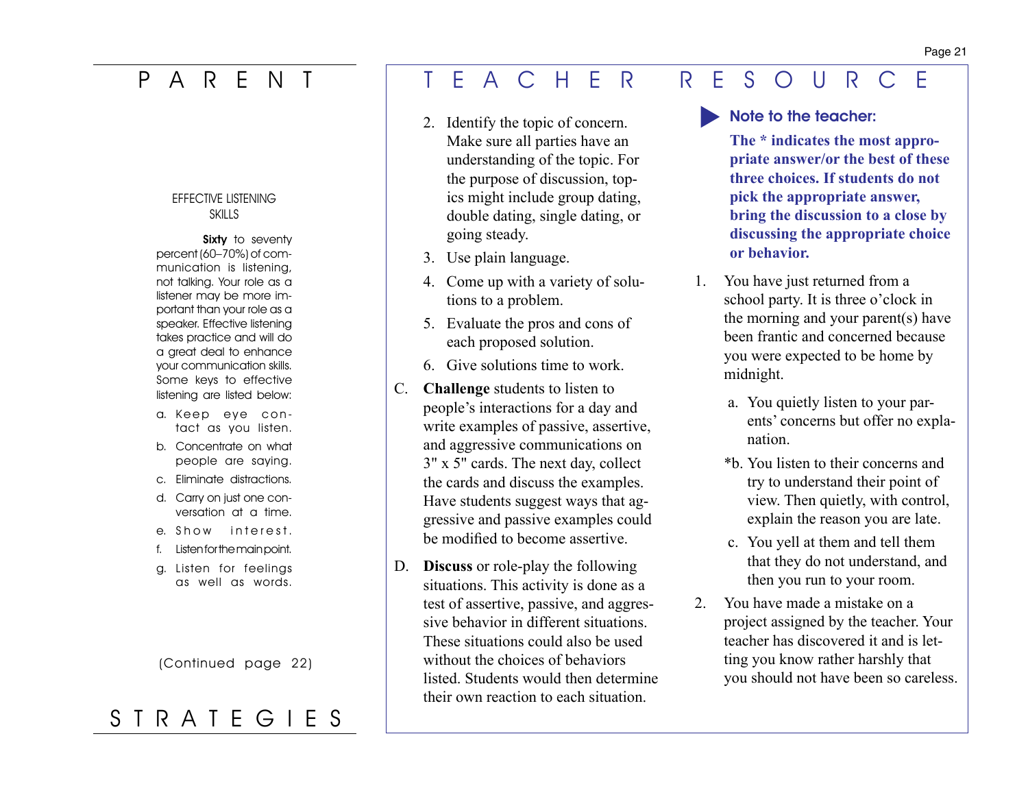# PARENT STRATEGIES

## EFFECTIVE LISTENING SKILLS

**Sixty** to seventy percent (60–70%) of communication is listening, not talking. Your role as a listener may be more important than your role as a speaker. Effective listening takes practice and will do a great deal to enhance your communication skills. Some keys to effective listening are listed below:

a. Keep eye contact as you listen.
b. Concentrate on what people are saying.
c. Eliminate distractions.
d. Carry on just one conversation at a time.
e. Show interest.
f. Listen for the main point.
g. Listen for feelings as well as words.

(Continued page 22)

# TEACHER RESOURCE

2. Identify the topic of concern. Make sure all parties have an understanding of the topic. For the purpose of discussion, topics might include group dating, double dating, single dating, or going steady.
3. Use plain language.
4. Come up with a variety of solutions to a problem.
5. Evaluate the pros and cons of each proposed solution.
6. Give solutions time to work.

C. **Challenge** students to listen to people's interactions for a day and write examples of passive, assertive, and aggressive communications on 3" x 5" cards. The next day, collect the cards and discuss the examples. Have students suggest ways that aggressive and passive examples could be modified to become assertive.

D. **Discuss** or role-play the following situations. This activity is done as a test of assertive, passive, and aggressive behavior in different situations. These situations could also be used without the choices of behaviors listed. Students would then determine their own reaction to each situation.

**Note to the teacher:**

**The * indicates the most appropriate answer/or the best of these three choices. If students do not pick the appropriate answer, bring the discussion to a close by discussing the appropriate choice or behavior.**

1. You have just returned from a school party. It is three o'clock in the morning and your parent(s) have been frantic and concerned because you were expected to be home by midnight.
   a. You quietly listen to your parents' concerns but offer no explanation.
   *b. You listen to their concerns and try to understand their point of view. Then quietly, with control, explain the reason you are late.
   c. You yell at them and tell them that they do not understand, and then you run to your room.
2. You have made a mistake on a project assigned by the teacher. Your teacher has discovered it and is letting you know rather harshly that you should not have been so careless.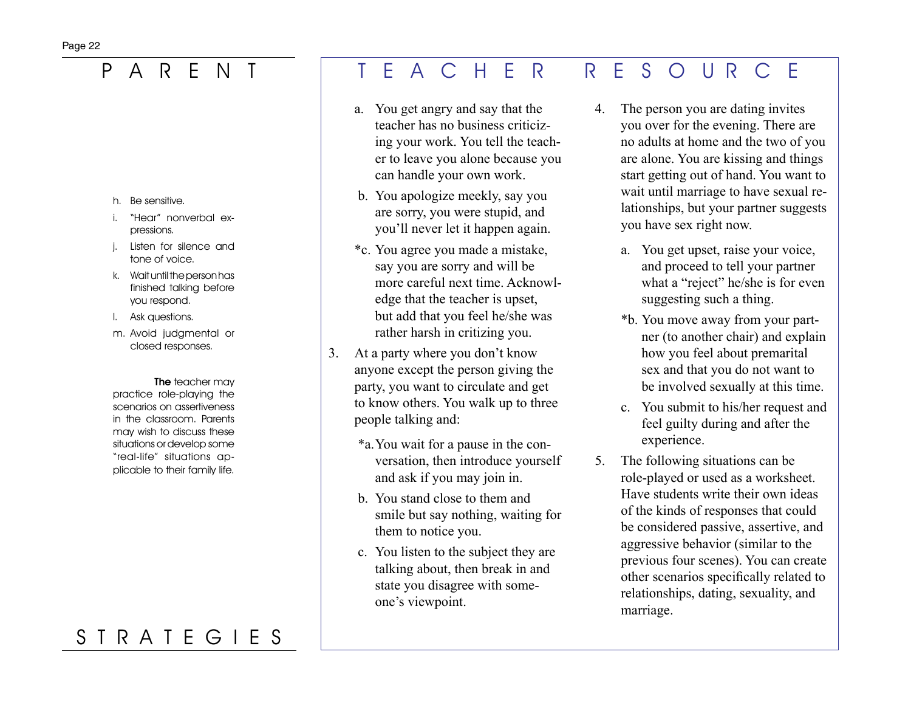# PARENT STRATEGIES

h. Be sensitive.

i. "Hear" nonverbal expressions.

j. Listen for silence and tone of voice.

k. Wait until the person has finished talking before you respond.

l. Ask questions.

m. Avoid judgmental or closed responses.

**The** teacher may practice role-playing the scenarios on assertiveness in the classroom. Parents may wish to discuss these situations or develop some "real-life" situations applicable to their family life.

# TEACHER RESOURCE

a. You get angry and say that the teacher has no business criticizing your work. You tell the teacher to leave you alone because you can handle your own work.

b. You apologize meekly, say you are sorry, you were stupid, and you'll never let it happen again.

*c. You agree you made a mistake, say you are sorry and will be more careful next time. Acknowledge that the teacher is upset, but add that you feel he/she was rather harsh in critizing you.

3. At a party where you don't know anyone except the person giving the party, you want to circulate and get to know others. You walk up to three people talking and:

   *a. You wait for a pause in the conversation, then introduce yourself and ask if you may join in.

   b. You stand close to them and smile but say nothing, waiting for them to notice you.

   c. You listen to the subject they are talking about, then break in and state you disagree with someone's viewpoint.

4. The person you are dating invites you over for the evening. There are no adults at home and the two of you are alone. You are kissing and things start getting out of hand. You want to wait until marriage to have sexual relationships, but your partner suggests you have sex right now.

   a. You get upset, raise your voice, and proceed to tell your partner what a "reject" he/she is for even suggesting such a thing.

   *b. You move away from your partner (to another chair) and explain how you feel about premarital sex and that you do not want to be involved sexually at this time.

   c. You submit to his/her request and feel guilty during and after the experience.

5. The following situations can be role-played or used as a worksheet. Have students write their own ideas of the kinds of responses that could be considered passive, assertive, and aggressive behavior (similar to the previous four scenes). You can create other scenarios specifically related to relationships, dating, sexuality, and marriage.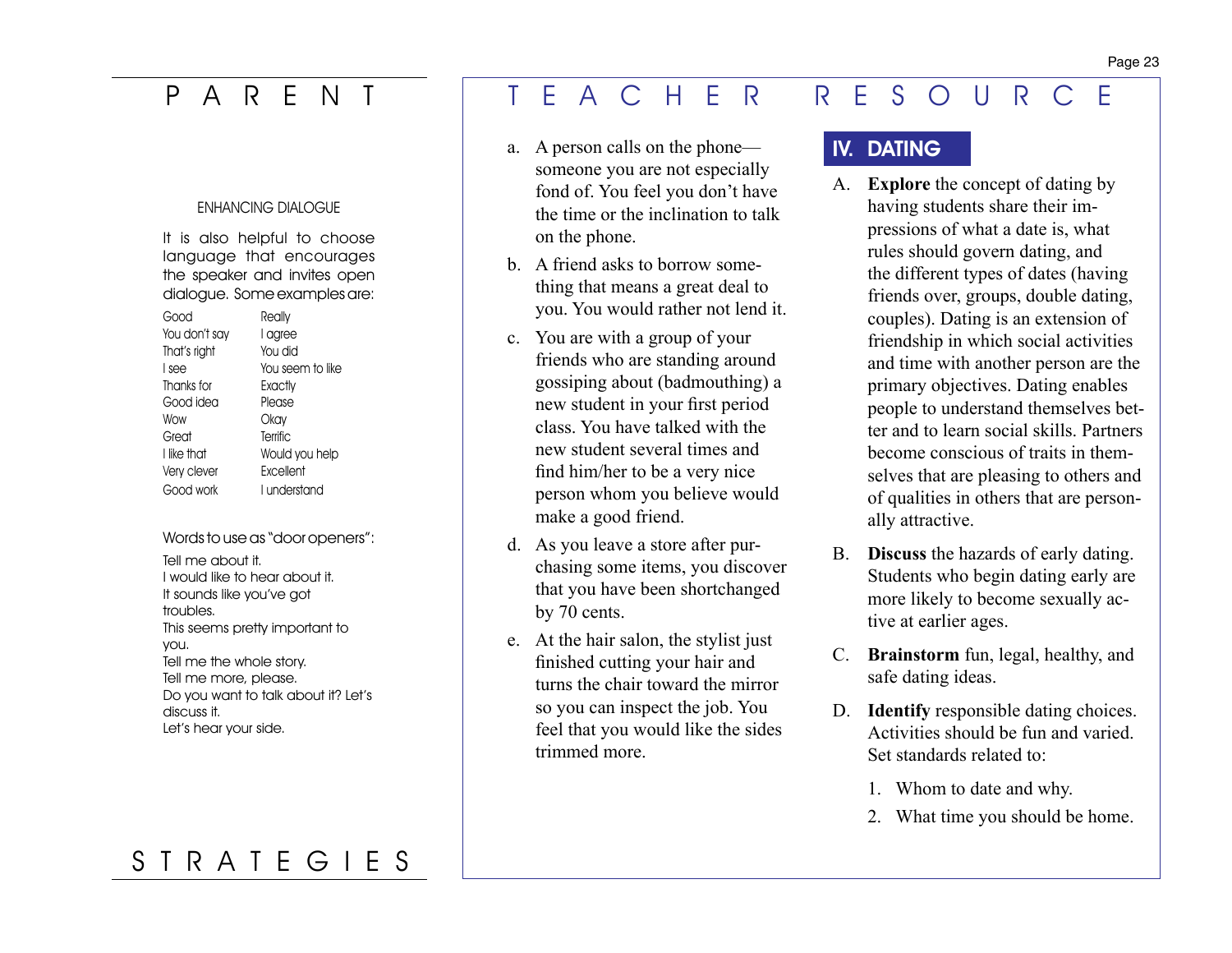# PARENT STRATEGIES

ENHANCING DIALOGUE

It is also helpful to choose language that encourages the speaker and invites open dialogue. Some examples are:

| | |
|---|---|
| Good | Really |
| You don't say | I agree |
| That's right | You did |
| I see | You seem to like |
| Thanks for | Exactly |
| Good idea | Please |
| Wow | Okay |
| Great | Terrific |
| I like that | Would you help |
| Very clever | Excellent |
| Good work | I understand |

Words to use as "door openers":

Tell me about it.
I would like to hear about it.
It sounds like you've got troubles.
This seems pretty important to you.
Tell me the whole story.
Tell me more, please.
Do you want to talk about it? Let's discuss it.
Let's hear your side.

# TEACHER RESOURCE

a. A person calls on the phone—someone you are not especially fond of. You feel you don't have the time or the inclination to talk on the phone.

b. A friend asks to borrow something that means a great deal to you. You would rather not lend it.

c. You are with a group of your friends who are standing around gossiping about (badmouthing) a new student in your first period class. You have talked with the new student several times and find him/her to be a very nice person whom you believe would make a good friend.

d. As you leave a store after purchasing some items, you discover that you have been shortchanged by 70 cents.

e. At the hair salon, the stylist just finished cutting your hair and turns the chair toward the mirror so you can inspect the job. You feel that you would like the sides trimmed more.

## IV. DATING

A. **Explore** the concept of dating by having students share their impressions of what a date is, what rules should govern dating, and the different types of dates (having friends over, groups, double dating, couples). Dating is an extension of friendship in which social activities and time with another person are the primary objectives. Dating enables people to understand themselves better and to learn social skills. Partners become conscious of traits in themselves that are pleasing to others and of qualities in others that are personally attractive.

B. **Discuss** the hazards of early dating. Students who begin dating early are more likely to become sexually active at earlier ages.

C. **Brainstorm** fun, legal, healthy, and safe dating ideas.

D. **Identify** responsible dating choices. Activities should be fun and varied. Set standards related to:

1. Whom to date and why.
2. What time you should be home.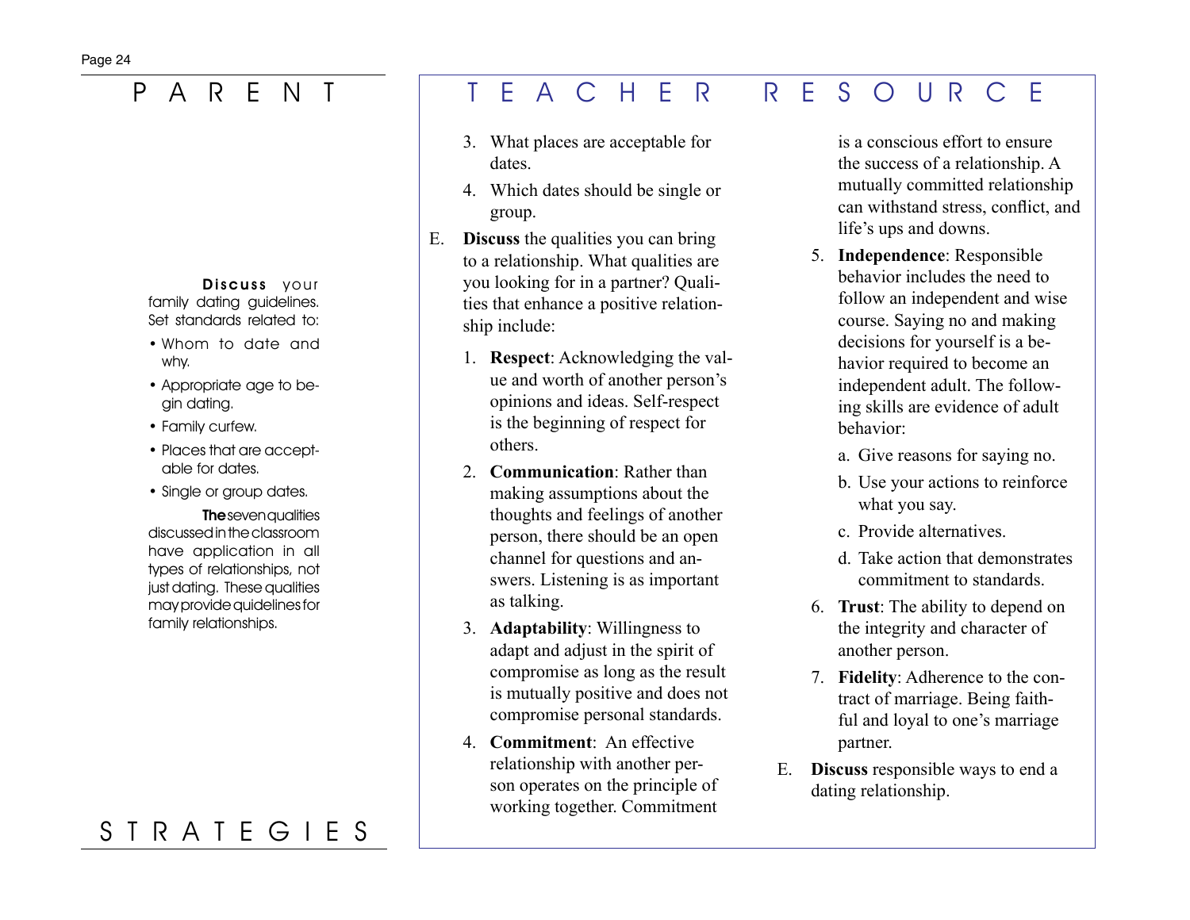# PARENT STRATEGIES

**Discuss** your family dating guidelines. Set standards related to:

- Whom to date and why.
- Appropriate age to begin dating.
- Family curfew.
- Places that are acceptable for dates.
- Single or group dates.

**The** seven qualities discussed in the classroom have application in all types of relationships, not just dating. These qualities may provide guidelines for family relationships.

# TEACHER RESOURCE

3. What places are acceptable for dates.
4. Which dates should be single or group.

E. **Discuss** the qualities you can bring to a relationship. What qualities are you looking for in a partner? Qualities that enhance a positive relationship include:

1. **Respect**: Acknowledging the value and worth of another person's opinions and ideas. Self-respect is the beginning of respect for others.
2. **Communication**: Rather than making assumptions about the thoughts and feelings of another person, there should be an open channel for questions and answers. Listening is as important as talking.
3. **Adaptability**: Willingness to adapt and adjust in the spirit of compromise as long as the result is mutually positive and does not compromise personal standards.
4. **Commitment**: An effective relationship with another person operates on the principle of working together. Commitment is a conscious effort to ensure the success of a relationship. A mutually committed relationship can withstand stress, conflict, and life's ups and downs.
5. **Independence**: Responsible behavior includes the need to follow an independent and wise course. Saying no and making decisions for yourself is a behavior required to become an independent adult. The following skills are evidence of adult behavior:
   a. Give reasons for saying no.
   b. Use your actions to reinforce what you say.
   c. Provide alternatives.
   d. Take action that demonstrates commitment to standards.
6. **Trust**: The ability to depend on the integrity and character of another person.
7. **Fidelity**: Adherence to the contract of marriage. Being faithful and loyal to one's marriage partner.

E. **Discuss** responsible ways to end a dating relationship.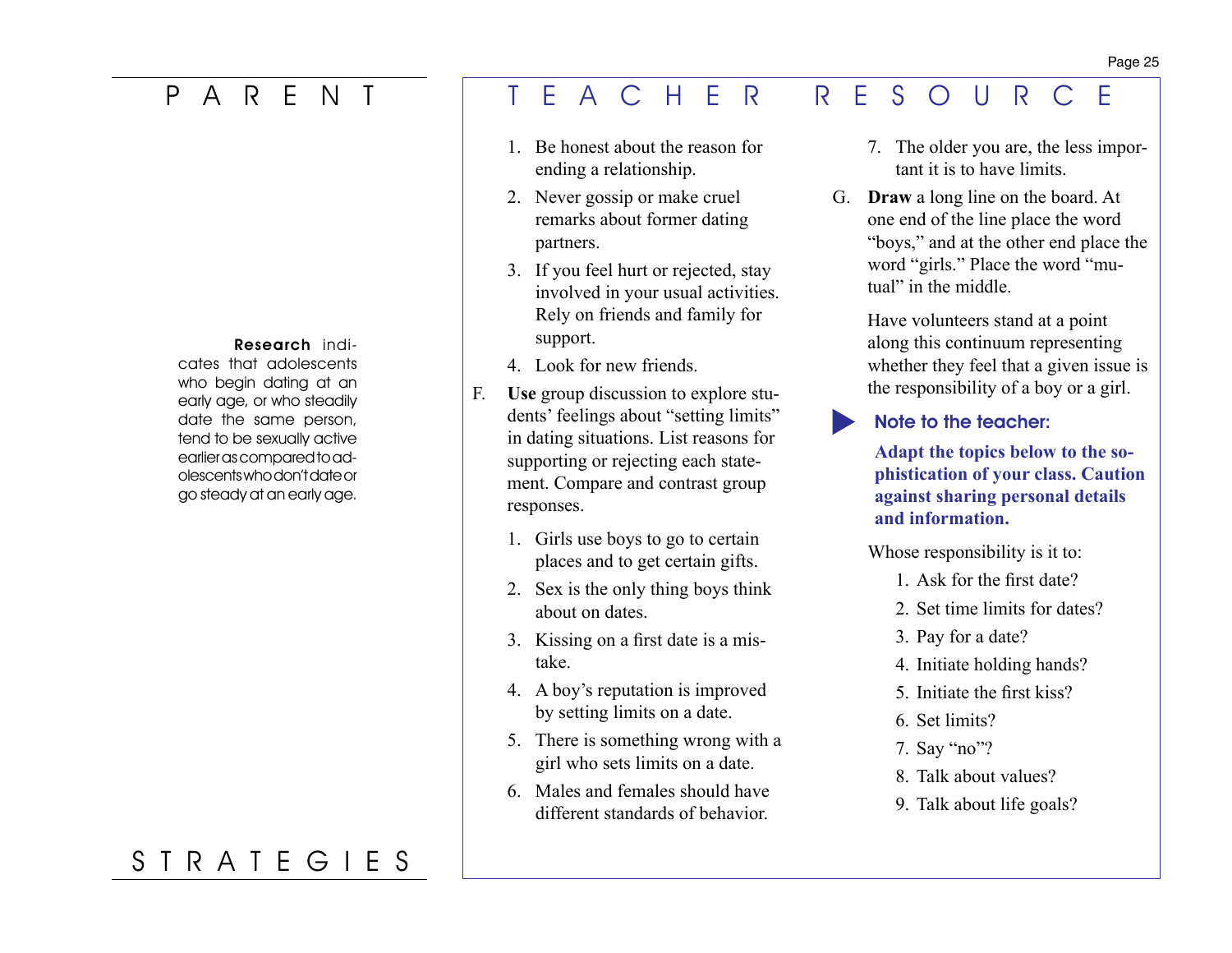# PARENT STRATEGIES

**Research** indicates that adolescents who begin dating at an early age, or who steadily date the same person, tend to be sexually active earlier as compared to adolescents who don't date or go steady at an early age.

# TEACHER RESOURCE

1. Be honest about the reason for ending a relationship.
2. Never gossip or make cruel remarks about former dating partners.
3. If you feel hurt or rejected, stay involved in your usual activities. Rely on friends and family for support.
4. Look for new friends.

F. **Use** group discussion to explore students' feelings about "setting limits" in dating situations. List reasons for supporting or rejecting each statement. Compare and contrast group responses.

1. Girls use boys to go to certain places and to get certain gifts.
2. Sex is the only thing boys think about on dates.
3. Kissing on a first date is a mistake.
4. A boy's reputation is improved by setting limits on a date.
5. There is something wrong with a girl who sets limits on a date.
6. Males and females should have different standards of behavior.
7. The older you are, the less important it is to have limits.

G. **Draw** a long line on the board. At one end of the line place the word "boys," and at the other end place the word "girls." Place the word "mutual" in the middle.

Have volunteers stand at a point along this continuum representing whether they feel that a given issue is the responsibility of a boy or a girl.

**Note to the teacher:**

**Adapt the topics below to the sophistication of your class. Caution against sharing personal details and information.**

Whose responsibility is it to:

1. Ask for the first date?
2. Set time limits for dates?
3. Pay for a date?
4. Initiate holding hands?
5. Initiate the first kiss?
6. Set limits?
7. Say "no"?
8. Talk about values?
9. Talk about life goals?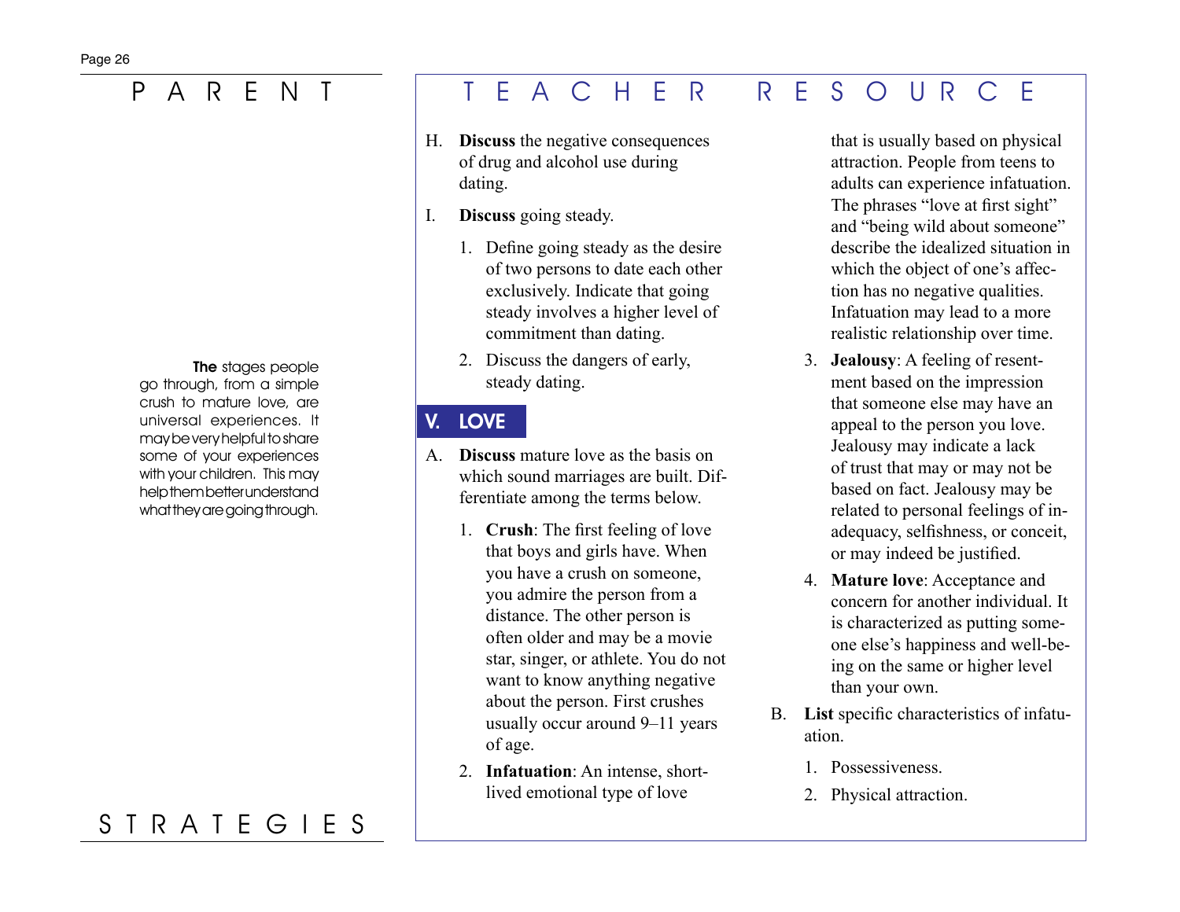The stages people go through, from a simple crush to mature love, are universal experiences. It may be very helpful to share some of your experiences with your children. This may help them better understand what they are going through.

H. **Discuss** the negative consequences of drug and alcohol use during dating.

I. **Discuss** going steady.

1. Define going steady as the desire of two persons to date each other exclusively. Indicate that going steady involves a higher level of commitment than dating.
2. Discuss the dangers of early, steady dating.

## V. LOVE

A. **Discuss** mature love as the basis on which sound marriages are built. Differentiate among the terms below.

1. **Crush**: The first feeling of love that boys and girls have. When you have a crush on someone, you admire the person from a distance. The other person is often older and may be a movie star, singer, or athlete. You do not want to know anything negative about the person. First crushes usually occur around 9–11 years of age.
2. **Infatuation**: An intense, short-lived emotional type of love that is usually based on physical attraction. People from teens to adults can experience infatuation. The phrases "love at first sight" and "being wild about someone" describe the idealized situation in which the object of one's affection has no negative qualities. Infatuation may lead to a more realistic relationship over time.
3. **Jealousy**: A feeling of resentment based on the impression that someone else may have an appeal to the person you love. Jealousy may indicate a lack of trust that may or may not be based on fact. Jealousy may be related to personal feelings of inadequacy, selfishness, or conceit, or may indeed be justified.
4. **Mature love**: Acceptance and concern for another individual. It is characterized as putting someone else's happiness and well-being on the same or higher level than your own.

B. **List** specific characteristics of infatuation.

1. Possessiveness.
2. Physical attraction.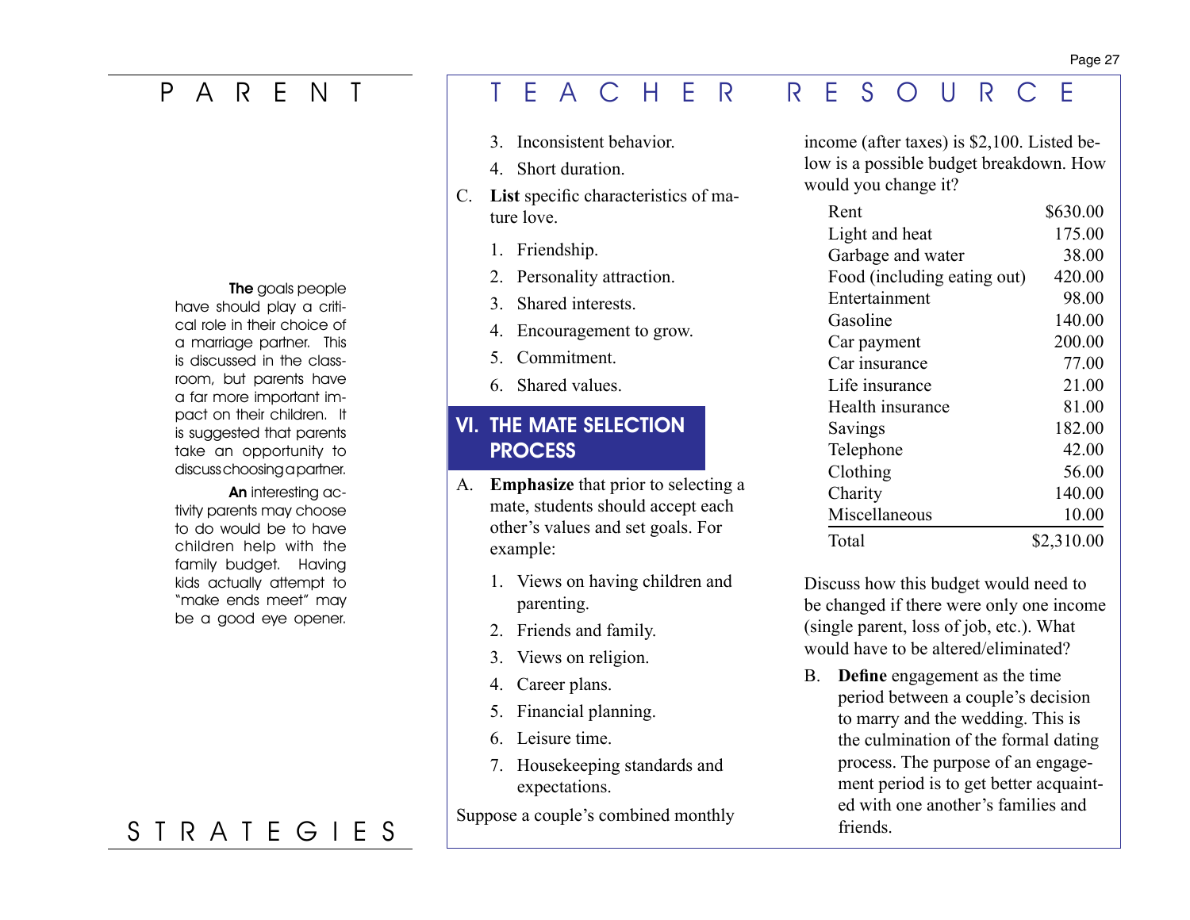## PARENT STRATEGIES

**The** goals people have should play a critical role in their choice of a marriage partner. This is discussed in the classroom, but parents have a far more important impact on their children. It is suggested that parents take an opportunity to discuss choosing a partner.

**An** interesting activity parents may choose to do would be to have children help with the family budget. Having kids actually attempt to "make ends meet" may be a good eye opener.

## TEACHER RESOURCE

3. Inconsistent behavior.
4. Short duration.

C. **List** specific characteristics of mature love.

1. Friendship.
2. Personality attraction.
3. Shared interests.
4. Encouragement to grow.
5. Commitment.
6. Shared values.

## VI. THE MATE SELECTION PROCESS

A. **Emphasize** that prior to selecting a mate, students should accept each other's values and set goals. For example:

1. Views on having children and parenting.
2. Friends and family.
3. Views on religion.
4. Career plans.
5. Financial planning.
6. Leisure time.
7. Housekeeping standards and expectations.

Suppose a couple's combined monthly income (after taxes) is $2,100. Listed below is a possible budget breakdown. How would you change it?

| | |
|---|---:|
| Rent | $630.00 |
| Light and heat | 175.00 |
| Garbage and water | 38.00 |
| Food (including eating out) | 420.00 |
| Entertainment | 98.00 |
| Gasoline | 140.00 |
| Car payment | 200.00 |
| Car insurance | 77.00 |
| Life insurance | 21.00 |
| Health insurance | 81.00 |
| Savings | 182.00 |
| Telephone | 42.00 |
| Clothing | 56.00 |
| Charity | 140.00 |
| Miscellaneous | 10.00 |
| Total | $2,310.00 |

Discuss how this budget would need to be changed if there were only one income (single parent, loss of job, etc.). What would have to be altered/eliminated?

B. **Define** engagement as the time period between a couple's decision to marry and the wedding. This is the culmination of the formal dating process. The purpose of an engagement period is to get better acquainted with one another's families and friends.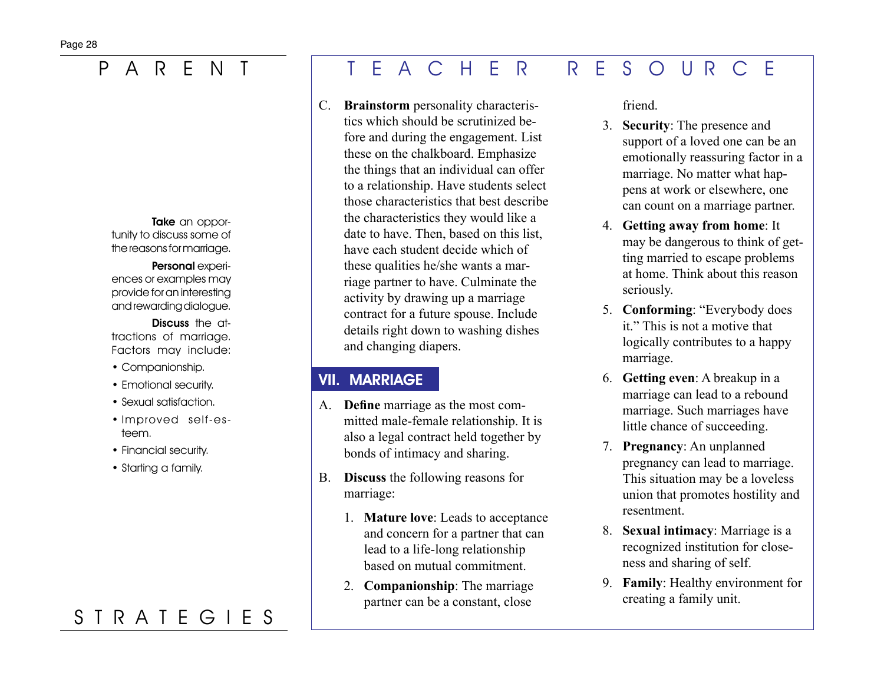# PARENT STRATEGIES

**Take** an opportunity to discuss some of the reasons for marriage.

**Personal** experiences or examples may provide for an interesting and rewarding dialogue.

**Discuss** the attractions of marriage. Factors may include:

- Companionship.
- Emotional security.
- Sexual satisfaction.
- Improved self-esteem.
- Financial security.
- Starting a family.

# TEACHER RESOURCE

C. **Brainstorm** personality characteristics which should be scrutinized before and during the engagement. List these on the chalkboard. Emphasize the things that an individual can offer to a relationship. Have students select those characteristics that best describe the characteristics they would like a date to have. Then, based on this list, have each student decide which of these qualities he/she wants a marriage partner to have. Culminate the activity by drawing up a marriage contract for a future spouse. Include details right down to washing dishes and changing diapers.

## VII. MARRIAGE

A. **Define** marriage as the most committed male-female relationship. It is also a legal contract held together by bonds of intimacy and sharing.

B. **Discuss** the following reasons for marriage:

1. **Mature love**: Leads to acceptance and concern for a partner that can lead to a life-long relationship based on mutual commitment.
2. **Companionship**: The marriage partner can be a constant, close friend.
3. **Security**: The presence and support of a loved one can be an emotionally reassuring factor in a marriage. No matter what happens at work or elsewhere, one can count on a marriage partner.
4. **Getting away from home**: It may be dangerous to think of getting married to escape problems at home. Think about this reason seriously.
5. **Conforming**: "Everybody does it." This is not a motive that logically contributes to a happy marriage.
6. **Getting even**: A breakup in a marriage can lead to a rebound marriage. Such marriages have little chance of succeeding.
7. **Pregnancy**: An unplanned pregnancy can lead to marriage. This situation may be a loveless union that promotes hostility and resentment.
8. **Sexual intimacy**: Marriage is a recognized institution for closeness and sharing of self.
9. **Family**: Healthy environment for creating a family unit.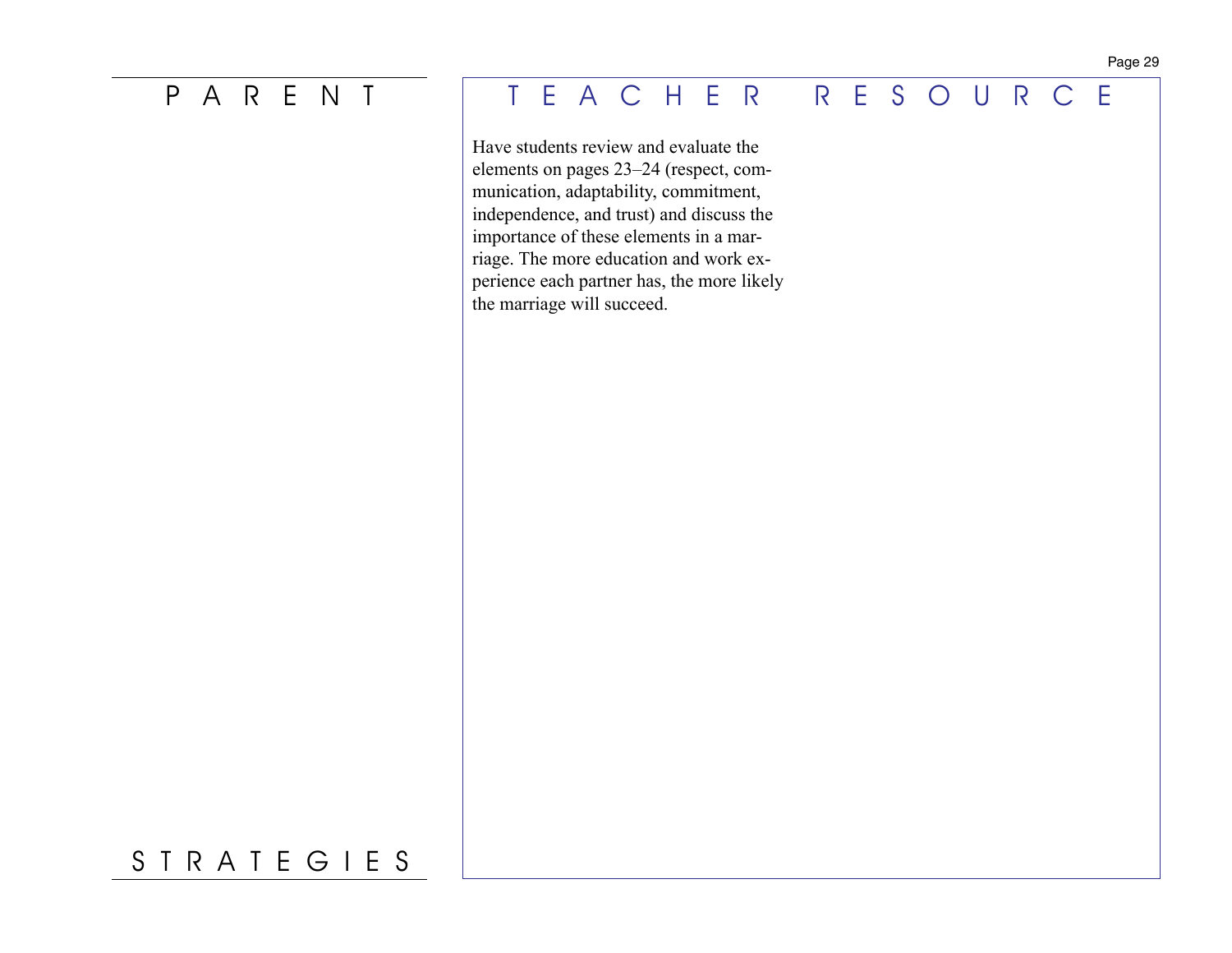# PARENT STRATEGIES

## TEACHER RESOURCE

Have students review and evaluate the elements on pages 23–24 (respect, communication, adaptability, commitment, independence, and trust) and discuss the importance of these elements in a marriage. The more education and work experience each partner has, the more likely the marriage will succeed.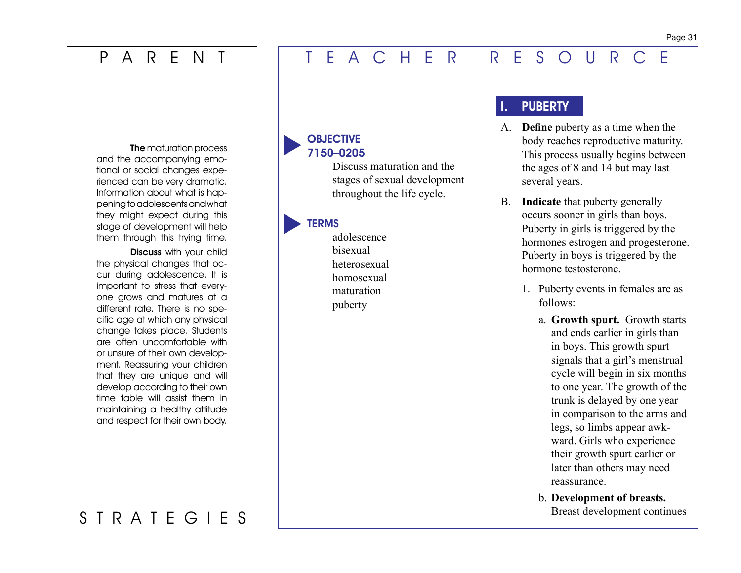# PARENT STRATEGIES

**The** maturation process and the accompanying emotional or social changes experienced can be very dramatic. Information about what is happening to adolescents and what they might expect during this stage of development will help them through this trying time.

**Discuss** with your child the physical changes that occur during adolescence. It is important to stress that everyone grows and matures at a different rate. There is no specific age at which any physical change takes place. Students are often uncomfortable with or unsure of their own development. Reassuring your children that they are unique and will develop according to their own time table will assist them in maintaining a healthy attitude and respect for their own body.

# TEACHER RESOURCE

## OBJECTIVE 7150–0205

Discuss maturation and the stages of sexual development throughout the life cycle.

## TERMS

adolescence
bisexual
heterosexual
homosexual
maturation
puberty

## I. PUBERTY

A. **Define** puberty as a time when the body reaches reproductive maturity. This process usually begins between the ages of 8 and 14 but may last several years.

B. **Indicate** that puberty generally occurs sooner in girls than boys. Puberty in girls is triggered by the hormones estrogen and progesterone. Puberty in boys is triggered by the hormone testosterone.

1. Puberty events in females are as follows:

   a. **Growth spurt.** Growth starts and ends earlier in girls than in boys. This growth spurt signals that a girl's menstrual cycle will begin in six months to one year. The growth of the trunk is delayed by one year in comparison to the arms and legs, so limbs appear awkward. Girls who experience their growth spurt earlier or later than others may need reassurance.

   b. **Development of breasts.** Breast development continues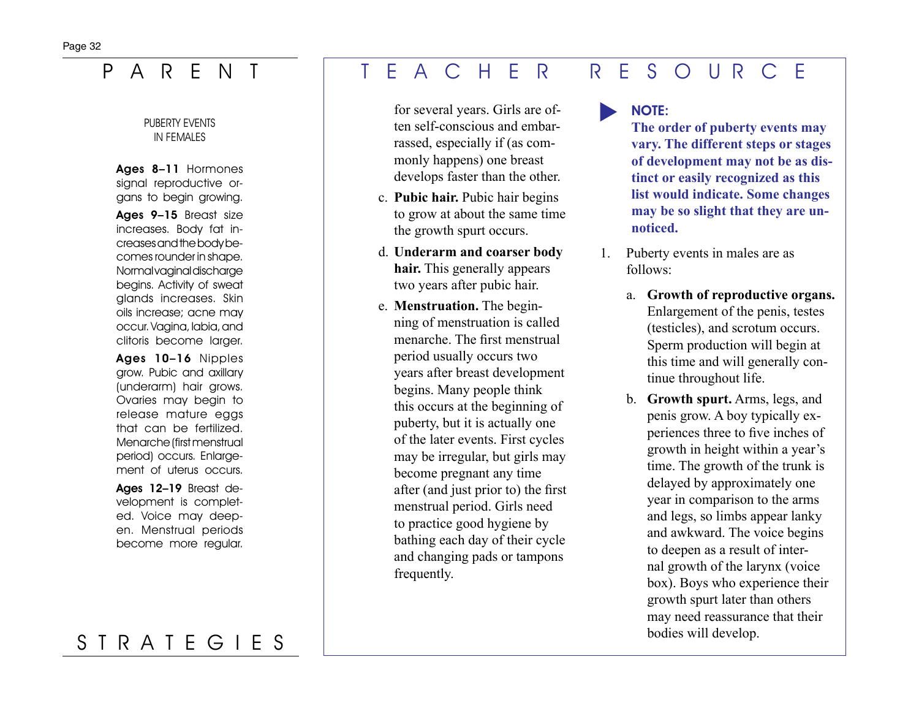# PARENT STRATEGIES

PUBERTY EVENTS IN FEMALES

**Ages 8–11** Hormones signal reproductive organs to begin growing.

**Ages 9–15** Breast size increases. Body fat increases and the body becomes rounder in shape. Normal vaginal discharge begins. Activity of sweat glands increases. Skin oils increase; acne may occur. Vagina, labia, and clitoris become larger.

**Ages 10–16** Nipples grow. Pubic and axillary (underarm) hair grows. Ovaries may begin to release mature eggs that can be fertilized. Menarche (first menstrual period) occurs. Enlargement of uterus occurs.

**Ages 12–19** Breast development is completed. Voice may deepen. Menstrual periods become more regular.

# TEACHER RESOURCE

for several years. Girls are often self-conscious and embarrassed, especially if (as commonly happens) one breast develops faster than the other.

c. **Pubic hair.** Pubic hair begins to grow at about the same time the growth spurt occurs.

d. **Underarm and coarser body hair.** This generally appears two years after pubic hair.

e. **Menstruation.** The beginning of menstruation is called menarche. The first menstrual period usually occurs two years after breast development begins. Many people think this occurs at the beginning of puberty, but it is actually one of the later events. First cycles may be irregular, but girls may become pregnant any time after (and just prior to) the first menstrual period. Girls need to practice good hygiene by bathing each day of their cycle and changing pads or tampons frequently.

**NOTE:**
**The order of puberty events may vary. The different steps or stages of development may not be as distinct or easily recognized as this list would indicate. Some changes may be so slight that they are unnoticed.**

1. Puberty events in males are as follows:

   a. **Growth of reproductive organs.** Enlargement of the penis, testes (testicles), and scrotum occurs. Sperm production will begin at this time and will generally continue throughout life.

   b. **Growth spurt.** Arms, legs, and penis grow. A boy typically experiences three to five inches of growth in height within a year's time. The growth of the trunk is delayed by approximately one year in comparison to the arms and legs, so limbs appear lanky and awkward. The voice begins to deepen as a result of internal growth of the larynx (voice box). Boys who experience their growth spurt later than others may need reassurance that their bodies will develop.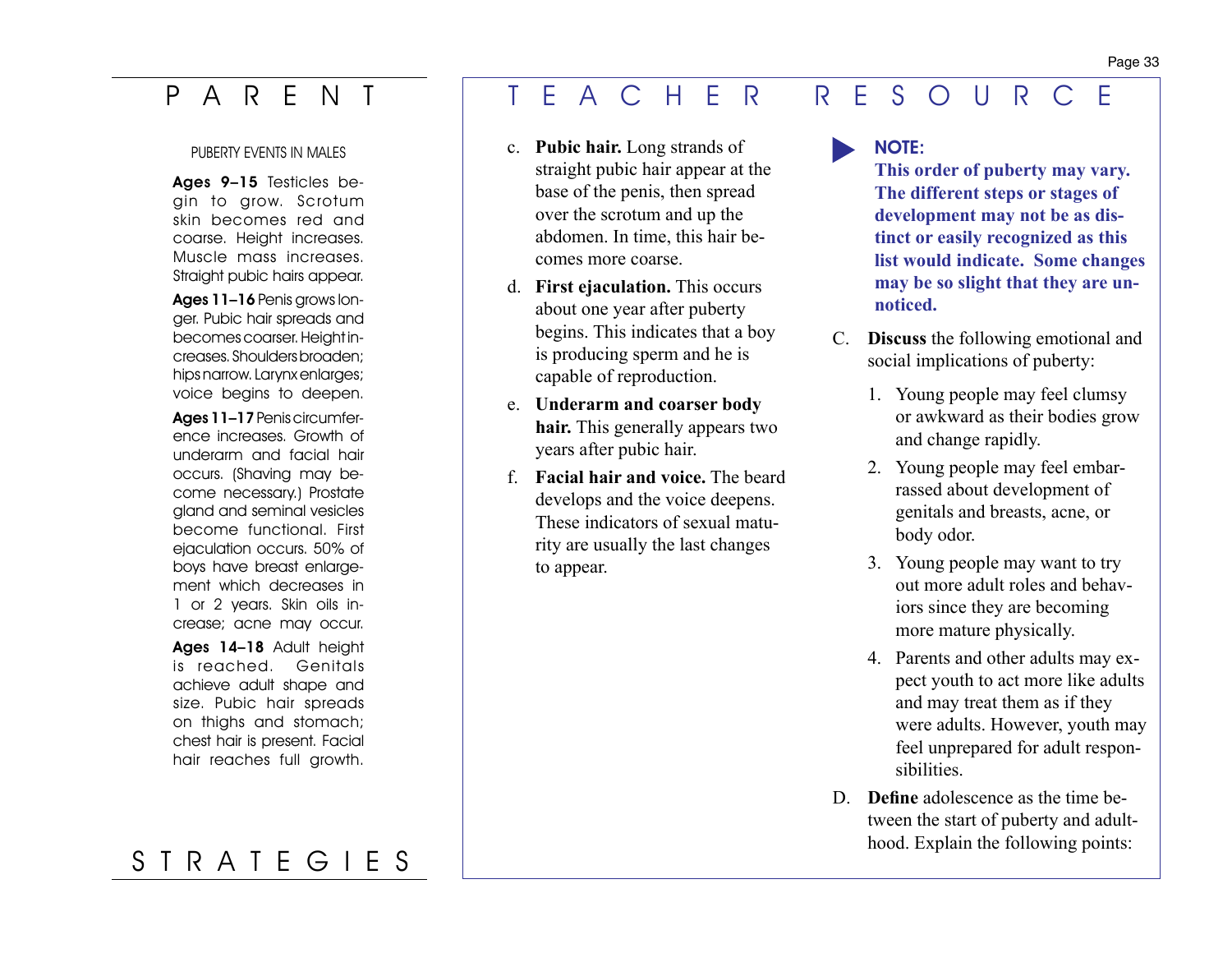# PARENT STRATEGIES

PUBERTY EVENTS IN MALES

**Ages 9–15** Testicles begin to grow. Scrotum skin becomes red and coarse. Height increases. Muscle mass increases. Straight pubic hairs appear.

**Ages 11–16** Penis grows longer. Pubic hair spreads and becomes coarser. Height increases. Shoulders broaden; hips narrow. Larynx enlarges; voice begins to deepen.

**Ages 11–17** Penis circumference increases. Growth of underarm and facial hair occurs. (Shaving may become necessary.) Prostate gland and seminal vesicles become functional. First ejaculation occurs. 50% of boys have breast enlargement which decreases in 1 or 2 years. Skin oils increase; acne may occur.

**Ages 14–18** Adult height is reached. Genitals achieve adult shape and size. Pubic hair spreads on thighs and stomach; chest hair is present. Facial hair reaches full growth.

# TEACHER RESOURCE

c. **Pubic hair.** Long strands of straight pubic hair appear at the base of the penis, then spread over the scrotum and up the abdomen. In time, this hair becomes more coarse.

d. **First ejaculation.** This occurs about one year after puberty begins. This indicates that a boy is producing sperm and he is capable of reproduction.

e. **Underarm and coarser body hair.** This generally appears two years after pubic hair.

f. **Facial hair and voice.** The beard develops and the voice deepens. These indicators of sexual maturity are usually the last changes to appear.

**NOTE:**
**This order of puberty may vary. The different steps or stages of development may not be as distinct or easily recognized as this list would indicate. Some changes may be so slight that they are unnoticed.**

C. **Discuss** the following emotional and social implications of puberty:

1. Young people may feel clumsy or awkward as their bodies grow and change rapidly.
2. Young people may feel embarrassed about development of genitals and breasts, acne, or body odor.
3. Young people may want to try out more adult roles and behaviors since they are becoming more mature physically.
4. Parents and other adults may expect youth to act more like adults and may treat them as if they were adults. However, youth may feel unprepared for adult responsibilities.

D. **Define** adolescence as the time between the start of puberty and adulthood. Explain the following points: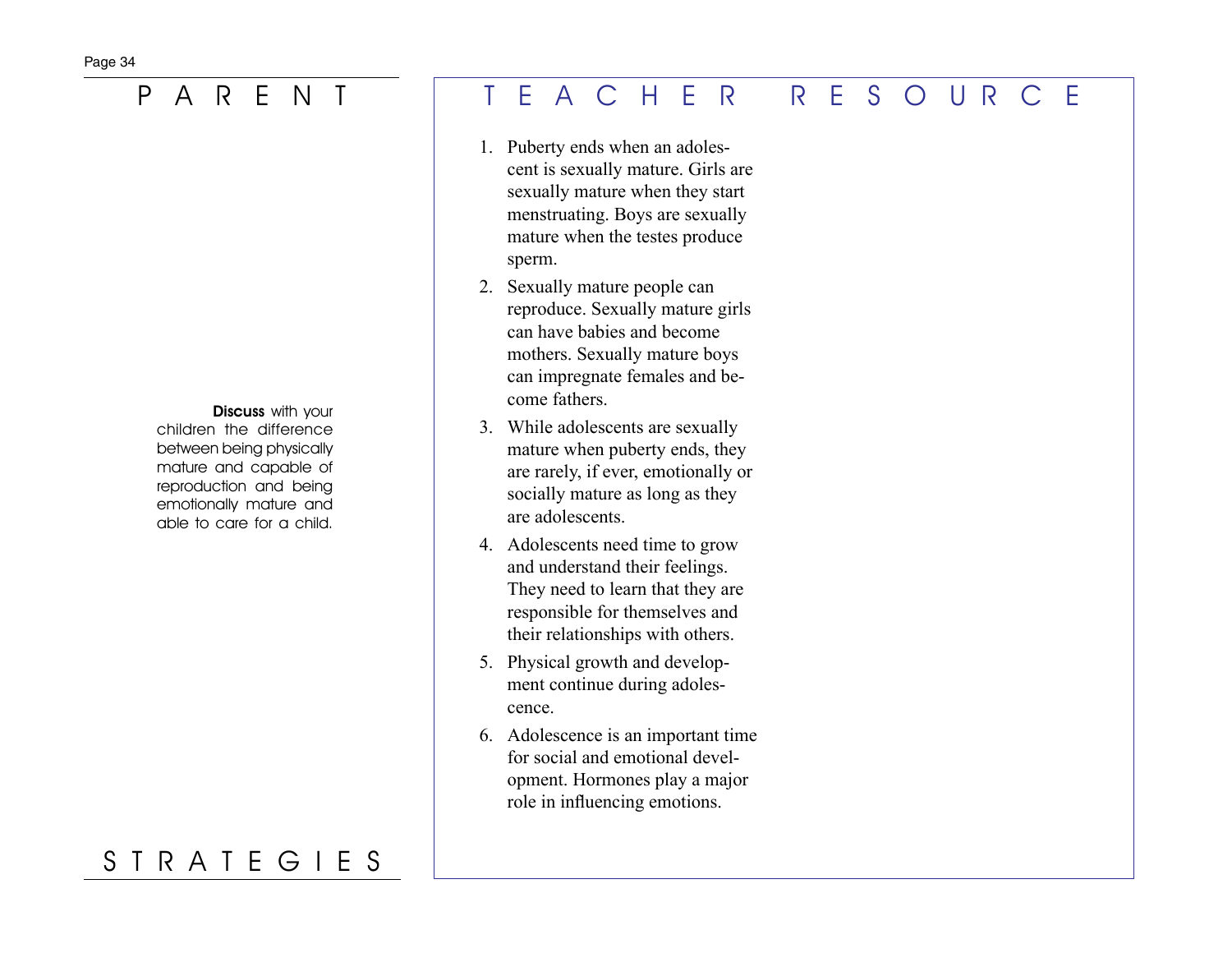# PARENT STRATEGIES

**Discuss** with your children the difference between being physically mature and capable of reproduction and being emotionally mature and able to care for a child.

# TEACHER RESOURCE

1. Puberty ends when an adolescent is sexually mature. Girls are sexually mature when they start menstruating. Boys are sexually mature when the testes produce sperm.
2. Sexually mature people can reproduce. Sexually mature girls can have babies and become mothers. Sexually mature boys can impregnate females and become fathers.
3. While adolescents are sexually mature when puberty ends, they are rarely, if ever, emotionally or socially mature as long as they are adolescents.
4. Adolescents need time to grow and understand their feelings. They need to learn that they are responsible for themselves and their relationships with others.
5. Physical growth and development continue during adolescence.
6. Adolescence is an important time for social and emotional development. Hormones play a major role in influencing emotions.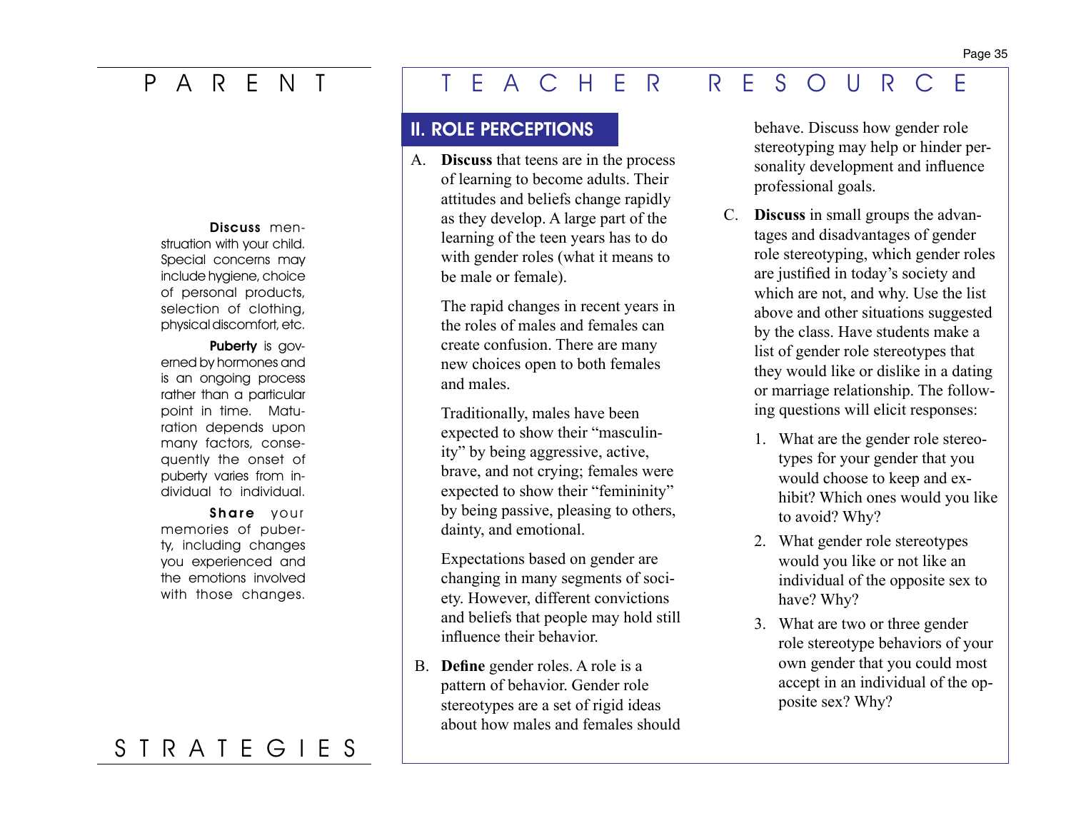# PARENT STRATEGIES

**Discuss** menstruation with your child. Special concerns may include hygiene, choice of personal products, selection of clothing, physical discomfort, etc.

**Puberty** is governed by hormones and is an ongoing process rather than a particular point in time. Maturation depends upon many factors, consequently the onset of puberty varies from individual to individual.

**Share** your memories of puberty, including changes you experienced and the emotions involved with those changes.

# TEACHER RESOURCE

## II. ROLE PERCEPTIONS

A. **Discuss** that teens are in the process of learning to become adults. Their attitudes and beliefs change rapidly as they develop. A large part of the learning of the teen years has to do with gender roles (what it means to be male or female).

   The rapid changes in recent years in the roles of males and females can create confusion. There are many new choices open to both females and males.

   Traditionally, males have been expected to show their "masculinity" by being aggressive, active, brave, and not crying; females were expected to show their "femininity" by being passive, pleasing to others, dainty, and emotional.

   Expectations based on gender are changing in many segments of society. However, different convictions and beliefs that people may hold still influence their behavior.

B. **Define** gender roles. A role is a pattern of behavior. Gender role stereotypes are a set of rigid ideas about how males and females should behave. Discuss how gender role stereotyping may help or hinder personality development and influence professional goals.

C. **Discuss** in small groups the advantages and disadvantages of gender role stereotyping, which gender roles are justified in today's society and which are not, and why. Use the list above and other situations suggested by the class. Have students make a list of gender role stereotypes that they would like or dislike in a dating or marriage relationship. The following questions will elicit responses:

   1. What are the gender role stereotypes for your gender that you would choose to keep and exhibit? Which ones would you like to avoid? Why?
   2. What gender role stereotypes would you like or not like an individual of the opposite sex to have? Why?
   3. What are two or three gender role stereotype behaviors of your own gender that you could most accept in an individual of the opposite sex? Why?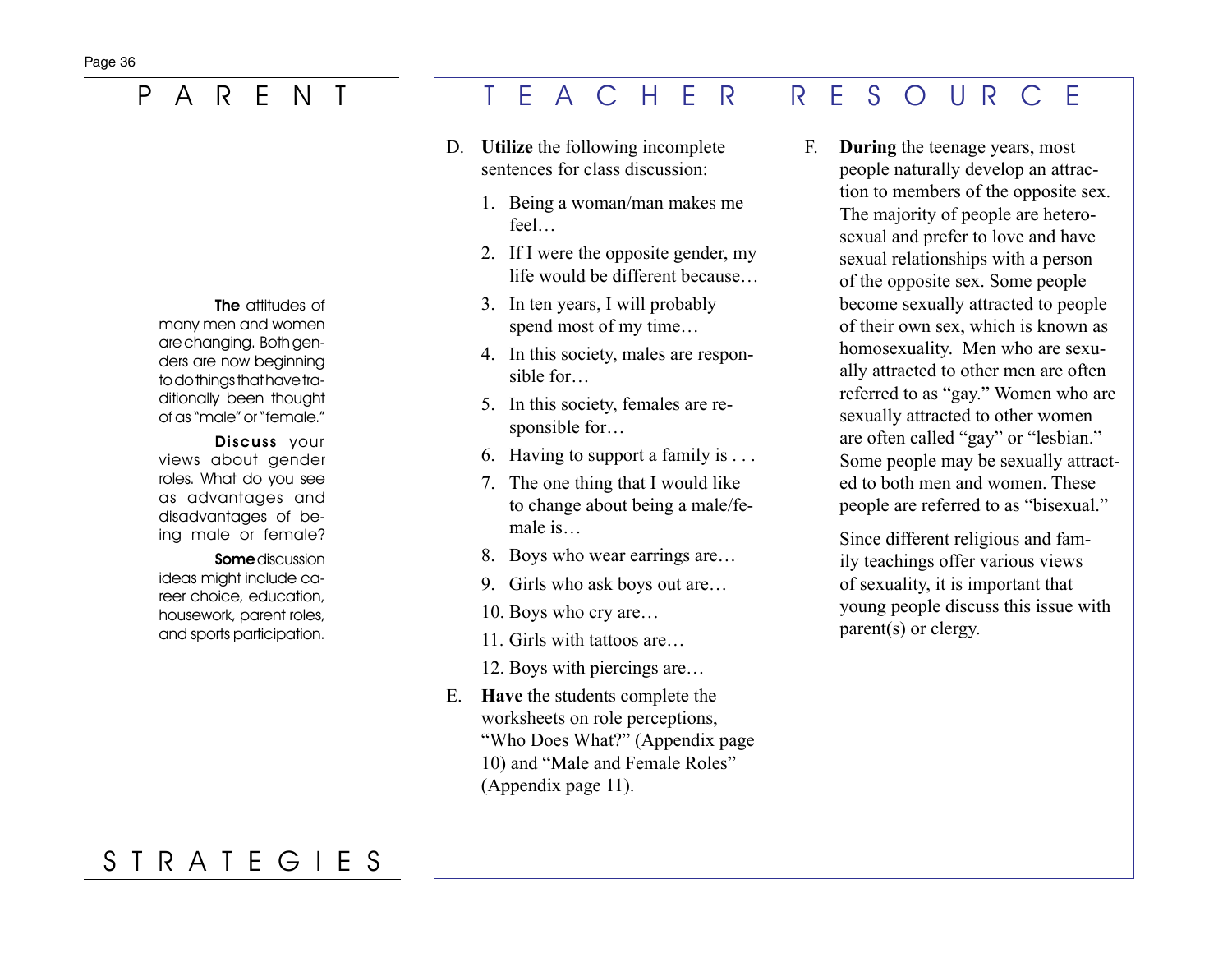# PARENT STRATEGIES

**The** attitudes of many men and women are changing. Both genders are now beginning to do things that have traditionally been thought of as "male" or "female."

**Discuss** your views about gender roles. What do you see as advantages and disadvantages of being male or female?

**Some** discussion ideas might include career choice, education, housework, parent roles, and sports participation.

# TEACHER RESOURCE

D. **Utilize** the following incomplete sentences for class discussion:

1. Being a woman/man makes me feel…
2. If I were the opposite gender, my life would be different because…
3. In ten years, I will probably spend most of my time…
4. In this society, males are responsible for…
5. In this society, females are responsible for…
6. Having to support a family is . . .
7. The one thing that I would like to change about being a male/female is…
8. Boys who wear earrings are…
9. Girls who ask boys out are…
10. Boys who cry are…
11. Girls with tattoos are…
12. Boys with piercings are…

E. **Have** the students complete the worksheets on role perceptions, "Who Does What?" (Appendix page 10) and "Male and Female Roles" (Appendix page 11).

F. **During** the teenage years, most people naturally develop an attraction to members of the opposite sex. The majority of people are heterosexual and prefer to love and have sexual relationships with a person of the opposite sex. Some people become sexually attracted to people of their own sex, which is known as homosexuality. Men who are sexually attracted to other men are often referred to as "gay." Women who are sexually attracted to other women are often called "gay" or "lesbian." Some people may be sexually attracted to both men and women. These people are referred to as "bisexual."

Since different religious and family teachings offer various views of sexuality, it is important that young people discuss this issue with parent(s) or clergy.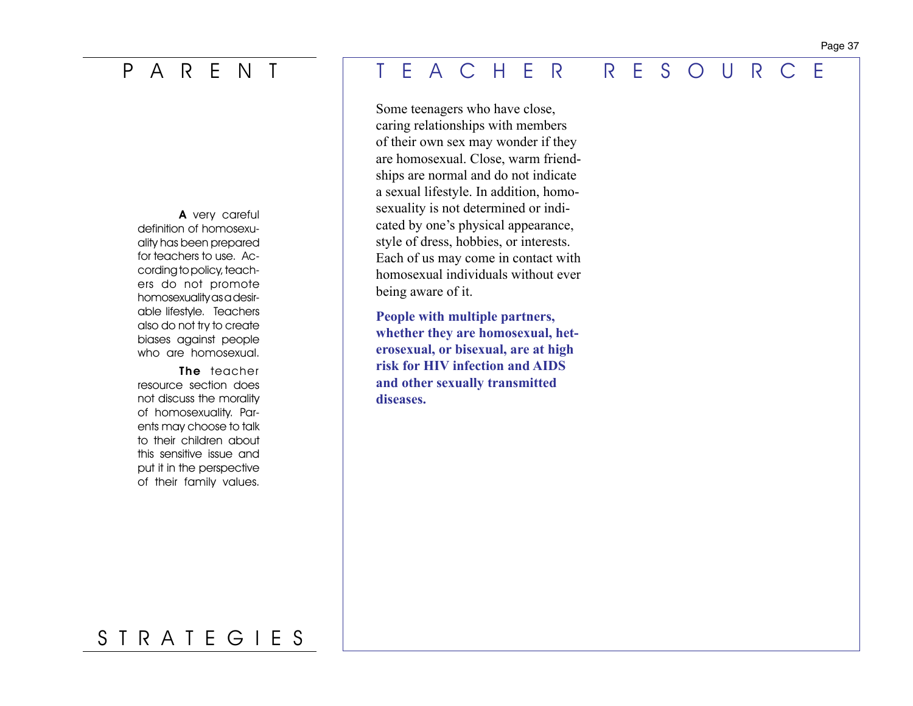# PARENT STRATEGIES

**A** very careful definition of homosexuality has been prepared for teachers to use. According to policy, teachers do not promote homosexuality as a desirable lifestyle. Teachers also do not try to create biases against people who are homosexual.

**The** teacher resource section does not discuss the morality of homosexuality. Parents may choose to talk to their children about this sensitive issue and put it in the perspective of their family values.

# TEACHER RESOURCE

Some teenagers who have close, caring relationships with members of their own sex may wonder if they are homosexual. Close, warm friendships are normal and do not indicate a sexual lifestyle. In addition, homosexuality is not determined or indicated by one's physical appearance, style of dress, hobbies, or interests. Each of us may come in contact with homosexual individuals without ever being aware of it.

**People with multiple partners, whether they are homosexual, heterosexual, or bisexual, are at high risk for HIV infection and AIDS and other sexually transmitted diseases.**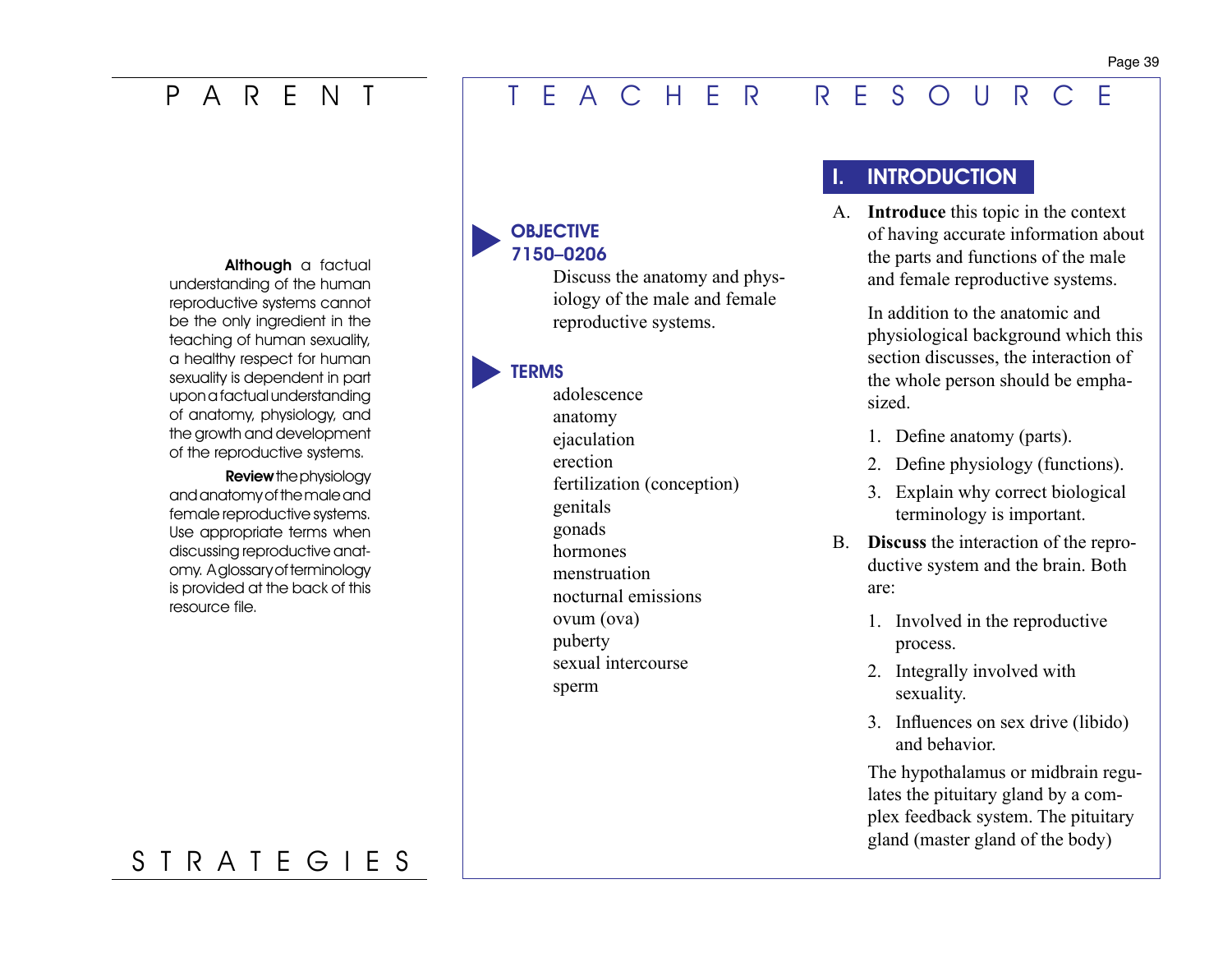# PARENT STRATEGIES

**Although** a factual understanding of the human reproductive systems cannot be the only ingredient in the teaching of human sexuality, a healthy respect for human sexuality is dependent in part upon a factual understanding of anatomy, physiology, and the growth and development of the reproductive systems.

**Review** the physiology and anatomy of the male and female reproductive systems. Use appropriate terms when discussing reproductive anatomy. A glossary of terminology is provided at the back of this resource file.

# TEACHER RESOURCE

## OBJECTIVE 7150–0206

Discuss the anatomy and physiology of the male and female reproductive systems.

## TERMS

adolescence
anatomy
ejaculation
erection
fertilization (conception)
genitals
gonads
hormones
menstruation
nocturnal emissions
ovum (ova)
puberty
sexual intercourse
sperm

## I. INTRODUCTION

A. **Introduce** this topic in the context of having accurate information about the parts and functions of the male and female reproductive systems.

In addition to the anatomic and physiological background which this section discusses, the interaction of the whole person should be emphasized.

1. Define anatomy (parts).
2. Define physiology (functions).
3. Explain why correct biological terminology is important.

B. **Discuss** the interaction of the reproductive system and the brain. Both are:

1. Involved in the reproductive process.
2. Integrally involved with sexuality.
3. Influences on sex drive (libido) and behavior.

The hypothalamus or midbrain regulates the pituitary gland by a complex feedback system. The pituitary gland (master gland of the body)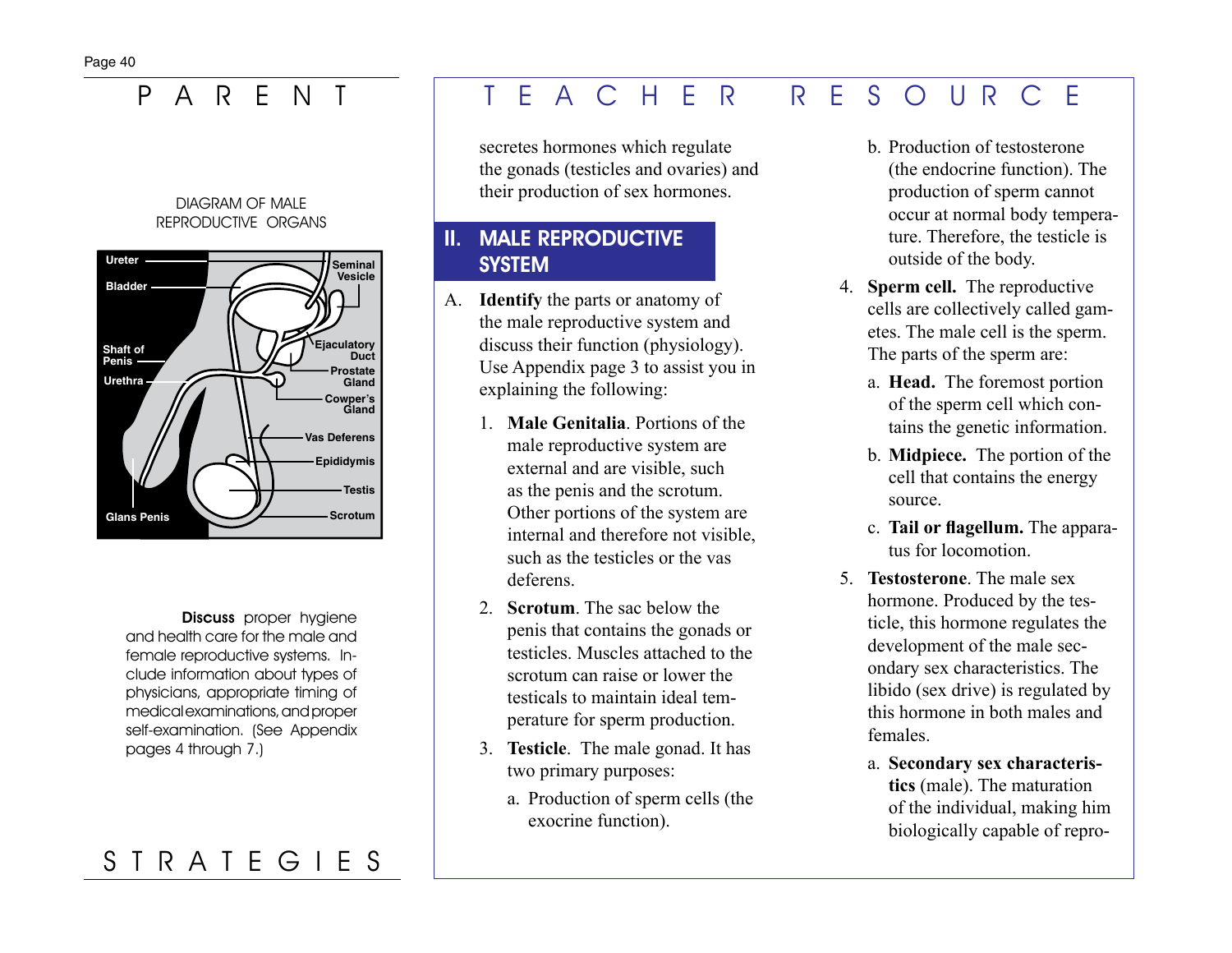PARENT

DIAGRAM OF MALE REPRODUCTIVE ORGANS

Ureter
Bladder
Shaft of Penis
Urethra
Glans Penis
Seminal Vesicle
Ejaculatory Duct
Prostate Gland
Cowper's Gland
Vas Deferens
Epididymis
Testis
Scrotum

**Discuss** proper hygiene and health care for the male and female reproductive systems. Include information about types of physicians, appropriate timing of medical examinations, and proper self-examination. (See Appendix pages 4 through 7.)

STRATEGIES

TEACHER RESOURCE

secretes hormones which regulate the gonads (testicles and ovaries) and their production of sex hormones.

## II. MALE REPRODUCTIVE SYSTEM

A. **Identify** the parts or anatomy of the male reproductive system and discuss their function (physiology). Use Appendix page 3 to assist you in explaining the following:

1. **Male Genitalia**. Portions of the male reproductive system are external and are visible, such as the penis and the scrotum. Other portions of the system are internal and therefore not visible, such as the testicles or the vas deferens.

2. **Scrotum**. The sac below the penis that contains the gonads or testicles. Muscles attached to the scrotum can raise or lower the testicals to maintain ideal temperature for sperm production.

3. **Testicle**. The male gonad. It has two primary purposes:

   a. Production of sperm cells (the exocrine function).

   b. Production of testosterone (the endocrine function). The production of sperm cannot occur at normal body temperature. Therefore, the testicle is outside of the body.

4. **Sperm cell.** The reproductive cells are collectively called gametes. The male cell is the sperm. The parts of the sperm are:

   a. **Head.** The foremost portion of the sperm cell which contains the genetic information.

   b. **Midpiece.** The portion of the cell that contains the energy source.

   c. **Tail or flagellum.** The apparatus for locomotion.

5. **Testosterone**. The male sex hormone. Produced by the testicle, this hormone regulates the development of the male secondary sex characteristics. The libido (sex drive) is regulated by this hormone in both males and females.

   a. **Secondary sex characteristics** (male). The maturation of the individual, making him biologically capable of repro-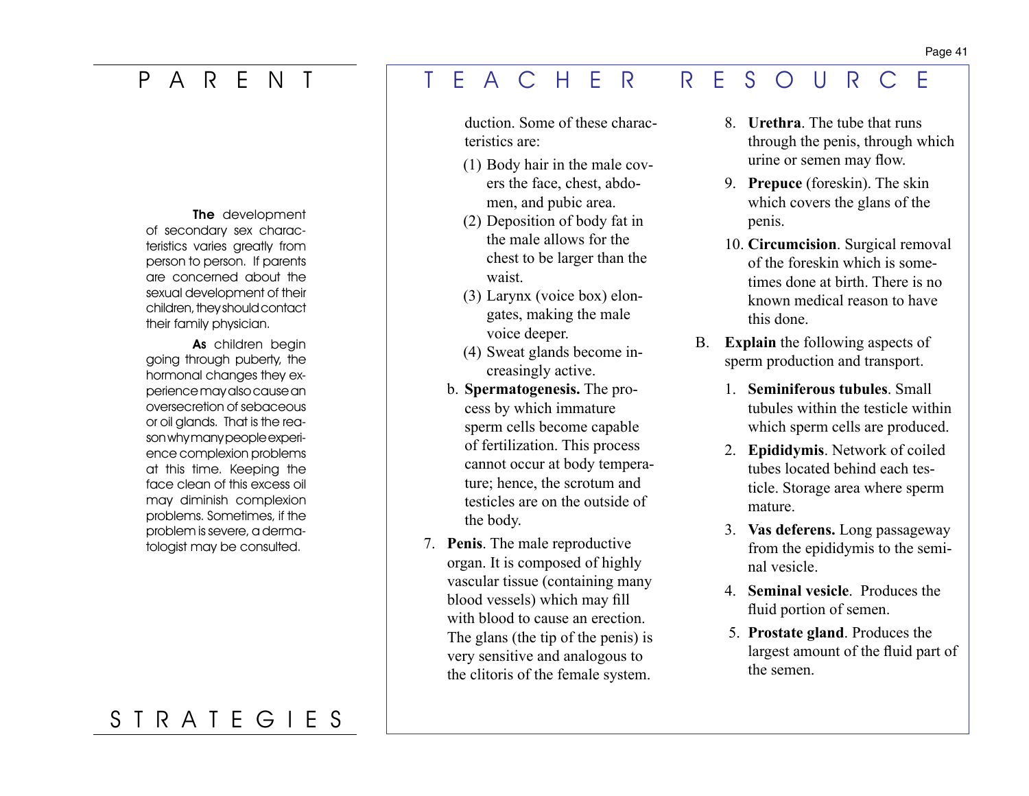# PARENT STRATEGIES

**The** development of secondary sex characteristics varies greatly from person to person. If parents are concerned about the sexual development of their children, they should contact their family physician.

**As** children begin going through puberty, the hormonal changes they experience may also cause an oversecretion of sebaceous or oil glands. That is the reason why many people experience complexion problems at this time. Keeping the face clean of this excess oil may diminish complexion problems. Sometimes, if the problem is severe, a dermatologist may be consulted.

# TEACHER RESOURCE

duction. Some of these characteristics are:

(1) Body hair in the male covers the face, chest, abdomen, and pubic area.

(2) Deposition of body fat in the male allows for the chest to be larger than the waist.

(3) Larynx (voice box) elongates, making the male voice deeper.

(4) Sweat glands become increasingly active.

b. **Spermatogenesis.** The process by which immature sperm cells become capable of fertilization. This process cannot occur at body temperature; hence, the scrotum and testicles are on the outside of the body.

7. **Penis**. The male reproductive organ. It is composed of highly vascular tissue (containing many blood vessels) which may fill with blood to cause an erection. The glans (the tip of the penis) is very sensitive and analogous to the clitoris of the female system.

8. **Urethra**. The tube that runs through the penis, through which urine or semen may flow.

9. **Prepuce** (foreskin). The skin which covers the glans of the penis.

10. **Circumcision**. Surgical removal of the foreskin which is sometimes done at birth. There is no known medical reason to have this done.

B. **Explain** the following aspects of sperm production and transport.

1. **Seminiferous tubules**. Small tubules within the testicle within which sperm cells are produced.

2. **Epididymis**. Network of coiled tubes located behind each testicle. Storage area where sperm mature.

3. **Vas deferens.** Long passageway from the epididymis to the seminal vesicle.

4. **Seminal vesicle**. Produces the fluid portion of semen.

5. **Prostate gland**. Produces the largest amount of the fluid part of the semen.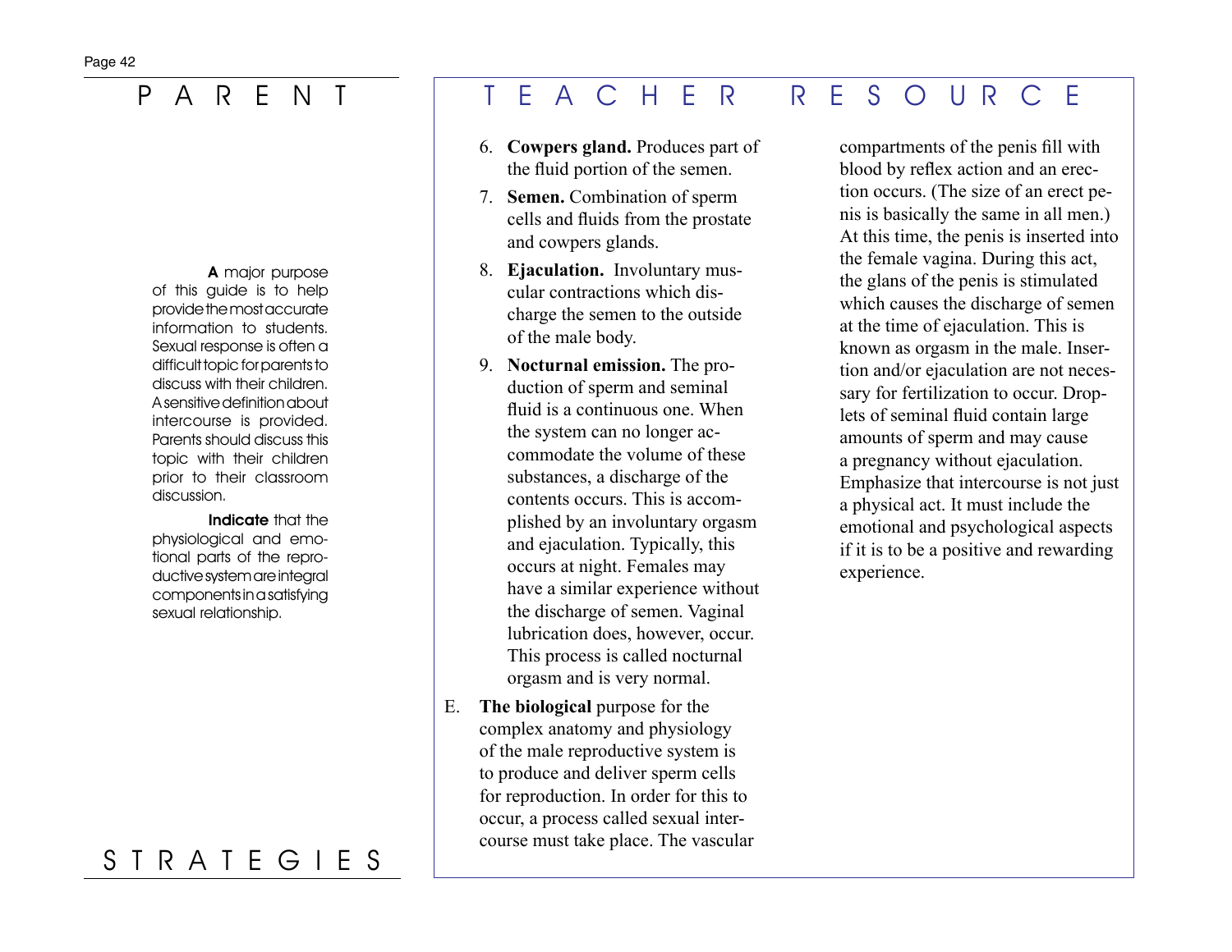# PARENT STRATEGIES

**A** major purpose of this guide is to help provide the most accurate information to students. Sexual response is often a difficult topic for parents to discuss with their children. A sensitive definition about intercourse is provided. Parents should discuss this topic with their children prior to their classroom discussion.

**Indicate** that the physiological and emotional parts of the reproductive system are integral components in a satisfying sexual relationship.

# TEACHER RESOURCE

6. **Cowpers gland.** Produces part of the fluid portion of the semen.
7. **Semen.** Combination of sperm cells and fluids from the prostate and cowpers glands.
8. **Ejaculation.** Involuntary muscular contractions which discharge the semen to the outside of the male body.
9. **Nocturnal emission.** The production of sperm and seminal fluid is a continuous one. When the system can no longer accommodate the volume of these substances, a discharge of the contents occurs. This is accomplished by an involuntary orgasm and ejaculation. Typically, this occurs at night. Females may have a similar experience without the discharge of semen. Vaginal lubrication does, however, occur. This process is called nocturnal orgasm and is very normal.

E. **The biological** purpose for the complex anatomy and physiology of the male reproductive system is to produce and deliver sperm cells for reproduction. In order for this to occur, a process called sexual intercourse must take place. The vascular compartments of the penis fill with blood by reflex action and an erection occurs. (The size of an erect penis is basically the same in all men.) At this time, the penis is inserted into the female vagina. During this act, the glans of the penis is stimulated which causes the discharge of semen at the time of ejaculation. This is known as orgasm in the male. Insertion and/or ejaculation are not necessary for fertilization to occur. Droplets of seminal fluid contain large amounts of sperm and may cause a pregnancy without ejaculation. Emphasize that intercourse is not just a physical act. It must include the emotional and psychological aspects if it is to be a positive and rewarding experience.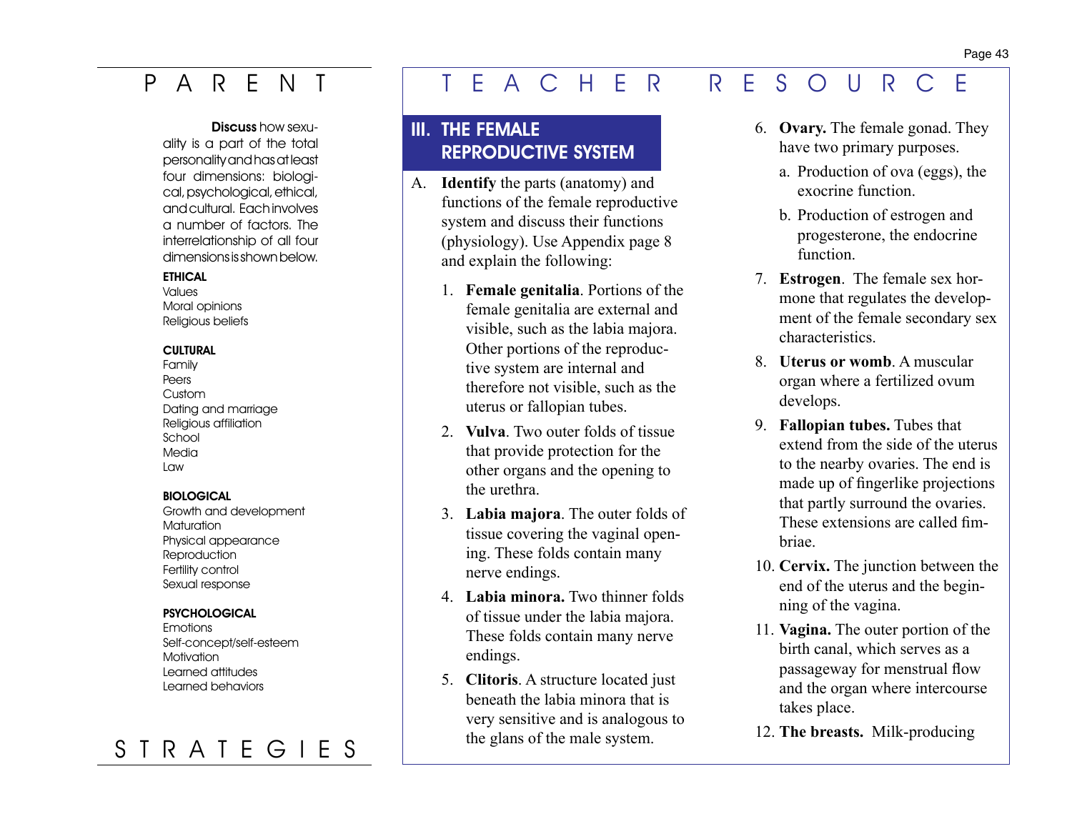# PARENT STRATEGIES

**Discuss** how sexuality is a part of the total personality and has at least four dimensions: biological, psychological, ethical, and cultural. Each involves a number of factors. The interrelationship of all four dimensions is shown below.

**ETHICAL**
Values
Moral opinions
Religious beliefs

**CULTURAL**
Family
Peers
Custom
Dating and marriage
Religious affiliation
School
Media
Law

**BIOLOGICAL**
Growth and development
Maturation
Physical appearance
Reproduction
Fertility control
Sexual response

**PSYCHOLOGICAL**
Emotions
Self-concept/self-esteem
Motivation
Learned attitudes
Learned behaviors

# TEACHER RESOURCE

## III. THE FEMALE REPRODUCTIVE SYSTEM

A. **Identify** the parts (anatomy) and functions of the female reproductive system and discuss their functions (physiology). Use Appendix page 8 and explain the following:

1. **Female genitalia**. Portions of the female genitalia are external and visible, such as the labia majora. Other portions of the reproductive system are internal and therefore not visible, such as the uterus or fallopian tubes.
2. **Vulva**. Two outer folds of tissue that provide protection for the other organs and the opening to the urethra.
3. **Labia majora**. The outer folds of tissue covering the vaginal opening. These folds contain many nerve endings.
4. **Labia minora.** Two thinner folds of tissue under the labia majora. These folds contain many nerve endings.
5. **Clitoris**. A structure located just beneath the labia minora that is very sensitive and is analogous to the glans of the male system.
6. **Ovary.** The female gonad. They have two primary purposes.
   a. Production of ova (eggs), the exocrine function.
   b. Production of estrogen and progesterone, the endocrine function.
7. **Estrogen**. The female sex hormone that regulates the development of the female secondary sex characteristics.
8. **Uterus or womb**. A muscular organ where a fertilized ovum develops.
9. **Fallopian tubes.** Tubes that extend from the side of the uterus to the nearby ovaries. The end is made up of fingerlike projections that partly surround the ovaries. These extensions are called fimbriae.
10. **Cervix.** The junction between the end of the uterus and the beginning of the vagina.
11. **Vagina.** The outer portion of the birth canal, which serves as a passageway for menstrual flow and the organ where intercourse takes place.
12. **The breasts.** Milk-producing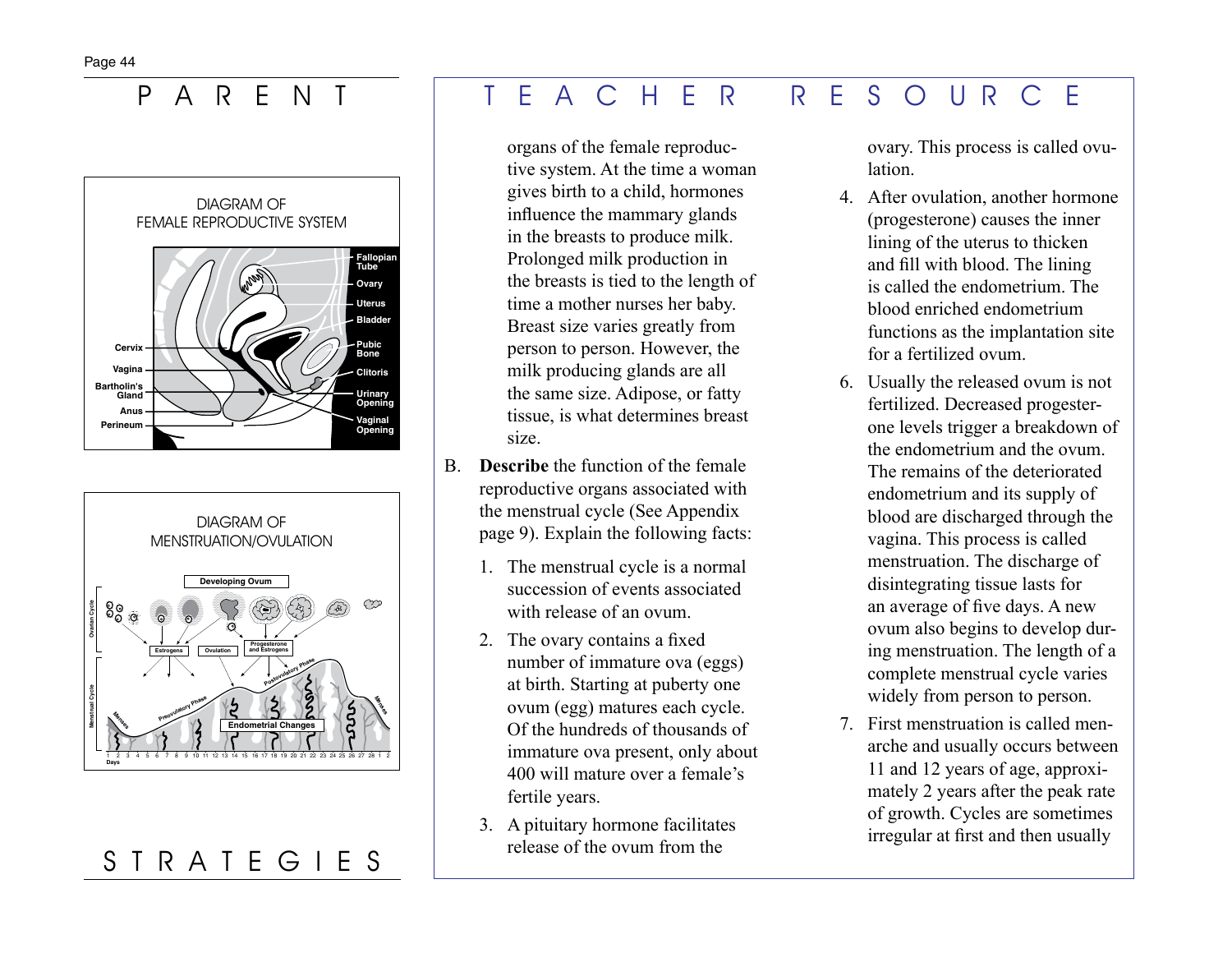# PARENT STRATEGIES

DIAGRAM OF FEMALE REPRODUCTIVE SYSTEM

Fallopian Tube, Ovary, Uterus, Bladder, Pubic Bone, Clitoris, Urinary Opening, Vaginal Opening, Cervix, Vagina, Bartholin's Gland, Anus, Perineum

DIAGRAM OF MENSTRUATION/OVULATION

Developing Ovum, Ovarian Cycle, Estrogens, Ovulation, Progesterone and Estrogens, Menstrual Cycle, Menses, Preovulatory Phase, Postovulatory Phase, Endometrial Changes, Days 1 2 3 4 5 6 7 8 9 10 11 12 13 14 15 16 17 18 19 20 21 22 23 24 25 26 27 28 1 2

# TEACHER RESOURCE

organs of the female reproductive system. At the time a woman gives birth to a child, hormones influence the mammary glands in the breasts to produce milk. Prolonged milk production in the breasts is tied to the length of time a mother nurses her baby. Breast size varies greatly from person to person. However, the milk producing glands are all the same size. Adipose, or fatty tissue, is what determines breast size.

B. **Describe** the function of the female reproductive organs associated with the menstrual cycle (See Appendix page 9). Explain the following facts:

1. The menstrual cycle is a normal succession of events associated with release of an ovum.
2. The ovary contains a fixed number of immature ova (eggs) at birth. Starting at puberty one ovum (egg) matures each cycle. Of the hundreds of thousands of immature ova present, only about 400 will mature over a female's fertile years.
3. A pituitary hormone facilitates release of the ovum from the ovary. This process is called ovulation.
4. After ovulation, another hormone (progesterone) causes the inner lining of the uterus to thicken and fill with blood. The lining is called the endometrium. The blood enriched endometrium functions as the implantation site for a fertilized ovum.
6. Usually the released ovum is not fertilized. Decreased progesterone levels trigger a breakdown of the endometrium and the ovum. The remains of the deteriorated endometrium and its supply of blood are discharged through the vagina. This process is called menstruation. The discharge of disintegrating tissue lasts for an average of five days. A new ovum also begins to develop during menstruation. The length of a complete menstrual cycle varies widely from person to person.
7. First menstruation is called menarche and usually occurs between 11 and 12 years of age, approximately 2 years after the peak rate of growth. Cycles are sometimes irregular at first and then usually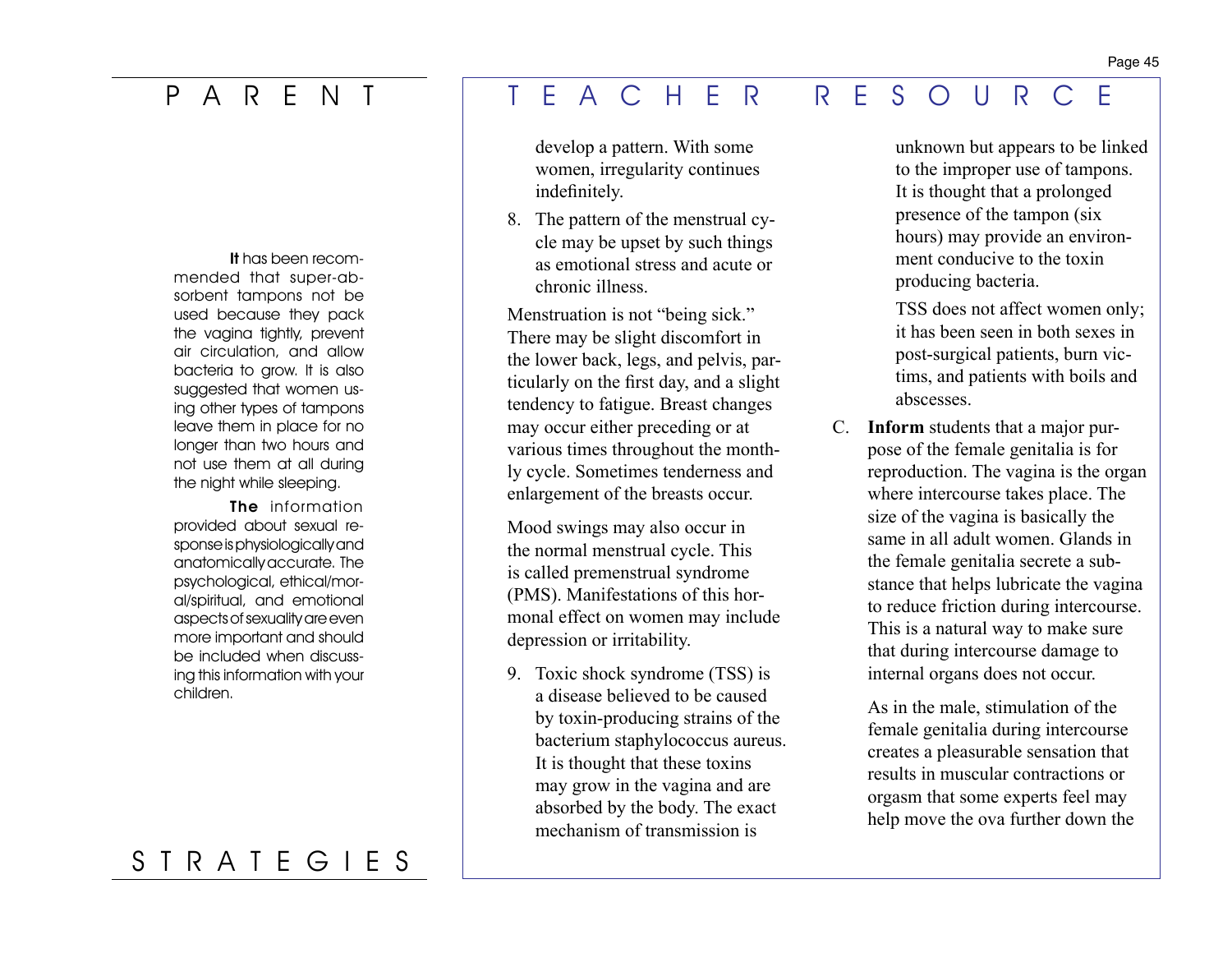# PARENT STRATEGIES

**It** has been recommended that super-absorbent tampons not be used because they pack the vagina tightly, prevent air circulation, and allow bacteria to grow. It is also suggested that women using other types of tampons leave them in place for no longer than two hours and not use them at all during the night while sleeping.

**The** information provided about sexual response is physiologically and anatomically accurate. The psychological, ethical/moral/spiritual, and emotional aspects of sexuality are even more important and should be included when discussing this information with your children.

# TEACHER RESOURCE

develop a pattern. With some women, irregularity continues indefinitely.

8. The pattern of the menstrual cycle may be upset by such things as emotional stress and acute or chronic illness.

Menstruation is not "being sick." There may be slight discomfort in the lower back, legs, and pelvis, particularly on the first day, and a slight tendency to fatigue. Breast changes may occur either preceding or at various times throughout the monthly cycle. Sometimes tenderness and enlargement of the breasts occur.

Mood swings may also occur in the normal menstrual cycle. This is called premenstrual syndrome (PMS). Manifestations of this hormonal effect on women may include depression or irritability.

9. Toxic shock syndrome (TSS) is a disease believed to be caused by toxin-producing strains of the bacterium staphylococcus aureus. It is thought that these toxins may grow in the vagina and are absorbed by the body. The exact mechanism of transmission is unknown but appears to be linked to the improper use of tampons. It is thought that a prolonged presence of the tampon (six hours) may provide an environment conducive to the toxin producing bacteria.

   TSS does not affect women only; it has been seen in both sexes in post-surgical patients, burn victims, and patients with boils and abscesses.

C. **Inform** students that a major purpose of the female genitalia is for reproduction. The vagina is the organ where intercourse takes place. The size of the vagina is basically the same in all adult women. Glands in the female genitalia secrete a substance that helps lubricate the vagina to reduce friction during intercourse. This is a natural way to make sure that during intercourse damage to internal organs does not occur.

   As in the male, stimulation of the female genitalia during intercourse creates a pleasurable sensation that results in muscular contractions or orgasm that some experts feel may help move the ova further down the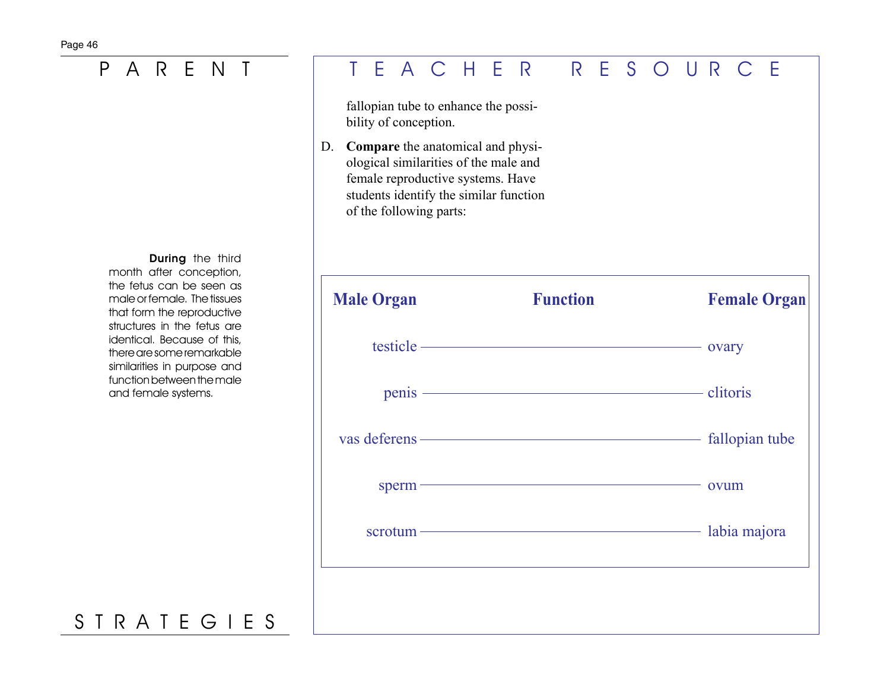## PARENT STRATEGIES

**During** the third month after conception, the fetus can be seen as male or female. The tissues that form the reproductive structures in the fetus are identical. Because of this, there are some remarkable similarities in purpose and function between the male and female systems.

## TEACHER RESOURCE

fallopian tube to enhance the possibility of conception.

D. **Compare** the anatomical and physiological similarities of the male and female reproductive systems. Have students identify the similar function of the following parts:

| Male Organ | Function | Female Organ |
|---|---|---|
| testicle | | ovary |
| penis | | clitoris |
| vas deferens | | fallopian tube |
| sperm | | ovum |
| scrotum | | labia majora |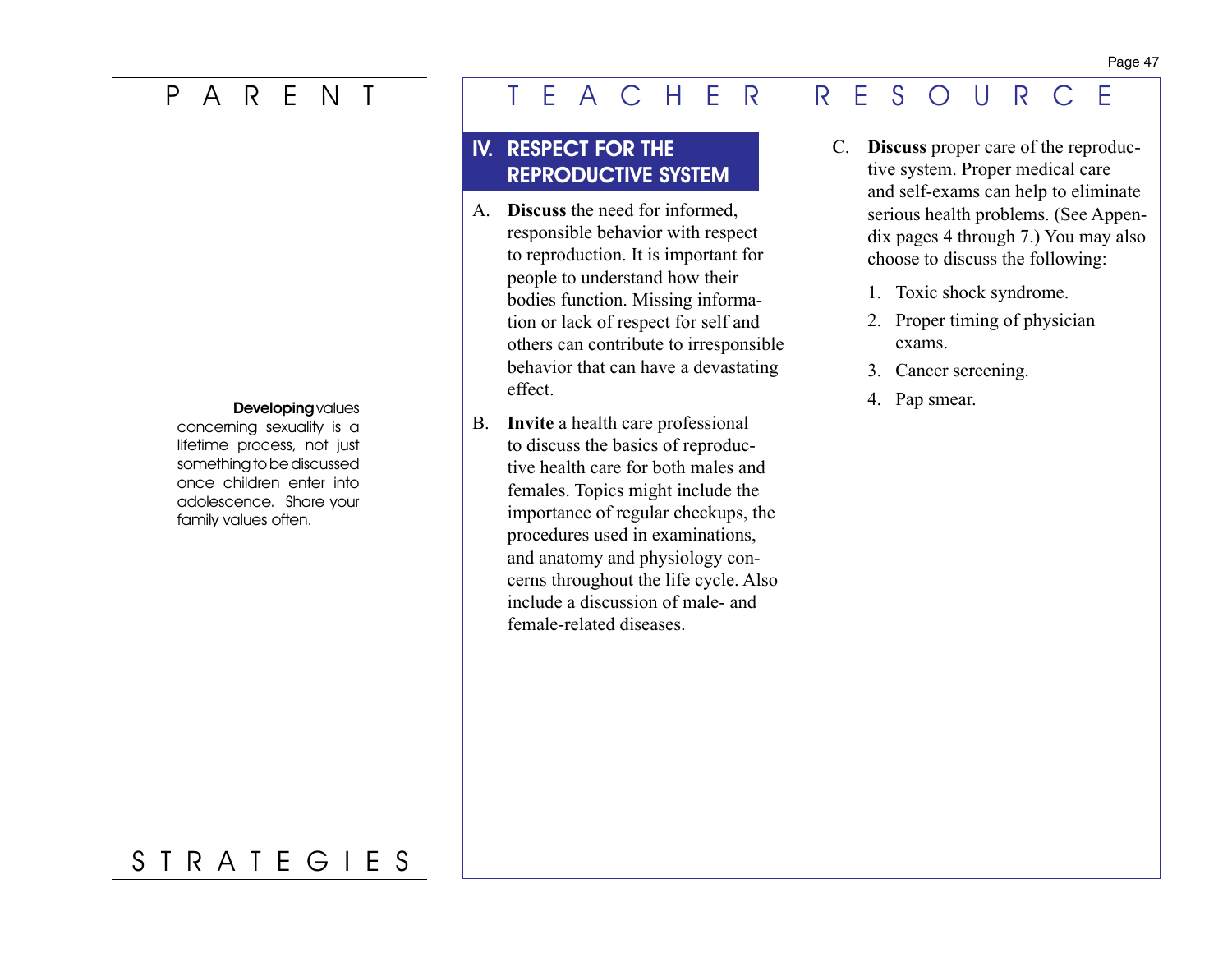## IV. RESPECT FOR THE REPRODUCTIVE SYSTEM

A. **Discuss** the need for informed, responsible behavior with respect to reproduction. It is important for people to understand how their bodies function. Missing information or lack of respect for self and others can contribute to irresponsible behavior that can have a devastating effect.

B. **Invite** a health care professional to discuss the basics of reproductive health care for both males and females. Topics might include the importance of regular checkups, the procedures used in examinations, and anatomy and physiology concerns throughout the life cycle. Also include a discussion of male- and female-related diseases.

C. **Discuss** proper care of the reproductive system. Proper medical care and self-exams can help to eliminate serious health problems. (See Appendix pages 4 through 7.) You may also choose to discuss the following:

1. Toxic shock syndrome.
2. Proper timing of physician exams.
3. Cancer screening.
4. Pap smear.

**Developing** values concerning sexuality is a lifetime process, not just something to be discussed once children enter into adolescence. Share your family values often.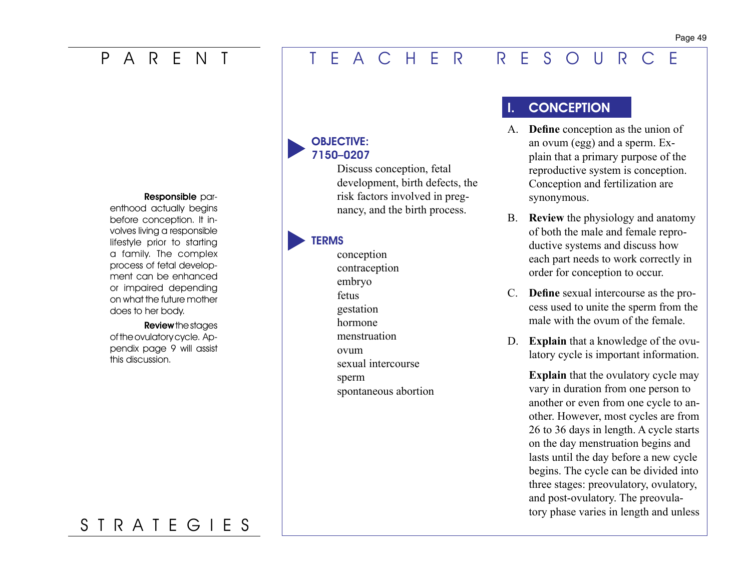**Responsible** parenthood actually begins before conception. It involves living a responsible lifestyle prior to starting a family. The complex process of fetal development can be enhanced or impaired depending on what the future mother does to her body.

**Review** the stages of the ovulatory cycle. Appendix page 9 will assist this discussion.

**OBJECTIVE: 7150–0207**

Discuss conception, fetal development, birth defects, the risk factors involved in pregnancy, and the birth process.

**TERMS**

- conception
- contraception
- embryo
- fetus
- gestation
- hormone
- menstruation
- ovum
- sexual intercourse
- sperm
- spontaneous abortion

## I. CONCEPTION

A. **Define** conception as the union of an ovum (egg) and a sperm. Explain that a primary purpose of the reproductive system is conception. Conception and fertilization are synonymous.

B. **Review** the physiology and anatomy of both the male and female reproductive systems and discuss how each part needs to work correctly in order for conception to occur.

C. **Define** sexual intercourse as the process used to unite the sperm from the male with the ovum of the female.

D. **Explain** that a knowledge of the ovulatory cycle is important information.

**Explain** that the ovulatory cycle may vary in duration from one person to another or even from one cycle to another. However, most cycles are from 26 to 36 days in length. A cycle starts on the day menstruation begins and lasts until the day before a new cycle begins. The cycle can be divided into three stages: preovulatory, ovulatory, and post-ovulatory. The preovulatory phase varies in length and unless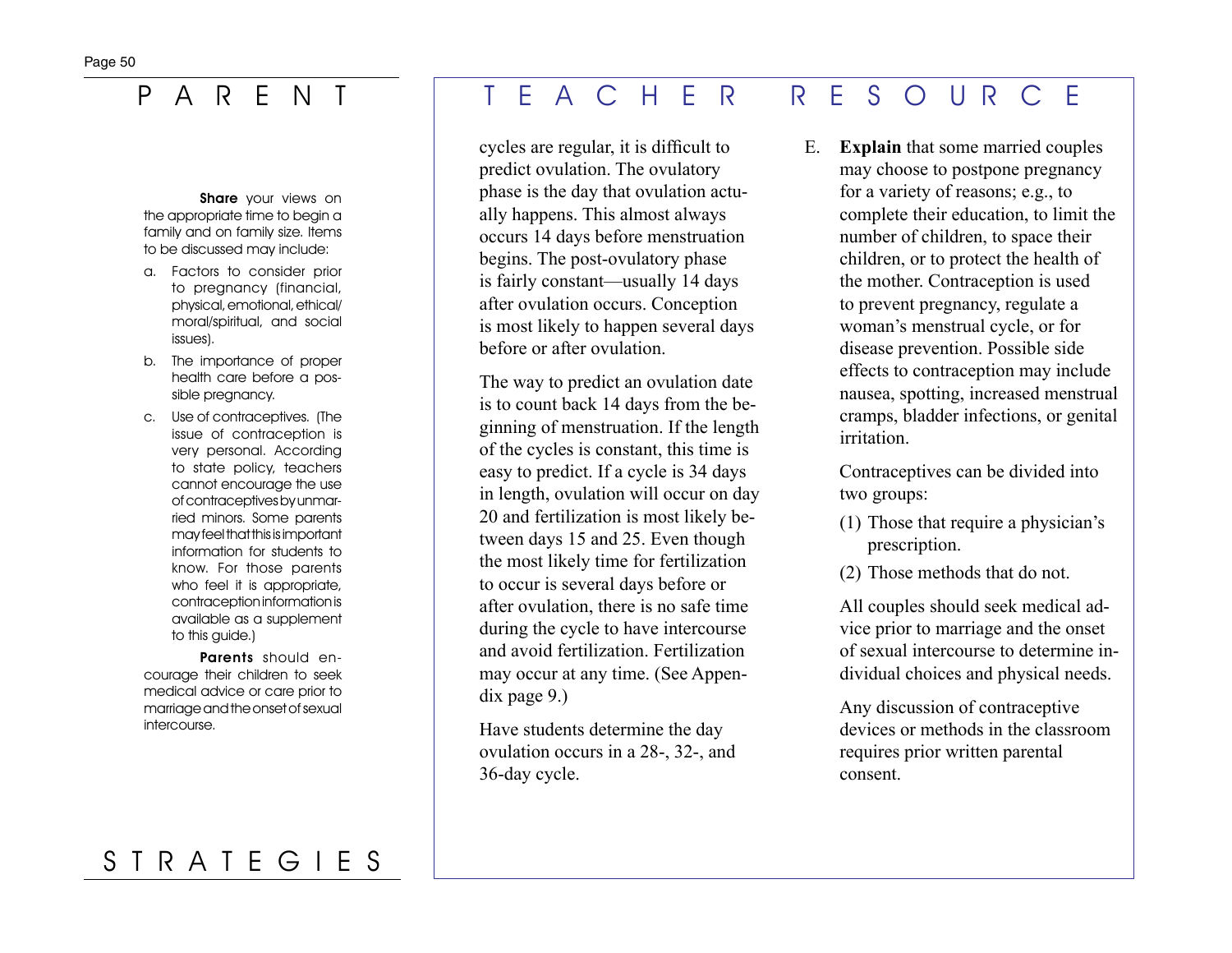# PARENT STRATEGIES

**Share** your views on the appropriate time to begin a family and on family size. Items to be discussed may include:

a. Factors to consider prior to pregnancy (financial, physical, emotional, ethical/moral/spiritual, and social issues).
b. The importance of proper health care before a possible pregnancy.
c. Use of contraceptives. (The issue of contraception is very personal. According to state policy, teachers cannot encourage the use of contraceptives by unmarried minors. Some parents may feel that this is important information for students to know. For those parents who feel it is appropriate, contraception information is available as a supplement to this guide.)

**Parents** should encourage their children to seek medical advice or care prior to marriage and the onset of sexual intercourse.

# TEACHER RESOURCE

cycles are regular, it is difficult to predict ovulation. The ovulatory phase is the day that ovulation actually happens. This almost always occurs 14 days before menstruation begins. The post-ovulatory phase is fairly constant—usually 14 days after ovulation occurs. Conception is most likely to happen several days before or after ovulation.

The way to predict an ovulation date is to count back 14 days from the beginning of menstruation. If the length of the cycles is constant, this time is easy to predict. If a cycle is 34 days in length, ovulation will occur on day 20 and fertilization is most likely between days 15 and 25. Even though the most likely time for fertilization to occur is several days before or after ovulation, there is no safe time during the cycle to have intercourse and avoid fertilization. Fertilization may occur at any time. (See Appendix page 9.)

Have students determine the day ovulation occurs in a 28-, 32-, and 36-day cycle.

E. **Explain** that some married couples may choose to postpone pregnancy for a variety of reasons; e.g., to complete their education, to limit the number of children, to space their children, or to protect the health of the mother. Contraception is used to prevent pregnancy, regulate a woman's menstrual cycle, or for disease prevention. Possible side effects to contraception may include nausea, spotting, increased menstrual cramps, bladder infections, or genital irritation.

   Contraceptives can be divided into two groups:

   (1) Those that require a physician's prescription.
   (2) Those methods that do not.

   All couples should seek medical advice prior to marriage and the onset of sexual intercourse to determine individual choices and physical needs.

   Any discussion of contraceptive devices or methods in the classroom requires prior written parental consent.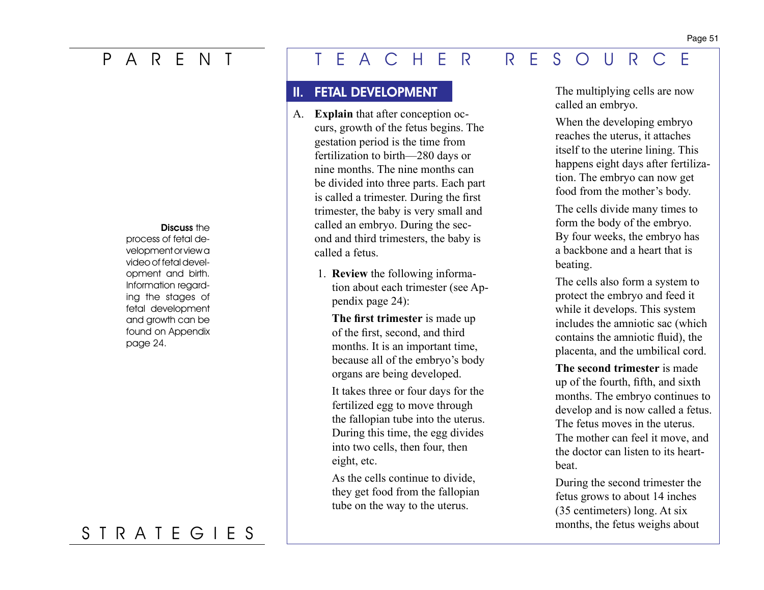# PARENT TEACHER RESOURCE

## II. FETAL DEVELOPMENT

A. **Explain** that after conception occurs, growth of the fetus begins. The gestation period is the time from fertilization to birth—280 days or nine months. The nine months can be divided into three parts. Each part is called a trimester. During the first trimester, the baby is very small and called an embryo. During the second and third trimesters, the baby is called a fetus.

1. **Review** the following information about each trimester (see Appendix page 24):

   **The first trimester** is made up of the first, second, and third months. It is an important time, because all of the embryo's body organs are being developed.

   It takes three or four days for the fertilized egg to move through the fallopian tube into the uterus. During this time, the egg divides into two cells, then four, then eight, etc.

   As the cells continue to divide, they get food from the fallopian tube on the way to the uterus.

   The multiplying cells are now called an embryo.

   When the developing embryo reaches the uterus, it attaches itself to the uterine lining. This happens eight days after fertilization. The embryo can now get food from the mother's body.

   The cells divide many times to form the body of the embryo. By four weeks, the embryo has a backbone and a heart that is beating.

   The cells also form a system to protect the embryo and feed it while it develops. This system includes the amniotic sac (which contains the amniotic fluid), the placenta, and the umbilical cord.

   **The second trimester** is made up of the fourth, fifth, and sixth months. The embryo continues to develop and is now called a fetus. The fetus moves in the uterus. The mother can feel it move, and the doctor can listen to its heartbeat.

   During the second trimester the fetus grows to about 14 inches (35 centimeters) long. At six months, the fetus weighs about

**Discuss** the process of fetal development or view a video of fetal development and birth. Information regarding the stages of fetal development and growth can be found on Appendix page 24.

STRATEGIES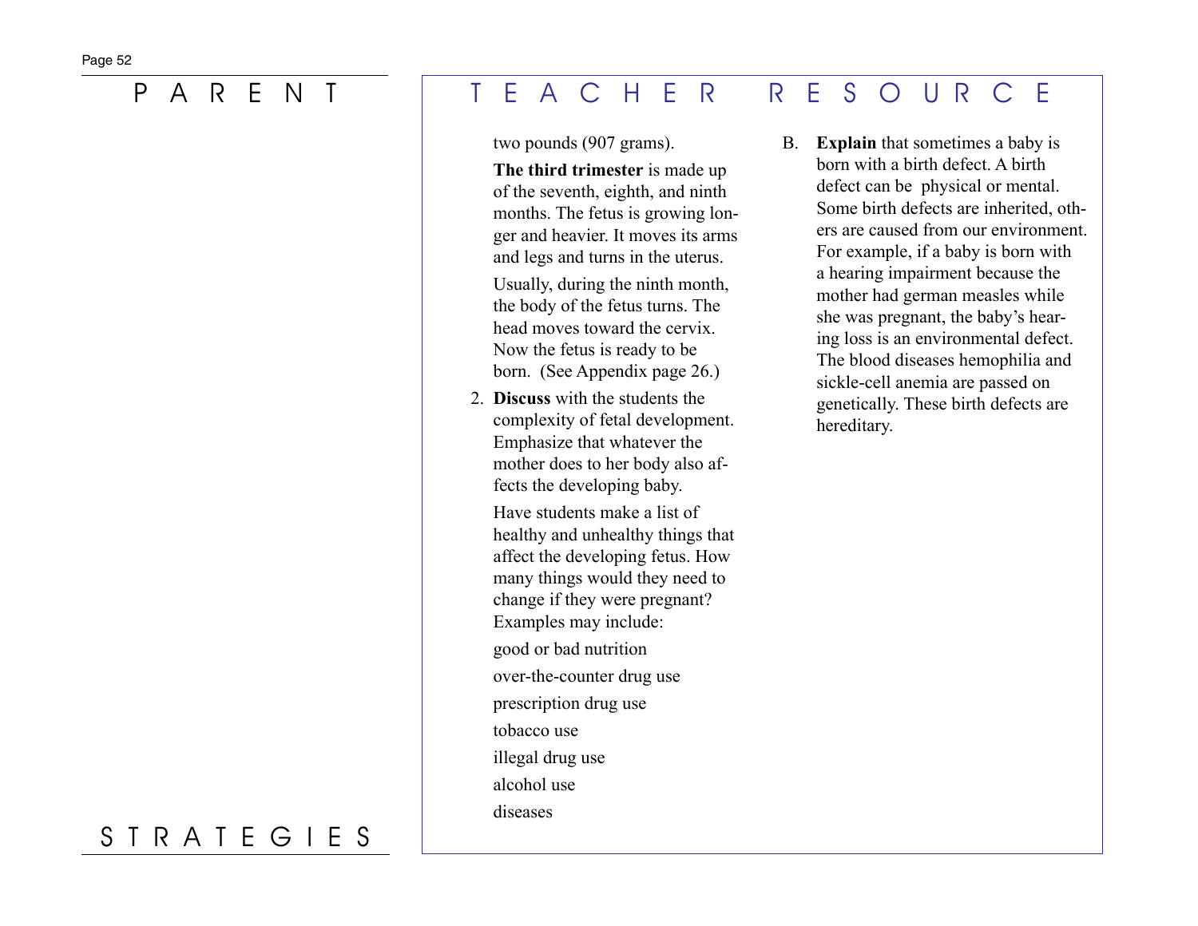# PARENT STRATEGIES

# TEACHER RESOURCE

two pounds (907 grams).

**The third trimester** is made up of the seventh, eighth, and ninth months. The fetus is growing longer and heavier. It moves its arms and legs and turns in the uterus.

Usually, during the ninth month, the body of the fetus turns. The head moves toward the cervix. Now the fetus is ready to be born. (See Appendix page 26.)

2. **Discuss** with the students the complexity of fetal development. Emphasize that whatever the mother does to her body also affects the developing baby.

   Have students make a list of healthy and unhealthy things that affect the developing fetus. How many things would they need to change if they were pregnant? Examples may include:

   good or bad nutrition

   over-the-counter drug use

   prescription drug use

   tobacco use

   illegal drug use

   alcohol use

   diseases

B. **Explain** that sometimes a baby is born with a birth defect. A birth defect can be physical or mental. Some birth defects are inherited, others are caused from our environment. For example, if a baby is born with a hearing impairment because the mother had german measles while she was pregnant, the baby's hearing loss is an environmental defect. The blood diseases hemophilia and sickle-cell anemia are passed on genetically. These birth defects are hereditary.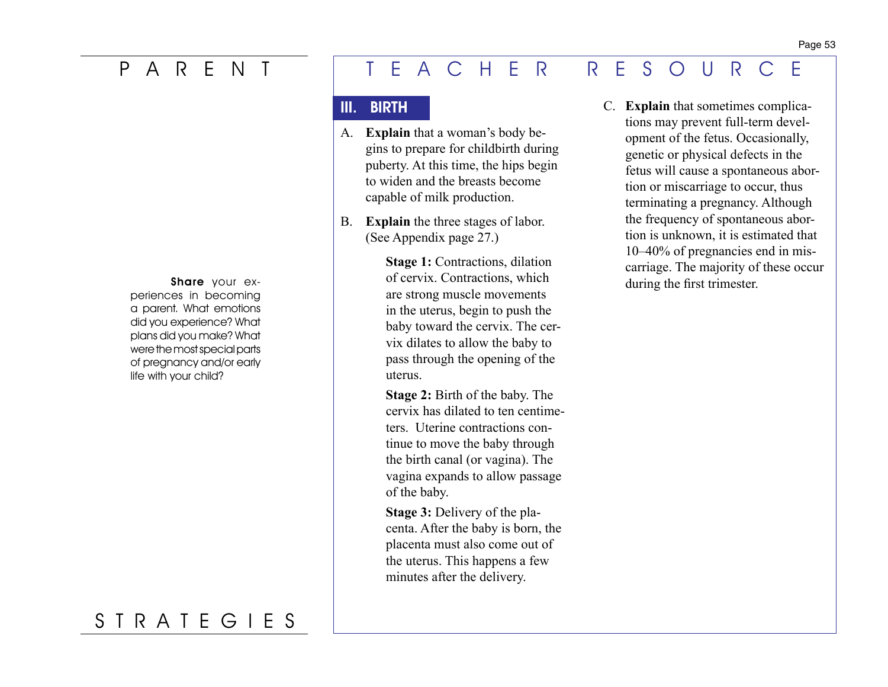# PARENT STRATEGIES

**Share** your experiences in becoming a parent. What emotions did you experience? What plans did you make? What were the most special parts of pregnancy and/or early life with your child?

# TEACHER RESOURCE

## III. BIRTH

A. **Explain** that a woman's body begins to prepare for childbirth during puberty. At this time, the hips begin to widen and the breasts become capable of milk production.

B. **Explain** the three stages of labor. (See Appendix page 27.)

**Stage 1:** Contractions, dilation of cervix. Contractions, which are strong muscle movements in the uterus, begin to push the baby toward the cervix. The cervix dilates to allow the baby to pass through the opening of the uterus.

**Stage 2:** Birth of the baby. The cervix has dilated to ten centimeters. Uterine contractions continue to move the baby through the birth canal (or vagina). The vagina expands to allow passage of the baby.

**Stage 3:** Delivery of the placenta. After the baby is born, the placenta must also come out of the uterus. This happens a few minutes after the delivery.

C. **Explain** that sometimes complications may prevent full-term development of the fetus. Occasionally, genetic or physical defects in the fetus will cause a spontaneous abortion or miscarriage to occur, thus terminating a pregnancy. Although the frequency of spontaneous abortion is unknown, it is estimated that 10–40% of pregnancies end in miscarriage. The majority of these occur during the first trimester.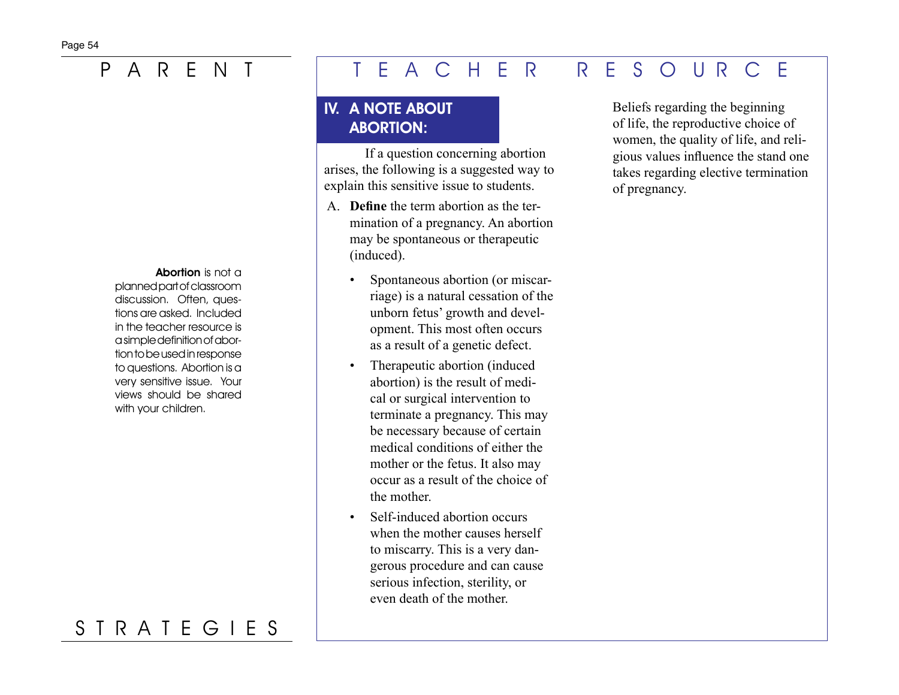# PARENT STRATEGIES

**Abortion** is not a planned part of classroom discussion. Often, questions are asked. Included in the teacher resource is a simple definition of abortion to be used in response to questions. Abortion is a very sensitive issue. Your views should be shared with your children.

# TEACHER RESOURCE

## IV. A NOTE ABOUT ABORTION:

If a question concerning abortion arises, the following is a suggested way to explain this sensitive issue to students.

A. **Define** the term abortion as the termination of a pregnancy. An abortion may be spontaneous or therapeutic (induced).

- Spontaneous abortion (or miscarriage) is a natural cessation of the unborn fetus' growth and development. This most often occurs as a result of a genetic defect.
- Therapeutic abortion (induced abortion) is the result of medical or surgical intervention to terminate a pregnancy. This may be necessary because of certain medical conditions of either the mother or the fetus. It also may occur as a result of the choice of the mother.
- Self-induced abortion occurs when the mother causes herself to miscarry. This is a very dangerous procedure and can cause serious infection, sterility, or even death of the mother.

Beliefs regarding the beginning of life, the reproductive choice of women, the quality of life, and religious values influence the stand one takes regarding elective termination of pregnancy.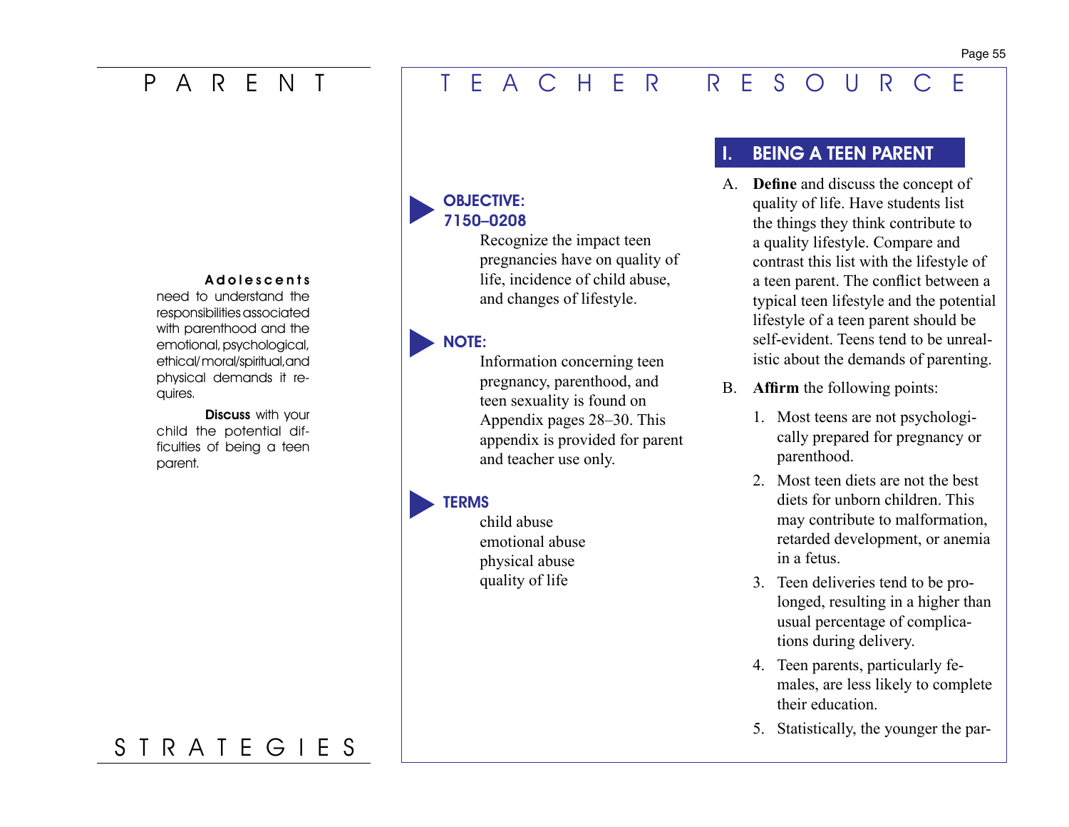## PARENT STRATEGIES

**Adolescents** need to understand the responsibilities associated with parenthood and the emotional, psychological, ethical/moral/spiritual, and physical demands it requires.

**Discuss** with your child the potential difficulties of being a teen parent.

## TEACHER RESOURCE

**OBJECTIVE: 7150–0208**

Recognize the impact teen pregnancies have on quality of life, incidence of child abuse, and changes of lifestyle.

**NOTE:**

Information concerning teen pregnancy, parenthood, and teen sexuality is found on Appendix pages 28–30. This appendix is provided for parent and teacher use only.

**TERMS**

child abuse
emotional abuse
physical abuse
quality of life

### I. BEING A TEEN PARENT

A. **Define** and discuss the concept of quality of life. Have students list the things they think contribute to a quality lifestyle. Compare and contrast this list with the lifestyle of a teen parent. The conflict between a typical teen lifestyle and the potential lifestyle of a teen parent should be self-evident. Teens tend to be unrealistic about the demands of parenting.

B. **Affirm** the following points:

1. Most teens are not psychologically prepared for pregnancy or parenthood.
2. Most teen diets are not the best diets for unborn children. This may contribute to malformation, retarded development, or anemia in a fetus.
3. Teen deliveries tend to be prolonged, resulting in a higher than usual percentage of complications during delivery.
4. Teen parents, particularly females, are less likely to complete their education.
5. Statistically, the younger the par-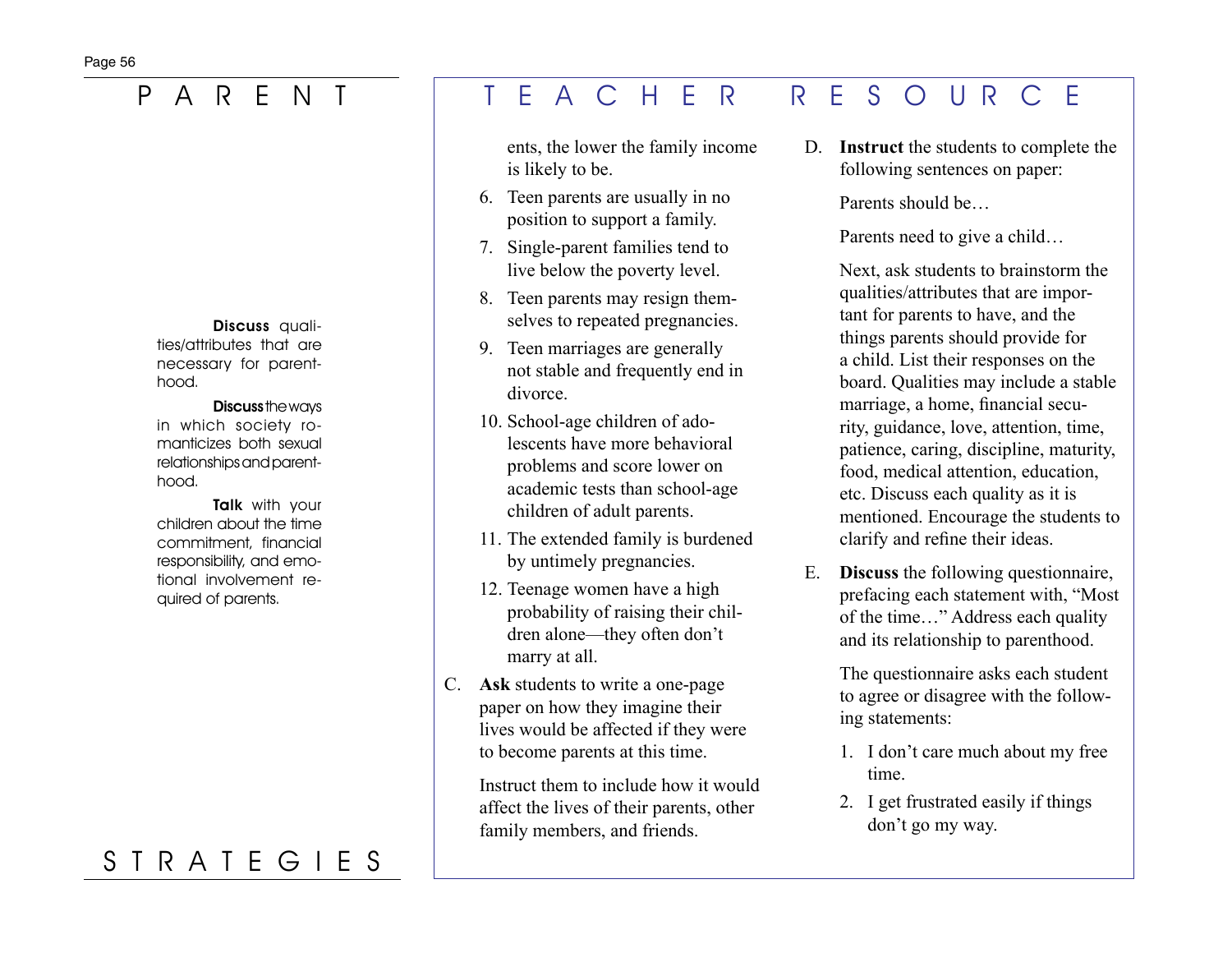# PARENT STRATEGIES

**Discuss** qualities/attributes that are necessary for parenthood.

**Discuss** the ways in which society romanticizes both sexual relationships and parenthood.

**Talk** with your children about the time commitment, financial responsibility, and emotional involvement required of parents.

# TEACHER RESOURCE

ents, the lower the family income is likely to be.

6. Teen parents are usually in no position to support a family.
7. Single-parent families tend to live below the poverty level.
8. Teen parents may resign themselves to repeated pregnancies.
9. Teen marriages are generally not stable and frequently end in divorce.
10. School-age children of adolescents have more behavioral problems and score lower on academic tests than school-age children of adult parents.
11. The extended family is burdened by untimely pregnancies.
12. Teenage women have a high probability of raising their children alone—they often don't marry at all.

C. **Ask** students to write a one-page paper on how they imagine their lives would be affected if they were to become parents at this time.

   Instruct them to include how it would affect the lives of their parents, other family members, and friends.

D. **Instruct** the students to complete the following sentences on paper:

   Parents should be…

   Parents need to give a child…

   Next, ask students to brainstorm the qualities/attributes that are important for parents to have, and the things parents should provide for a child. List their responses on the board. Qualities may include a stable marriage, a home, financial security, guidance, love, attention, time, patience, caring, discipline, maturity, food, medical attention, education, etc. Discuss each quality as it is mentioned. Encourage the students to clarify and refine their ideas.

E. **Discuss** the following questionnaire, prefacing each statement with, "Most of the time…" Address each quality and its relationship to parenthood.

   The questionnaire asks each student to agree or disagree with the following statements:

   1. I don't care much about my free time.
   2. I get frustrated easily if things don't go my way.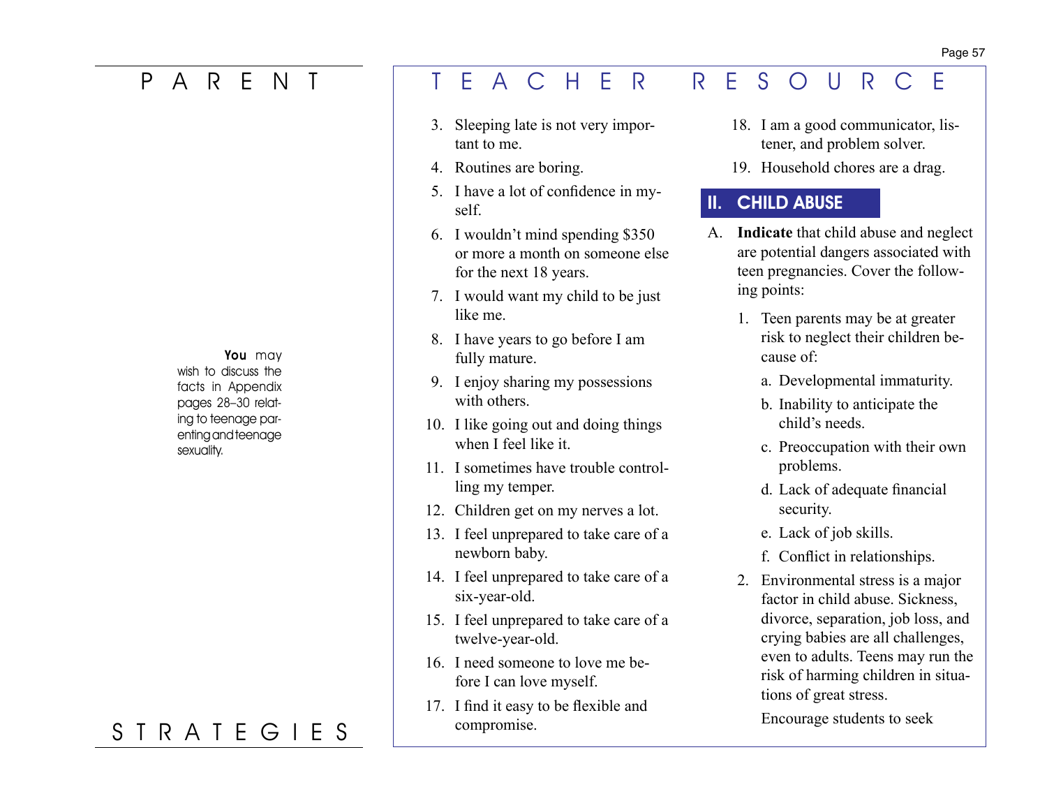**You** may wish to discuss the facts in Appendix pages 28–30 relating to teenage parenting and teenage sexuality.

3. Sleeping late is not very important to me.
4. Routines are boring.
5. I have a lot of confidence in myself.
6. I wouldn't mind spending $350 or more a month on someone else for the next 18 years.
7. I would want my child to be just like me.
8. I have years to go before I am fully mature.
9. I enjoy sharing my possessions with others.
10. I like going out and doing things when I feel like it.
11. I sometimes have trouble controlling my temper.
12. Children get on my nerves a lot.
13. I feel unprepared to take care of a newborn baby.
14. I feel unprepared to take care of a six-year-old.
15. I feel unprepared to take care of a twelve-year-old.
16. I need someone to love me before I can love myself.
17. I find it easy to be flexible and compromise.
18. I am a good communicator, listener, and problem solver.
19. Household chores are a drag.

## II. CHILD ABUSE

A. **Indicate** that child abuse and neglect are potential dangers associated with teen pregnancies. Cover the following points:

1. Teen parents may be at greater risk to neglect their children because of:
   a. Developmental immaturity.
   b. Inability to anticipate the child's needs.
   c. Preoccupation with their own problems.
   d. Lack of adequate financial security.
   e. Lack of job skills.
   f. Conflict in relationships.
2. Environmental stress is a major factor in child abuse. Sickness, divorce, separation, job loss, and crying babies are all challenges, even to adults. Teens may run the risk of harming children in situations of great stress.

   Encourage students to seek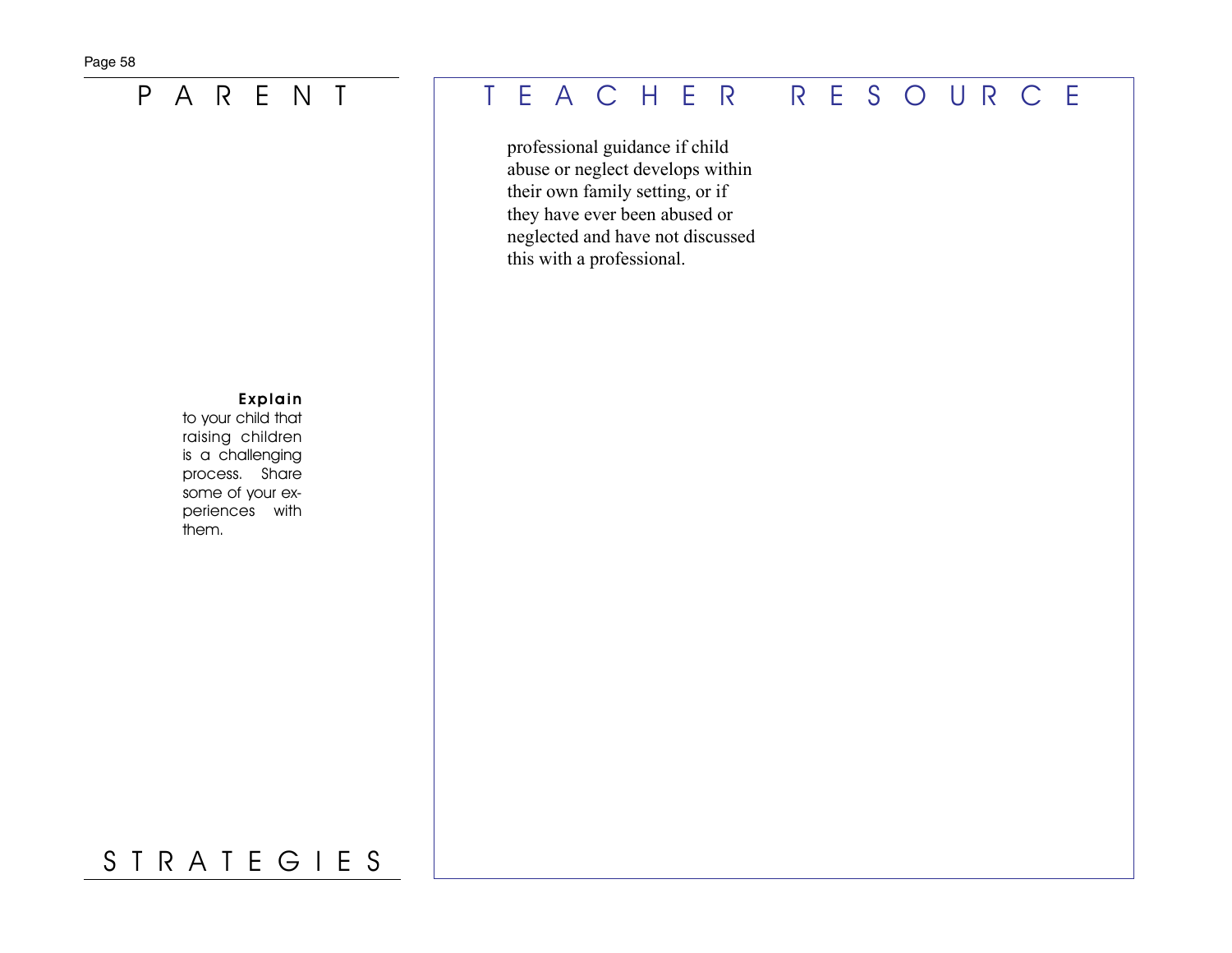# PARENT STRATEGIES

**Explain** to your child that raising children is a challenging process. Share some of your experiences with them.

# TEACHER RESOURCE

professional guidance if child abuse or neglect develops within their own family setting, or if they have ever been abused or neglected and have not discussed this with a professional.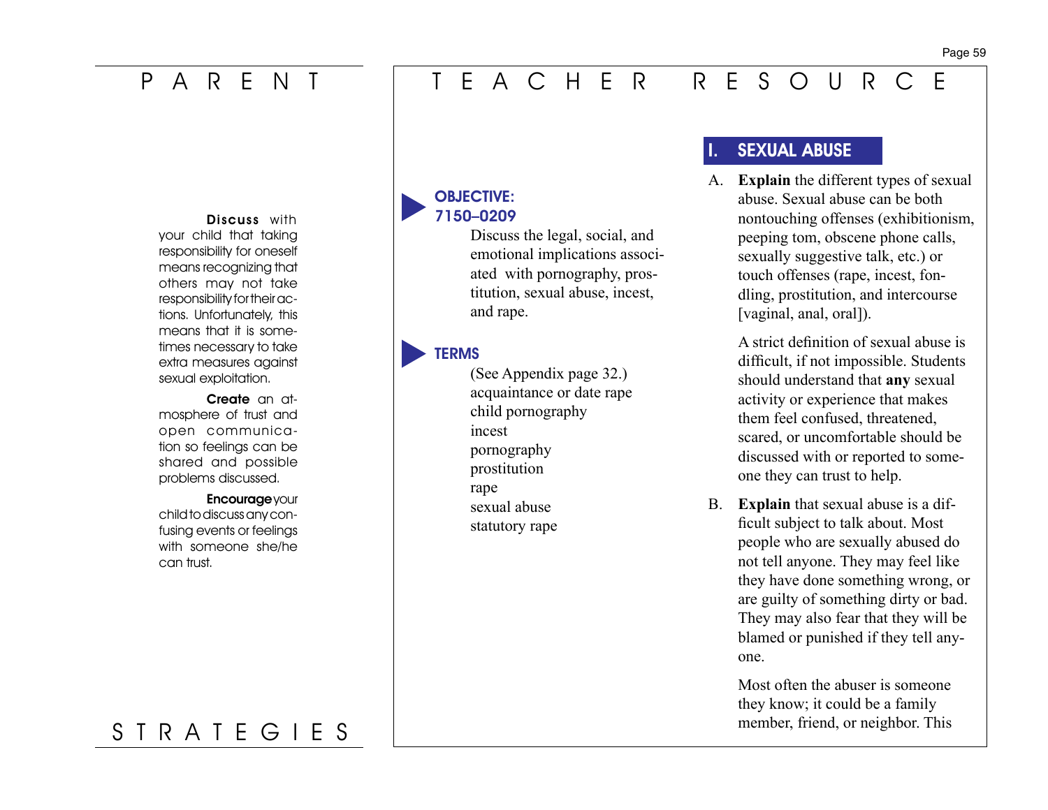# PARENT STRATEGIES

**Discuss** with your child that taking responsibility for oneself means recognizing that others may not take responsibility for their actions. Unfortunately, this means that it is sometimes necessary to take extra measures against sexual exploitation.

**Create** an atmosphere of trust and open communication so feelings can be shared and possible problems discussed.

**Encourage** your child to discuss any confusing events or feelings with someone she/he can trust.

# TEACHER RESOURCE

### OBJECTIVE: 7150–0209

Discuss the legal, social, and emotional implications associated with pornography, prostitution, sexual abuse, incest, and rape.

### TERMS

(See Appendix page 32.)

acquaintance or date rape
child pornography
incest
pornography
prostitution
rape
sexual abuse
statutory rape

## I. SEXUAL ABUSE

A. **Explain** the different types of sexual abuse. Sexual abuse can be both nontouching offenses (exhibitionism, peeping tom, obscene phone calls, sexually suggestive talk, etc.) or touch offenses (rape, incest, fondling, prostitution, and intercourse [vaginal, anal, oral]).

A strict definition of sexual abuse is difficult, if not impossible. Students should understand that **any** sexual activity or experience that makes them feel confused, threatened, scared, or uncomfortable should be discussed with or reported to someone they can trust to help.

B. **Explain** that sexual abuse is a difficult subject to talk about. Most people who are sexually abused do not tell anyone. They may feel like they have done something wrong, or are guilty of something dirty or bad. They may also fear that they will be blamed or punished if they tell anyone.

Most often the abuser is someone they know; it could be a family member, friend, or neighbor. This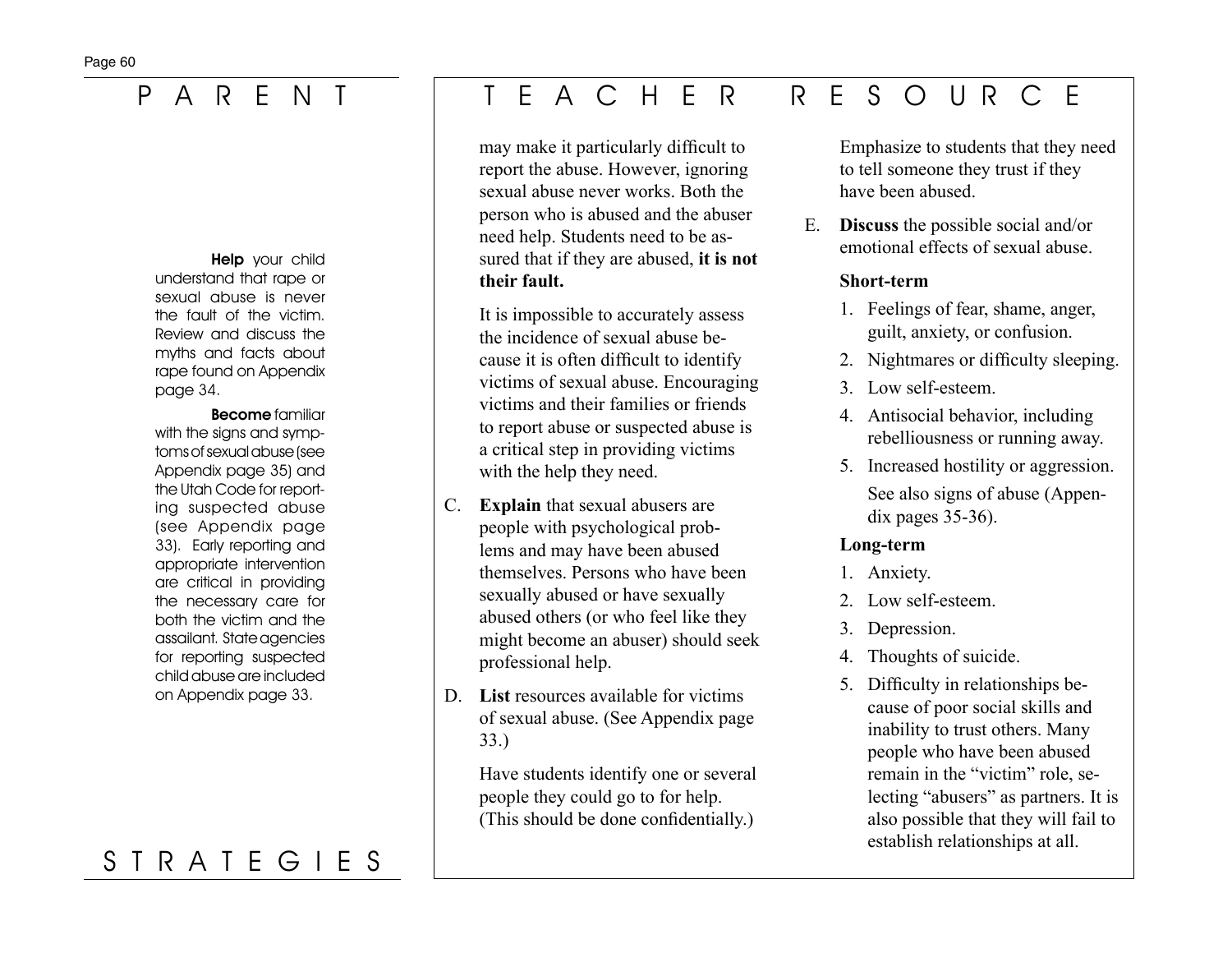# PARENT STRATEGIES

**Help** your child understand that rape or sexual abuse is never the fault of the victim. Review and discuss the myths and facts about rape found on Appendix page 34.

**Become** familiar with the signs and symptoms of sexual abuse (see Appendix page 35) and the Utah Code for reporting suspected abuse (see Appendix page 33). Early reporting and appropriate intervention are critical in providing the necessary care for both the victim and the assailant. State agencies for reporting suspected child abuse are included on Appendix page 33.

# TEACHER RESOURCE

may make it particularly difficult to report the abuse. However, ignoring sexual abuse never works. Both the person who is abused and the abuser need help. Students need to be assured that if they are abused, **it is not their fault.**

It is impossible to accurately assess the incidence of sexual abuse because it is often difficult to identify victims of sexual abuse. Encouraging victims and their families or friends to report abuse or suspected abuse is a critical step in providing victims with the help they need.

C. **Explain** that sexual abusers are people with psychological problems and may have been abused themselves. Persons who have been sexually abused or have sexually abused others (or who feel like they might become an abuser) should seek professional help.

D. **List** resources available for victims of sexual abuse. (See Appendix page 33.)

Have students identify one or several people they could go to for help. (This should be done confidentially.)

Emphasize to students that they need to tell someone they trust if they have been abused.

E. **Discuss** the possible social and/or emotional effects of sexual abuse.

**Short-term**

1. Feelings of fear, shame, anger, guilt, anxiety, or confusion.
2. Nightmares or difficulty sleeping.
3. Low self-esteem.
4. Antisocial behavior, including rebelliousness or running away.
5. Increased hostility or aggression.

See also signs of abuse (Appendix pages 35-36).

**Long-term**

1. Anxiety.
2. Low self-esteem.
3. Depression.
4. Thoughts of suicide.
5. Difficulty in relationships because of poor social skills and inability to trust others. Many people who have been abused remain in the "victim" role, selecting "abusers" as partners. It is also possible that they will fail to establish relationships at all.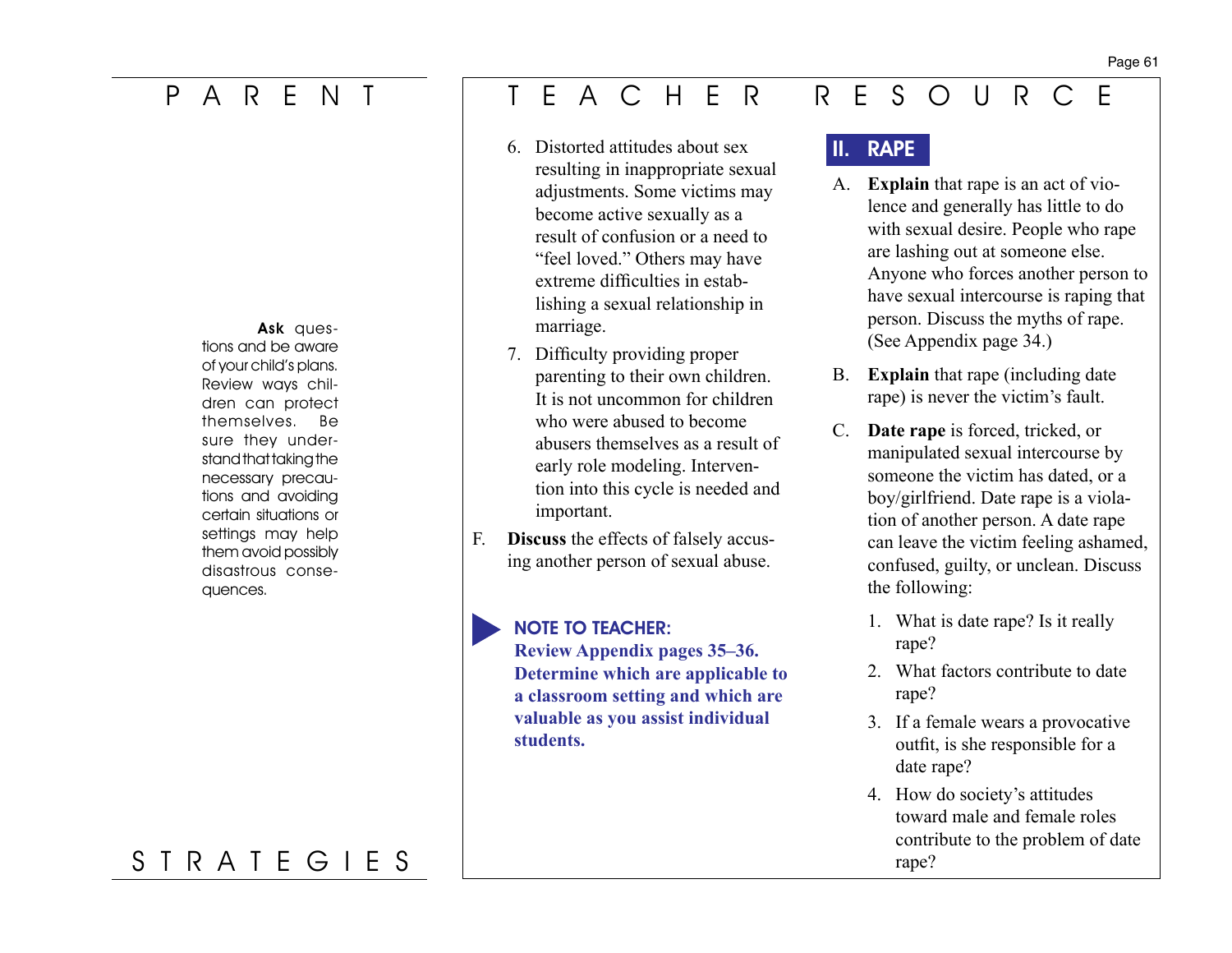**Ask** questions and be aware of your child's plans. Review ways children can protect themselves. Be sure they understand that taking the necessary precautions and avoiding certain situations or settings may help them avoid possibly disastrous consequences.

6. Distorted attitudes about sex resulting in inappropriate sexual adjustments. Some victims may become active sexually as a result of confusion or a need to "feel loved." Others may have extreme difficulties in establishing a sexual relationship in marriage.
7. Difficulty providing proper parenting to their own children. It is not uncommon for children who were abused to become abusers themselves as a result of early role modeling. Intervention into this cycle is needed and important.

F. **Discuss** the effects of falsely accusing another person of sexual abuse.

**NOTE TO TEACHER:**
**Review Appendix pages 35–36. Determine which are applicable to a classroom setting and which are valuable as you assist individual students.**

## II. RAPE

A. **Explain** that rape is an act of violence and generally has little to do with sexual desire. People who rape are lashing out at someone else. Anyone who forces another person to have sexual intercourse is raping that person. Discuss the myths of rape. (See Appendix page 34.)

B. **Explain** that rape (including date rape) is never the victim's fault.

C. **Date rape** is forced, tricked, or manipulated sexual intercourse by someone the victim has dated, or a boy/girlfriend. Date rape is a violation of another person. A date rape can leave the victim feeling ashamed, confused, guilty, or unclean. Discuss the following:

1. What is date rape? Is it really rape?
2. What factors contribute to date rape?
3. If a female wears a provocative outfit, is she responsible for a date rape?
4. How do society's attitudes toward male and female roles contribute to the problem of date rape?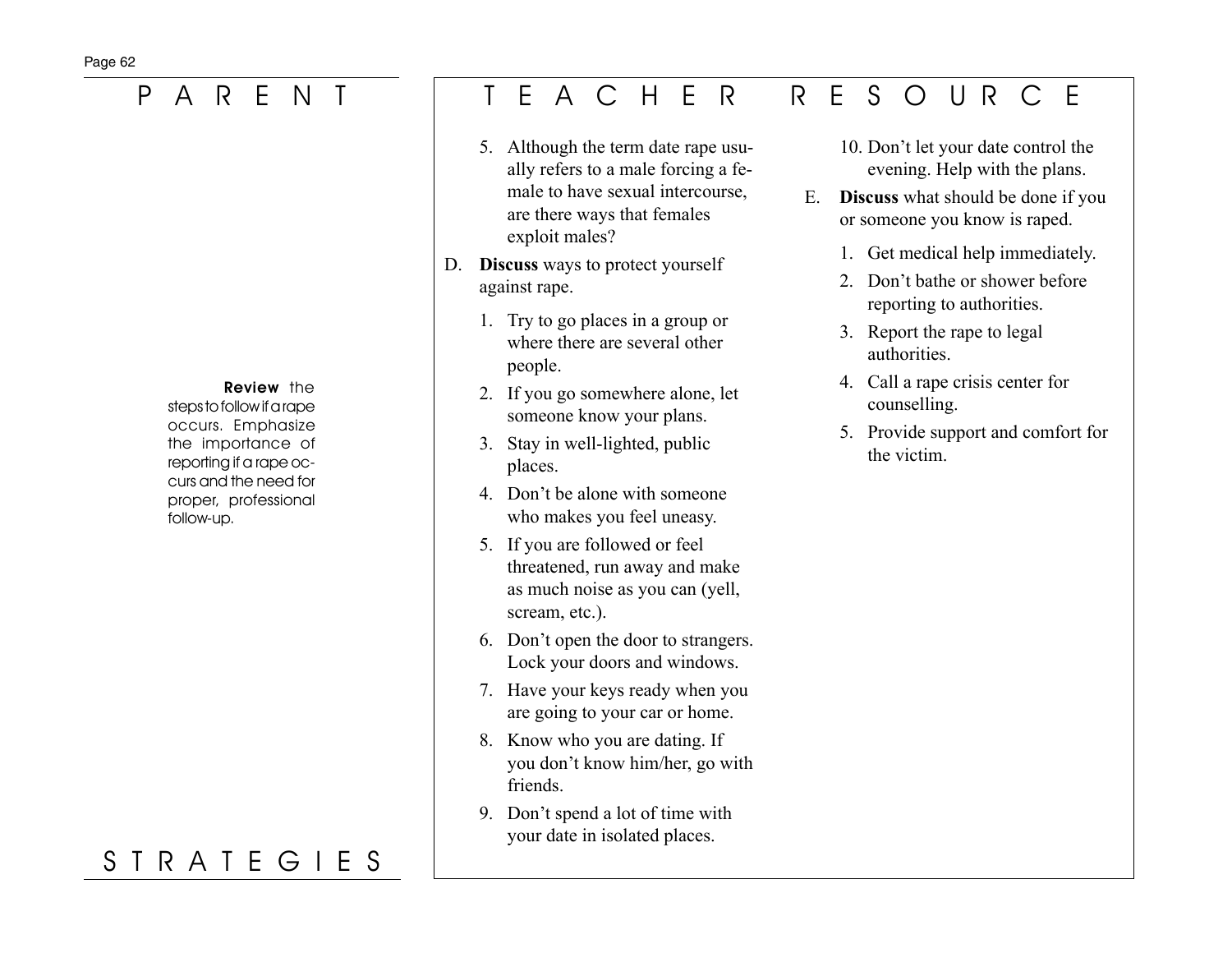# PARENT STRATEGIES

**Review** the steps to follow if a rape occurs. Emphasize the importance of reporting if a rape occurs and the need for proper, professional follow-up.

# TEACHER RESOURCE

5. Although the term date rape usually refers to a male forcing a female to have sexual intercourse, are there ways that females exploit males?

D. **Discuss** ways to protect yourself against rape.

1. Try to go places in a group or where there are several other people.
2. If you go somewhere alone, let someone know your plans.
3. Stay in well-lighted, public places.
4. Don't be alone with someone who makes you feel uneasy.
5. If you are followed or feel threatened, run away and make as much noise as you can (yell, scream, etc.).
6. Don't open the door to strangers. Lock your doors and windows.
7. Have your keys ready when you are going to your car or home.
8. Know who you are dating. If you don't know him/her, go with friends.
9. Don't spend a lot of time with your date in isolated places.
10. Don't let your date control the evening. Help with the plans.

E. **Discuss** what should be done if you or someone you know is raped.

1. Get medical help immediately.
2. Don't bathe or shower before reporting to authorities.
3. Report the rape to legal authorities.
4. Call a rape crisis center for counselling.
5. Provide support and comfort for the victim.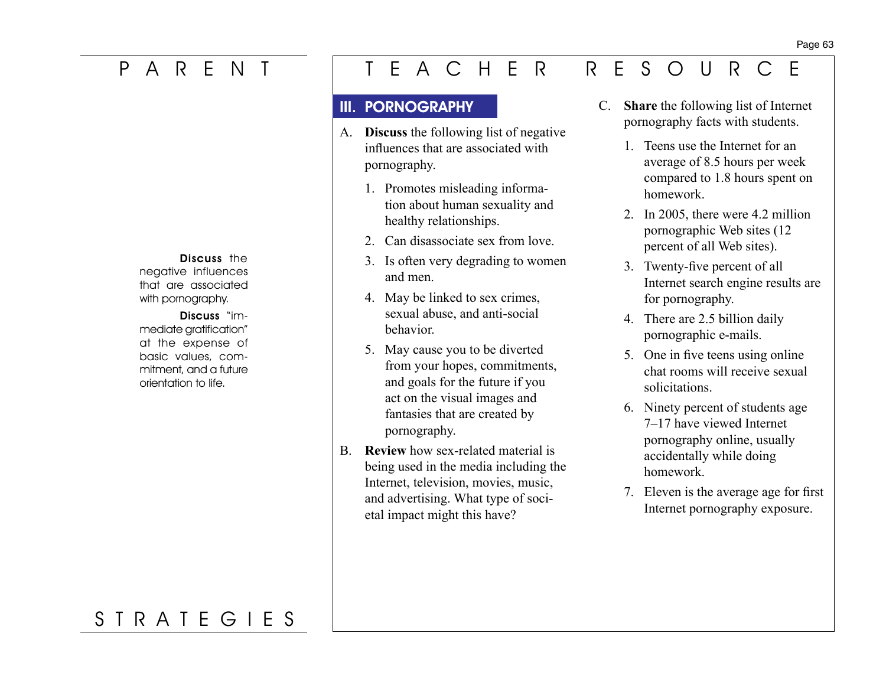# PARENT STRATEGIES

**Discuss** the negative influences that are associated with pornography.

**Discuss** "immediate gratification" at the expense of basic values, commitment, and a future orientation to life.

# TEACHER RESOURCE

## III. PORNOGRAPHY

A. **Discuss** the following list of negative influences that are associated with pornography.

1. Promotes misleading information about human sexuality and healthy relationships.
2. Can disassociate sex from love.
3. Is often very degrading to women and men.
4. May be linked to sex crimes, sexual abuse, and anti-social behavior.
5. May cause you to be diverted from your hopes, commitments, and goals for the future if you act on the visual images and fantasies that are created by pornography.

B. **Review** how sex-related material is being used in the media including the Internet, television, movies, music, and advertising. What type of societal impact might this have?

C. **Share** the following list of Internet pornography facts with students.

1. Teens use the Internet for an average of 8.5 hours per week compared to 1.8 hours spent on homework.
2. In 2005, there were 4.2 million pornographic Web sites (12 percent of all Web sites).
3. Twenty-five percent of all Internet search engine results are for pornography.
4. There are 2.5 billion daily pornographic e-mails.
5. One in five teens using online chat rooms will receive sexual solicitations.
6. Ninety percent of students age 7–17 have viewed Internet pornography online, usually accidentally while doing homework.
7. Eleven is the average age for first Internet pornography exposure.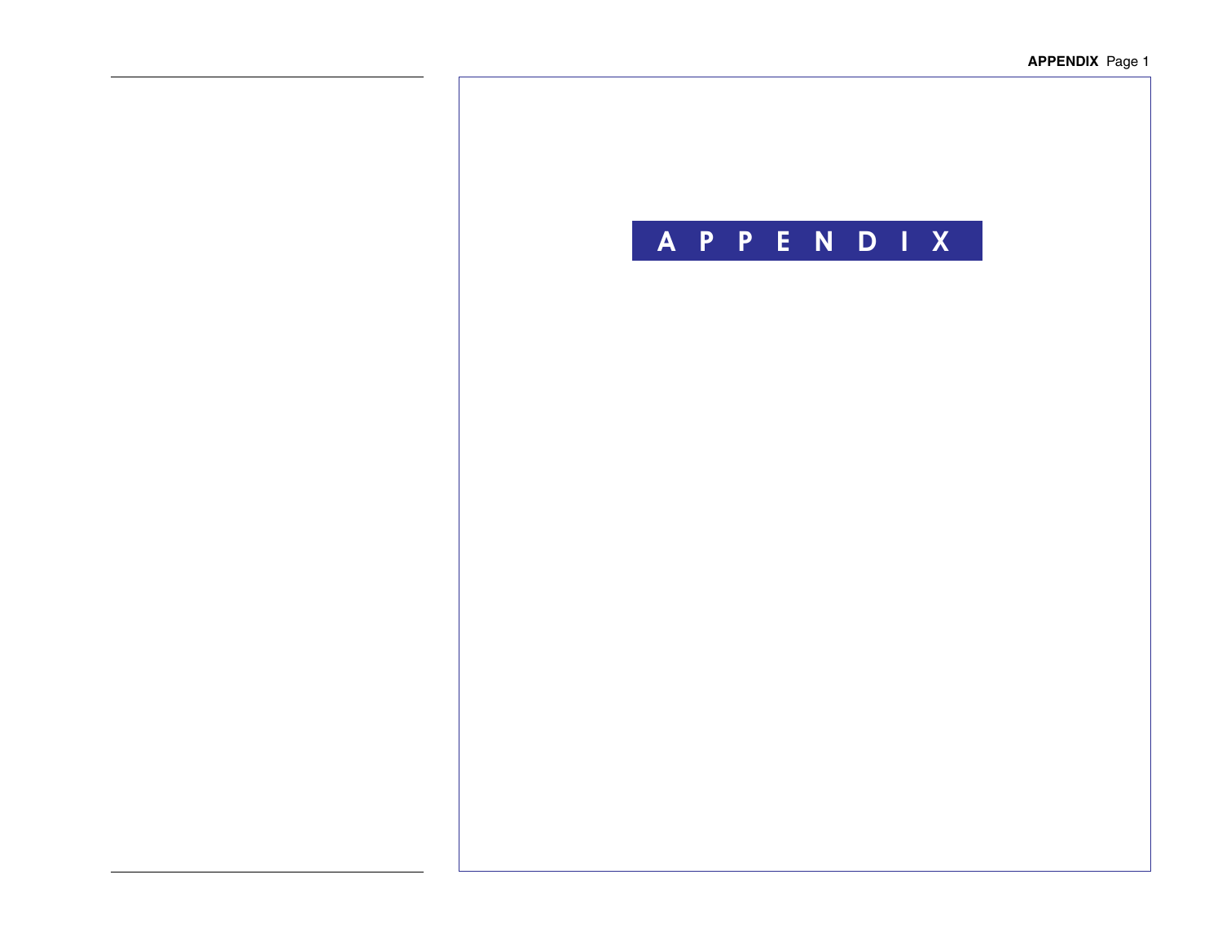# APPENDIX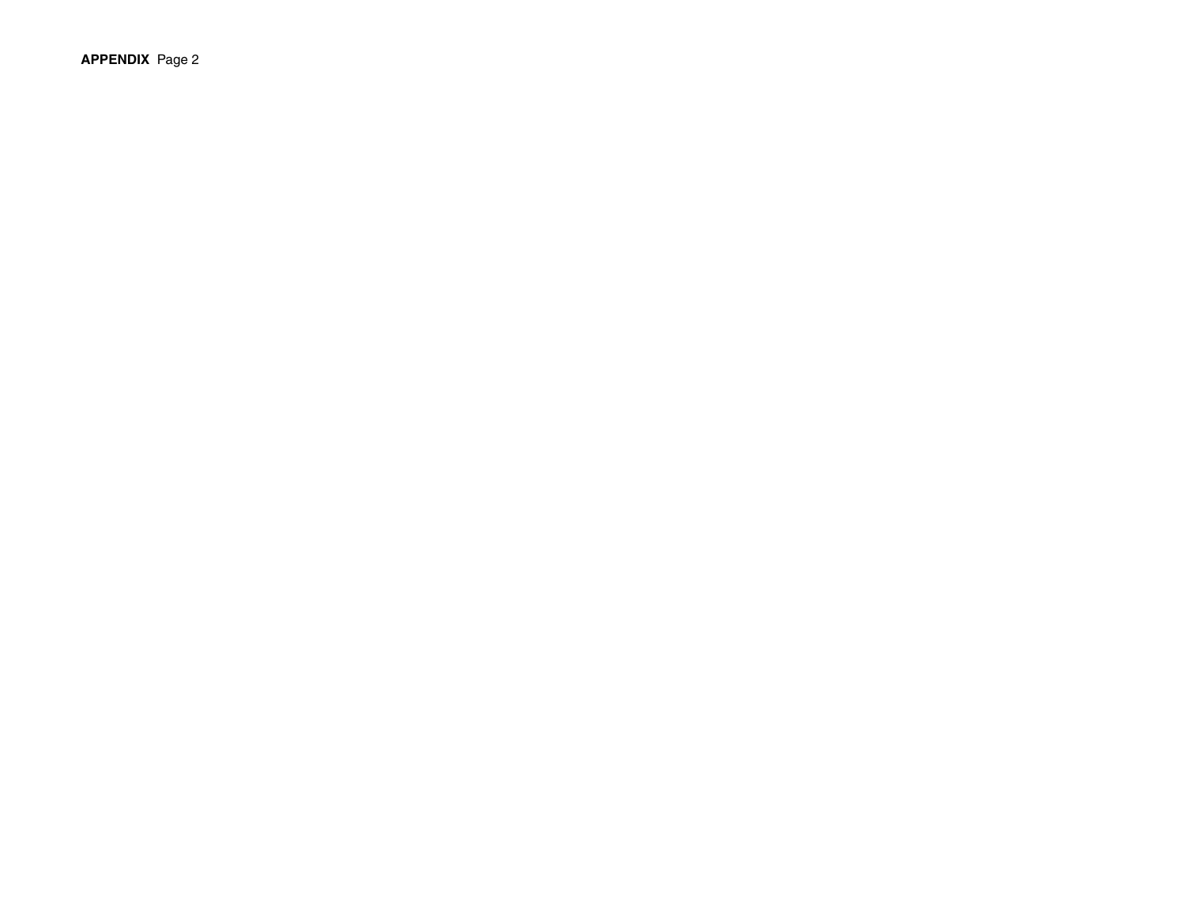**APPENDIX** Page 2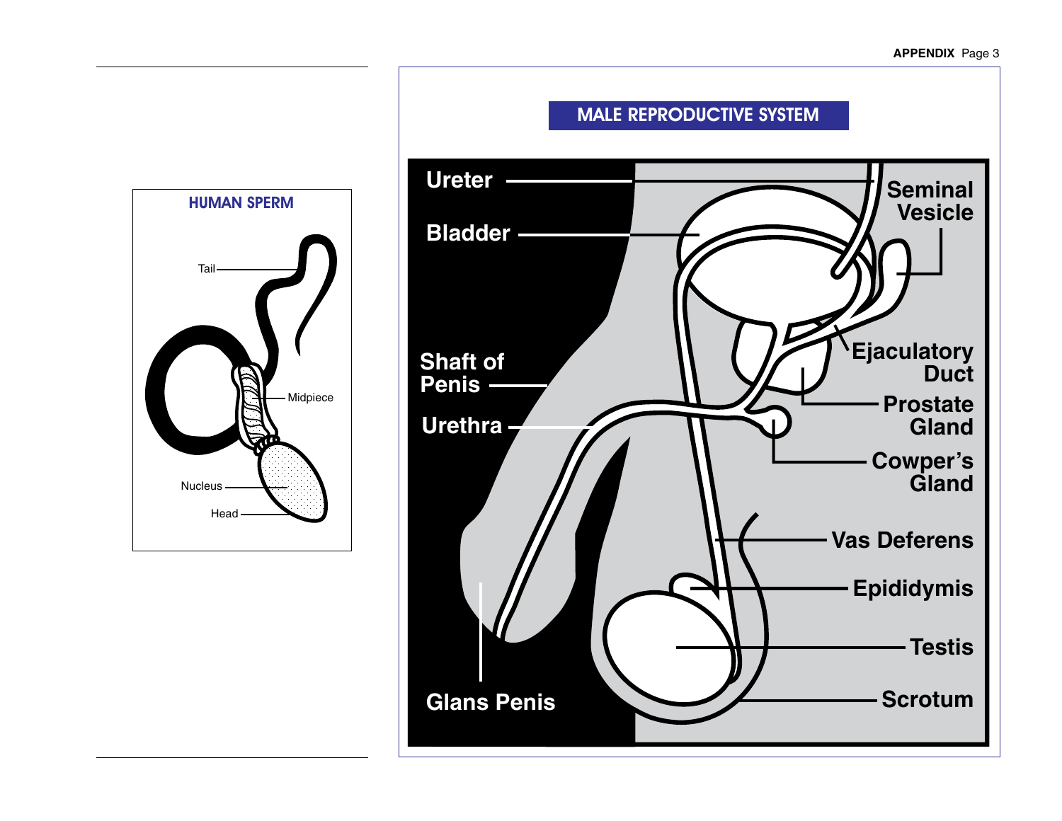## HUMAN SPERM

Tail

Midpiece

Nucleus

Head

## MALE REPRODUCTIVE SYSTEM

Ureter

Bladder

Shaft of Penis

Urethra

Glans Penis

Seminal Vesicle

Ejaculatory Duct

Prostate Gland

Cowper's Gland

Vas Deferens

Epididymis

Testis

Scrotum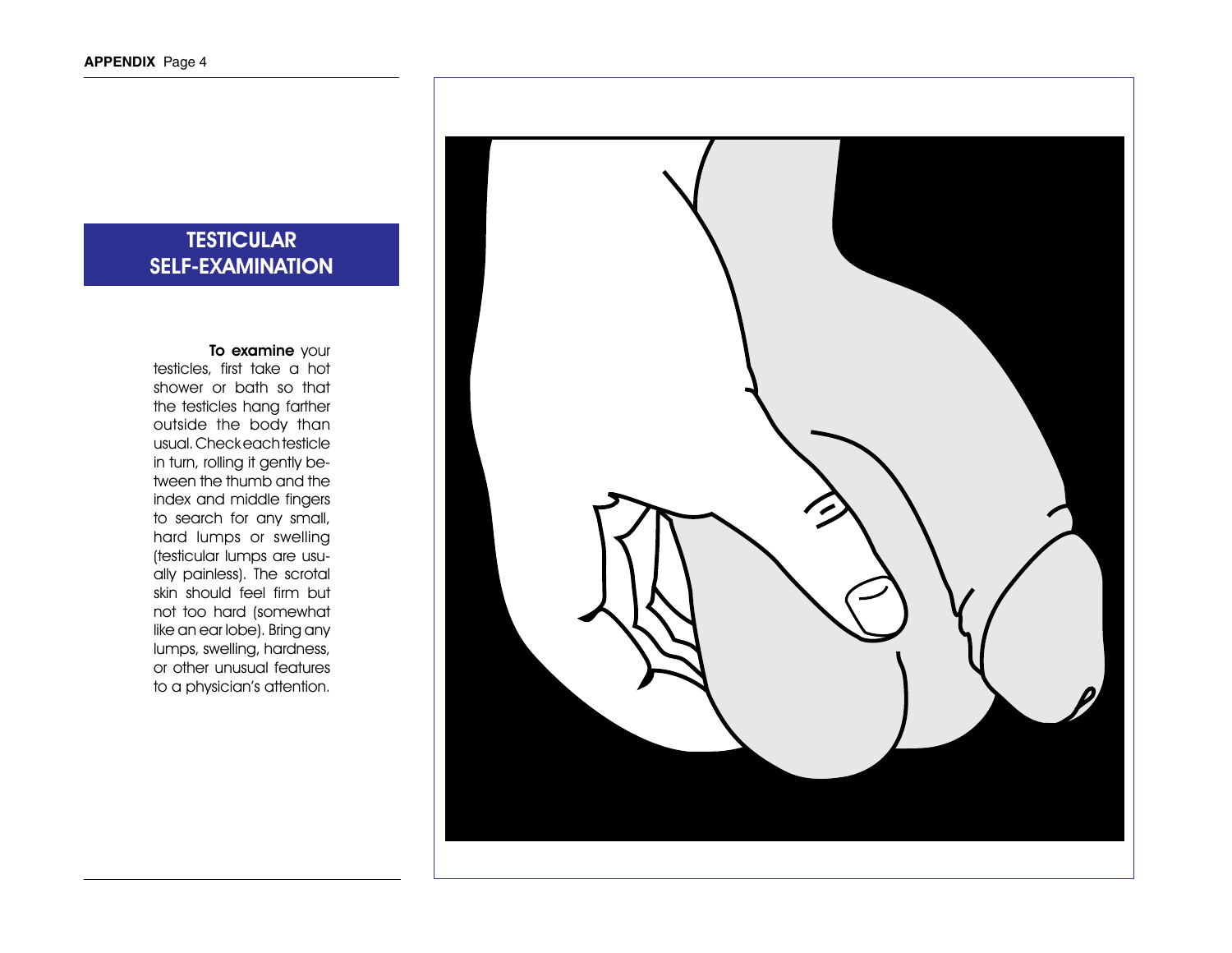## TESTICULAR SELF-EXAMINATION

**To examine** your testicles, first take a hot shower or bath so that the testicles hang farther outside the body than usual. Check each testicle in turn, rolling it gently between the thumb and the index and middle fingers to search for any small, hard lumps or swelling (testicular lumps are usually painless). The scrotal skin should feel firm but not too hard (somewhat like an ear lobe). Bring any lumps, swelling, hardness, or other unusual features to a physician's attention.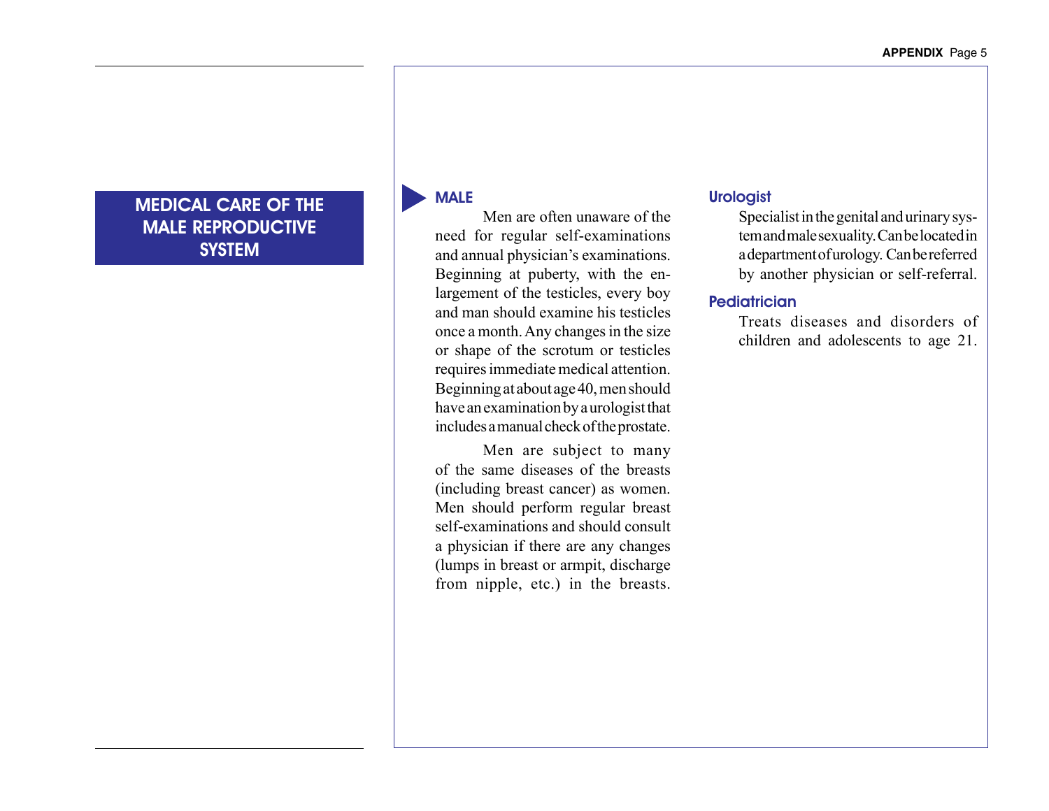# MEDICAL CARE OF THE MALE REPRODUCTIVE SYSTEM

## MALE

Men are often unaware of the need for regular self-examinations and annual physician's examinations. Beginning at puberty, with the enlargement of the testicles, every boy and man should examine his testicles once a month. Any changes in the size or shape of the scrotum or testicles requires immediate medical attention. Beginning at about age 40, men should have an examination by a urologist that includes a manual check of the prostate.

Men are subject to many of the same diseases of the breasts (including breast cancer) as women. Men should perform regular breast self-examinations and should consult a physician if there are any changes (lumps in breast or armpit, discharge from nipple, etc.) in the breasts.

### Urologist

Specialist in the genital and urinary system and male sexuality. Can be located in a department of urology. Can be referred by another physician or self-referral.

### Pediatrician

Treats diseases and disorders of children and adolescents to age 21.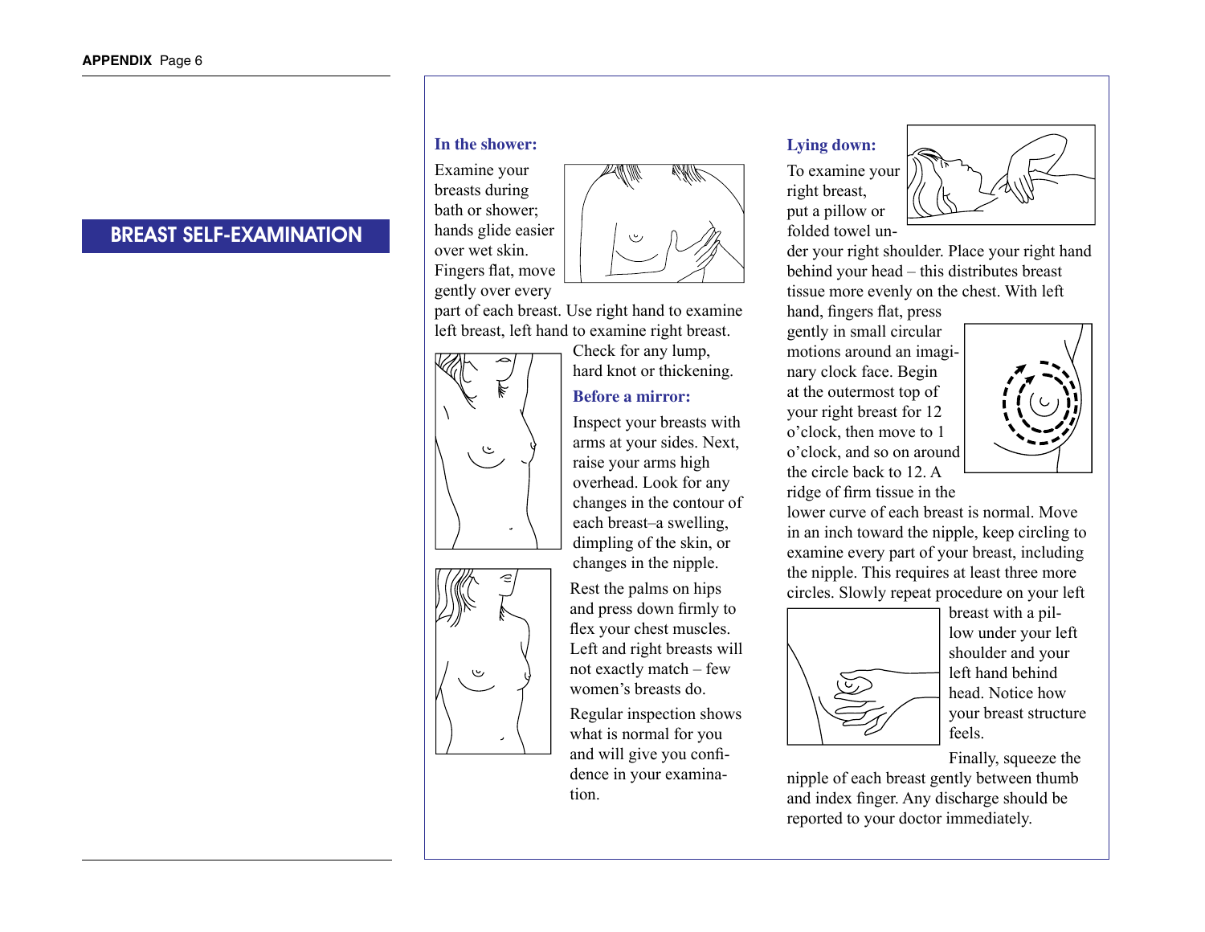# BREAST SELF-EXAMINATION

### In the shower:

Examine your breasts during bath or shower; hands glide easier over wet skin. Fingers flat, move gently over every part of each breast. Use right hand to examine left breast, left hand to examine right breast. Check for any lump, hard knot or thickening.

### Before a mirror:

Inspect your breasts with arms at your sides. Next, raise your arms high overhead. Look for any changes in the contour of each breast–a swelling, dimpling of the skin, or changes in the nipple.

Rest the palms on hips and press down firmly to flex your chest muscles. Left and right breasts will not exactly match – few women's breasts do.

Regular inspection shows what is normal for you and will give you confidence in your examination.

### Lying down:

To examine your right breast, put a pillow or folded towel under your right shoulder. Place your right hand behind your head – this distributes breast tissue more evenly on the chest. With left hand, fingers flat, press gently in small circular motions around an imaginary clock face. Begin at the outermost top of your right breast for 12 o'clock, then move to 1 o'clock, and so on around the circle back to 12. A ridge of firm tissue in the lower curve of each breast is normal. Move in an inch toward the nipple, keep circling to examine every part of your breast, including the nipple. This requires at least three more circles. Slowly repeat procedure on your left breast with a pillow under your left shoulder and your left hand behind head. Notice how your breast structure feels.

Finally, squeeze the nipple of each breast gently between thumb and index finger. Any discharge should be reported to your doctor immediately.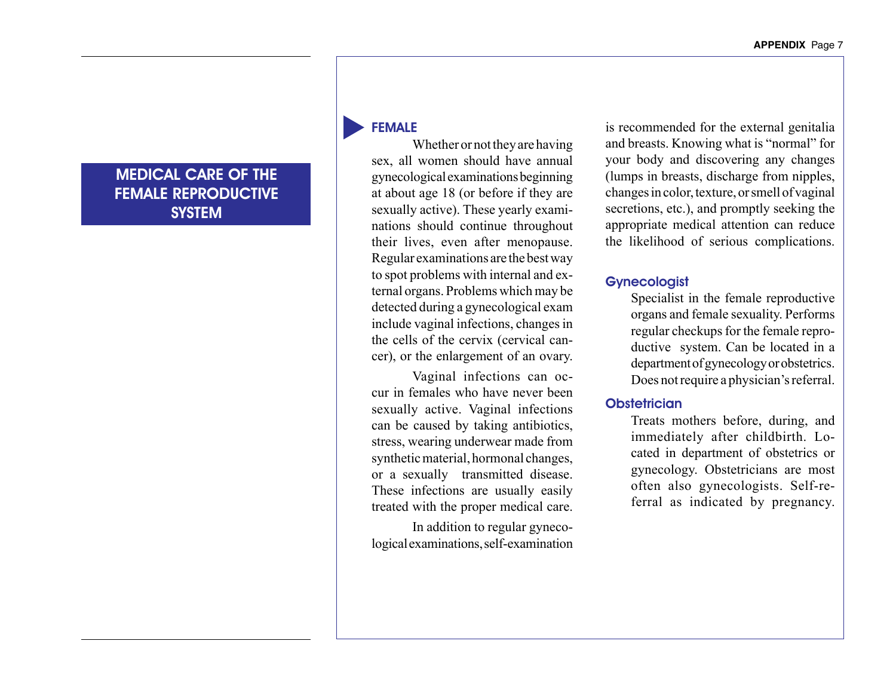# MEDICAL CARE OF THE FEMALE REPRODUCTIVE SYSTEM

## FEMALE

Whether or not they are having sex, all women should have annual gynecological examinations beginning at about age 18 (or before if they are sexually active). These yearly examinations should continue throughout their lives, even after menopause. Regular examinations are the best way to spot problems with internal and external organs. Problems which may be detected during a gynecological exam include vaginal infections, changes in the cells of the cervix (cervical cancer), or the enlargement of an ovary.

Vaginal infections can occur in females who have never been sexually active. Vaginal infections can be caused by taking antibiotics, stress, wearing underwear made from synthetic material, hormonal changes, or a sexually transmitted disease. These infections are usually easily treated with the proper medical care.

In addition to regular gynecological examinations, self-examination is recommended for the external genitalia and breasts. Knowing what is "normal" for your body and discovering any changes (lumps in breasts, discharge from nipples, changes in color, texture, or smell of vaginal secretions, etc.), and promptly seeking the appropriate medical attention can reduce the likelihood of serious complications.

### Gynecologist

Specialist in the female reproductive organs and female sexuality. Performs regular checkups for the female reproductive system. Can be located in a department of gynecology or obstetrics. Does not require a physician's referral.

### Obstetrician

Treats mothers before, during, and immediately after childbirth. Located in department of obstetrics or gynecology. Obstetricians are most often also gynecologists. Self-referral as indicated by pregnancy.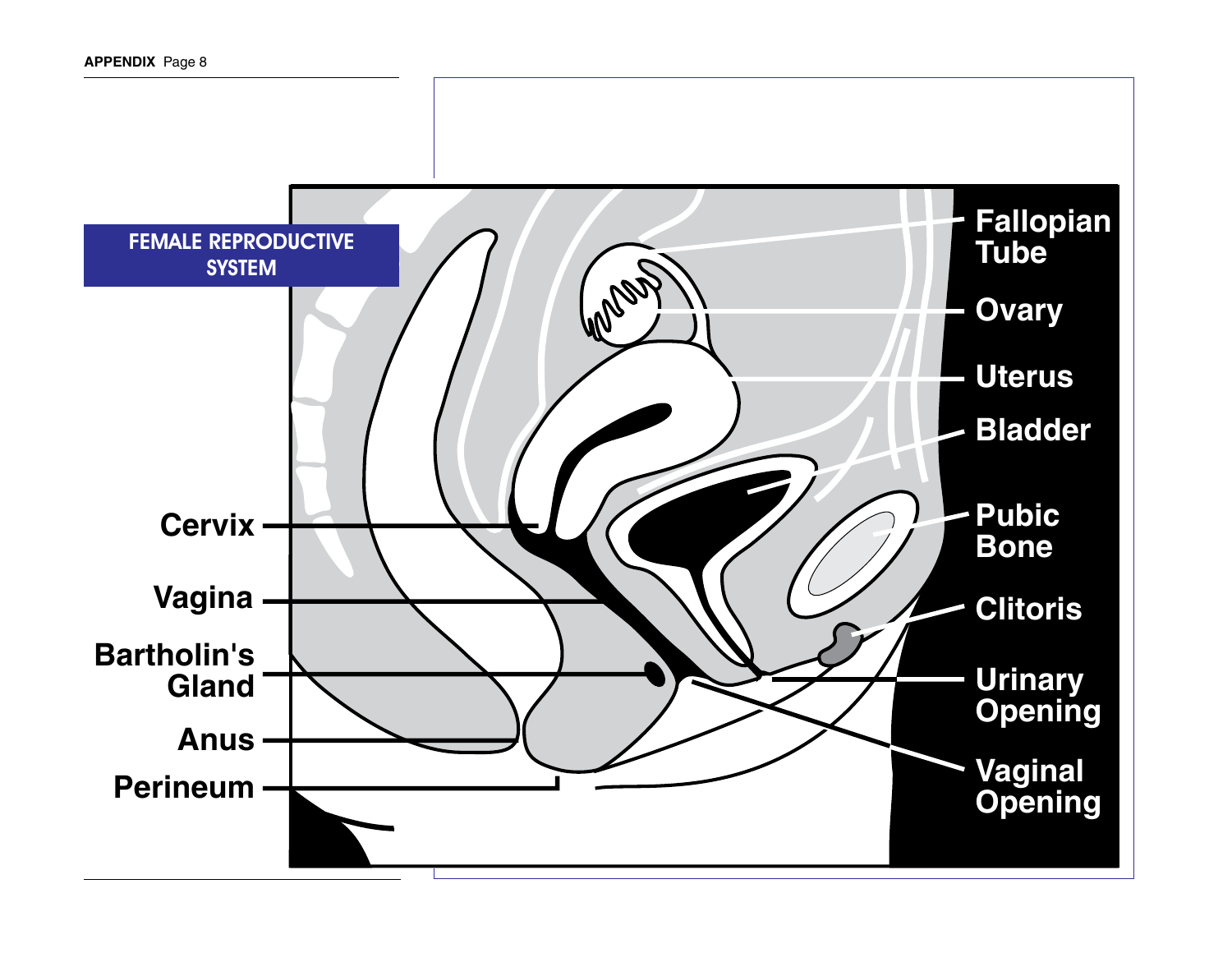## FEMALE REPRODUCTIVE SYSTEM

Fallopian Tube

Ovary

Uterus

Bladder

Pubic Bone

Clitoris

Urinary Opening

Vaginal Opening

Cervix

Vagina

Bartholin's Gland

Anus

Perineum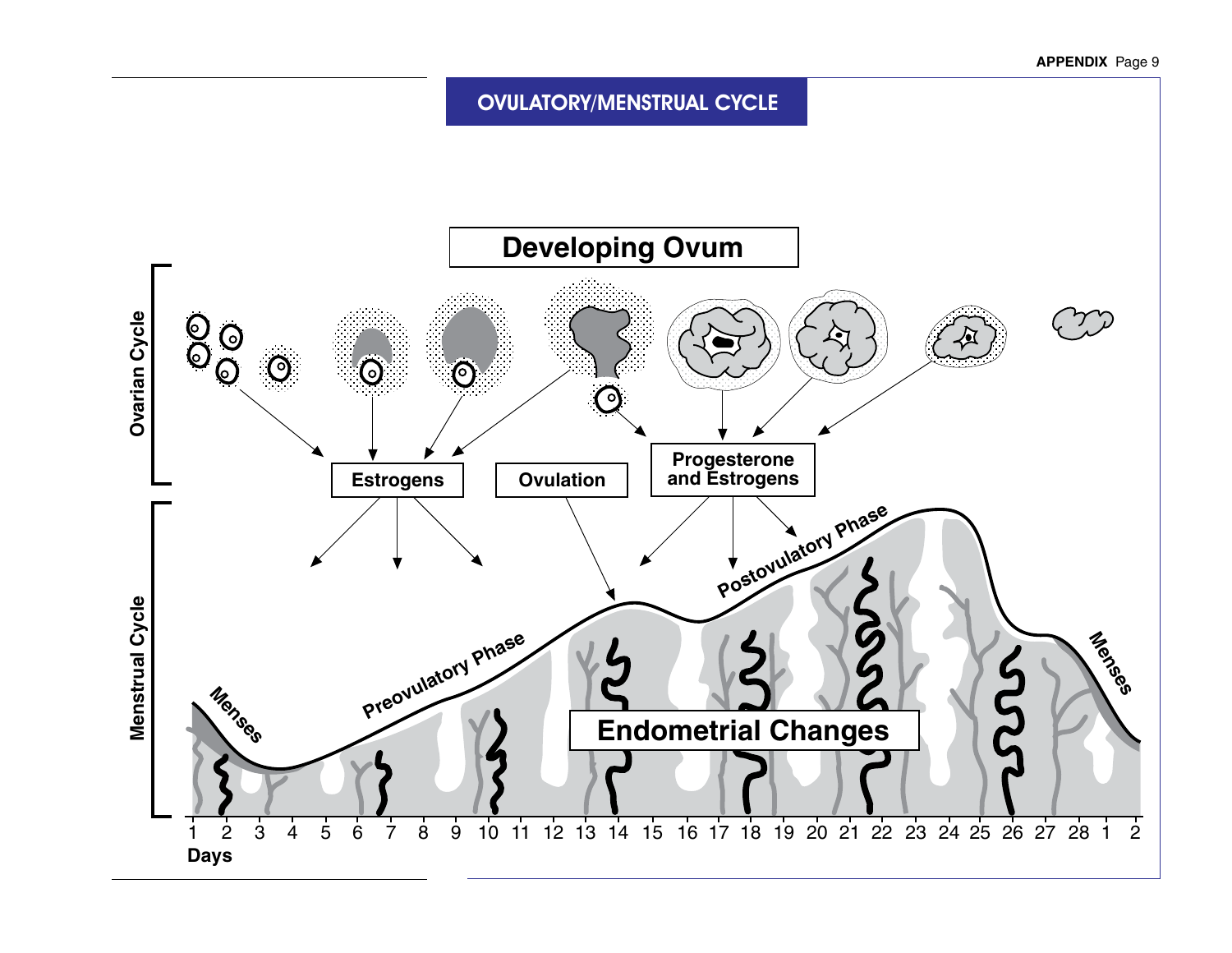## OVULATORY/MENSTRUAL CYCLE

**Developing Ovum**

Ovarian Cycle

Estrogens

Ovulation

Progesterone and Estrogens

Menstrual Cycle

Menses

Preovulatory Phase

Postovulatory Phase

Menses

Endometrial Changes

1 2 3 4 5 6 7 8 9 10 11 12 13 14 15 16 17 18 19 20 21 22 23 24 25 26 27 28 1 2

Days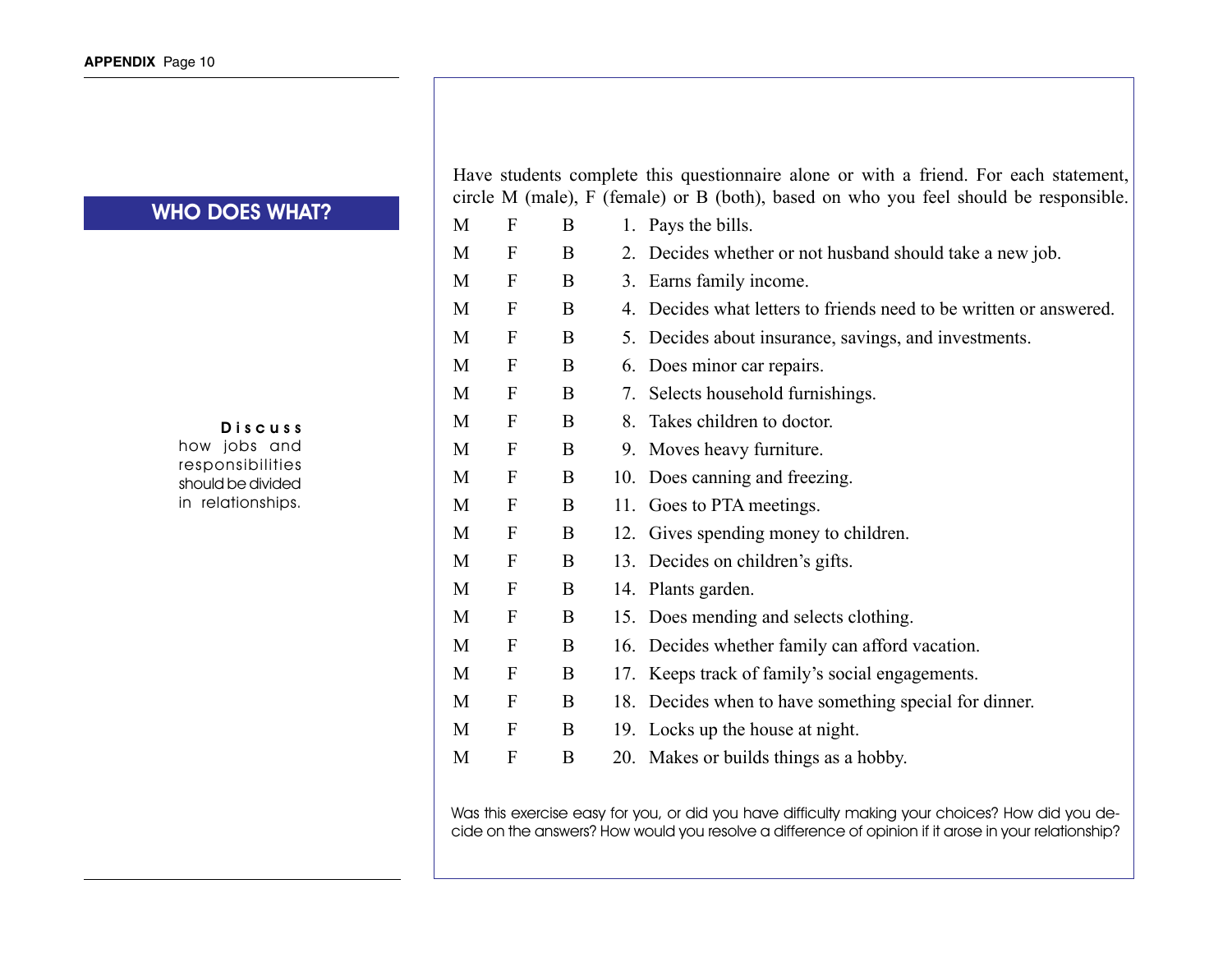## WHO DOES WHAT?

**Discuss** how jobs and responsibilities should be divided in relationships.

Have students complete this questionnaire alone or with a friend. For each statement, circle M (male), F (female) or B (both), based on who you feel should be responsible.

| | | | |
|---|---|---|---|
| M | F | B | 1. Pays the bills. |
| M | F | B | 2. Decides whether or not husband should take a new job. |
| M | F | B | 3. Earns family income. |
| M | F | B | 4. Decides what letters to friends need to be written or answered. |
| M | F | B | 5. Decides about insurance, savings, and investments. |
| M | F | B | 6. Does minor car repairs. |
| M | F | B | 7. Selects household furnishings. |
| M | F | B | 8. Takes children to doctor. |
| M | F | B | 9. Moves heavy furniture. |
| M | F | B | 10. Does canning and freezing. |
| M | F | B | 11. Goes to PTA meetings. |
| M | F | B | 12. Gives spending money to children. |
| M | F | B | 13. Decides on children's gifts. |
| M | F | B | 14. Plants garden. |
| M | F | B | 15. Does mending and selects clothing. |
| M | F | B | 16. Decides whether family can afford vacation. |
| M | F | B | 17. Keeps track of family's social engagements. |
| M | F | B | 18. Decides when to have something special for dinner. |
| M | F | B | 19. Locks up the house at night. |
| M | F | B | 20. Makes or builds things as a hobby. |

Was this exercise easy for you, or did you have difficulty making your choices? How did you decide on the answers? How would you resolve a difference of opinion if it arose in your relationship?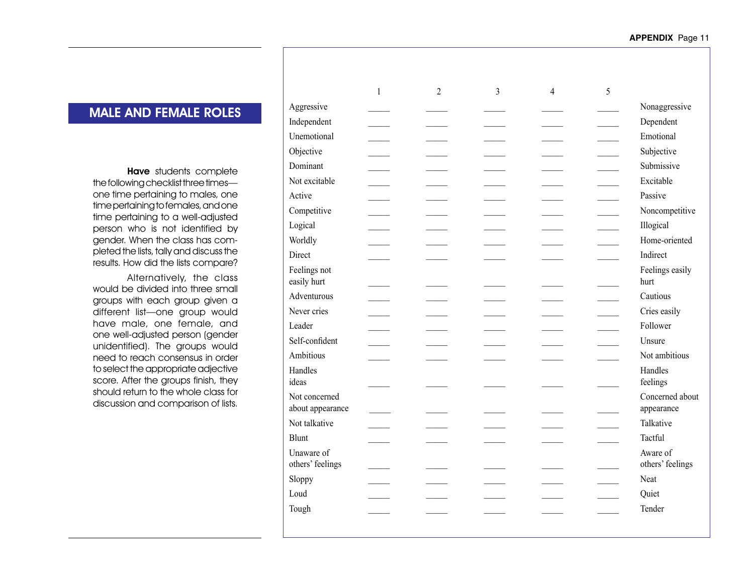## MALE AND FEMALE ROLES

**Have** students complete the following checklist three times—one time pertaining to males, one time pertaining to females, and one time pertaining to a well-adjusted person who is not identified by gender. When the class has completed the lists, tally and discuss the results. How did the lists compare?

Alternatively, the class would be divided into three small groups with each group given a different list—one group would have male, one female, and one well-adjusted person (gender unidentified). The groups would need to reach consensus in order to select the appropriate adjective score. After the groups finish, they should return to the whole class for discussion and comparison of lists.

| | 1 | 2 | 3 | 4 | 5 | |
|---|---|---|---|---|---|---|
| Aggressive | _____ | _____ | _____ | _____ | _____ | Nonaggressive |
| Independent | _____ | _____ | _____ | _____ | _____ | Dependent |
| Unemotional | _____ | _____ | _____ | _____ | _____ | Emotional |
| Objective | _____ | _____ | _____ | _____ | _____ | Subjective |
| Dominant | _____ | _____ | _____ | _____ | _____ | Submissive |
| Not excitable | _____ | _____ | _____ | _____ | _____ | Excitable |
| Active | _____ | _____ | _____ | _____ | _____ | Passive |
| Competitive | _____ | _____ | _____ | _____ | _____ | Noncompetitive |
| Logical | _____ | _____ | _____ | _____ | _____ | Illogical |
| Worldly | _____ | _____ | _____ | _____ | _____ | Home-oriented |
| Direct | _____ | _____ | _____ | _____ | _____ | Indirect |
| Feelings not easily hurt | _____ | _____ | _____ | _____ | _____ | Feelings easily hurt |
| Adventurous | _____ | _____ | _____ | _____ | _____ | Cautious |
| Never cries | _____ | _____ | _____ | _____ | _____ | Cries easily |
| Leader | _____ | _____ | _____ | _____ | _____ | Follower |
| Self-confident | _____ | _____ | _____ | _____ | _____ | Unsure |
| Ambitious | _____ | _____ | _____ | _____ | _____ | Not ambitious |
| Handles ideas | _____ | _____ | _____ | _____ | _____ | Handles feelings |
| Not concerned about appearance | _____ | _____ | _____ | _____ | _____ | Concerned about appearance |
| Not talkative | _____ | _____ | _____ | _____ | _____ | Talkative |
| Blunt | _____ | _____ | _____ | _____ | _____ | Tactful |
| Unaware of others' feelings | _____ | _____ | _____ | _____ | _____ | Aware of others' feelings |
| Sloppy | _____ | _____ | _____ | _____ | _____ | Neat |
| Loud | _____ | _____ | _____ | _____ | _____ | Quiet |
| Tough | _____ | _____ | _____ | _____ | _____ | Tender |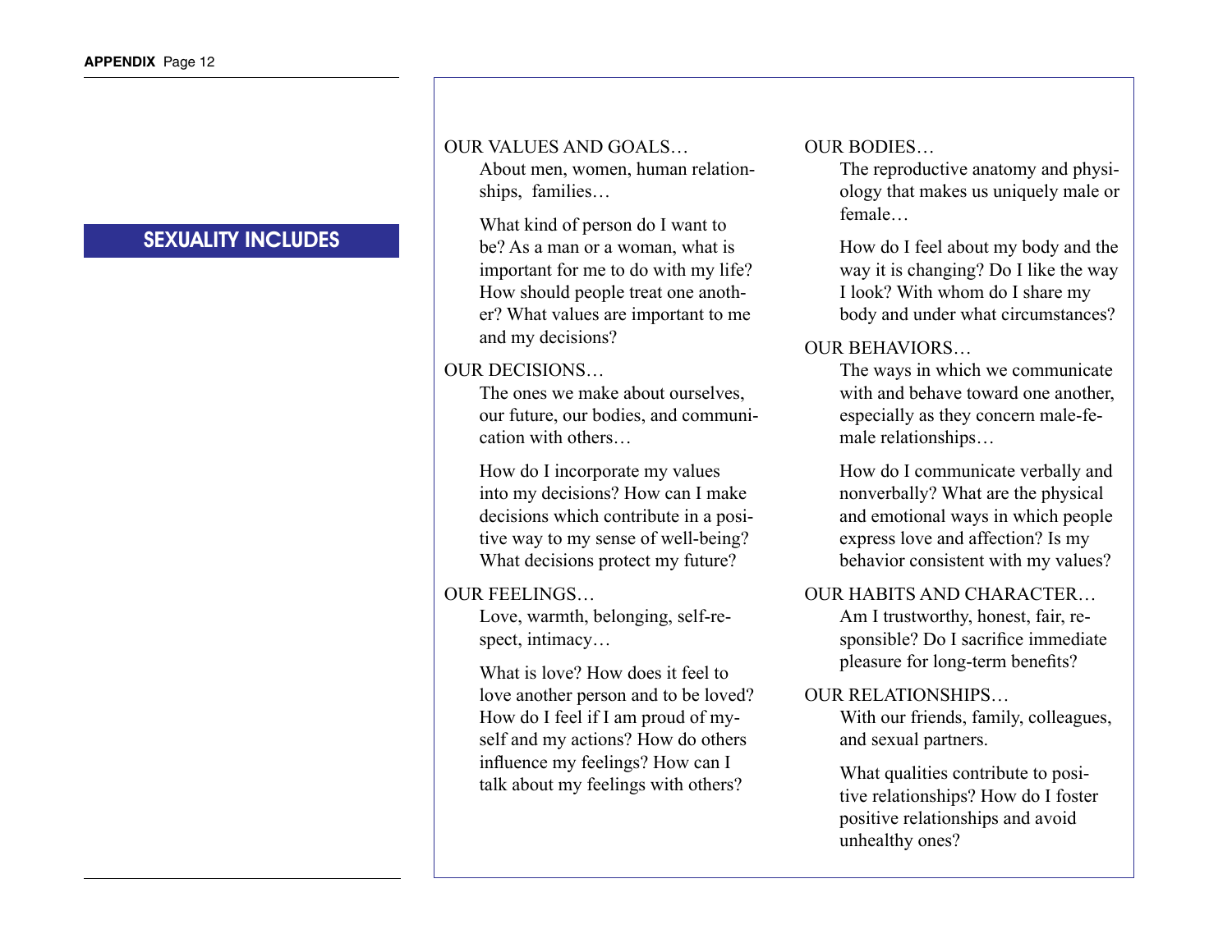## SEXUALITY INCLUDES

OUR VALUES AND GOALS…

About men, women, human relationships, families…

What kind of person do I want to be? As a man or a woman, what is important for me to do with my life? How should people treat one another? What values are important to me and my decisions?

OUR DECISIONS…

The ones we make about ourselves, our future, our bodies, and communication with others…

How do I incorporate my values into my decisions? How can I make decisions which contribute in a positive way to my sense of well-being? What decisions protect my future?

OUR FEELINGS…

Love, warmth, belonging, self-respect, intimacy…

What is love? How does it feel to love another person and to be loved? How do I feel if I am proud of myself and my actions? How do others influence my feelings? How can I talk about my feelings with others?

OUR BODIES…

The reproductive anatomy and physiology that makes us uniquely male or female…

How do I feel about my body and the way it is changing? Do I like the way I look? With whom do I share my body and under what circumstances?

OUR BEHAVIORS…

The ways in which we communicate with and behave toward one another, especially as they concern male-female relationships…

How do I communicate verbally and nonverbally? What are the physical and emotional ways in which people express love and affection? Is my behavior consistent with my values?

OUR HABITS AND CHARACTER…

Am I trustworthy, honest, fair, responsible? Do I sacrifice immediate pleasure for long-term benefits?

OUR RELATIONSHIPS…

With our friends, family, colleagues, and sexual partners.

What qualities contribute to positive relationships? How do I foster positive relationships and avoid unhealthy ones?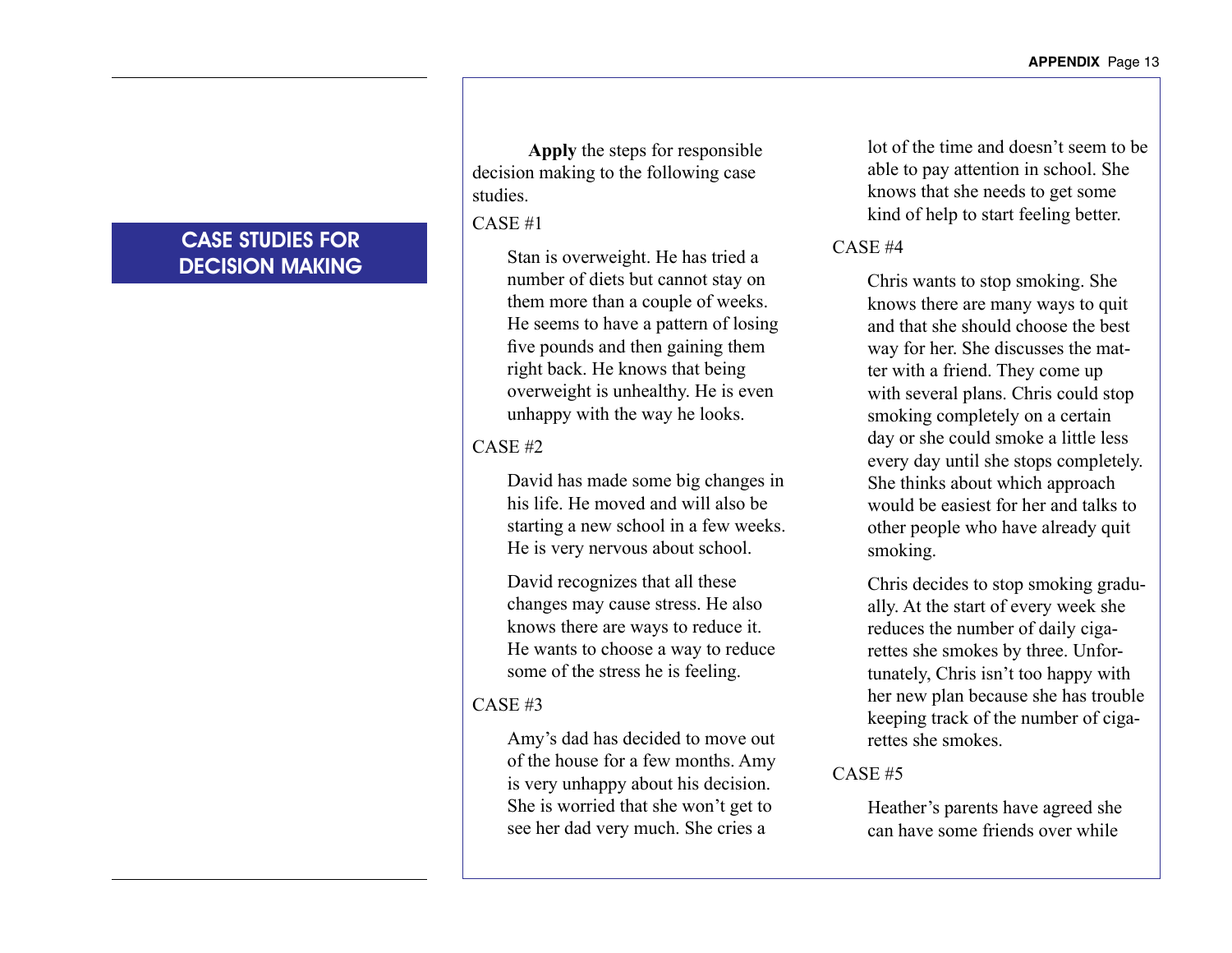## CASE STUDIES FOR DECISION MAKING

**Apply** the steps for responsible decision making to the following case studies.

CASE #1

Stan is overweight. He has tried a number of diets but cannot stay on them more than a couple of weeks. He seems to have a pattern of losing five pounds and then gaining them right back. He knows that being overweight is unhealthy. He is even unhappy with the way he looks.

CASE #2

David has made some big changes in his life. He moved and will also be starting a new school in a few weeks. He is very nervous about school.

David recognizes that all these changes may cause stress. He also knows there are ways to reduce it. He wants to choose a way to reduce some of the stress he is feeling.

CASE #3

Amy's dad has decided to move out of the house for a few months. Amy is very unhappy about his decision. She is worried that she won't get to see her dad very much. She cries a lot of the time and doesn't seem to be able to pay attention in school. She knows that she needs to get some kind of help to start feeling better.

CASE #4

Chris wants to stop smoking. She knows there are many ways to quit and that she should choose the best way for her. She discusses the matter with a friend. They come up with several plans. Chris could stop smoking completely on a certain day or she could smoke a little less every day until she stops completely. She thinks about which approach would be easiest for her and talks to other people who have already quit smoking.

Chris decides to stop smoking gradually. At the start of every week she reduces the number of daily cigarettes she smokes by three. Unfortunately, Chris isn't too happy with her new plan because she has trouble keeping track of the number of cigarettes she smokes.

CASE #5

Heather's parents have agreed she can have some friends over while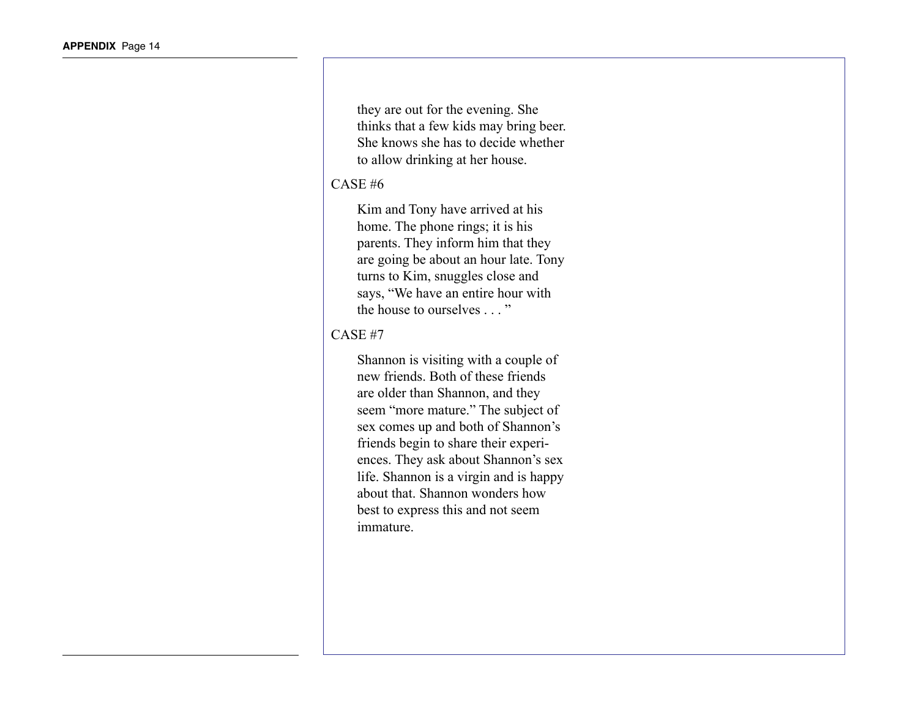they are out for the evening. She thinks that a few kids may bring beer. She knows she has to decide whether to allow drinking at her house.

CASE #6

Kim and Tony have arrived at his home. The phone rings; it is his parents. They inform him that they are going be about an hour late. Tony turns to Kim, snuggles close and says, "We have an entire hour with the house to ourselves . . . "

CASE #7

Shannon is visiting with a couple of new friends. Both of these friends are older than Shannon, and they seem "more mature." The subject of sex comes up and both of Shannon's friends begin to share their experiences. They ask about Shannon's sex life. Shannon is a virgin and is happy about that. Shannon wonders how best to express this and not seem immature.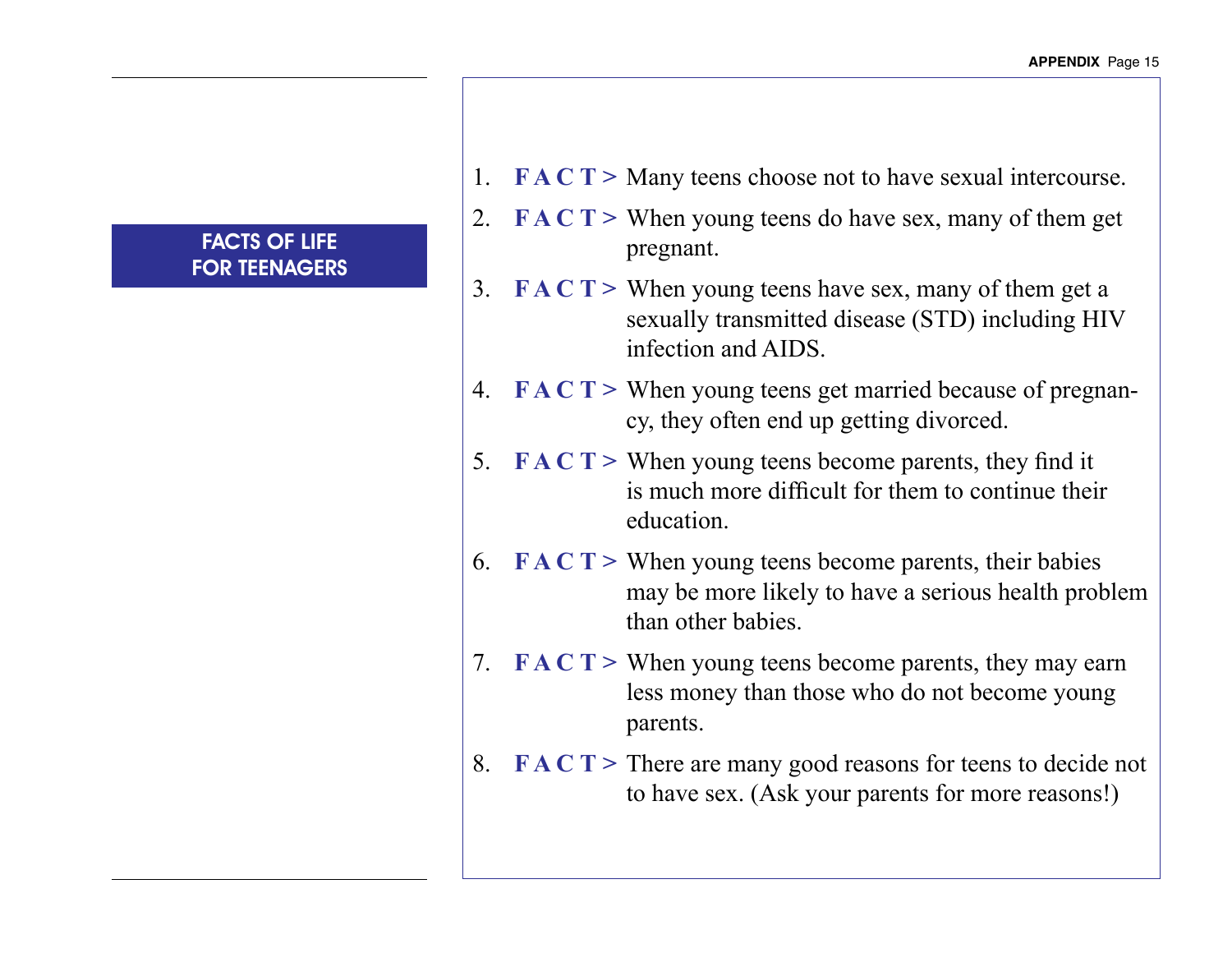## FACTS OF LIFE FOR TEENAGERS

1. **F A C T >** Many teens choose not to have sexual intercourse.
2. **F A C T >** When young teens do have sex, many of them get pregnant.
3. **F A C T >** When young teens have sex, many of them get a sexually transmitted disease (STD) including HIV infection and AIDS.
4. **F A C T >** When young teens get married because of pregnancy, they often end up getting divorced.
5. **F A C T >** When young teens become parents, they find it is much more difficult for them to continue their education.
6. **F A C T >** When young teens become parents, their babies may be more likely to have a serious health problem than other babies.
7. **F A C T >** When young teens become parents, they may earn less money than those who do not become young parents.
8. **F A C T >** There are many good reasons for teens to decide not to have sex. (Ask your parents for more reasons!)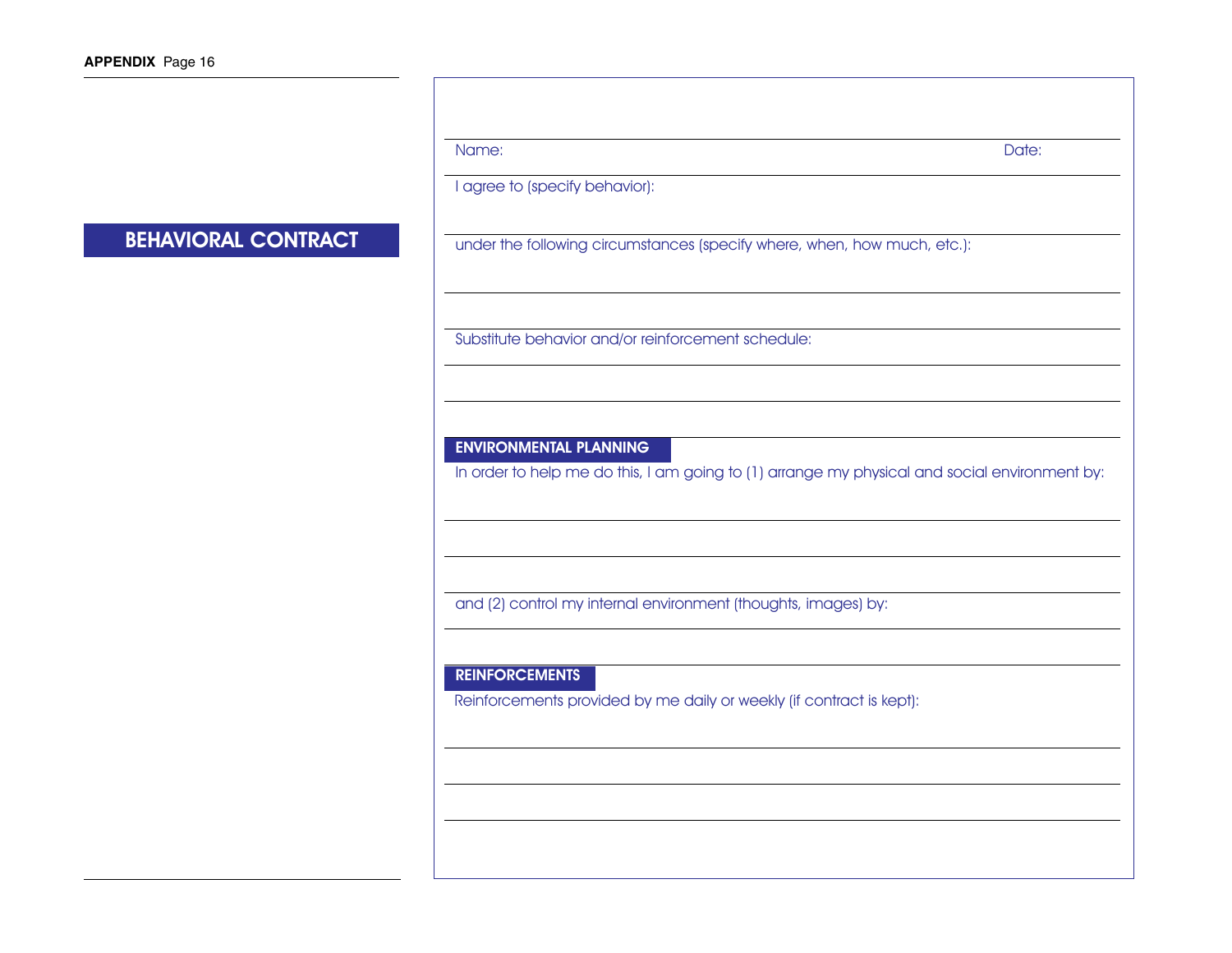# BEHAVIORAL CONTRACT

Name: ______________________________ Date: ______________

I agree to (specify behavior):

______________________________________________________________

under the following circumstances (specify where, when, how much, etc.):

______________________________________________________________

______________________________________________________________

Substitute behavior and/or reinforcement schedule:

______________________________________________________________

______________________________________________________________

## ENVIRONMENTAL PLANNING

In order to help me do this, I am going to (1) arrange my physical and social environment by:

______________________________________________________________

______________________________________________________________

______________________________________________________________

and (2) control my internal environment (thoughts, images) by:

______________________________________________________________

______________________________________________________________

## REINFORCEMENTS

Reinforcements provided by me daily or weekly (if contract is kept):

______________________________________________________________

______________________________________________________________

______________________________________________________________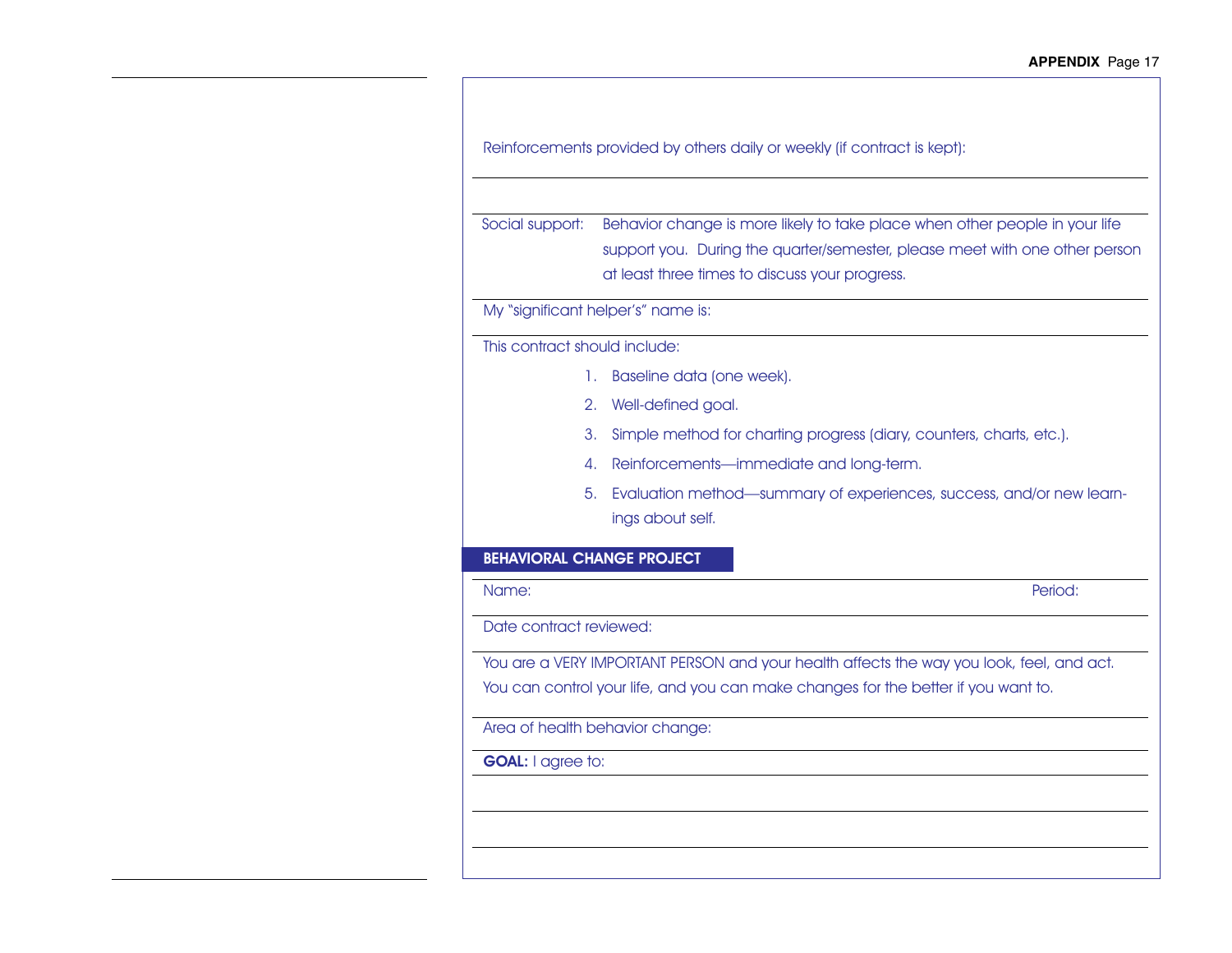Reinforcements provided by others daily or weekly (if contract is kept):

Social support: Behavior change is more likely to take place when other people in your life support you. During the quarter/semester, please meet with one other person at least three times to discuss your progress.

My "significant helper's" name is:

This contract should include:

1. Baseline data (one week).
2. Well-defined goal.
3. Simple method for charting progress (diary, counters, charts, etc.).
4. Reinforcements—immediate and long-term.
5. Evaluation method—summary of experiences, success, and/or new learnings about self.

## BEHAVIORAL CHANGE PROJECT

Name: Period:

Date contract reviewed:

You are a VERY IMPORTANT PERSON and your health affects the way you look, feel, and act. You can control your life, and you can make changes for the better if you want to.

Area of health behavior change:

**GOAL:** I agree to: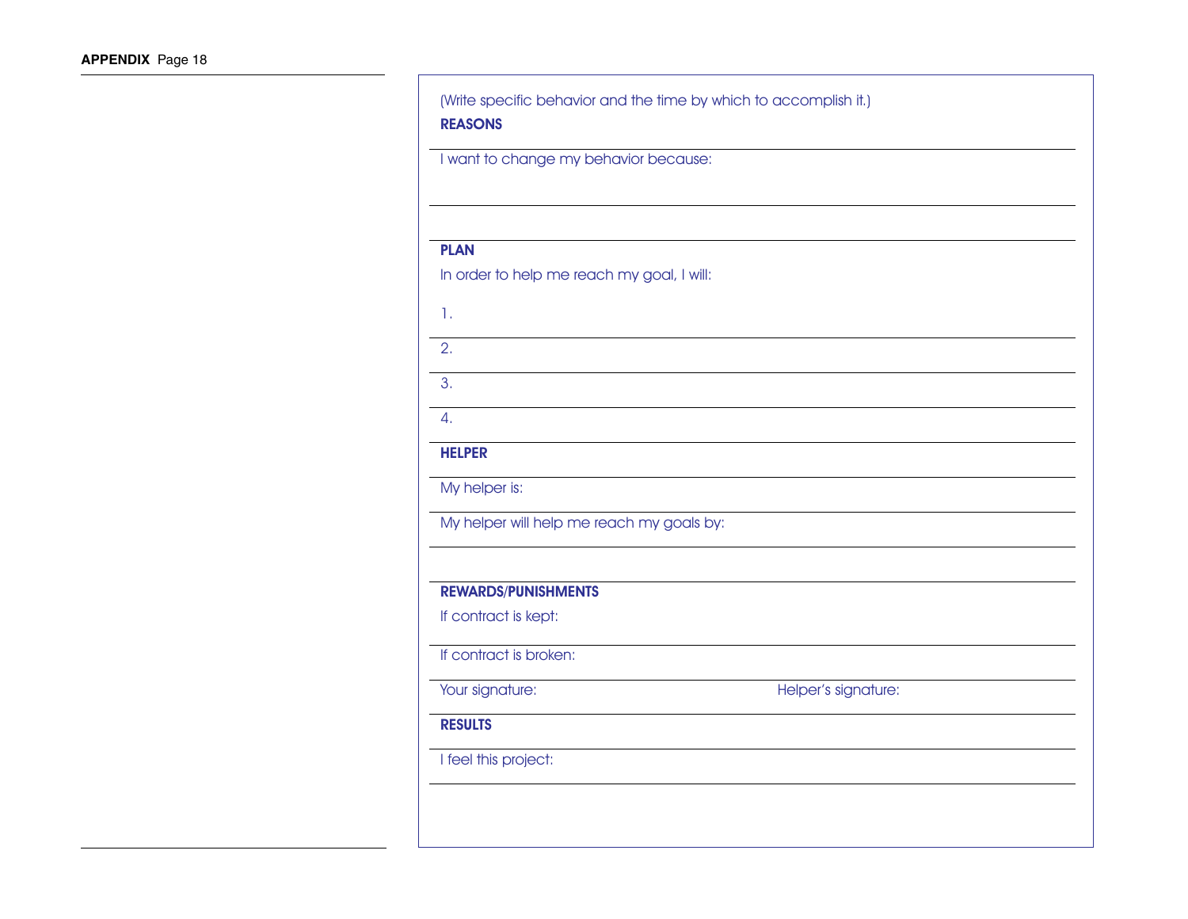(Write specific behavior and the time by which to accomplish it.)

**REASONS**

I want to change my behavior because:

**PLAN**

In order to help me reach my goal, I will:

1.

2.

3.

4.

**HELPER**

My helper is:

My helper will help me reach my goals by:

**REWARDS/PUNISHMENTS**

If contract is kept:

If contract is broken:

Your signature: Helper's signature:

**RESULTS**

I feel this project: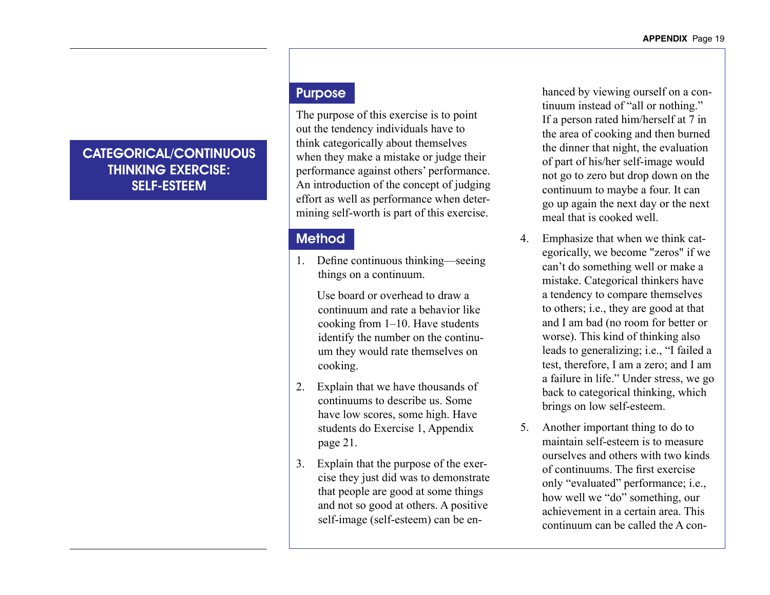# CATEGORICAL/CONTINUOUS THINKING EXERCISE: SELF-ESTEEM

## Purpose

The purpose of this exercise is to point out the tendency individuals have to think categorically about themselves when they make a mistake or judge their performance against others' performance. An introduction of the concept of judging effort as well as performance when determining self-worth is part of this exercise.

## Method

1. Define continuous thinking—seeing things on a continuum.

   Use board or overhead to draw a continuum and rate a behavior like cooking from 1–10. Have students identify the number on the continuum they would rate themselves on cooking.

2. Explain that we have thousands of continuums to describe us. Some have low scores, some high. Have students do Exercise 1, Appendix page 21.

3. Explain that the purpose of the exercise they just did was to demonstrate that people are good at some things and not so good at others. A positive self-image (self-esteem) can be enhanced by viewing ourself on a continuum instead of "all or nothing." If a person rated him/herself at 7 in the area of cooking and then burned the dinner that night, the evaluation of part of his/her self-image would not go to zero but drop down on the continuum to maybe a four. It can go up again the next day or the next meal that is cooked well.

4. Emphasize that when we think categorically, we become "zeros" if we can't do something well or make a mistake. Categorical thinkers have a tendency to compare themselves to others; i.e., they are good at that and I am bad (no room for better or worse). This kind of thinking also leads to generalizing; i.e., "I failed a test, therefore, I am a zero; and I am a failure in life." Under stress, we go back to categorical thinking, which brings on low self-esteem.

5. Another important thing to do to maintain self-esteem is to measure ourselves and others with two kinds of continuums. The first exercise only "evaluated" performance; i.e., how well we "do" something, our achievement in a certain area. This continuum can be called the A con-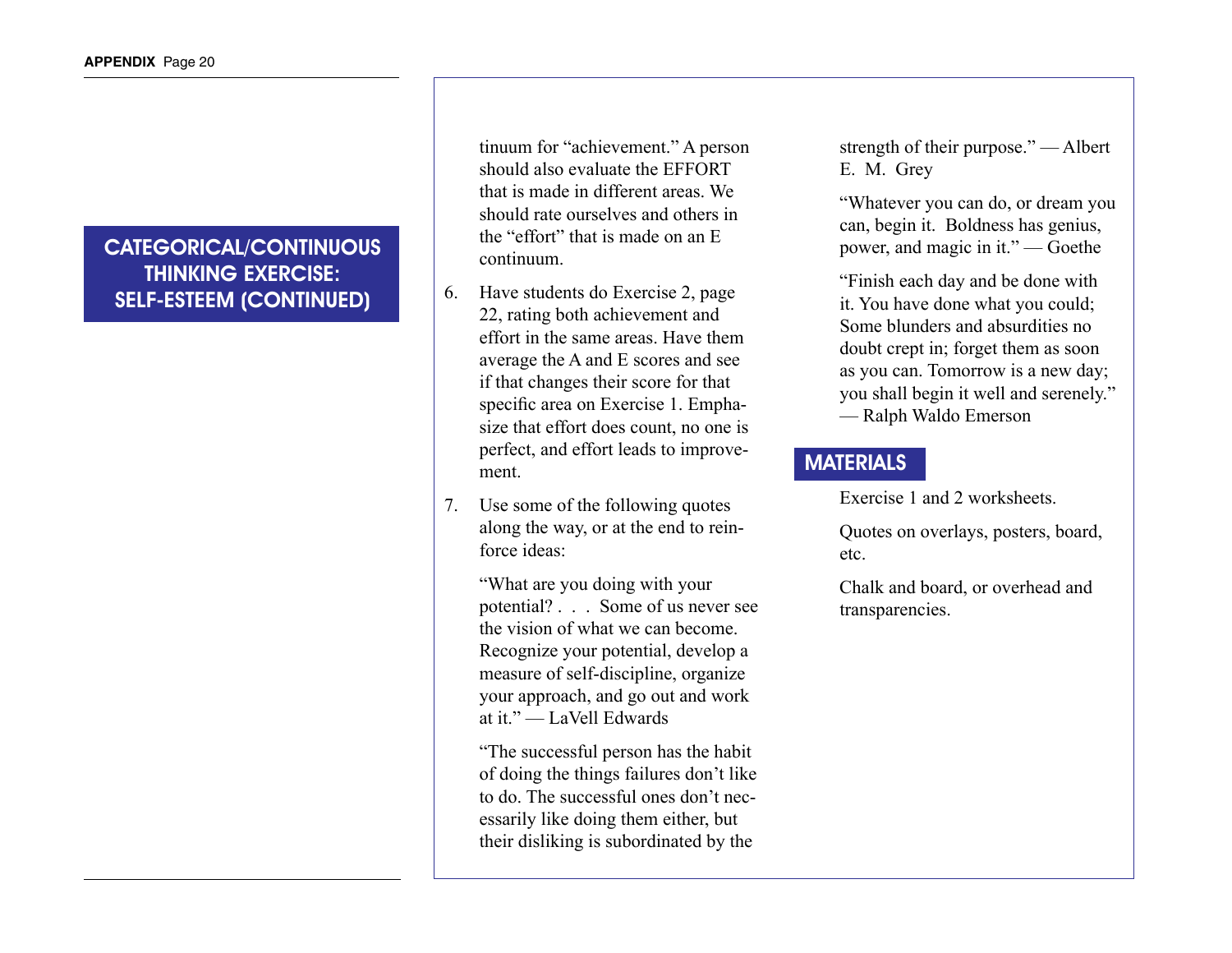## CATEGORICAL/CONTINUOUS THINKING EXERCISE: SELF-ESTEEM (CONTINUED)

tinuum for "achievement." A person should also evaluate the EFFORT that is made in different areas. We should rate ourselves and others in the "effort" that is made on an E continuum.

6. Have students do Exercise 2, page 22, rating both achievement and effort in the same areas. Have them average the A and E scores and see if that changes their score for that specific area on Exercise 1. Emphasize that effort does count, no one is perfect, and effort leads to improvement.

7. Use some of the following quotes along the way, or at the end to reinforce ideas:

   "What are you doing with your potential? . . . Some of us never see the vision of what we can become. Recognize your potential, develop a measure of self-discipline, organize your approach, and go out and work at it." — LaVell Edwards

   "The successful person has the habit of doing the things failures don't like to do. The successful ones don't necessarily like doing them either, but their disliking is subordinated by the strength of their purpose." — Albert E. M. Grey

   "Whatever you can do, or dream you can, begin it. Boldness has genius, power, and magic in it." — Goethe

   "Finish each day and be done with it. You have done what you could; Some blunders and absurdities no doubt crept in; forget them as soon as you can. Tomorrow is a new day; you shall begin it well and serenely." — Ralph Waldo Emerson

## MATERIALS

Exercise 1 and 2 worksheets.

Quotes on overlays, posters, board, etc.

Chalk and board, or overhead and transparencies.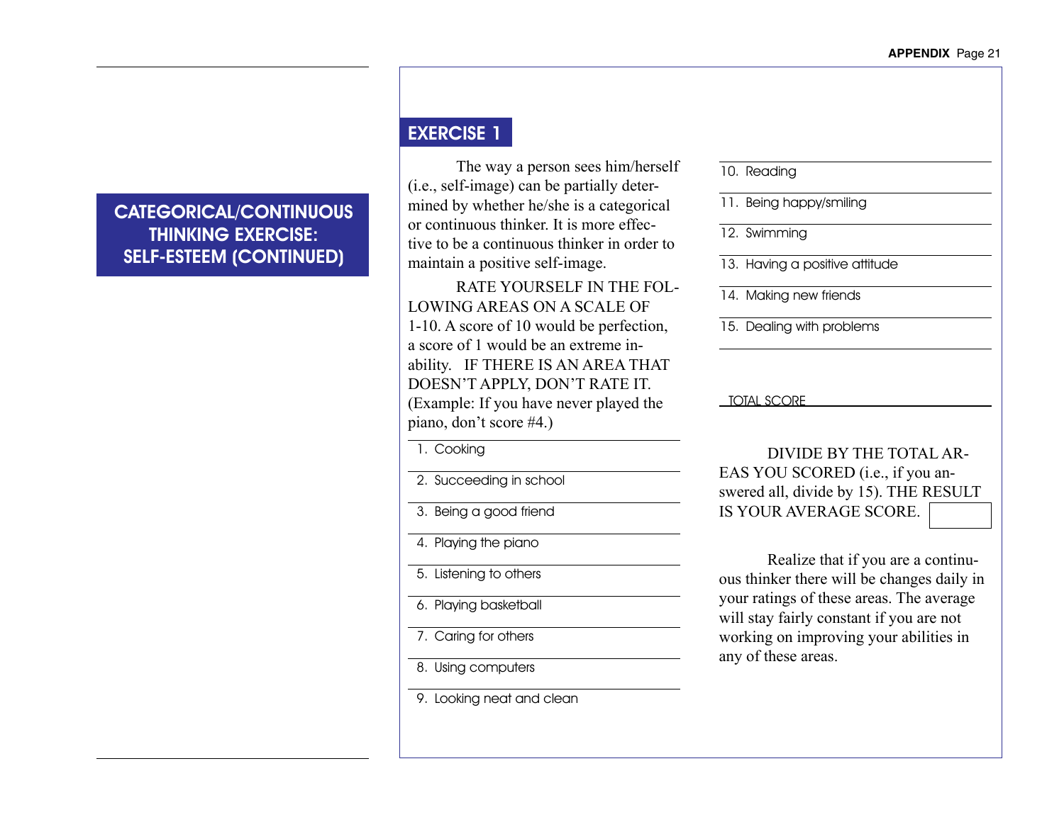# CATEGORICAL/CONTINUOUS THINKING EXERCISE: SELF-ESTEEM (CONTINUED)

## EXERCISE 1

The way a person sees him/herself (i.e., self-image) can be partially determined by whether he/she is a categorical or continuous thinker. It is more effective to be a continuous thinker in order to maintain a positive self-image.

RATE YOURSELF IN THE FOLLOWING AREAS ON A SCALE OF 1-10. A score of 10 would be perfection, a score of 1 would be an extreme inability. IF THERE IS AN AREA THAT DOESN'T APPLY, DON'T RATE IT. (Example: If you have never played the piano, don't score #4.)

1. Cooking
2. Succeeding in school
3. Being a good friend
4. Playing the piano
5. Listening to others
6. Playing basketball
7. Caring for others
8. Using computers
9. Looking neat and clean
10. Reading
11. Being happy/smiling
12. Swimming
13. Having a positive attitude
14. Making new friends
15. Dealing with problems

TOTAL SCORE ____________

DIVIDE BY THE TOTAL AREAS YOU SCORED (i.e., if you answered all, divide by 15). THE RESULT IS YOUR AVERAGE SCORE. ☐

Realize that if you are a continuous thinker there will be changes daily in your ratings of these areas. The average will stay fairly constant if you are not working on improving your abilities in any of these areas.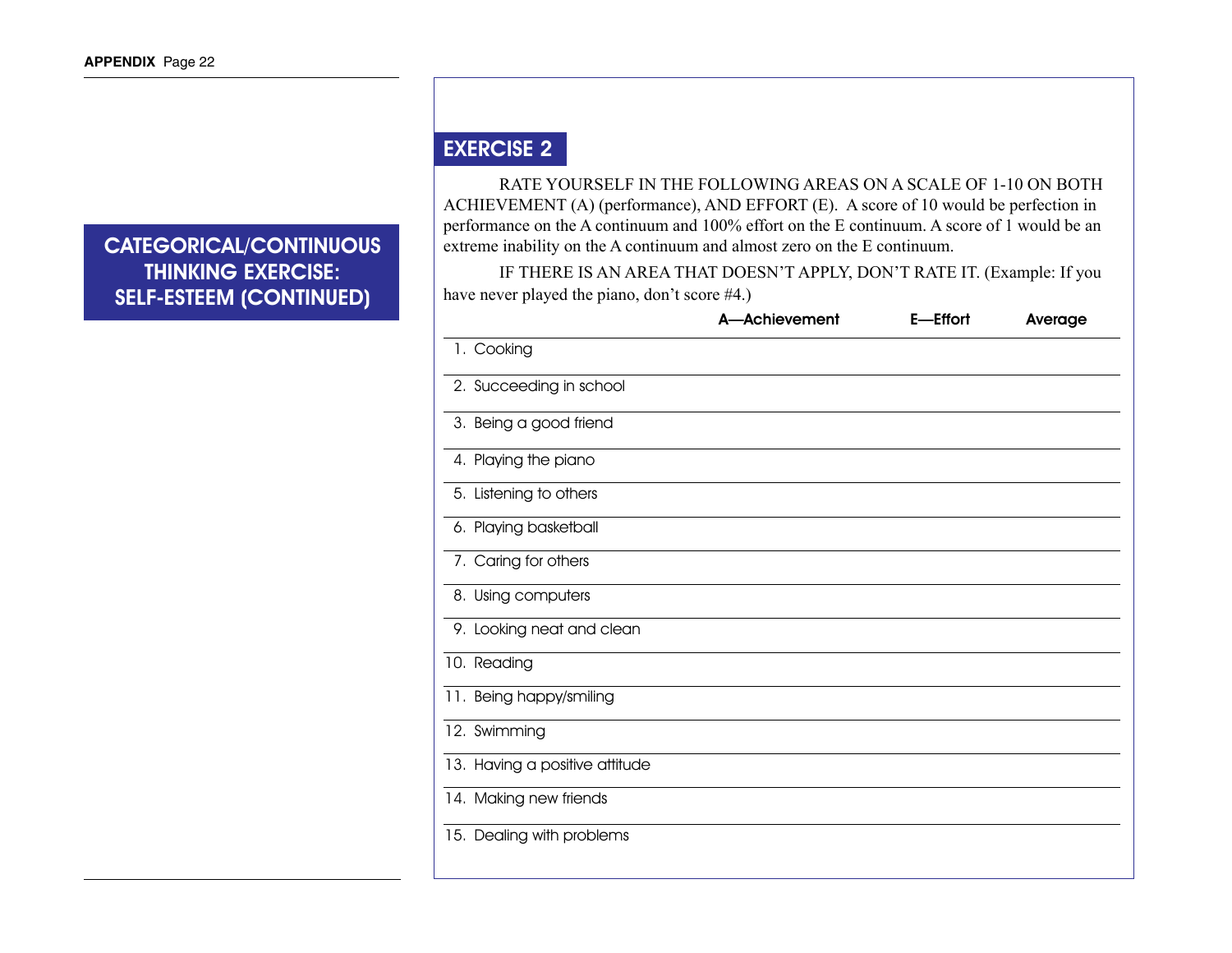# CATEGORICAL/CONTINUOUS THINKING EXERCISE: SELF-ESTEEM (CONTINUED)

## EXERCISE 2

RATE YOURSELF IN THE FOLLOWING AREAS ON A SCALE OF 1-10 ON BOTH ACHIEVEMENT (A) (performance), AND EFFORT (E). A score of 10 would be perfection in performance on the A continuum and 100% effort on the E continuum. A score of 1 would be an extreme inability on the A continuum and almost zero on the E continuum.

IF THERE IS AN AREA THAT DOESN'T APPLY, DON'T RATE IT. (Example: If you have never played the piano, don't score #4.)

| | A—Achievement | E—Effort | Average |
|---|---|---|---|
| 1. Cooking | | | |
| 2. Succeeding in school | | | |
| 3. Being a good friend | | | |
| 4. Playing the piano | | | |
| 5. Listening to others | | | |
| 6. Playing basketball | | | |
| 7. Caring for others | | | |
| 8. Using computers | | | |
| 9. Looking neat and clean | | | |
| 10. Reading | | | |
| 11. Being happy/smiling | | | |
| 12. Swimming | | | |
| 13. Having a positive attitude | | | |
| 14. Making new friends | | | |
| 15. Dealing with problems | | | |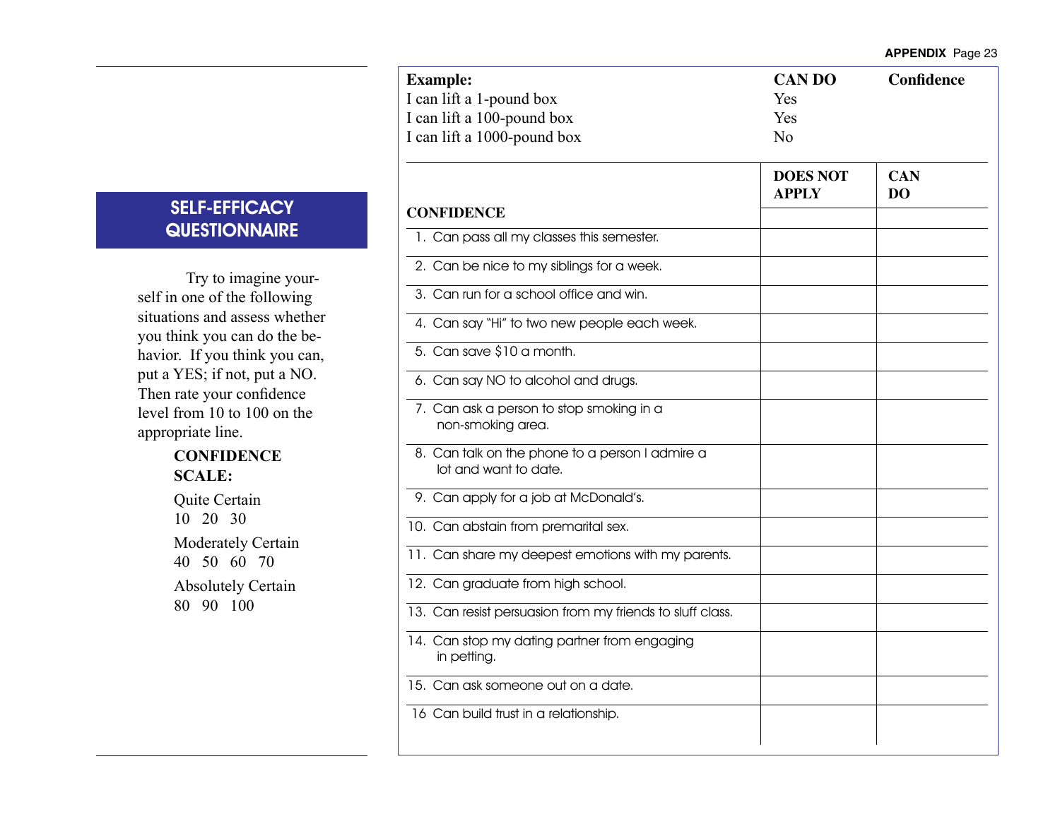## SELF-EFFICACY QUESTIONNAIRE

Try to imagine yourself in one of the following situations and assess whether you think you can do the behavior. If you think you can, put a YES; if not, put a NO. Then rate your confidence level from 10 to 100 on the appropriate line.

**CONFIDENCE SCALE:**

Quite Certain
10 20 30

Moderately Certain
40 50 60 70

Absolutely Certain
80 90 100

| **Example:** | **CAN DO** | **Confidence** |
|---|---|---|
| I can lift a 1-pound box | Yes | |
| I can lift a 100-pound box | Yes | |
| I can lift a 1000-pound box | No | |

| **CONFIDENCE** | **DOES NOT APPLY** | **CAN DO** |
|---|---|---|
| 1. Can pass all my classes this semester. | | |
| 2. Can be nice to my siblings for a week. | | |
| 3. Can run for a school office and win. | | |
| 4. Can say "Hi" to two new people each week. | | |
| 5. Can save $10 a month. | | |
| 6. Can say NO to alcohol and drugs. | | |
| 7. Can ask a person to stop smoking in a non-smoking area. | | |
| 8. Can talk on the phone to a person I admire a lot and want to date. | | |
| 9. Can apply for a job at McDonald's. | | |
| 10. Can abstain from premarital sex. | | |
| 11. Can share my deepest emotions with my parents. | | |
| 12. Can graduate from high school. | | |
| 13. Can resist persuasion from my friends to sluff class. | | |
| 14. Can stop my dating partner from engaging in petting. | | |
| 15. Can ask someone out on a date. | | |
| 16 Can build trust in a relationship. | | |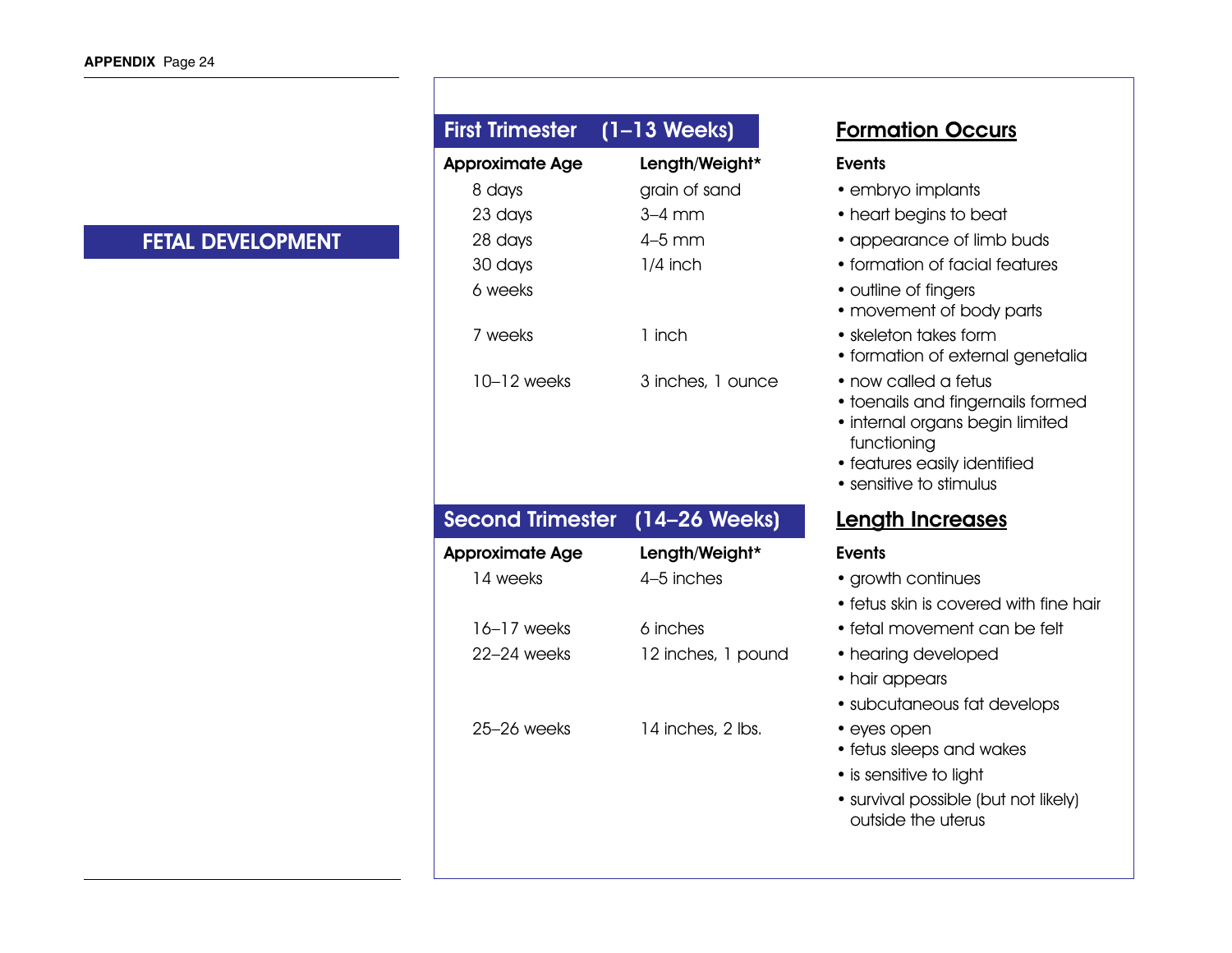# FETAL DEVELOPMENT

## First Trimester (1–13 Weeks) — Formation Occurs

| Approximate Age | Length/Weight* | Events |
|---|---|---|
| 8 days | grain of sand | • embryo implants |
| 23 days | 3–4 mm | • heart begins to beat |
| 28 days | 4–5 mm | • appearance of limb buds |
| 30 days | 1/4 inch | • formation of facial features |
| 6 weeks | | • outline of fingers<br>• movement of body parts |
| 7 weeks | 1 inch | • skeleton takes form<br>• formation of external genetalia |
| 10–12 weeks | 3 inches, 1 ounce | • now called a fetus<br>• toenails and fingernails formed<br>• internal organs begin limited functioning<br>• features easily identified<br>• sensitive to stimulus |

## Second Trimester (14–26 Weeks) — Length Increases

| Approximate Age | Length/Weight* | Events |
|---|---|---|
| 14 weeks | 4–5 inches | • growth continues<br>• fetus skin is covered with fine hair |
| 16–17 weeks | 6 inches | • fetal movement can be felt |
| 22–24 weeks | 12 inches, 1 pound | • hearing developed<br>• hair appears<br>• subcutaneous fat develops |
| 25–26 weeks | 14 inches, 2 lbs. | • eyes open<br>• fetus sleeps and wakes<br>• is sensitive to light<br>• survival possible (but not likely) outside the uterus |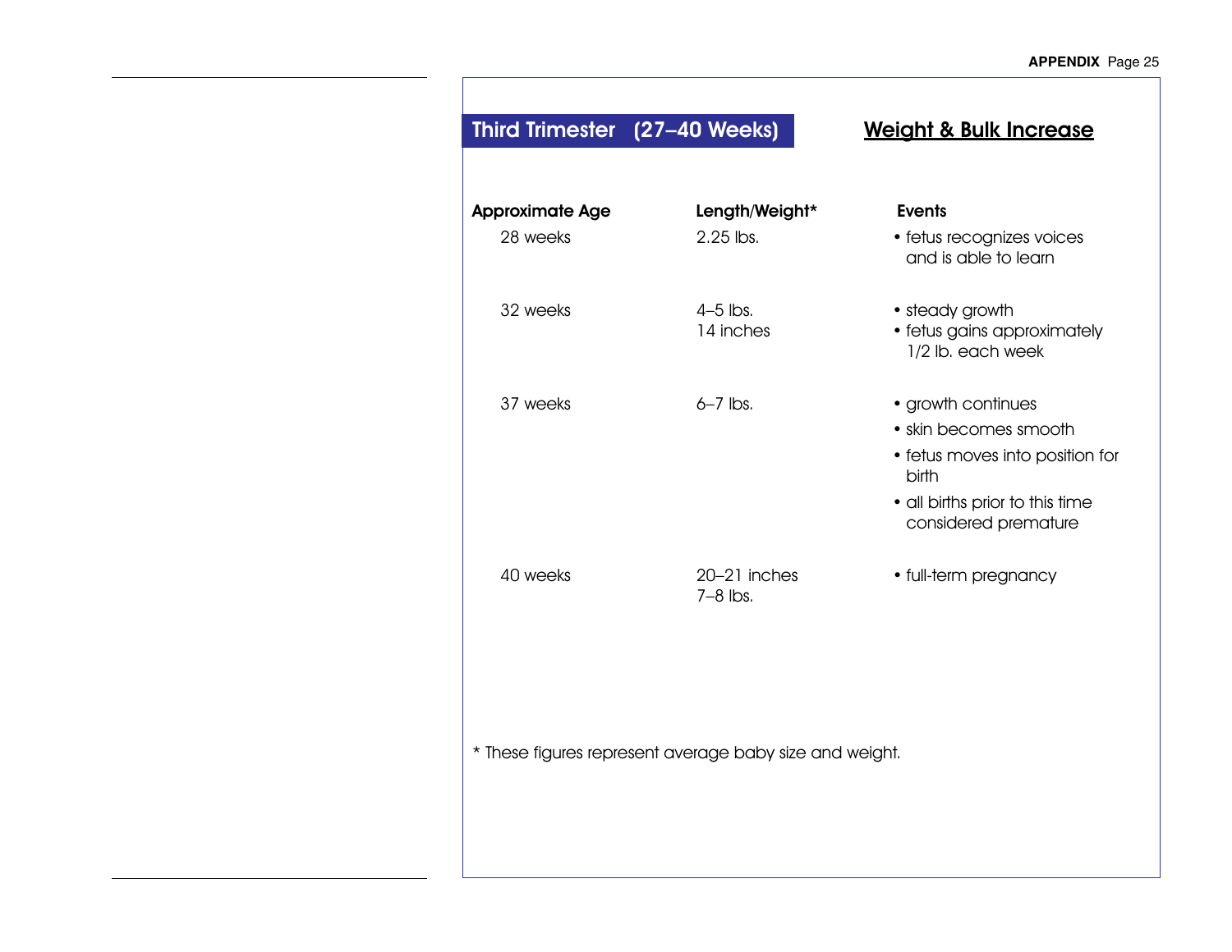## Third Trimester (27–40 Weeks)

## Weight & Bulk Increase

| Approximate Age | Length/Weight* | Events |
|---|---|---|
| 28 weeks | 2.25 lbs. | • fetus recognizes voices and is able to learn |
| 32 weeks | 4–5 lbs.<br>14 inches | • steady growth<br>• fetus gains approximately 1/2 lb. each week |
| 37 weeks | 6–7 lbs. | • growth continues<br>• skin becomes smooth<br>• fetus moves into position for birth<br>• all births prior to this time considered premature |
| 40 weeks | 20–21 inches<br>7–8 lbs. | • full-term pregnancy |

* These figures represent average baby size and weight.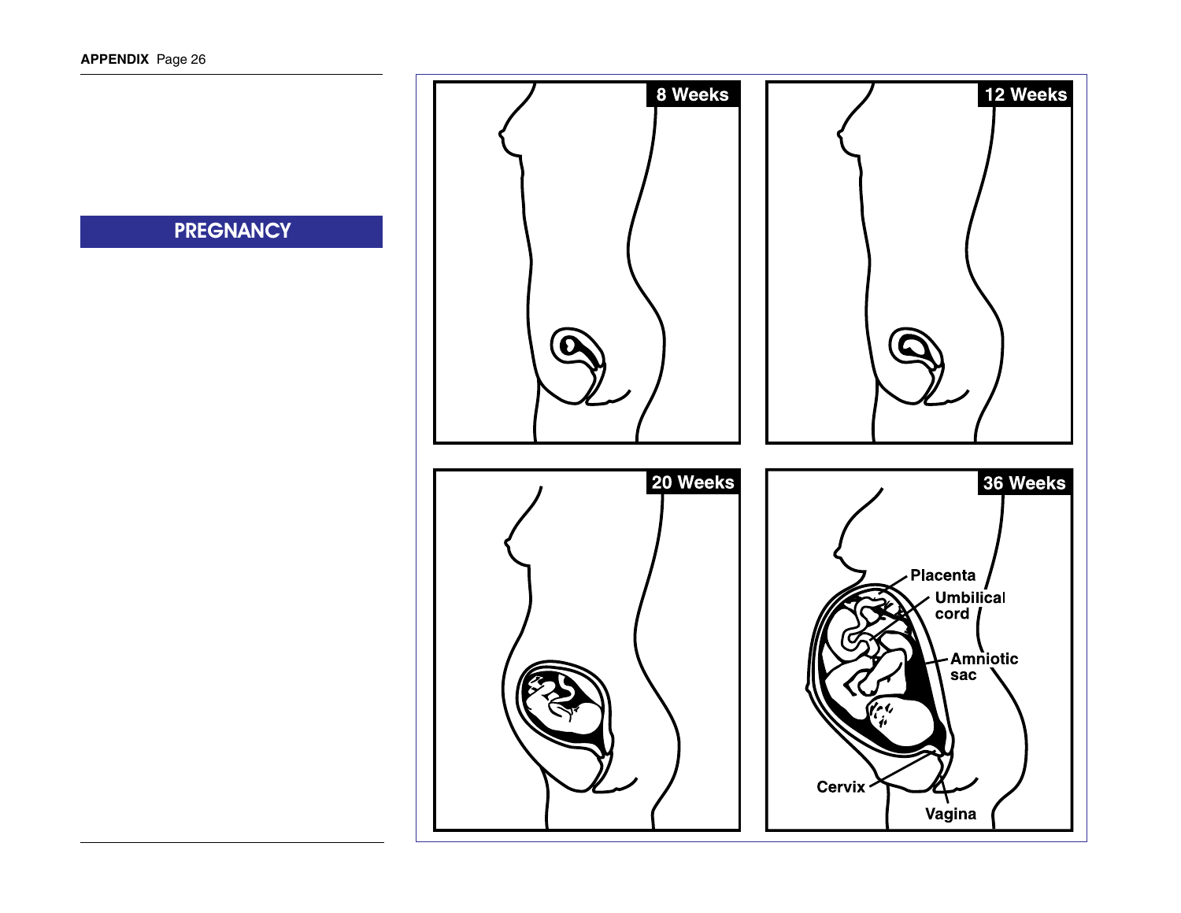## PREGNANCY

8 Weeks

12 Weeks

20 Weeks

36 Weeks

Placenta

Umbilical cord

Amniotic sac

Cervix

Vagina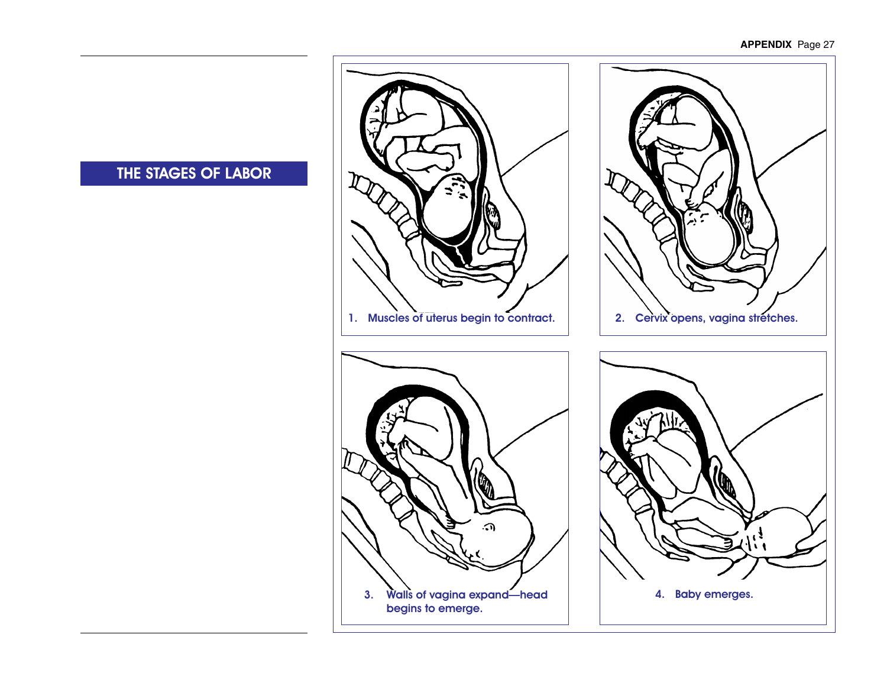## THE STAGES OF LABOR

1. Muscles of uterus begin to contract.

2. Cervix opens, vagina stretches.

3. Walls of vagina expand—head begins to emerge.

4. Baby emerges.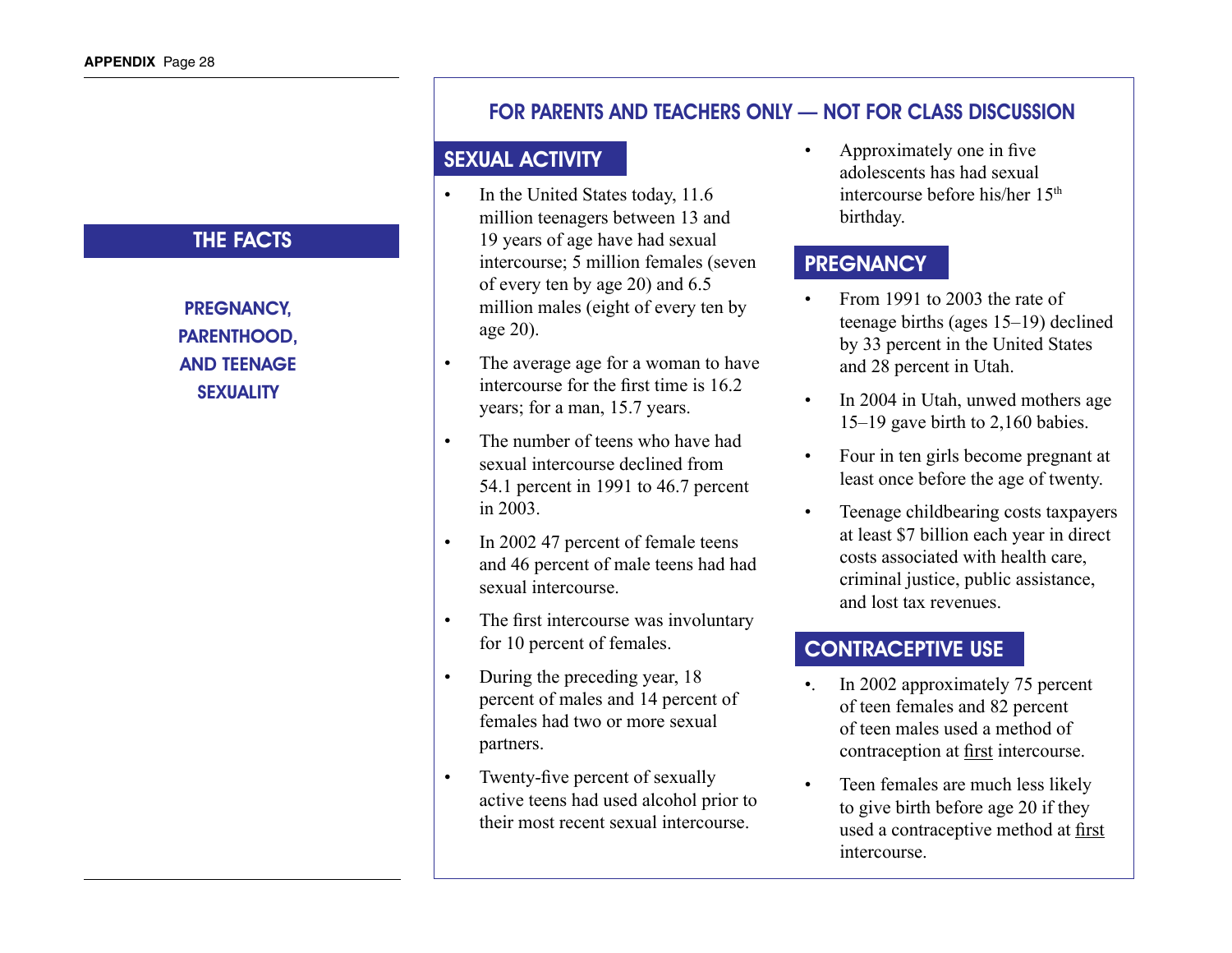## THE FACTS

**PREGNANCY, PARENTHOOD, AND TEENAGE SEXUALITY**

### FOR PARENTS AND TEACHERS ONLY — NOT FOR CLASS DISCUSSION

### SEXUAL ACTIVITY

- In the United States today, 11.6 million teenagers between 13 and 19 years of age have had sexual intercourse; 5 million females (seven of every ten by age 20) and 6.5 million males (eight of every ten by age 20).
- The average age for a woman to have intercourse for the first time is 16.2 years; for a man, 15.7 years.
- The number of teens who have had sexual intercourse declined from 54.1 percent in 1991 to 46.7 percent in 2003.
- In 2002 47 percent of female teens and 46 percent of male teens had had sexual intercourse.
- The first intercourse was involuntary for 10 percent of females.
- During the preceding year, 18 percent of males and 14 percent of females had two or more sexual partners.
- Twenty-five percent of sexually active teens had used alcohol prior to their most recent sexual intercourse.
- Approximately one in five adolescents has had sexual intercourse before his/her 15th birthday.

### PREGNANCY

- From 1991 to 2003 the rate of teenage births (ages 15–19) declined by 33 percent in the United States and 28 percent in Utah.
- In 2004 in Utah, unwed mothers age 15–19 gave birth to 2,160 babies.
- Four in ten girls become pregnant at least once before the age of twenty.
- Teenage childbearing costs taxpayers at least $7 billion each year in direct costs associated with health care, criminal justice, public assistance, and lost tax revenues.

### CONTRACEPTIVE USE

- In 2002 approximately 75 percent of teen females and 82 percent of teen males used a method of contraception at first intercourse.
- Teen females are much less likely to give birth before age 20 if they used a contraceptive method at first intercourse.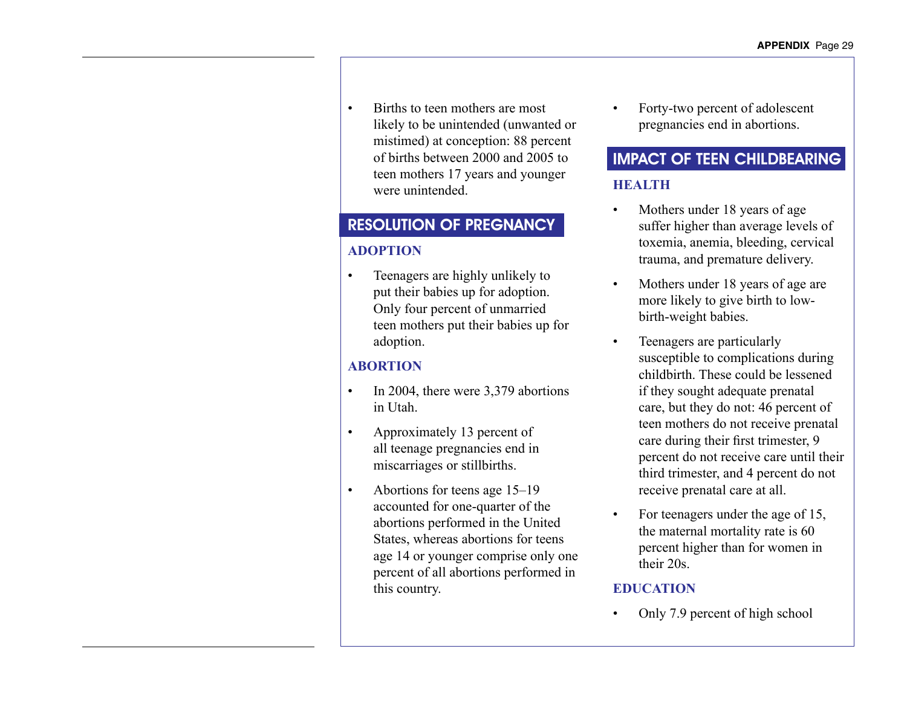- Births to teen mothers are most likely to be unintended (unwanted or mistimed) at conception: 88 percent of births between 2000 and 2005 to teen mothers 17 years and younger were unintended.

## RESOLUTION OF PREGNANCY

### ADOPTION

- Teenagers are highly unlikely to put their babies up for adoption. Only four percent of unmarried teen mothers put their babies up for adoption.

### ABORTION

- In 2004, there were 3,379 abortions in Utah.
- Approximately 13 percent of all teenage pregnancies end in miscarriages or stillbirths.
- Abortions for teens age 15–19 accounted for one-quarter of the abortions performed in the United States, whereas abortions for teens age 14 or younger comprise only one percent of all abortions performed in this country.
- Forty-two percent of adolescent pregnancies end in abortions.

## IMPACT OF TEEN CHILDBEARING

### HEALTH

- Mothers under 18 years of age suffer higher than average levels of toxemia, anemia, bleeding, cervical trauma, and premature delivery.
- Mothers under 18 years of age are more likely to give birth to low-birth-weight babies.
- Teenagers are particularly susceptible to complications during childbirth. These could be lessened if they sought adequate prenatal care, but they do not: 46 percent of teen mothers do not receive prenatal care during their first trimester, 9 percent do not receive care until their third trimester, and 4 percent do not receive prenatal care at all.
- For teenagers under the age of 15, the maternal mortality rate is 60 percent higher than for women in their 20s.

### EDUCATION

- Only 7.9 percent of high school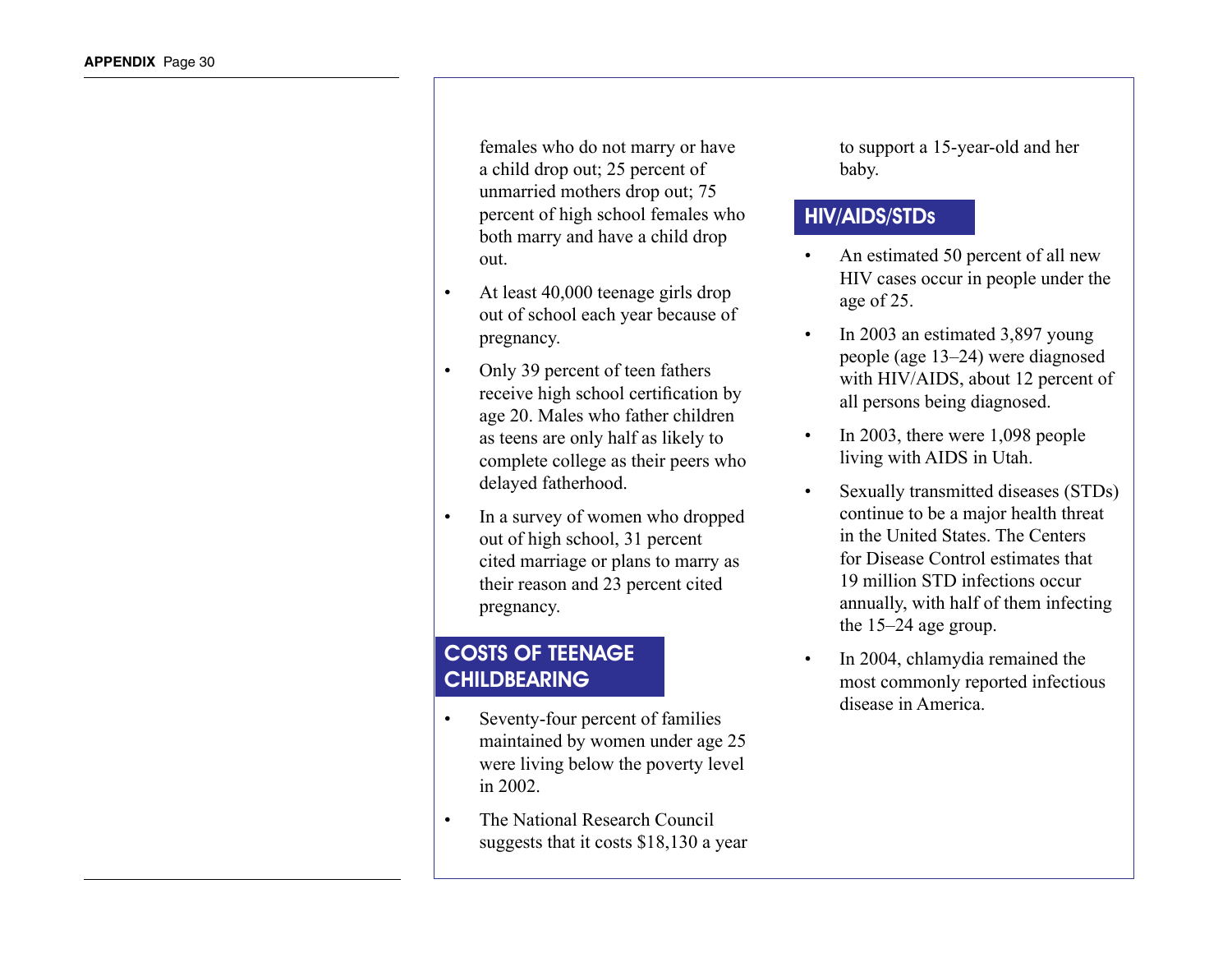females who do not marry or have a child drop out; 25 percent of unmarried mothers drop out; 75 percent of high school females who both marry and have a child drop out.

- At least 40,000 teenage girls drop out of school each year because of pregnancy.
- Only 39 percent of teen fathers receive high school certification by age 20. Males who father children as teens are only half as likely to complete college as their peers who delayed fatherhood.
- In a survey of women who dropped out of high school, 31 percent cited marriage or plans to marry as their reason and 23 percent cited pregnancy.

## COSTS OF TEENAGE CHILDBEARING

- Seventy-four percent of families maintained by women under age 25 were living below the poverty level in 2002.
- The National Research Council suggests that it costs $18,130 a year to support a 15-year-old and her baby.

## HIV/AIDS/STDs

- An estimated 50 percent of all new HIV cases occur in people under the age of 25.
- In 2003 an estimated 3,897 young people (age 13–24) were diagnosed with HIV/AIDS, about 12 percent of all persons being diagnosed.
- In 2003, there were 1,098 people living with AIDS in Utah.
- Sexually transmitted diseases (STDs) continue to be a major health threat in the United States. The Centers for Disease Control estimates that 19 million STD infections occur annually, with half of them infecting the 15–24 age group.
- In 2004, chlamydia remained the most commonly reported infectious disease in America.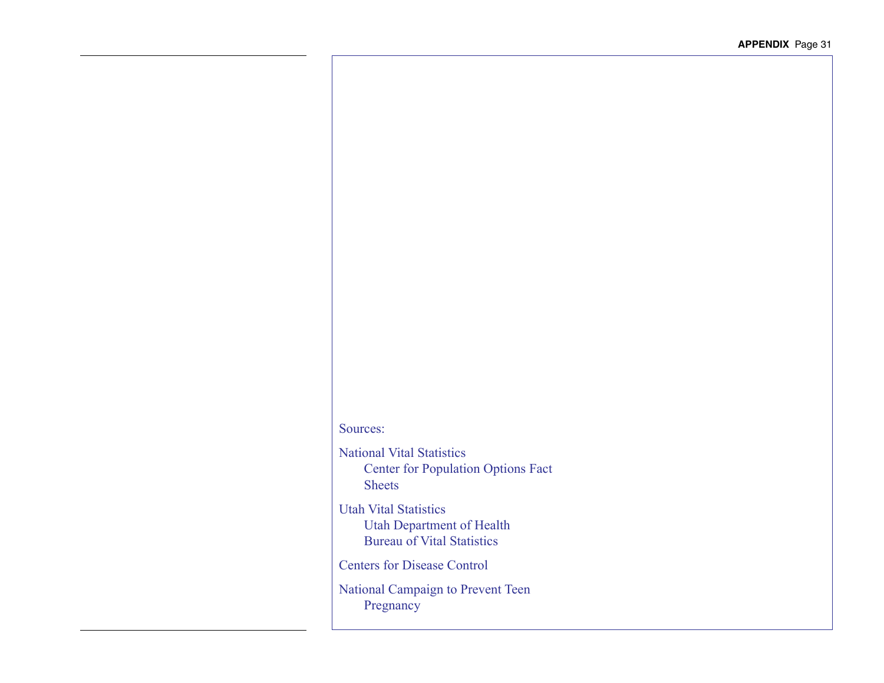Sources:

National Vital Statistics
    Center for Population Options Fact Sheets

Utah Vital Statistics
    Utah Department of Health
    Bureau of Vital Statistics

Centers for Disease Control

National Campaign to Prevent Teen Pregnancy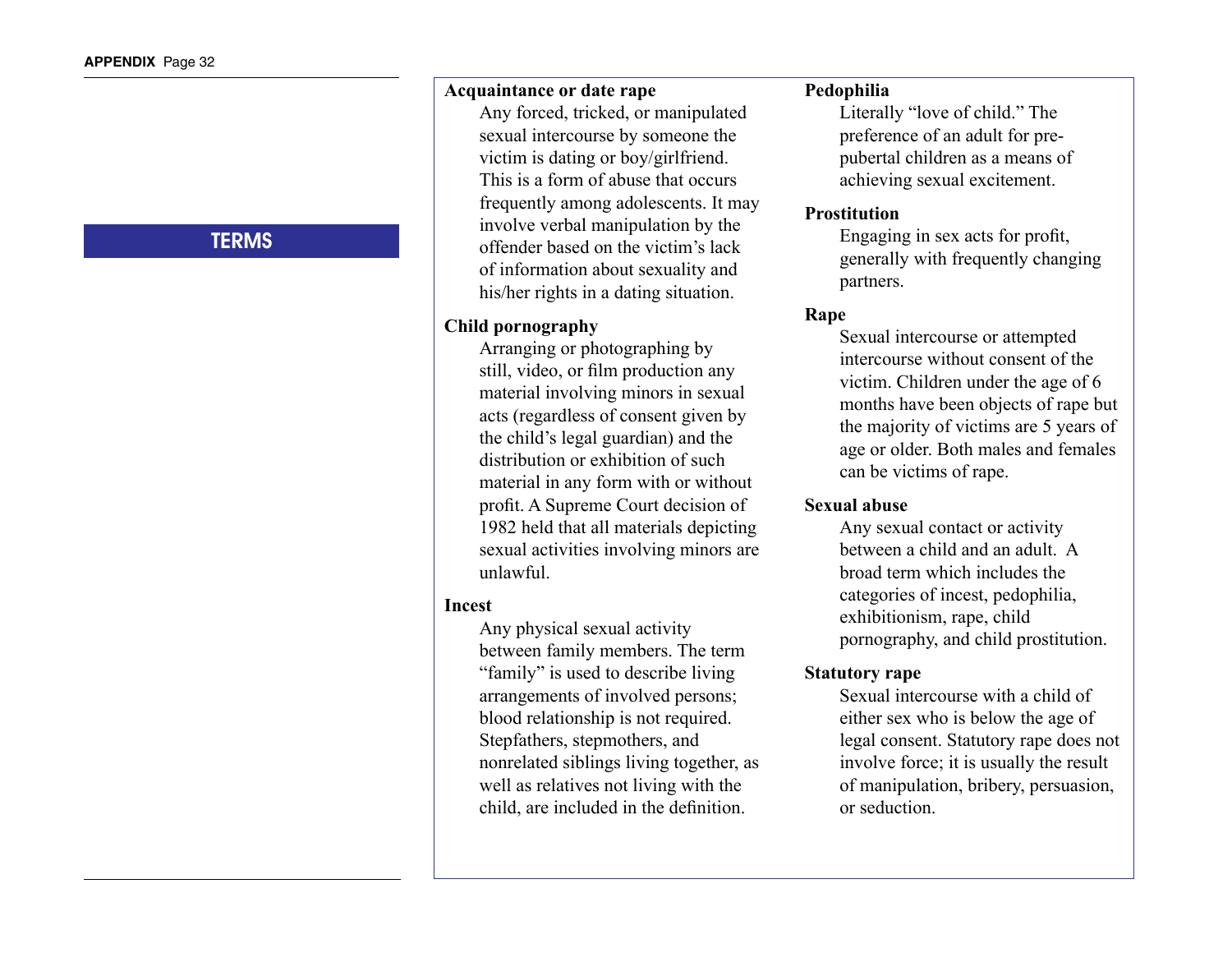## TERMS

**Acquaintance or date rape**

Any forced, tricked, or manipulated sexual intercourse by someone the victim is dating or boy/girlfriend. This is a form of abuse that occurs frequently among adolescents. It may involve verbal manipulation by the offender based on the victim's lack of information about sexuality and his/her rights in a dating situation.

**Child pornography**

Arranging or photographing by still, video, or film production any material involving minors in sexual acts (regardless of consent given by the child's legal guardian) and the distribution or exhibition of such material in any form with or without profit. A Supreme Court decision of 1982 held that all materials depicting sexual activities involving minors are unlawful.

**Incest**

Any physical sexual activity between family members. The term "family" is used to describe living arrangements of involved persons; blood relationship is not required. Stepfathers, stepmothers, and nonrelated siblings living together, as well as relatives not living with the child, are included in the definition.

**Pedophilia**

Literally "love of child." The preference of an adult for pre-pubertal children as a means of achieving sexual excitement.

**Prostitution**

Engaging in sex acts for profit, generally with frequently changing partners.

**Rape**

Sexual intercourse or attempted intercourse without consent of the victim. Children under the age of 6 months have been objects of rape but the majority of victims are 5 years of age or older. Both males and females can be victims of rape.

**Sexual abuse**

Any sexual contact or activity between a child and an adult. A broad term which includes the categories of incest, pedophilia, exhibitionism, rape, child pornography, and child prostitution.

**Statutory rape**

Sexual intercourse with a child of either sex who is below the age of legal consent. Statutory rape does not involve force; it is usually the result of manipulation, bribery, persuasion, or seduction.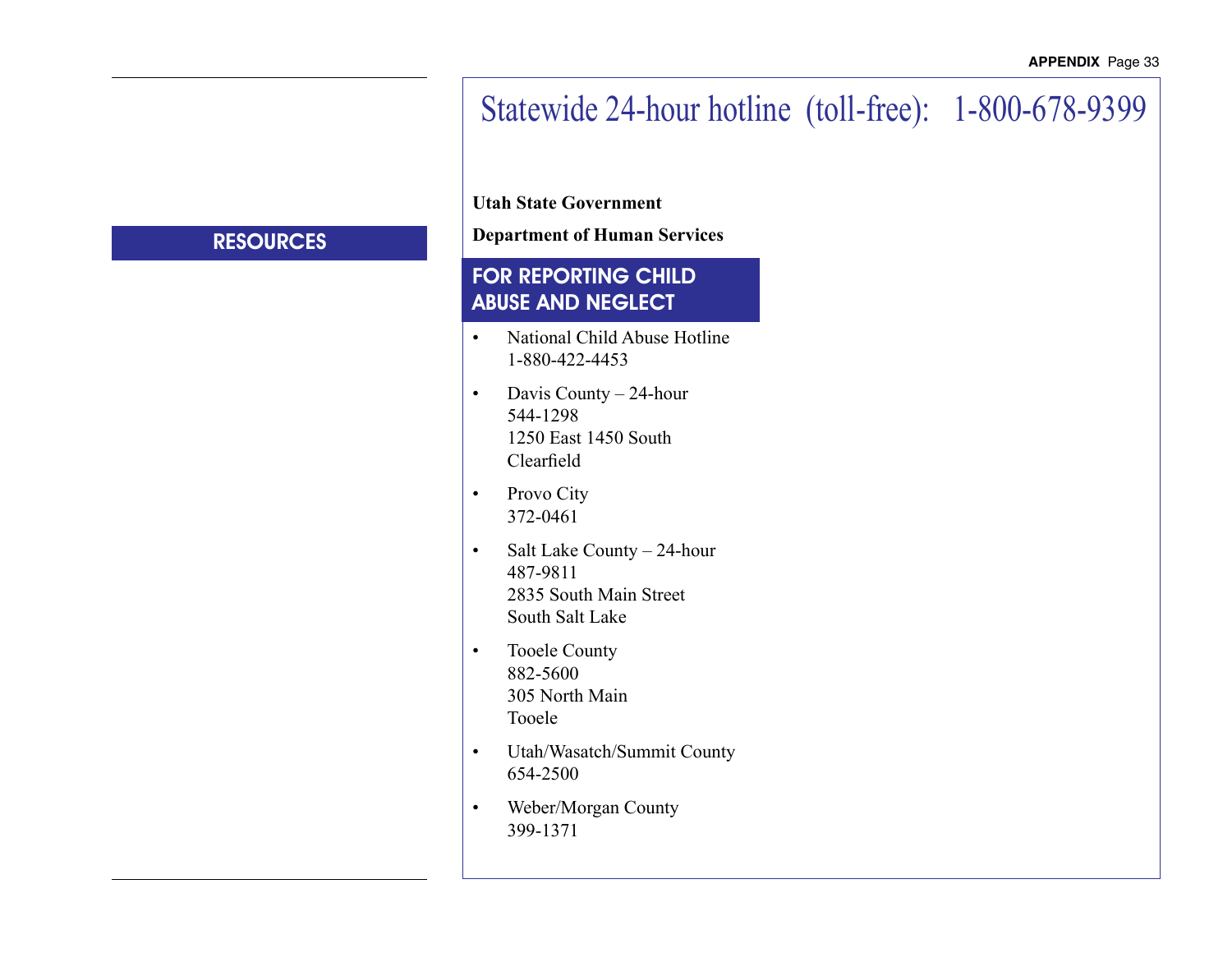## RESOURCES

# Statewide 24-hour hotline (toll-free): 1-800-678-9399

**Utah State Government**

**Department of Human Services**

### FOR REPORTING CHILD ABUSE AND NEGLECT

- National Child Abuse Hotline
  1-880-422-4453
- Davis County – 24-hour
  544-1298
  1250 East 1450 South
  Clearfield
- Provo City
  372-0461
- Salt Lake County – 24-hour
  487-9811
  2835 South Main Street
  South Salt Lake
- Tooele County
  882-5600
  305 North Main
  Tooele
- Utah/Wasatch/Summit County
  654-2500
- Weber/Morgan County
  399-1371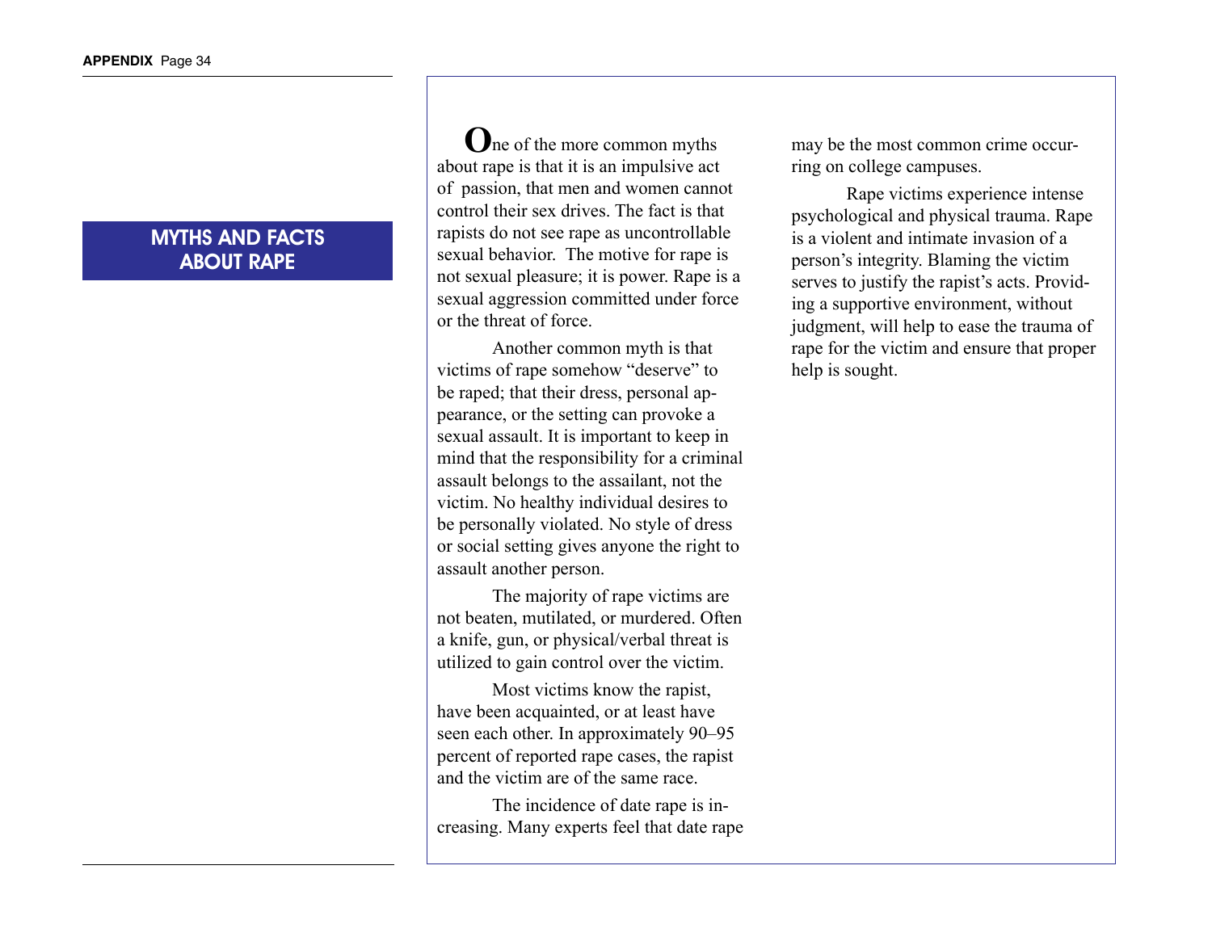## MYTHS AND FACTS ABOUT RAPE

One of the more common myths about rape is that it is an impulsive act of passion, that men and women cannot control their sex drives. The fact is that rapists do not see rape as uncontrollable sexual behavior. The motive for rape is not sexual pleasure; it is power. Rape is a sexual aggression committed under force or the threat of force.

Another common myth is that victims of rape somehow "deserve" to be raped; that their dress, personal appearance, or the setting can provoke a sexual assault. It is important to keep in mind that the responsibility for a criminal assault belongs to the assailant, not the victim. No healthy individual desires to be personally violated. No style of dress or social setting gives anyone the right to assault another person.

The majority of rape victims are not beaten, mutilated, or murdered. Often a knife, gun, or physical/verbal threat is utilized to gain control over the victim.

Most victims know the rapist, have been acquainted, or at least have seen each other. In approximately 90–95 percent of reported rape cases, the rapist and the victim are of the same race.

The incidence of date rape is increasing. Many experts feel that date rape may be the most common crime occurring on college campuses.

Rape victims experience intense psychological and physical trauma. Rape is a violent and intimate invasion of a person's integrity. Blaming the victim serves to justify the rapist's acts. Providing a supportive environment, without judgment, will help to ease the trauma of rape for the victim and ensure that proper help is sought.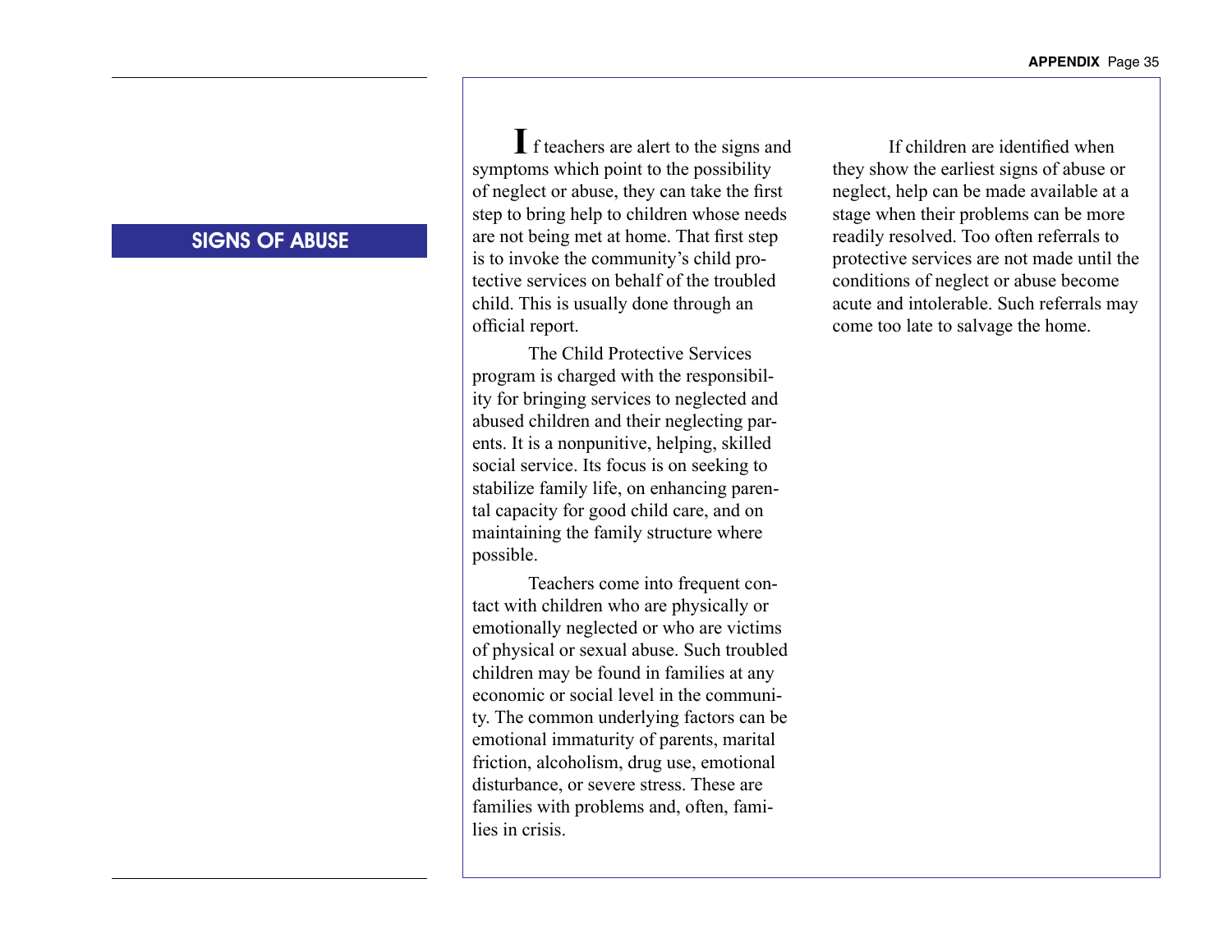## SIGNS OF ABUSE

If teachers are alert to the signs and symptoms which point to the possibility of neglect or abuse, they can take the first step to bring help to children whose needs are not being met at home. That first step is to invoke the community's child protective services on behalf of the troubled child. This is usually done through an official report.

The Child Protective Services program is charged with the responsibility for bringing services to neglected and abused children and their neglecting parents. It is a nonpunitive, helping, skilled social service. Its focus is on seeking to stabilize family life, on enhancing parental capacity for good child care, and on maintaining the family structure where possible.

Teachers come into frequent contact with children who are physically or emotionally neglected or who are victims of physical or sexual abuse. Such troubled children may be found in families at any economic or social level in the community. The common underlying factors can be emotional immaturity of parents, marital friction, alcoholism, drug use, emotional disturbance, or severe stress. These are families with problems and, often, families in crisis.

If children are identified when they show the earliest signs of abuse or neglect, help can be made available at a stage when their problems can be more readily resolved. Too often referrals to protective services are not made until the conditions of neglect or abuse become acute and intolerable. Such referrals may come too late to salvage the home.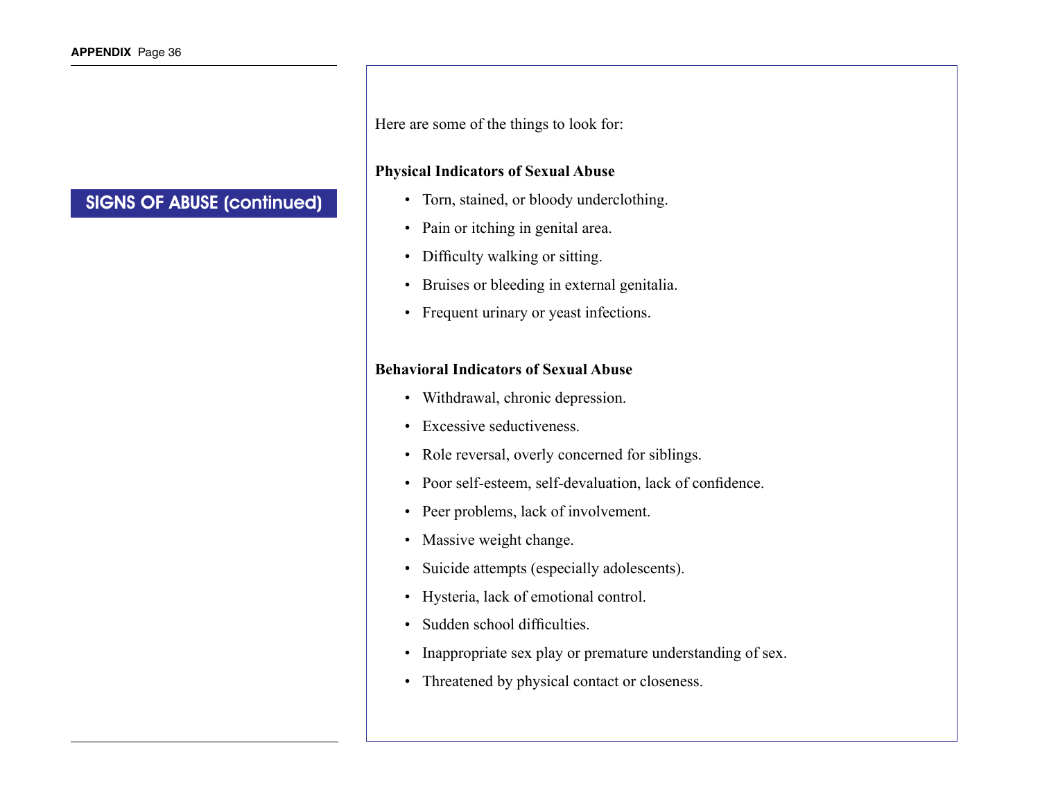## SIGNS OF ABUSE (continued)

Here are some of the things to look for:

**Physical Indicators of Sexual Abuse**

- Torn, stained, or bloody underclothing.
- Pain or itching in genital area.
- Difficulty walking or sitting.
- Bruises or bleeding in external genitalia.
- Frequent urinary or yeast infections.

**Behavioral Indicators of Sexual Abuse**

- Withdrawal, chronic depression.
- Excessive seductiveness.
- Role reversal, overly concerned for siblings.
- Poor self-esteem, self-devaluation, lack of confidence.
- Peer problems, lack of involvement.
- Massive weight change.
- Suicide attempts (especially adolescents).
- Hysteria, lack of emotional control.
- Sudden school difficulties.
- Inappropriate sex play or premature understanding of sex.
- Threatened by physical contact or closeness.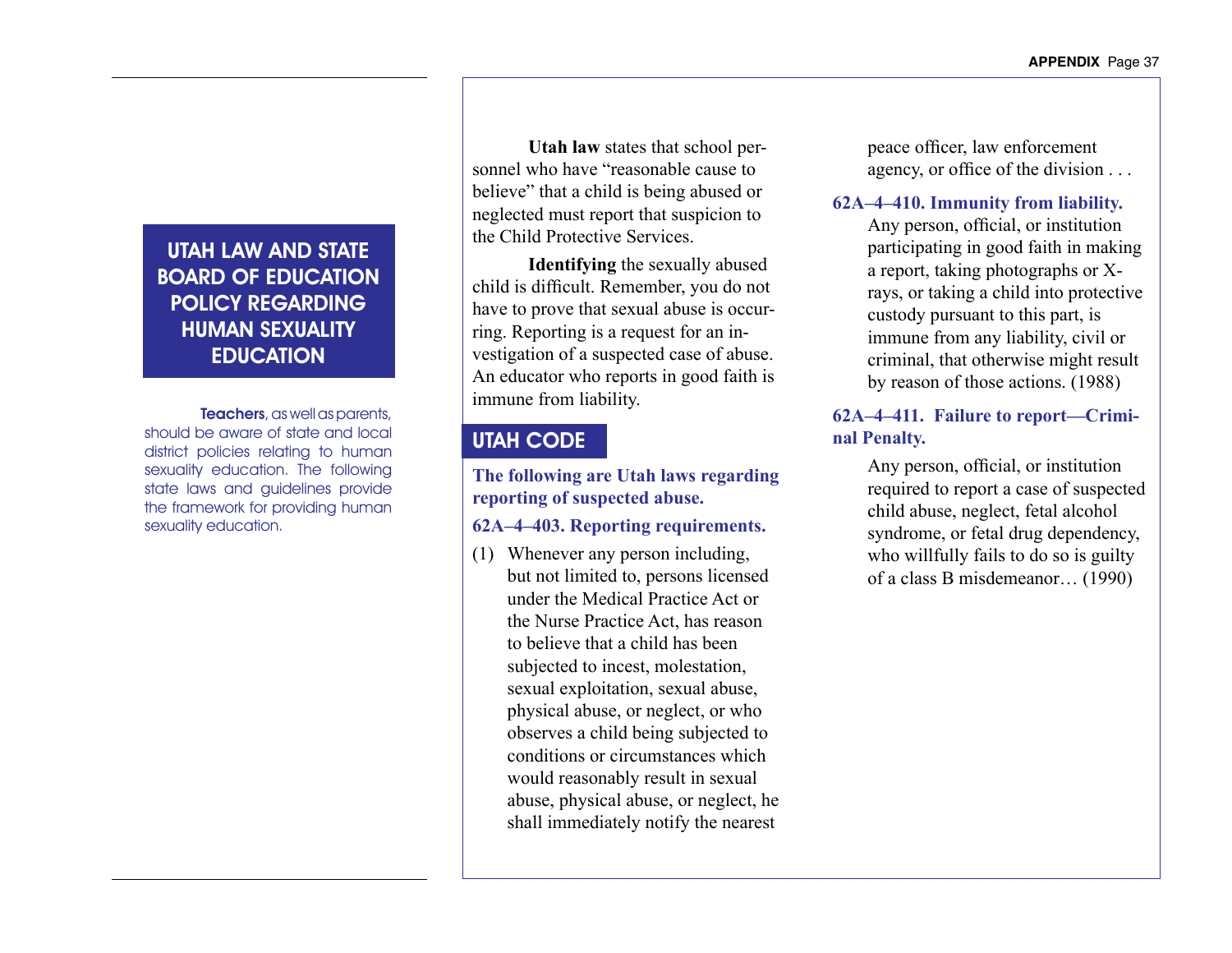## UTAH LAW AND STATE BOARD OF EDUCATION POLICY REGARDING HUMAN SEXUALITY EDUCATION

**Teachers**, as well as parents, should be aware of state and local district policies relating to human sexuality education. The following state laws and guidelines provide the framework for providing human sexuality education.

**Utah law** states that school personnel who have "reasonable cause to believe" that a child is being abused or neglected must report that suspicion to the Child Protective Services.

**Identifying** the sexually abused child is difficult. Remember, you do not have to prove that sexual abuse is occurring. Reporting is a request for an investigation of a suspected case of abuse. An educator who reports in good faith is immune from liability.

## UTAH CODE

**The following are Utah laws regarding reporting of suspected abuse.**

**62A–4–403. Reporting requirements.**

(1) Whenever any person including, but not limited to, persons licensed under the Medical Practice Act or the Nurse Practice Act, has reason to believe that a child has been subjected to incest, molestation, sexual exploitation, sexual abuse, physical abuse, or neglect, or who observes a child being subjected to conditions or circumstances which would reasonably result in sexual abuse, physical abuse, or neglect, he shall immediately notify the nearest peace officer, law enforcement agency, or office of the division . . .

**62A–4–410. Immunity from liability.**

Any person, official, or institution participating in good faith in making a report, taking photographs or X-rays, or taking a child into protective custody pursuant to this part, is immune from any liability, civil or criminal, that otherwise might result by reason of those actions. (1988)

**62A–4–411. Failure to report—Criminal Penalty.**

Any person, official, or institution required to report a case of suspected child abuse, neglect, fetal alcohol syndrome, or fetal drug dependency, who willfully fails to do so is guilty of a class B misdemeanor… (1990)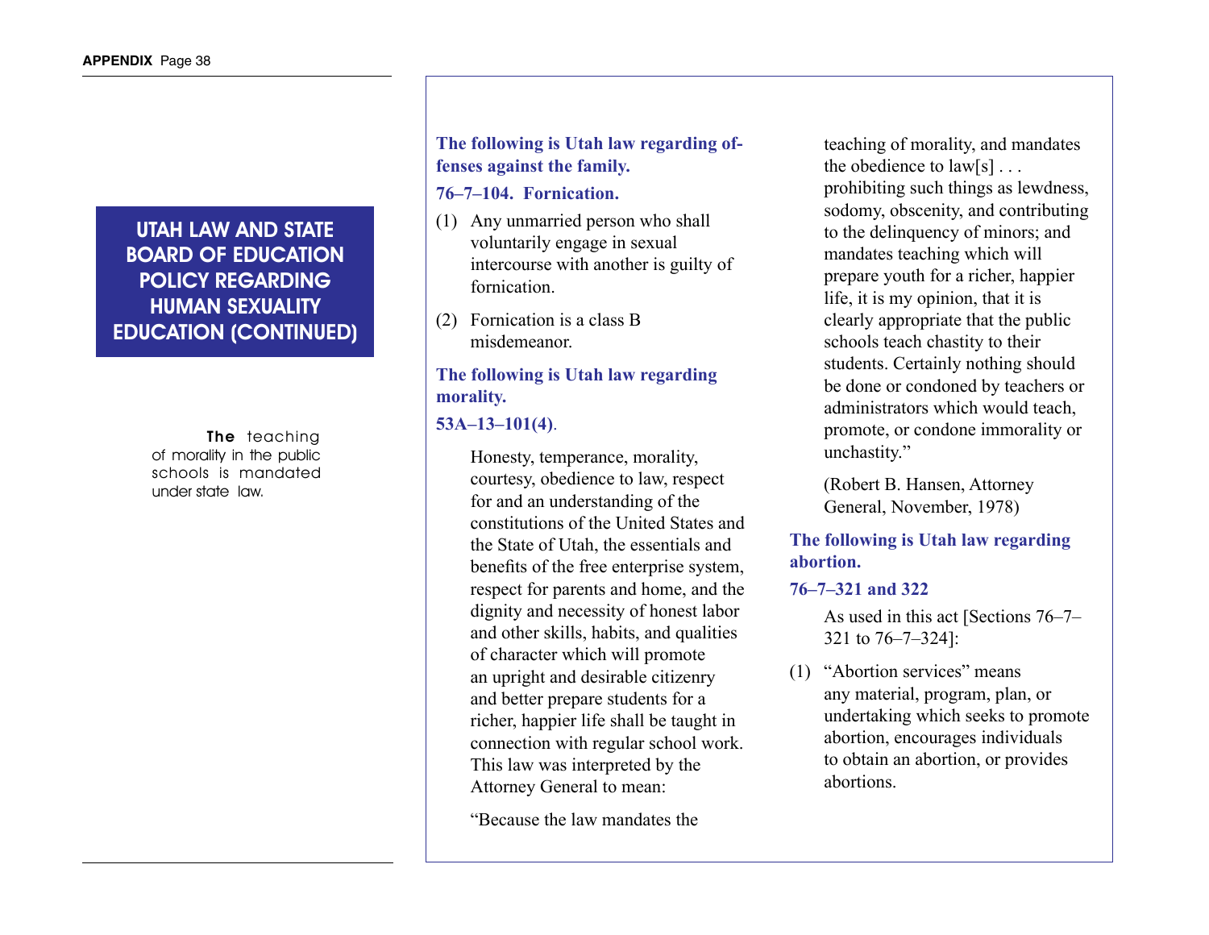## UTAH LAW AND STATE BOARD OF EDUCATION POLICY REGARDING HUMAN SEXUALITY EDUCATION (CONTINUED)

**The** teaching of morality in the public schools is mandated under state law.

**The following is Utah law regarding offenses against the family.**

**76–7–104. Fornication.**

(1) Any unmarried person who shall voluntarily engage in sexual intercourse with another is guilty of fornication.

(2) Fornication is a class B misdemeanor.

**The following is Utah law regarding morality.**

**53A–13–101(4)**.

Honesty, temperance, morality, courtesy, obedience to law, respect for and an understanding of the constitutions of the United States and the State of Utah, the essentials and benefits of the free enterprise system, respect for parents and home, and the dignity and necessity of honest labor and other skills, habits, and qualities of character which will promote an upright and desirable citizenry and better prepare students for a richer, happier life shall be taught in connection with regular school work. This law was interpreted by the Attorney General to mean:

"Because the law mandates the teaching of morality, and mandates the obedience to law[s] . . . prohibiting such things as lewdness, sodomy, obscenity, and contributing to the delinquency of minors; and mandates teaching which will prepare youth for a richer, happier life, it is my opinion, that it is clearly appropriate that the public schools teach chastity to their students. Certainly nothing should be done or condoned by teachers or administrators which would teach, promote, or condone immorality or unchastity."

(Robert B. Hansen, Attorney General, November, 1978)

**The following is Utah law regarding abortion.**

**76–7–321 and 322**

As used in this act [Sections 76–7–321 to 76–7–324]:

(1) "Abortion services" means any material, program, plan, or undertaking which seeks to promote abortion, encourages individuals to obtain an abortion, or provides abortions.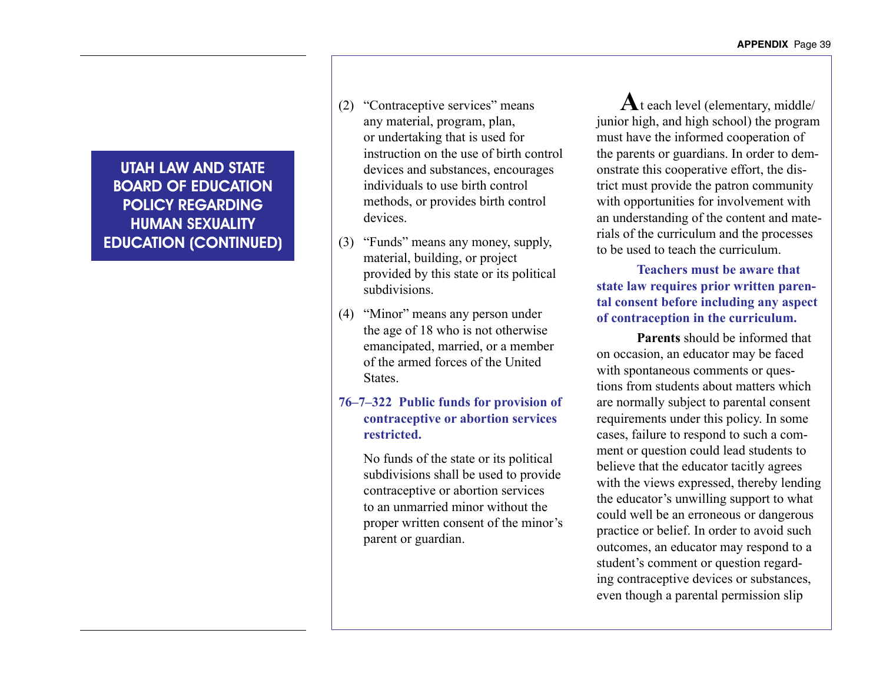## UTAH LAW AND STATE BOARD OF EDUCATION POLICY REGARDING HUMAN SEXUALITY EDUCATION (CONTINUED)

(2) "Contraceptive services" means any material, program, plan, or undertaking that is used for instruction on the use of birth control devices and substances, encourages individuals to use birth control methods, or provides birth control devices.

(3) "Funds" means any money, supply, material, building, or project provided by this state or its political subdivisions.

(4) "Minor" means any person under the age of 18 who is not otherwise emancipated, married, or a member of the armed forces of the United States.

**76–7–322 Public funds for provision of contraceptive or abortion services restricted.**

No funds of the state or its political subdivisions shall be used to provide contraceptive or abortion services to an unmarried minor without the proper written consent of the minor's parent or guardian.

At each level (elementary, middle/junior high, and high school) the program must have the informed cooperation of the parents or guardians. In order to demonstrate this cooperative effort, the district must provide the patron community with opportunities for involvement with an understanding of the content and materials of the curriculum and the processes to be used to teach the curriculum.

**Teachers must be aware that state law requires prior written parental consent before including any aspect of contraception in the curriculum.**

**Parents** should be informed that on occasion, an educator may be faced with spontaneous comments or questions from students about matters which are normally subject to parental consent requirements under this policy. In some cases, failure to respond to such a comment or question could lead students to believe that the educator tacitly agrees with the views expressed, thereby lending the educator's unwilling support to what could well be an erroneous or dangerous practice or belief. In order to avoid such outcomes, an educator may respond to a student's comment or question regarding contraceptive devices or substances, even though a parental permission slip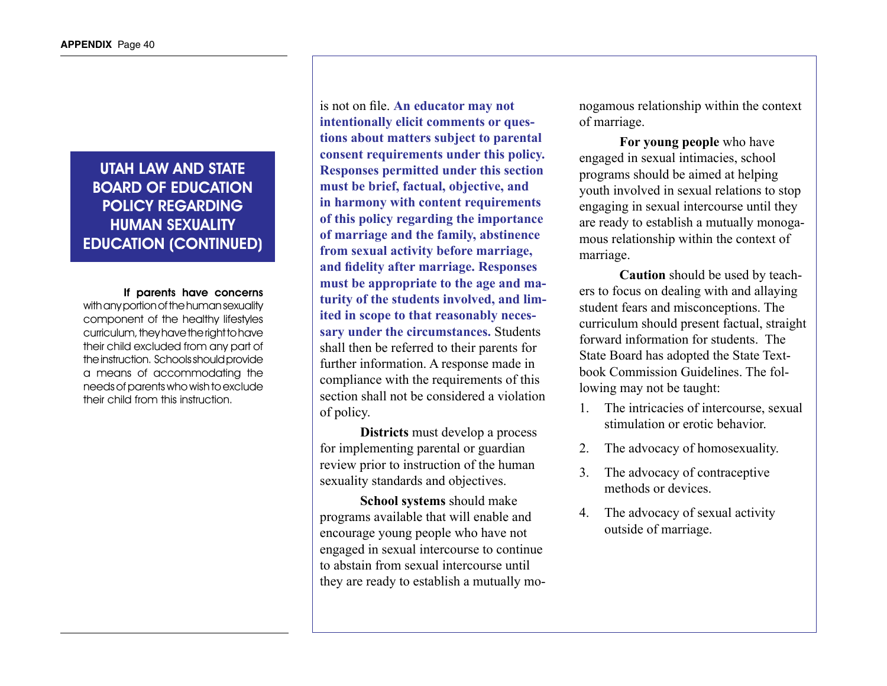## UTAH LAW AND STATE BOARD OF EDUCATION POLICY REGARDING HUMAN SEXUALITY EDUCATION (CONTINUED)

**If parents have concerns** with any portion of the human sexuality component of the healthy lifestyles curriculum, they have the right to have their child excluded from any part of the instruction. Schools should provide a means of accommodating the needs of parents who wish to exclude their child from this instruction.

is not on file. **An educator may not intentionally elicit comments or questions about matters subject to parental consent requirements under this policy. Responses permitted under this section must be brief, factual, objective, and in harmony with content requirements of this policy regarding the importance of marriage and the family, abstinence from sexual activity before marriage, and fidelity after marriage. Responses must be appropriate to the age and maturity of the students involved, and limited in scope to that reasonably necessary under the circumstances.** Students shall then be referred to their parents for further information. A response made in compliance with the requirements of this section shall not be considered a violation of policy.

**Districts** must develop a process for implementing parental or guardian review prior to instruction of the human sexuality standards and objectives.

**School systems** should make programs available that will enable and encourage young people who have not engaged in sexual intercourse to continue to abstain from sexual intercourse until they are ready to establish a mutually monogamous relationship within the context of marriage.

**For young people** who have engaged in sexual intimacies, school programs should be aimed at helping youth involved in sexual relations to stop engaging in sexual intercourse until they are ready to establish a mutually monogamous relationship within the context of marriage.

**Caution** should be used by teachers to focus on dealing with and allaying student fears and misconceptions. The curriculum should present factual, straight forward information for students. The State Board has adopted the State Textbook Commission Guidelines. The following may not be taught:

1. The intricacies of intercourse, sexual stimulation or erotic behavior.
2. The advocacy of homosexuality.
3. The advocacy of contraceptive methods or devices.
4. The advocacy of sexual activity outside of marriage.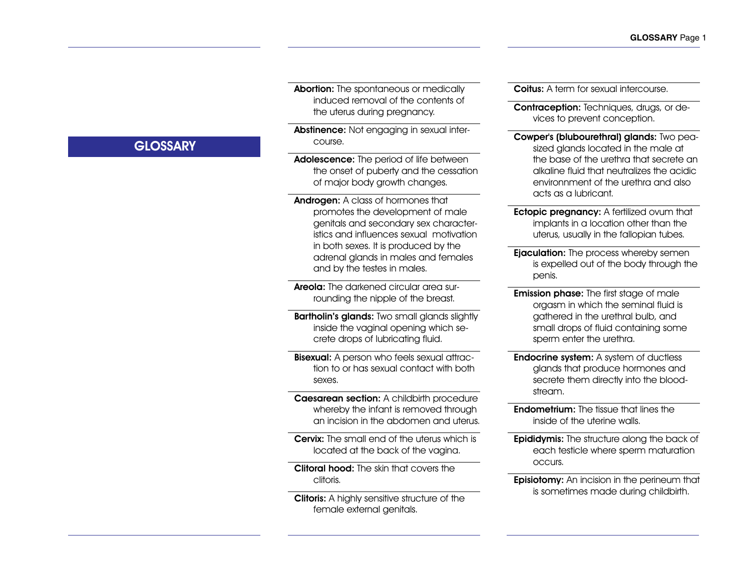# GLOSSARY

**Abortion:** The spontaneous or medically induced removal of the contents of the uterus during pregnancy.

**Abstinence:** Not engaging in sexual intercourse.

**Adolescence:** The period of life between the onset of puberty and the cessation of major body growth changes.

**Androgen:** A class of hormones that promotes the development of male genitals and secondary sex characteristics and influences sexual motivation in both sexes. It is produced by the adrenal glands in males and females and by the testes in males.

**Areola:** The darkened circular area surrounding the nipple of the breast.

**Bartholin's glands:** Two small glands slightly inside the vaginal opening which secrete drops of lubricating fluid.

**Bisexual:** A person who feels sexual attraction to or has sexual contact with both sexes.

**Caesarean section:** A childbirth procedure whereby the infant is removed through an incision in the abdomen and uterus.

**Cervix:** The small end of the uterus which is located at the back of the vagina.

**Clitoral hood:** The skin that covers the clitoris.

**Clitoris:** A highly sensitive structure of the female external genitals.

**Coitus:** A term for sexual intercourse.

**Contraception:** Techniques, drugs, or devices to prevent conception.

**Cowper's (blubourethral) glands:** Two pea-sized glands located in the male at the base of the urethra that secrete an alkaline fluid that neutralizes the acidic environnment of the urethra and also acts as a lubricant.

**Ectopic pregnancy:** A fertilized ovum that implants in a location other than the uterus, usually in the fallopian tubes.

**Ejaculation:** The process whereby semen is expelled out of the body through the penis.

**Emission phase:** The first stage of male orgasm in which the seminal fluid is gathered in the urethral bulb, and small drops of fluid containing some sperm enter the urethra.

**Endocrine system:** A system of ductless glands that produce hormones and secrete them directly into the bloodstream.

**Endometrium:** The tissue that lines the inside of the uterine walls.

**Epididymis:** The structure along the back of each testicle where sperm maturation occurs.

**Episiotomy:** An incision in the perineum that is sometimes made during childbirth.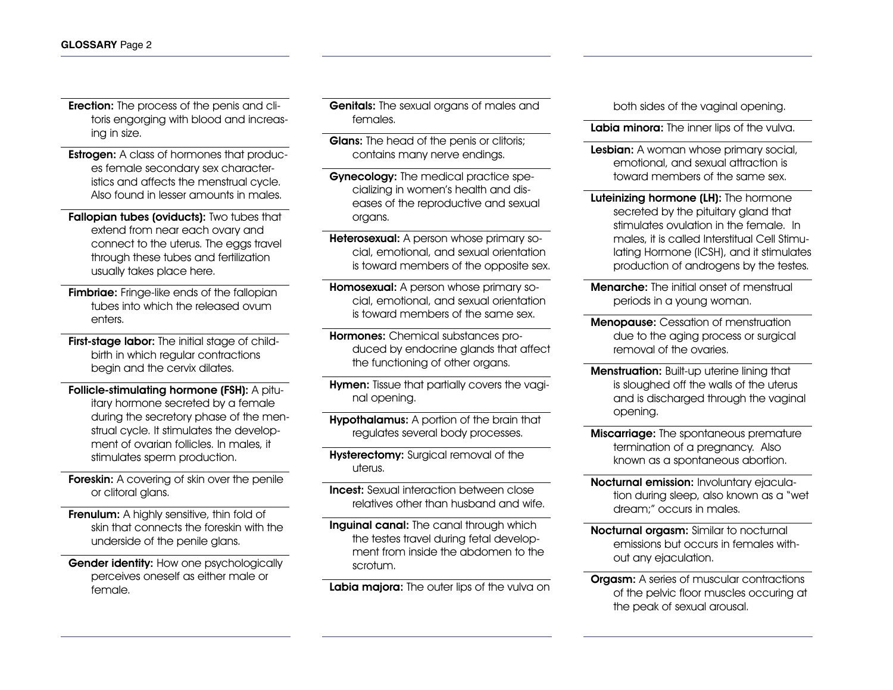**Erection:** The process of the penis and clitoris engorging with blood and increasing in size.

**Estrogen:** A class of hormones that produces female secondary sex characteristics and affects the menstrual cycle. Also found in lesser amounts in males.

**Fallopian tubes (oviducts):** Two tubes that extend from near each ovary and connect to the uterus. The eggs travel through these tubes and fertilization usually takes place here.

**Fimbriae:** Fringe-like ends of the fallopian tubes into which the released ovum enters.

**First-stage labor:** The initial stage of childbirth in which regular contractions begin and the cervix dilates.

**Follicle-stimulating hormone (FSH):** A pituitary hormone secreted by a female during the secretory phase of the menstrual cycle. It stimulates the development of ovarian follicles. In males, it stimulates sperm production.

**Foreskin:** A covering of skin over the penile or clitoral glans.

**Frenulum:** A highly sensitive, thin fold of skin that connects the foreskin with the underside of the penile glans.

**Gender identity:** How one psychologically perceives oneself as either male or female.

**Genitals:** The sexual organs of males and females.

**Glans:** The head of the penis or clitoris; contains many nerve endings.

**Gynecology:** The medical practice specializing in women's health and diseases of the reproductive and sexual organs.

**Heterosexual:** A person whose primary social, emotional, and sexual orientation is toward members of the opposite sex.

**Homosexual:** A person whose primary social, emotional, and sexual orientation is toward members of the same sex.

**Hormones:** Chemical substances produced by endocrine glands that affect the functioning of other organs.

**Hymen:** Tissue that partially covers the vaginal opening.

**Hypothalamus:** A portion of the brain that regulates several body processes.

**Hysterectomy:** Surgical removal of the uterus.

**Incest:** Sexual interaction between close relatives other than husband and wife.

**Inguinal canal:** The canal through which the testes travel during fetal development from inside the abdomen to the scrotum.

**Labia majora:** The outer lips of the vulva on both sides of the vaginal opening.

**Labia minora:** The inner lips of the vulva.

**Lesbian:** A woman whose primary social, emotional, and sexual attraction is toward members of the same sex.

**Luteinizing hormone (LH):** The hormone secreted by the pituitary gland that stimulates ovulation in the female. In males, it is called Interstitual Cell Stimulating Hormone (ICSH), and it stimulates production of androgens by the testes.

**Menarche:** The initial onset of menstrual periods in a young woman.

**Menopause:** Cessation of menstruation due to the aging process or surgical removal of the ovaries.

**Menstruation:** Built-up uterine lining that is sloughed off the walls of the uterus and is discharged through the vaginal opening.

**Miscarriage:** The spontaneous premature termination of a pregnancy. Also known as a spontaneous abortion.

**Nocturnal emission:** Involuntary ejaculation during sleep, also known as a "wet dream;" occurs in males.

**Nocturnal orgasm:** Similar to nocturnal emissions but occurs in females without any ejaculation.

**Orgasm:** A series of muscular contractions of the pelvic floor muscles occuring at the peak of sexual arousal.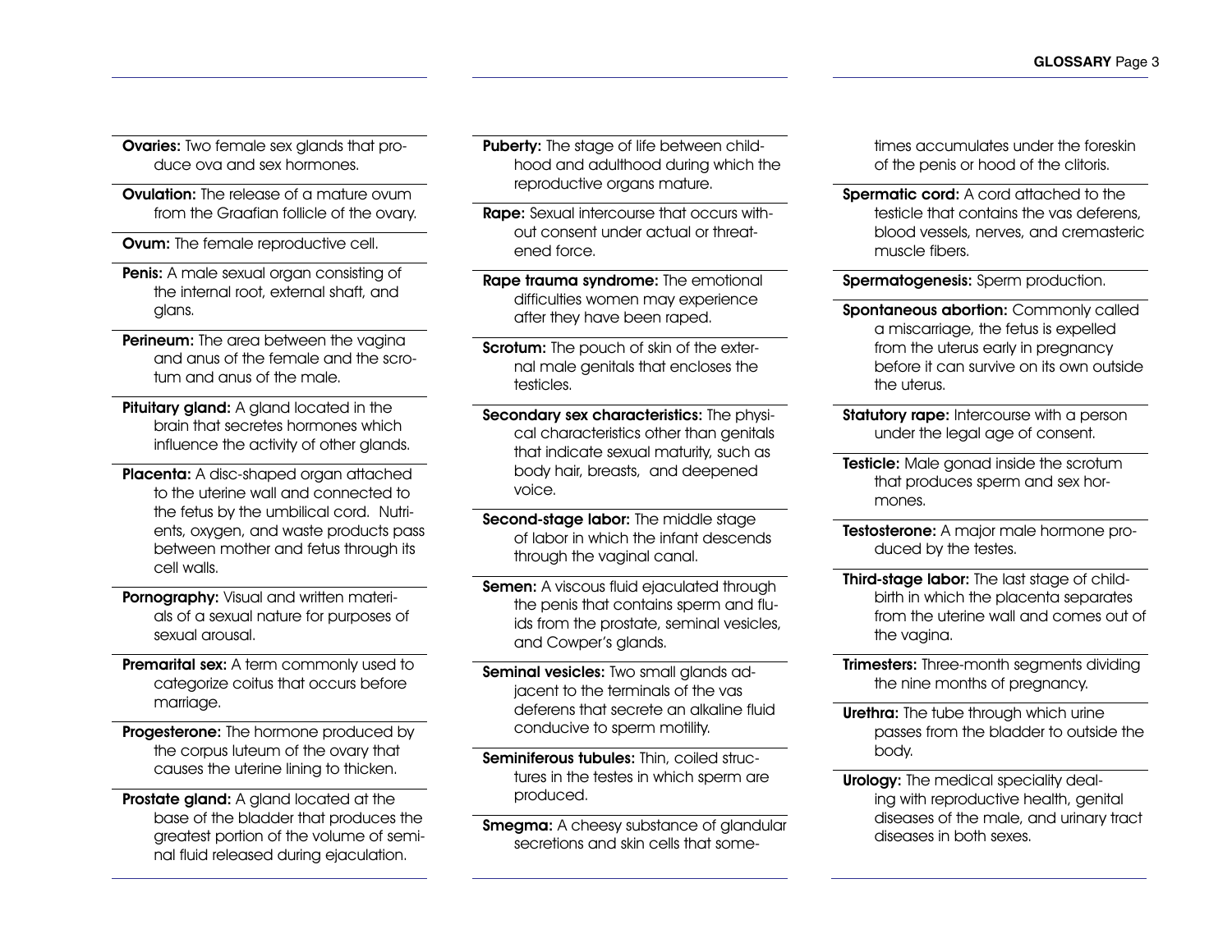**Ovaries:** Two female sex glands that produce ova and sex hormones.

**Ovulation:** The release of a mature ovum from the Graafian follicle of the ovary.

**Ovum:** The female reproductive cell.

**Penis:** A male sexual organ consisting of the internal root, external shaft, and glans.

**Perineum:** The area between the vagina and anus of the female and the scrotum and anus of the male.

**Pituitary gland:** A gland located in the brain that secretes hormones which influence the activity of other glands.

**Placenta:** A disc-shaped organ attached to the uterine wall and connected to the fetus by the umbilical cord. Nutrients, oxygen, and waste products pass between mother and fetus through its cell walls.

**Pornography:** Visual and written materials of a sexual nature for purposes of sexual arousal.

**Premarital sex:** A term commonly used to categorize coitus that occurs before marriage.

**Progesterone:** The hormone produced by the corpus luteum of the ovary that causes the uterine lining to thicken.

**Prostate gland:** A gland located at the base of the bladder that produces the greatest portion of the volume of seminal fluid released during ejaculation.

**Puberty:** The stage of life between childhood and adulthood during which the reproductive organs mature.

**Rape:** Sexual intercourse that occurs without consent under actual or threatened force.

**Rape trauma syndrome:** The emotional difficulties women may experience after they have been raped.

**Scrotum:** The pouch of skin of the external male genitals that encloses the testicles.

**Secondary sex characteristics:** The physical characteristics other than genitals that indicate sexual maturity, such as body hair, breasts, and deepened voice.

**Second-stage labor:** The middle stage of labor in which the infant descends through the vaginal canal.

**Semen:** A viscous fluid ejaculated through the penis that contains sperm and fluids from the prostate, seminal vesicles, and Cowper's glands.

**Seminal vesicles:** Two small glands adjacent to the terminals of the vas deferens that secrete an alkaline fluid conducive to sperm motility.

**Seminiferous tubules:** Thin, coiled structures in the testes in which sperm are produced.

**Smegma:** A cheesy substance of glandular secretions and skin cells that sometimes accumulates under the foreskin of the penis or hood of the clitoris.

**Spermatic cord:** A cord attached to the testicle that contains the vas deferens, blood vessels, nerves, and cremasteric muscle fibers.

**Spermatogenesis:** Sperm production.

**Spontaneous abortion:** Commonly called a miscarriage, the fetus is expelled from the uterus early in pregnancy before it can survive on its own outside the uterus.

**Statutory rape:** Intercourse with a person under the legal age of consent.

**Testicle:** Male gonad inside the scrotum that produces sperm and sex hormones.

**Testosterone:** A major male hormone produced by the testes.

**Third-stage labor:** The last stage of childbirth in which the placenta separates from the uterine wall and comes out of the vagina.

**Trimesters:** Three-month segments dividing the nine months of pregnancy.

**Urethra:** The tube through which urine passes from the bladder to outside the body.

**Urology:** The medical speciality dealing with reproductive health, genital diseases of the male, and urinary tract diseases in both sexes.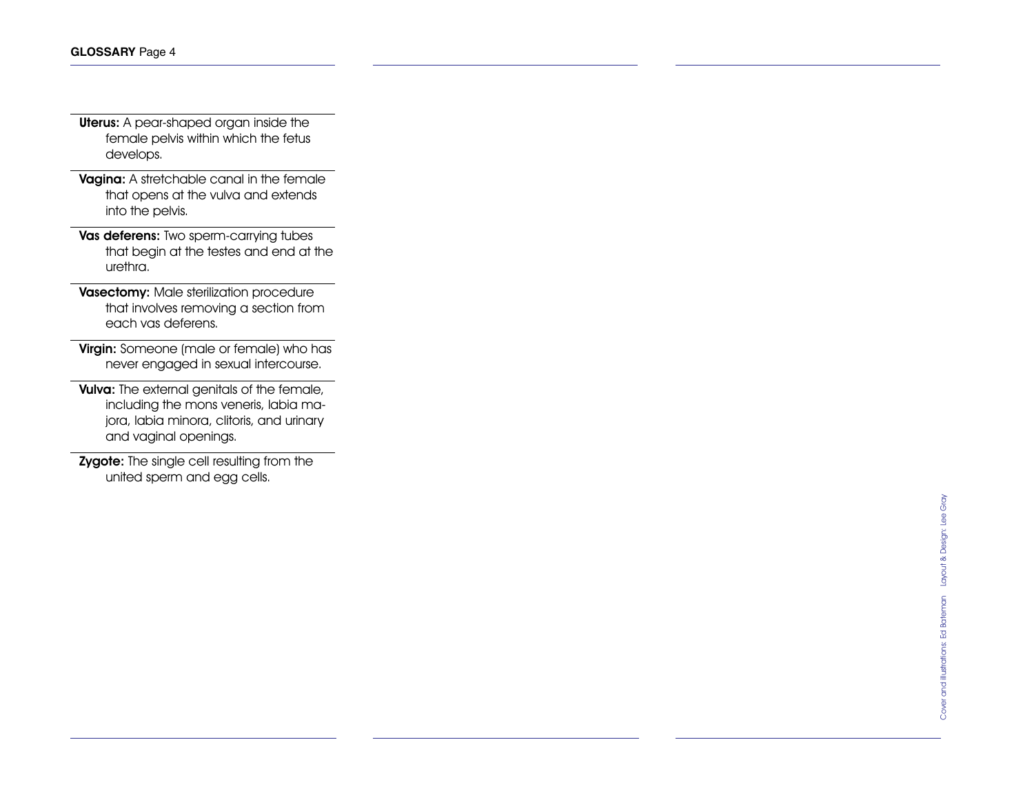**Uterus:** A pear-shaped organ inside the female pelvis within which the fetus develops.

**Vagina:** A stretchable canal in the female that opens at the vulva and extends into the pelvis.

**Vas deferens:** Two sperm-carrying tubes that begin at the testes and end at the urethra.

**Vasectomy:** Male sterilization procedure that involves removing a section from each vas deferens.

**Virgin:** Someone (male or female) who has never engaged in sexual intercourse.

**Vulva:** The external genitals of the female, including the mons veneris, labia majora, labia minora, clitoris, and urinary and vaginal openings.

**Zygote:** The single cell resulting from the united sperm and egg cells.

Cover and Illustrations: Ed Bateman   Layout & Design: Lee Gray